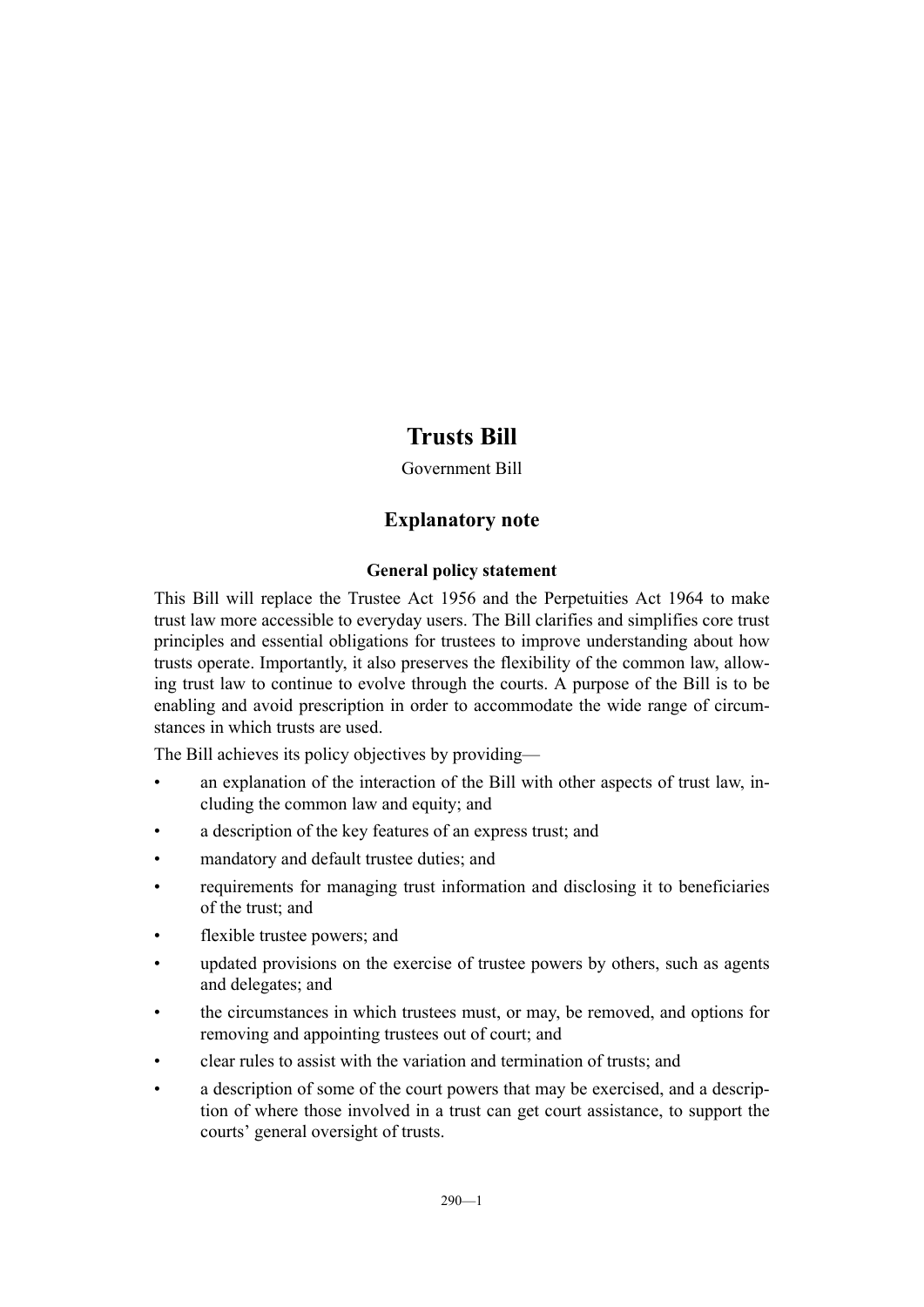# Trusts Bill

Government Bill

## Explanatory note

### General policy statement

This Bill will replace the Trustee Act 1956 and the Perpetuities Act 1964 to make trust law more accessible to everyday users. The Bill clarifies and simplifies core trust principles and essential obligations for trustees to improve understanding about how trusts operate. Importantly, it also preserves the flexibility of the common law, allowing trust law to continue to evolve through the courts. A purpose of the Bill is to be enabling and avoid prescription in order to accommodate the wide range of circumstances in which trusts are used.

The Bill achieves its policy objectives by providing—

- an explanation of the interaction of the Bill with other aspects of trust law, including the common law and equity; and
- a description of the key features of an express trust; and
- mandatory and default trustee duties; and
- requirements for managing trust information and disclosing it to beneficiaries of the trust; and
- flexible trustee powers; and
- updated provisions on the exercise of trustee powers by others, such as agents and delegates; and
- the circumstances in which trustees must, or may, be removed, and options for removing and appointing trustees out of court; and
- clear rules to assist with the variation and termination of trusts; and
- a description of some of the court powers that may be exercised, and a description of where those involved in a trust can get court assistance, to support the courts' general oversight of trusts.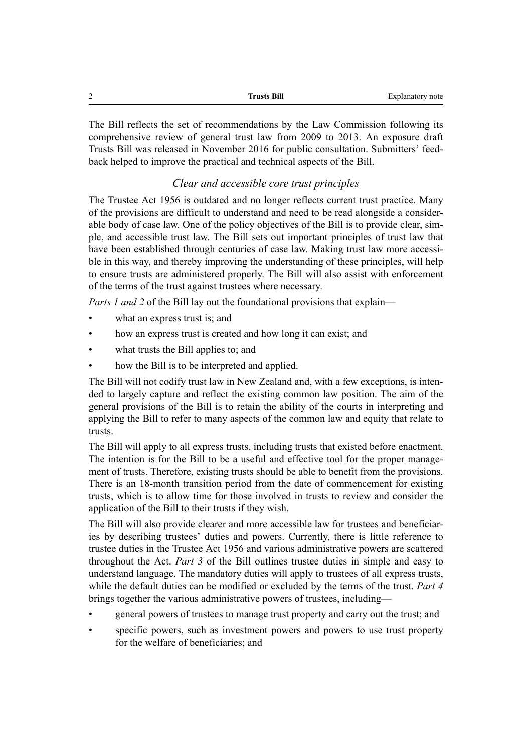The Bill reflects the set of recommendations by the Law Commission following its comprehensive review of general trust law from 2009 to 2013. An exposure draft Trusts Bill was released in November 2016 for public consultation. Submitters' feedback helped to improve the practical and technical aspects of the Bill.

### *Clear and accessible core trust principles*

The Trustee Act 1956 is outdated and no longer reflects current trust practice. Many of the provisions are difficult to understand and need to be read alongside a considerable body of case law. One of the policy objectives of the Bill is to provide clear, simple, and accessible trust law. The Bill sets out important principles of trust law that have been established through centuries of case law. Making trust law more accessible in this way, and thereby improving the understanding of these principles, will help to ensure trusts are administered properly. The Bill will also assist with enforcement of the terms of the trust against trustees where necessary.

*Parts 1 and 2* of the Bill lay out the foundational provisions that explain—

- what an express trust is; and
- how an express trust is created and how long it can exist; and
- what trusts the Bill applies to; and
- how the Bill is to be interpreted and applied.

The Bill will not codify trust law in New Zealand and, with a few exceptions, is intended to largely capture and reflect the existing common law position. The aim of the general provisions of the Bill is to retain the ability of the courts in interpreting and applying the Bill to refer to many aspects of the common law and equity that relate to trusts.

The Bill will apply to all express trusts, including trusts that existed before enactment. The intention is for the Bill to be a useful and effective tool for the proper management of trusts. Therefore, existing trusts should be able to benefit from the provisions. There is an 18-month transition period from the date of commencement for existing trusts, which is to allow time for those involved in trusts to review and consider the application of the Bill to their trusts if they wish.

The Bill will also provide clearer and more accessible law for trustees and beneficiaries by describing trustees' duties and powers. Currently, there is little reference to trustee duties in the Trustee Act 1956 and various administrative powers are scattered throughout the Act. *Part 3* of the Bill outlines trustee duties in simple and easy to understand language. The mandatory duties will apply to trustees of all express trusts, while the default duties can be modified or excluded by the terms of the trust. *Part 4* brings together the various administrative powers of trustees, including—

- general powers of trustees to manage trust property and carry out the trust; and
- specific powers, such as investment powers and powers to use trust property for the welfare of beneficiaries; and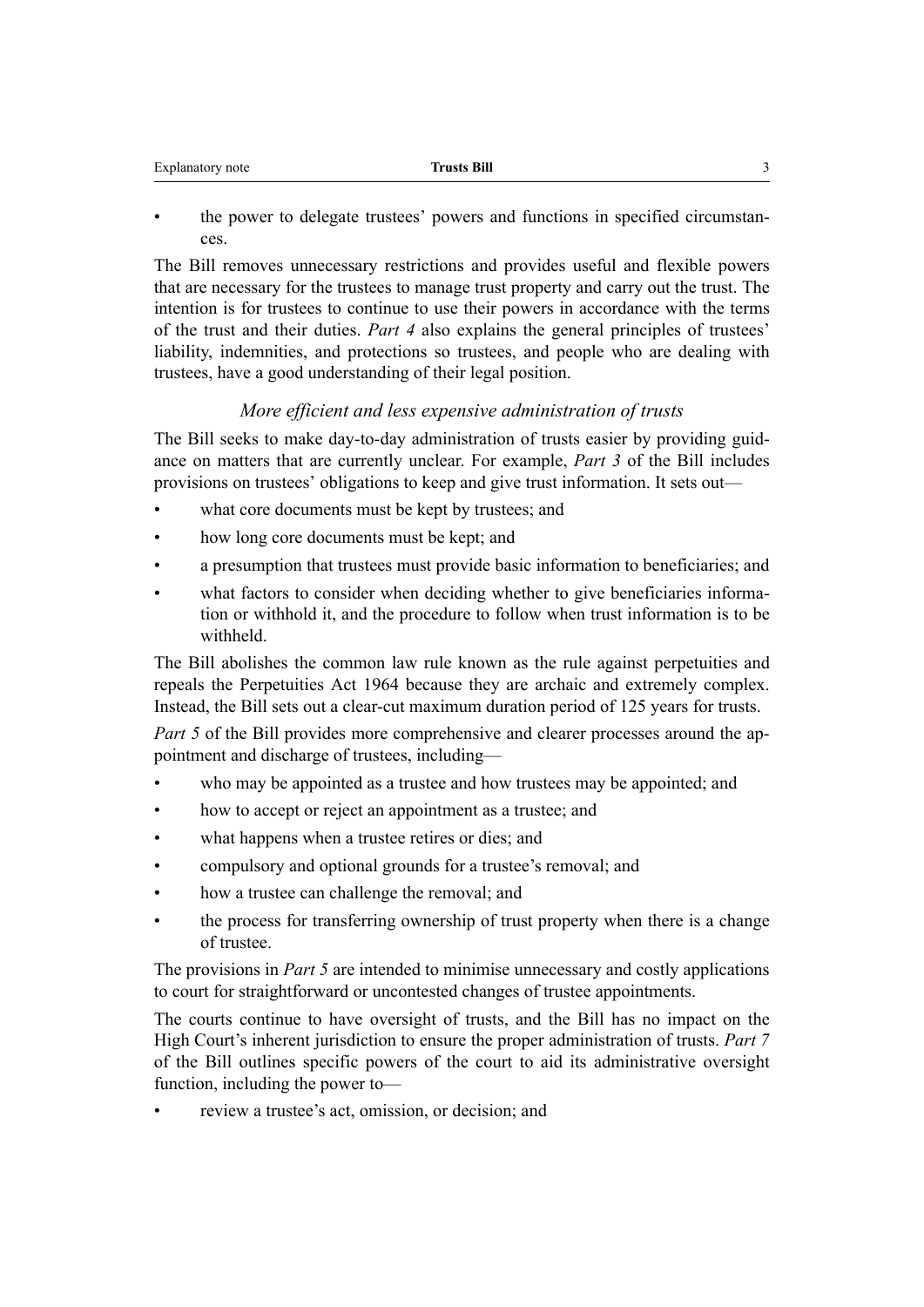- the power to delegate trustees' powers and functions in specified circumstances.

The Bill removes unnecessary restrictions and provides useful and flexible powers that are necessary for the trustees to manage trust property and carry out the trust. The intention is for trustees to continue to use their powers in accordance with the terms of the trust and their duties. *Part 4* also explains the general principles of trustees' liability, indemnities, and protections so trustees, and people who are dealing with trustees, have a good understanding of their legal position.

### *More efficient and less expensive administration of trusts*

The Bill seeks to make day-to-day administration of trusts easier by providing guidance on matters that are currently unclear. For example, *Part 3* of the Bill includes provisions on trustees' obligations to keep and give trust information. It sets out—

- what core documents must be kept by trustees; and
- how long core documents must be kept; and
- a presumption that trustees must provide basic information to beneficiaries; and
- what factors to consider when deciding whether to give beneficiaries information or withhold it, and the procedure to follow when trust information is to be withheld.

The Bill abolishes the common law rule known as the rule against perpetuities and repeals the Perpetuities Act 1964 because they are archaic and extremely complex. Instead, the Bill sets out a clear-cut maximum duration period of 125 years for trusts.

*Part 5* of the Bill provides more comprehensive and clearer processes around the appointment and discharge of trustees, including—

- who may be appointed as a trustee and how trustees may be appointed; and
- how to accept or reject an appointment as a trustee; and
- what happens when a trustee retires or dies; and
- compulsory and optional grounds for a trustee's removal; and
- how a trustee can challenge the removal; and
- the process for transferring ownership of trust property when there is a change of trustee.

The provisions in *Part 5* are intended to minimise unnecessary and costly applications to court for straightforward or uncontested changes of trustee appointments.

The courts continue to have oversight of trusts, and the Bill has no impact on the High Court's inherent jurisdiction to ensure the proper administration of trusts. *Part 7* of the Bill outlines specific powers of the court to aid its administrative oversight function, including the power to—

- review a trustee's act, omission, or decision; and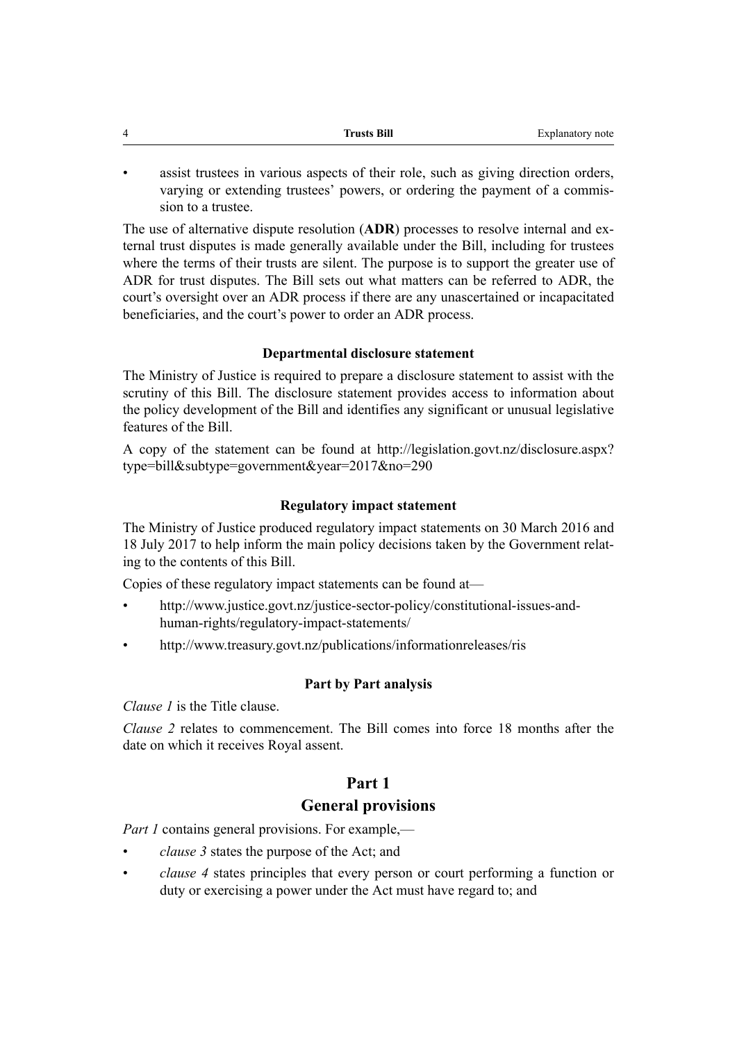- assist trustees in various aspects of their role, such as giving direction orders, varying or extending trustees' powers, or ordering the payment of a commission to a trustee.

The use of alternative dispute resolution (**ADR**) processes to resolve internal and external trust disputes is made generally available under the Bill, including for trustees where the terms of their trusts are silent. The purpose is to support the greater use of ADR for trust disputes. The Bill sets out what matters can be referred to ADR, the court's oversight over an ADR process if there are any unascertained or incapacitated beneficiaries, and the court's power to order an ADR process.

### Departmental disclosure statement

The Ministry of Justice is required to prepare a disclosure statement to assist with the scrutiny of this Bill. The disclosure statement provides access to information about the policy development of the Bill and identifies any significant or unusual legislative features of the Bill.

A copy of the statement can be found at http://legislation.govt.nz/disclosure.aspx?type=bill&subtype=government&year=2017&no=290

### Regulatory impact statement

The Ministry of Justice produced regulatory impact statements on 30 March 2016 and 18 July 2017 to help inform the main policy decisions taken by the Government relating to the contents of this Bill.

Copies of these regulatory impact statements can be found at—

- http://www.justice.govt.nz/justice-sector-policy/constitutional-issues-and-human-rights/regulatory-impact-statements/
- http://www.treasury.govt.nz/publications/informationreleases/ris

### Part by Part analysis

*Clause 1* is the Title clause.

*Clause 2* relates to commencement. The Bill comes into force 18 months after the date on which it receives Royal assent.

## Part 1
## General provisions

*Part 1* contains general provisions. For example,—

- *clause 3* states the purpose of the Act; and
- *clause 4* states principles that every person or court performing a function or duty or exercising a power under the Act must have regard to; and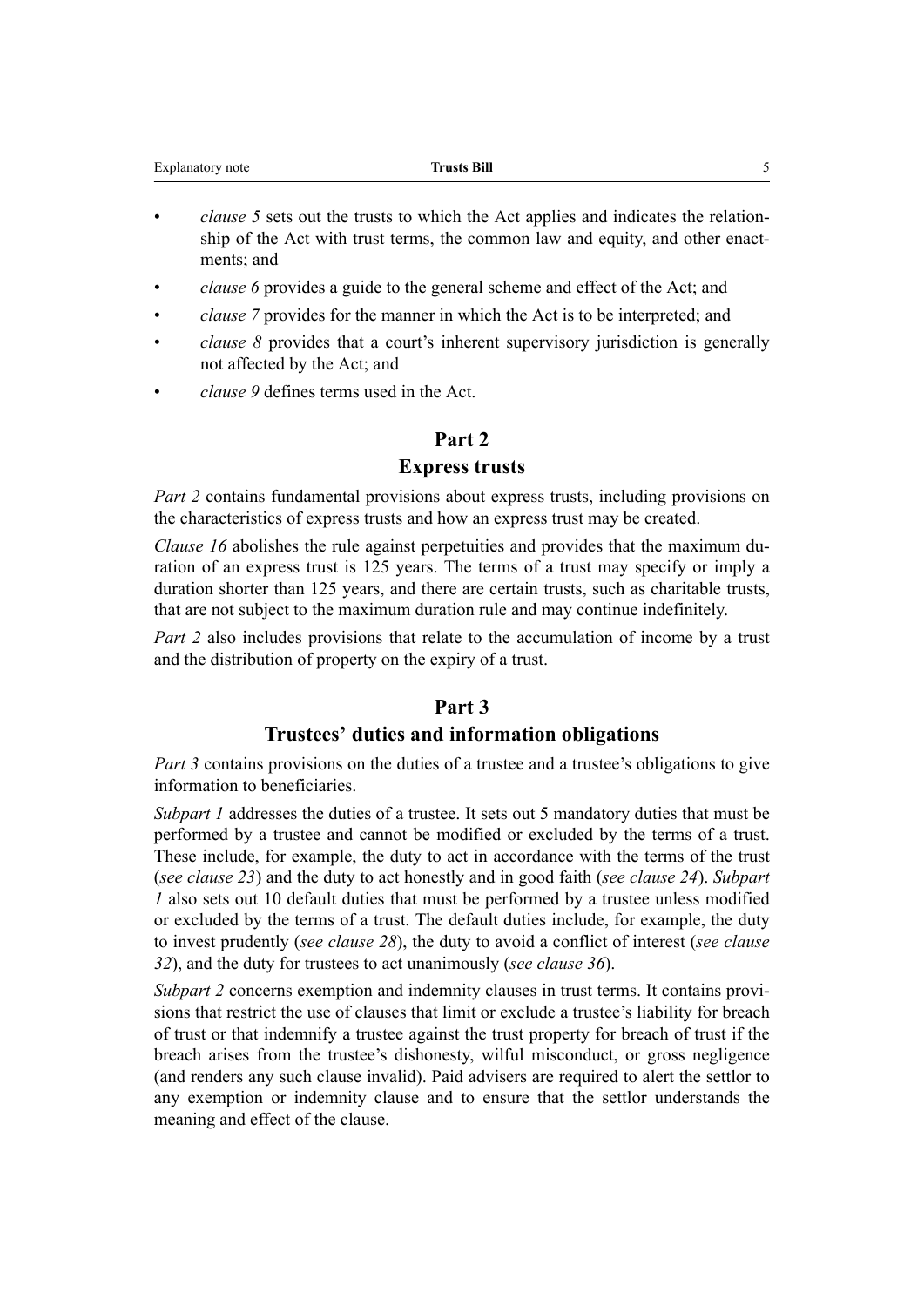- *clause 5* sets out the trusts to which the Act applies and indicates the relationship of the Act with trust terms, the common law and equity, and other enactments; and
- *clause 6* provides a guide to the general scheme and effect of the Act; and
- *clause 7* provides for the manner in which the Act is to be interpreted; and
- *clause 8* provides that a court's inherent supervisory jurisdiction is generally not affected by the Act; and
- *clause 9* defines terms used in the Act.

## Part 2
## Express trusts

*Part 2* contains fundamental provisions about express trusts, including provisions on the characteristics of express trusts and how an express trust may be created.

*Clause 16* abolishes the rule against perpetuities and provides that the maximum duration of an express trust is 125 years. The terms of a trust may specify or imply a duration shorter than 125 years, and there are certain trusts, such as charitable trusts, that are not subject to the maximum duration rule and may continue indefinitely.

*Part 2* also includes provisions that relate to the accumulation of income by a trust and the distribution of property on the expiry of a trust.

## Part 3
## Trustees' duties and information obligations

*Part 3* contains provisions on the duties of a trustee and a trustee's obligations to give information to beneficiaries.

*Subpart 1* addresses the duties of a trustee. It sets out 5 mandatory duties that must be performed by a trustee and cannot be modified or excluded by the terms of a trust. These include, for example, the duty to act in accordance with the terms of the trust (*see clause 23*) and the duty to act honestly and in good faith (*see clause 24*). *Subpart 1* also sets out 10 default duties that must be performed by a trustee unless modified or excluded by the terms of a trust. The default duties include, for example, the duty to invest prudently (*see clause 28*), the duty to avoid a conflict of interest (*see clause 32*), and the duty for trustees to act unanimously (*see clause 36*).

*Subpart 2* concerns exemption and indemnity clauses in trust terms. It contains provisions that restrict the use of clauses that limit or exclude a trustee's liability for breach of trust or that indemnify a trustee against the trust property for breach of trust if the breach arises from the trustee's dishonesty, wilful misconduct, or gross negligence (and renders any such clause invalid). Paid advisers are required to alert the settlor to any exemption or indemnity clause and to ensure that the settlor understands the meaning and effect of the clause.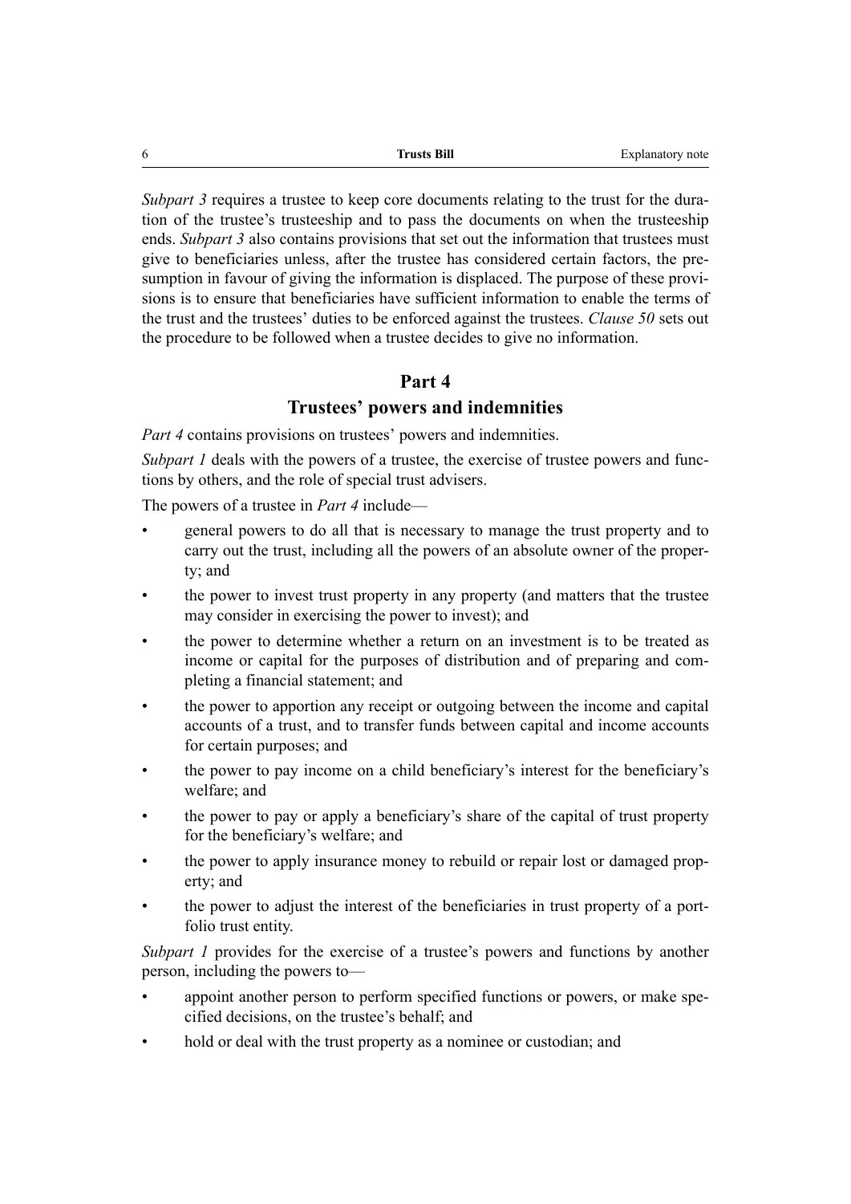*Subpart 3* requires a trustee to keep core documents relating to the trust for the duration of the trustee's trusteeship and to pass the documents on when the trusteeship ends. *Subpart 3* also contains provisions that set out the information that trustees must give to beneficiaries unless, after the trustee has considered certain factors, the presumption in favour of giving the information is displaced. The purpose of these provisions is to ensure that beneficiaries have sufficient information to enable the terms of the trust and the trustees' duties to be enforced against the trustees. *Clause 50* sets out the procedure to be followed when a trustee decides to give no information.

## Part 4
## Trustees' powers and indemnities

*Part 4* contains provisions on trustees' powers and indemnities.

*Subpart 1* deals with the powers of a trustee, the exercise of trustee powers and functions by others, and the role of special trust advisers.

The powers of a trustee in *Part 4* include—

- general powers to do all that is necessary to manage the trust property and to carry out the trust, including all the powers of an absolute owner of the property; and
- the power to invest trust property in any property (and matters that the trustee may consider in exercising the power to invest); and
- the power to determine whether a return on an investment is to be treated as income or capital for the purposes of distribution and of preparing and completing a financial statement; and
- the power to apportion any receipt or outgoing between the income and capital accounts of a trust, and to transfer funds between capital and income accounts for certain purposes; and
- the power to pay income on a child beneficiary's interest for the beneficiary's welfare; and
- the power to pay or apply a beneficiary's share of the capital of trust property for the beneficiary's welfare; and
- the power to apply insurance money to rebuild or repair lost or damaged property; and
- the power to adjust the interest of the beneficiaries in trust property of a portfolio trust entity.

*Subpart 1* provides for the exercise of a trustee's powers and functions by another person, including the powers to—

- appoint another person to perform specified functions or powers, or make specified decisions, on the trustee's behalf; and
- hold or deal with the trust property as a nominee or custodian; and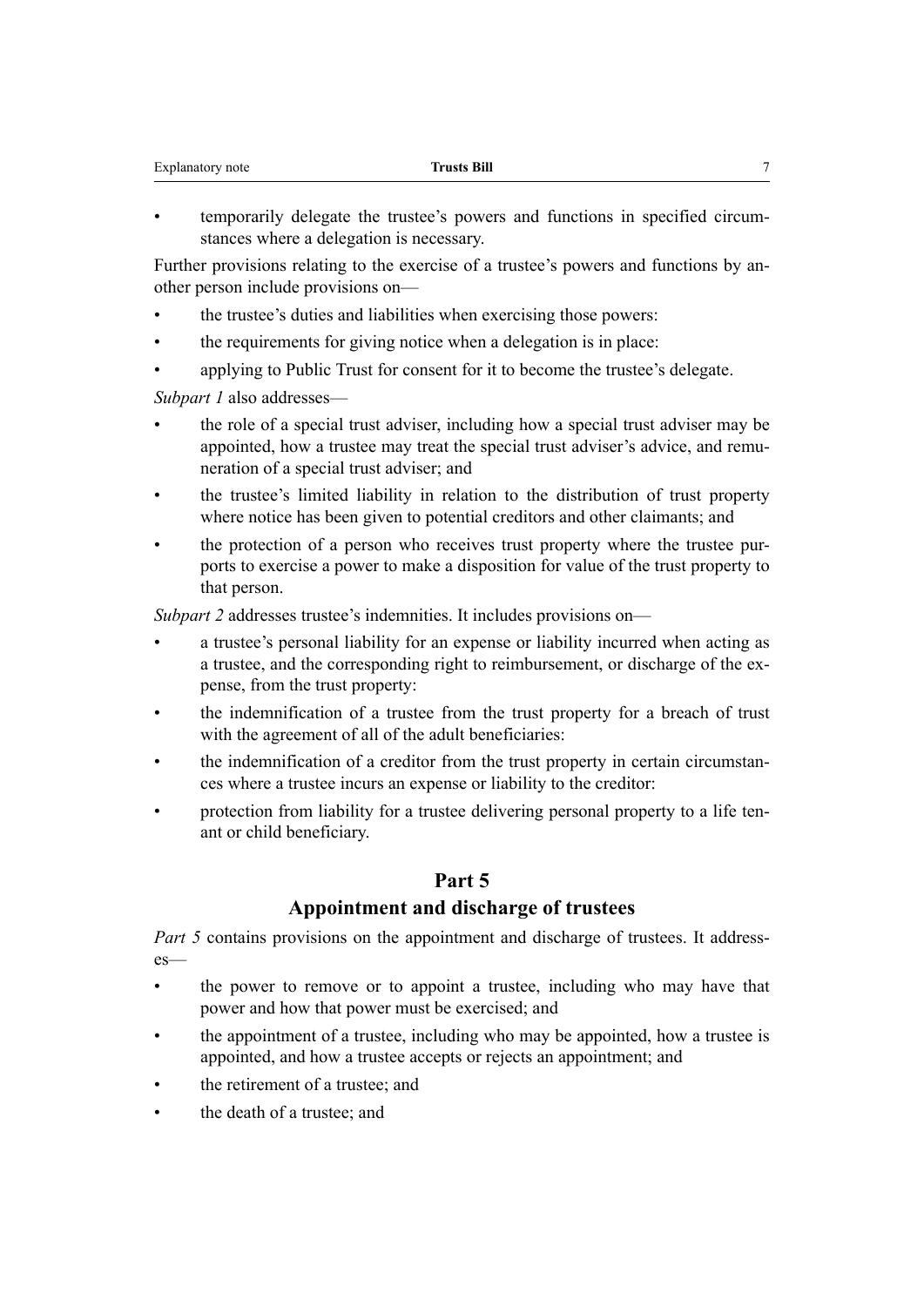- temporarily delegate the trustee's powers and functions in specified circumstances where a delegation is necessary.

Further provisions relating to the exercise of a trustee's powers and functions by another person include provisions on—

- the trustee's duties and liabilities when exercising those powers:
- the requirements for giving notice when a delegation is in place:
- applying to Public Trust for consent for it to become the trustee's delegate.

*Subpart 1* also addresses—

- the role of a special trust adviser, including how a special trust adviser may be appointed, how a trustee may treat the special trust adviser's advice, and remuneration of a special trust adviser; and
- the trustee's limited liability in relation to the distribution of trust property where notice has been given to potential creditors and other claimants; and
- the protection of a person who receives trust property where the trustee purports to exercise a power to make a disposition for value of the trust property to that person.

*Subpart 2* addresses trustee's indemnities. It includes provisions on—

- a trustee's personal liability for an expense or liability incurred when acting as a trustee, and the corresponding right to reimbursement, or discharge of the expense, from the trust property:
- the indemnification of a trustee from the trust property for a breach of trust with the agreement of all of the adult beneficiaries:
- the indemnification of a creditor from the trust property in certain circumstances where a trustee incurs an expense or liability to the creditor:
- protection from liability for a trustee delivering personal property to a life tenant or child beneficiary.

## Part 5
## Appointment and discharge of trustees

*Part 5* contains provisions on the appointment and discharge of trustees. It addresses—

- the power to remove or to appoint a trustee, including who may have that power and how that power must be exercised; and
- the appointment of a trustee, including who may be appointed, how a trustee is appointed, and how a trustee accepts or rejects an appointment; and
- the retirement of a trustee; and
- the death of a trustee; and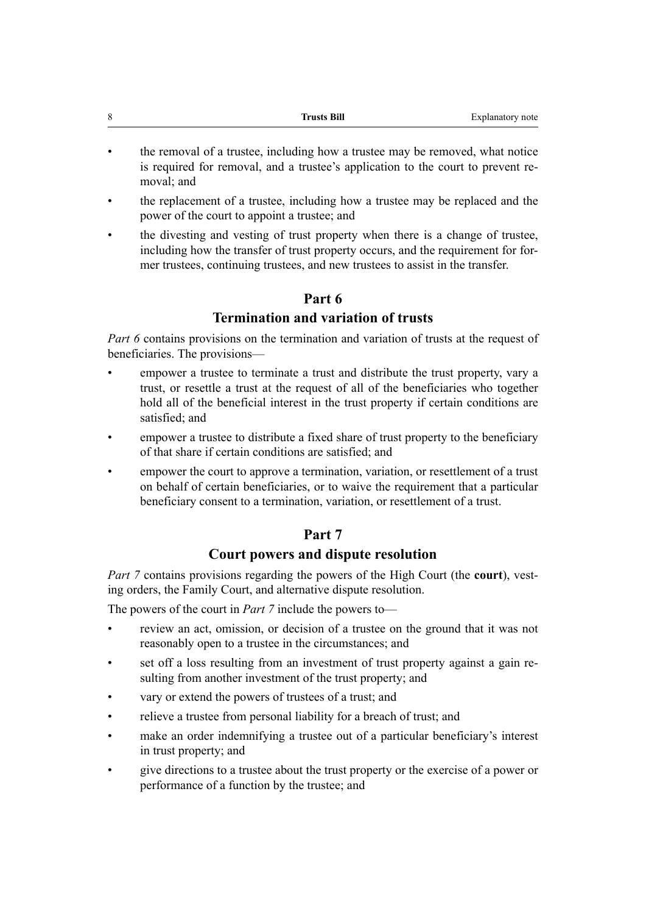- the removal of a trustee, including how a trustee may be removed, what notice is required for removal, and a trustee's application to the court to prevent removal; and
- the replacement of a trustee, including how a trustee may be replaced and the power of the court to appoint a trustee; and
- the divesting and vesting of trust property when there is a change of trustee, including how the transfer of trust property occurs, and the requirement for former trustees, continuing trustees, and new trustees to assist in the transfer.

## Part 6
## Termination and variation of trusts

*Part 6* contains provisions on the termination and variation of trusts at the request of beneficiaries. The provisions—

- empower a trustee to terminate a trust and distribute the trust property, vary a trust, or resettle a trust at the request of all of the beneficiaries who together hold all of the beneficial interest in the trust property if certain conditions are satisfied; and
- empower a trustee to distribute a fixed share of trust property to the beneficiary of that share if certain conditions are satisfied; and
- empower the court to approve a termination, variation, or resettlement of a trust on behalf of certain beneficiaries, or to waive the requirement that a particular beneficiary consent to a termination, variation, or resettlement of a trust.

## Part 7
## Court powers and dispute resolution

*Part 7* contains provisions regarding the powers of the High Court (the **court**), vesting orders, the Family Court, and alternative dispute resolution.

The powers of the court in *Part 7* include the powers to—

- review an act, omission, or decision of a trustee on the ground that it was not reasonably open to a trustee in the circumstances; and
- set off a loss resulting from an investment of trust property against a gain resulting from another investment of the trust property; and
- vary or extend the powers of trustees of a trust; and
- relieve a trustee from personal liability for a breach of trust; and
- make an order indemnifying a trustee out of a particular beneficiary's interest in trust property; and
- give directions to a trustee about the trust property or the exercise of a power or performance of a function by the trustee; and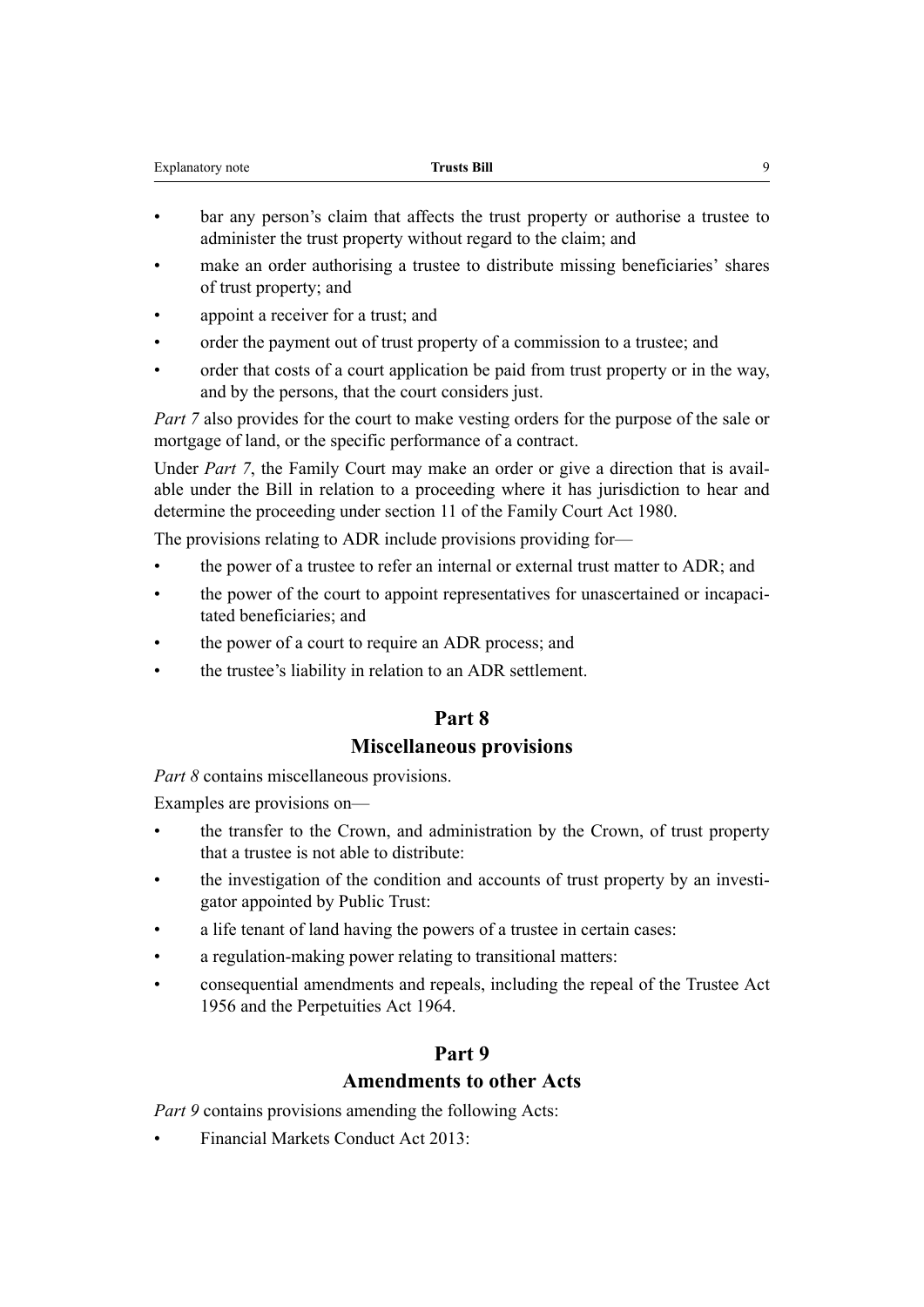- bar any person's claim that affects the trust property or authorise a trustee to administer the trust property without regard to the claim; and
- make an order authorising a trustee to distribute missing beneficiaries' shares of trust property; and
- appoint a receiver for a trust; and
- order the payment out of trust property of a commission to a trustee; and
- order that costs of a court application be paid from trust property or in the way, and by the persons, that the court considers just.

*Part 7* also provides for the court to make vesting orders for the purpose of the sale or mortgage of land, or the specific performance of a contract.

Under *Part 7*, the Family Court may make an order or give a direction that is available under the Bill in relation to a proceeding where it has jurisdiction to hear and determine the proceeding under section 11 of the Family Court Act 1980.

The provisions relating to ADR include provisions providing for—

- the power of a trustee to refer an internal or external trust matter to ADR; and
- the power of the court to appoint representatives for unascertained or incapacitated beneficiaries; and
- the power of a court to require an ADR process; and
- the trustee's liability in relation to an ADR settlement.

## Part 8
## Miscellaneous provisions

*Part 8* contains miscellaneous provisions.

Examples are provisions on—

- the transfer to the Crown, and administration by the Crown, of trust property that a trustee is not able to distribute:
- the investigation of the condition and accounts of trust property by an investigator appointed by Public Trust:
- a life tenant of land having the powers of a trustee in certain cases:
- a regulation-making power relating to transitional matters:
- consequential amendments and repeals, including the repeal of the Trustee Act 1956 and the Perpetuities Act 1964.

## Part 9
## Amendments to other Acts

*Part 9* contains provisions amending the following Acts:

- Financial Markets Conduct Act 2013: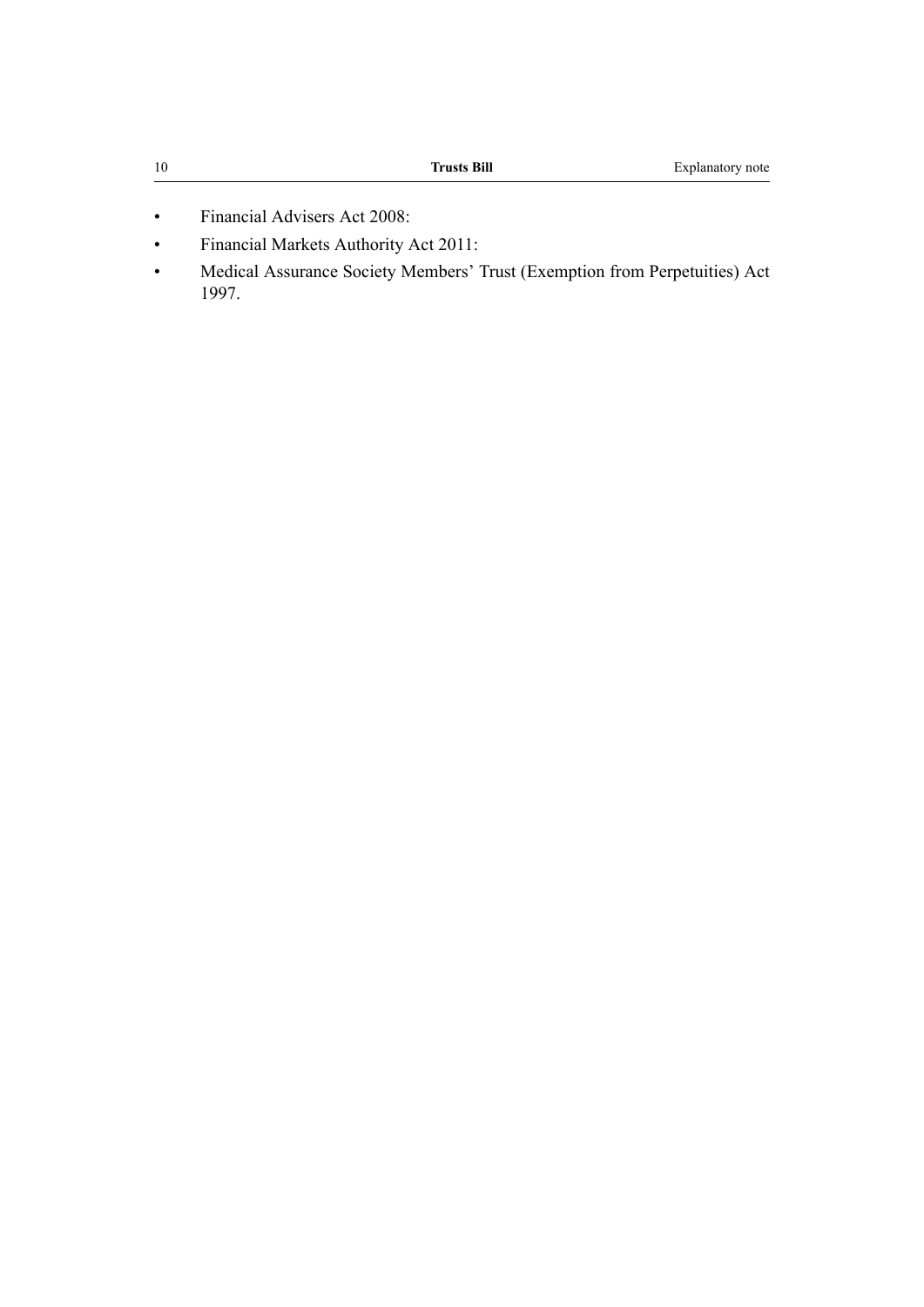- Financial Advisers Act 2008:
- Financial Markets Authority Act 2011:
- Medical Assurance Society Members' Trust (Exemption from Perpetuities) Act 1997.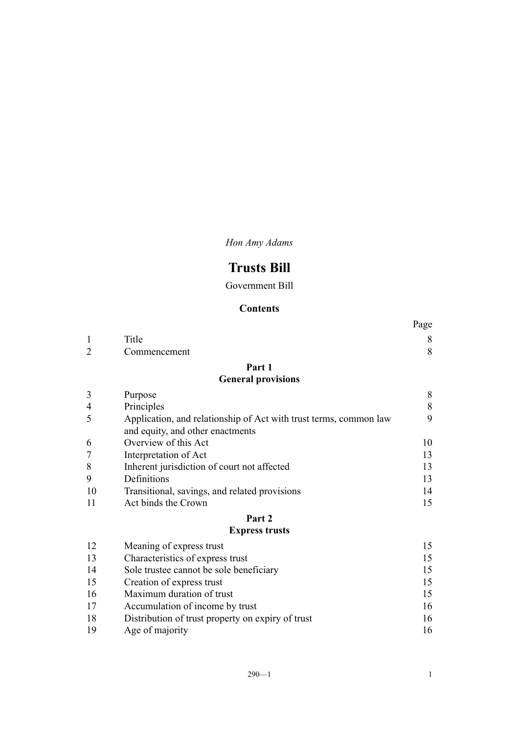*Hon Amy Adams*

# Trusts Bill

Government Bill

## Contents

| | | Page |
|---|---|---|
| 1 | Title | 8 |
| 2 | Commencement | 8 |
| | **Part 1** **General provisions** | |
| 3 | Purpose | 8 |
| 4 | Principles | 8 |
| 5 | Application, and relationship of Act with trust terms, common law and equity, and other enactments | 9 |
| 6 | Overview of this Act | 10 |
| 7 | Interpretation of Act | 13 |
| 8 | Inherent jurisdiction of court not affected | 13 |
| 9 | Definitions | 13 |
| 10 | Transitional, savings, and related provisions | 14 |
| 11 | Act binds the Crown | 15 |
| | **Part 2** **Express trusts** | |
| 12 | Meaning of express trust | 15 |
| 13 | Characteristics of express trust | 15 |
| 14 | Sole trustee cannot be sole beneficiary | 15 |
| 15 | Creation of express trust | 15 |
| 16 | Maximum duration of trust | 15 |
| 17 | Accumulation of income by trust | 16 |
| 18 | Distribution of trust property on expiry of trust | 16 |
| 19 | Age of majority | 16 |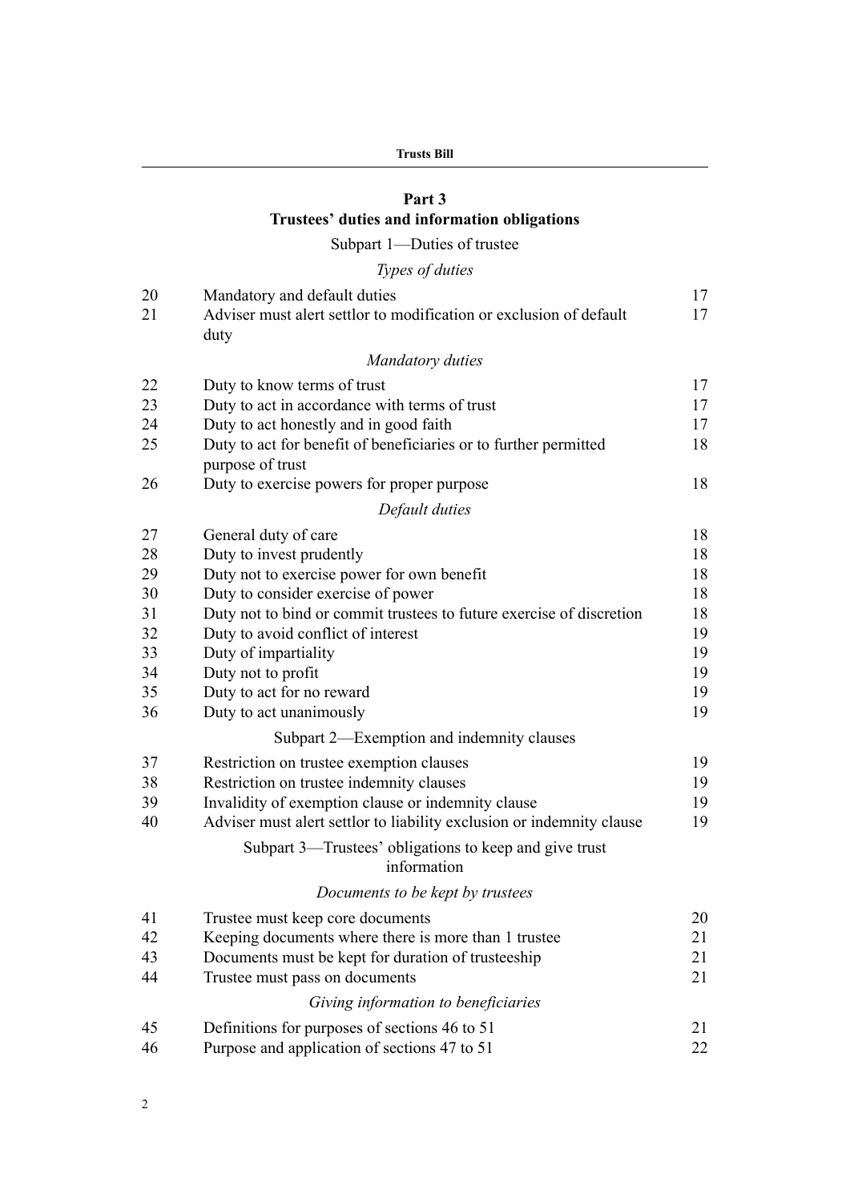## Part 3
## Trustees' duties and information obligations

### Subpart 1—Duties of trustee

*Types of duties*

| | | |
|---|---|---|
| 20 | Mandatory and default duties | 17 |
| 21 | Adviser must alert settlor to modification or exclusion of default duty | 17 |

*Mandatory duties*

| | | |
|---|---|---|
| 22 | Duty to know terms of trust | 17 |
| 23 | Duty to act in accordance with terms of trust | 17 |
| 24 | Duty to act honestly and in good faith | 17 |
| 25 | Duty to act for benefit of beneficiaries or to further permitted purpose of trust | 18 |
| 26 | Duty to exercise powers for proper purpose | 18 |

*Default duties*

| | | |
|---|---|---|
| 27 | General duty of care | 18 |
| 28 | Duty to invest prudently | 18 |
| 29 | Duty not to exercise power for own benefit | 18 |
| 30 | Duty to consider exercise of power | 18 |
| 31 | Duty not to bind or commit trustees to future exercise of discretion | 18 |
| 32 | Duty to avoid conflict of interest | 19 |
| 33 | Duty of impartiality | 19 |
| 34 | Duty not to profit | 19 |
| 35 | Duty to act for no reward | 19 |
| 36 | Duty to act unanimously | 19 |

### Subpart 2—Exemption and indemnity clauses

| | | |
|---|---|---|
| 37 | Restriction on trustee exemption clauses | 19 |
| 38 | Restriction on trustee indemnity clauses | 19 |
| 39 | Invalidity of exemption clause or indemnity clause | 19 |
| 40 | Adviser must alert settlor to liability exclusion or indemnity clause | 19 |

### Subpart 3—Trustees' obligations to keep and give trust information

*Documents to be kept by trustees*

| | | |
|---|---|---|
| 41 | Trustee must keep core documents | 20 |
| 42 | Keeping documents where there is more than 1 trustee | 21 |
| 43 | Documents must be kept for duration of trusteeship | 21 |
| 44 | Trustee must pass on documents | 21 |

*Giving information to beneficiaries*

| | | |
|---|---|---|
| 45 | Definitions for purposes of sections 46 to 51 | 21 |
| 46 | Purpose and application of sections 47 to 51 | 22 |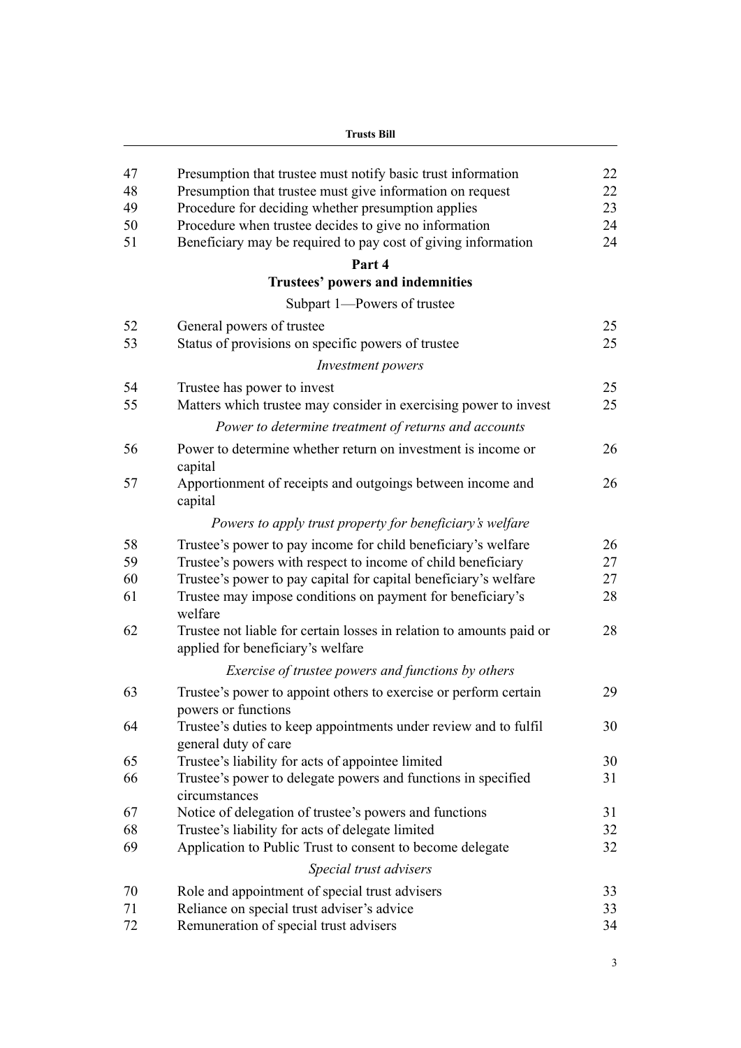| | | |
|---|---|---|
| 47 | Presumption that trustee must notify basic trust information | 22 |
| 48 | Presumption that trustee must give information on request | 22 |
| 49 | Procedure for deciding whether presumption applies | 23 |
| 50 | Procedure when trustee decides to give no information | 24 |
| 51 | Beneficiary may be required to pay cost of giving information | 24 |

## Part 4
## Trustees' powers and indemnities

### Subpart 1—Powers of trustee

| | | |
|---|---|---|
| 52 | General powers of trustee | 25 |
| 53 | Status of provisions on specific powers of trustee | 25 |

*Investment powers*

| | | |
|---|---|---|
| 54 | Trustee has power to invest | 25 |
| 55 | Matters which trustee may consider in exercising power to invest | 25 |

*Power to determine treatment of returns and accounts*

| | | |
|---|---|---|
| 56 | Power to determine whether return on investment is income or capital | 26 |
| 57 | Apportionment of receipts and outgoings between income and capital | 26 |

*Powers to apply trust property for beneficiary's welfare*

| | | |
|---|---|---|
| 58 | Trustee's power to pay income for child beneficiary's welfare | 26 |
| 59 | Trustee's powers with respect to income of child beneficiary | 27 |
| 60 | Trustee's power to pay capital for capital beneficiary's welfare | 27 |
| 61 | Trustee may impose conditions on payment for beneficiary's welfare | 28 |
| 62 | Trustee not liable for certain losses in relation to amounts paid or applied for beneficiary's welfare | 28 |

*Exercise of trustee powers and functions by others*

| | | |
|---|---|---|
| 63 | Trustee's power to appoint others to exercise or perform certain powers or functions | 29 |
| 64 | Trustee's duties to keep appointments under review and to fulfil general duty of care | 30 |
| 65 | Trustee's liability for acts of appointee limited | 30 |
| 66 | Trustee's power to delegate powers and functions in specified circumstances | 31 |
| 67 | Notice of delegation of trustee's powers and functions | 31 |
| 68 | Trustee's liability for acts of delegate limited | 32 |
| 69 | Application to Public Trust to consent to become delegate | 32 |

*Special trust advisers*

| | | |
|---|---|---|
| 70 | Role and appointment of special trust advisers | 33 |
| 71 | Reliance on special trust adviser's advice | 33 |
| 72 | Remuneration of special trust advisers | 34 |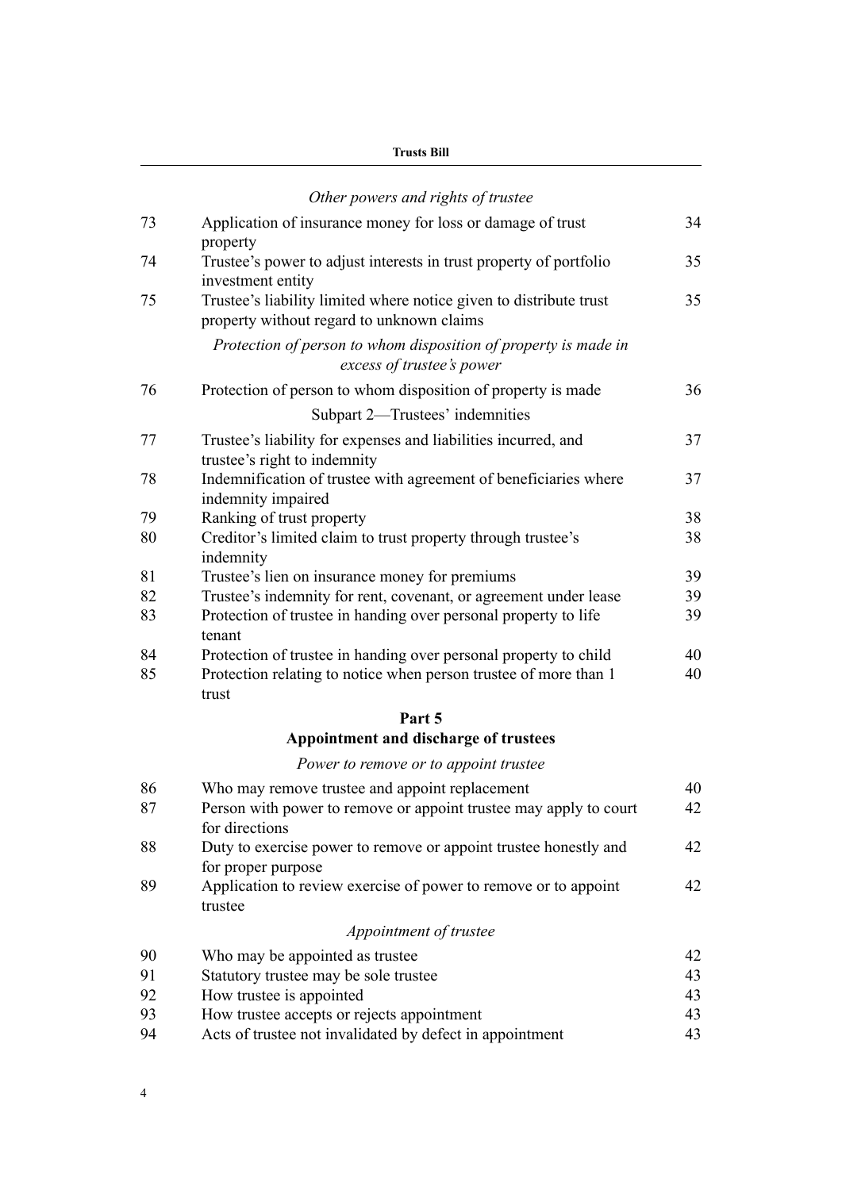*Other powers and rights of trustee*

| | | |
|---|---|---|
| 73 | Application of insurance money for loss or damage of trust property | 34 |
| 74 | Trustee's power to adjust interests in trust property of portfolio investment entity | 35 |
| 75 | Trustee's liability limited where notice given to distribute trust property without regard to unknown claims | 35 |

*Protection of person to whom disposition of property is made in excess of trustee's power*

| | | |
|---|---|---|
| 76 | Protection of person to whom disposition of property is made | 36 |

Subpart 2—Trustees' indemnities

| | | |
|---|---|---|
| 77 | Trustee's liability for expenses and liabilities incurred, and trustee's right to indemnity | 37 |
| 78 | Indemnification of trustee with agreement of beneficiaries where indemnity impaired | 37 |
| 79 | Ranking of trust property | 38 |
| 80 | Creditor's limited claim to trust property through trustee's indemnity | 38 |
| 81 | Trustee's lien on insurance money for premiums | 39 |
| 82 | Trustee's indemnity for rent, covenant, or agreement under lease | 39 |
| 83 | Protection of trustee in handing over personal property to life tenant | 39 |
| 84 | Protection of trustee in handing over personal property to child | 40 |
| 85 | Protection relating to notice when person trustee of more than 1 trust | 40 |

**Part 5**
**Appointment and discharge of trustees**

*Power to remove or to appoint trustee*

| | | |
|---|---|---|
| 86 | Who may remove trustee and appoint replacement | 40 |
| 87 | Person with power to remove or appoint trustee may apply to court for directions | 42 |
| 88 | Duty to exercise power to remove or appoint trustee honestly and for proper purpose | 42 |
| 89 | Application to review exercise of power to remove or to appoint trustee | 42 |

*Appointment of trustee*

| | | |
|---|---|---|
| 90 | Who may be appointed as trustee | 42 |
| 91 | Statutory trustee may be sole trustee | 43 |
| 92 | How trustee is appointed | 43 |
| 93 | How trustee accepts or rejects appointment | 43 |
| 94 | Acts of trustee not invalidated by defect in appointment | 43 |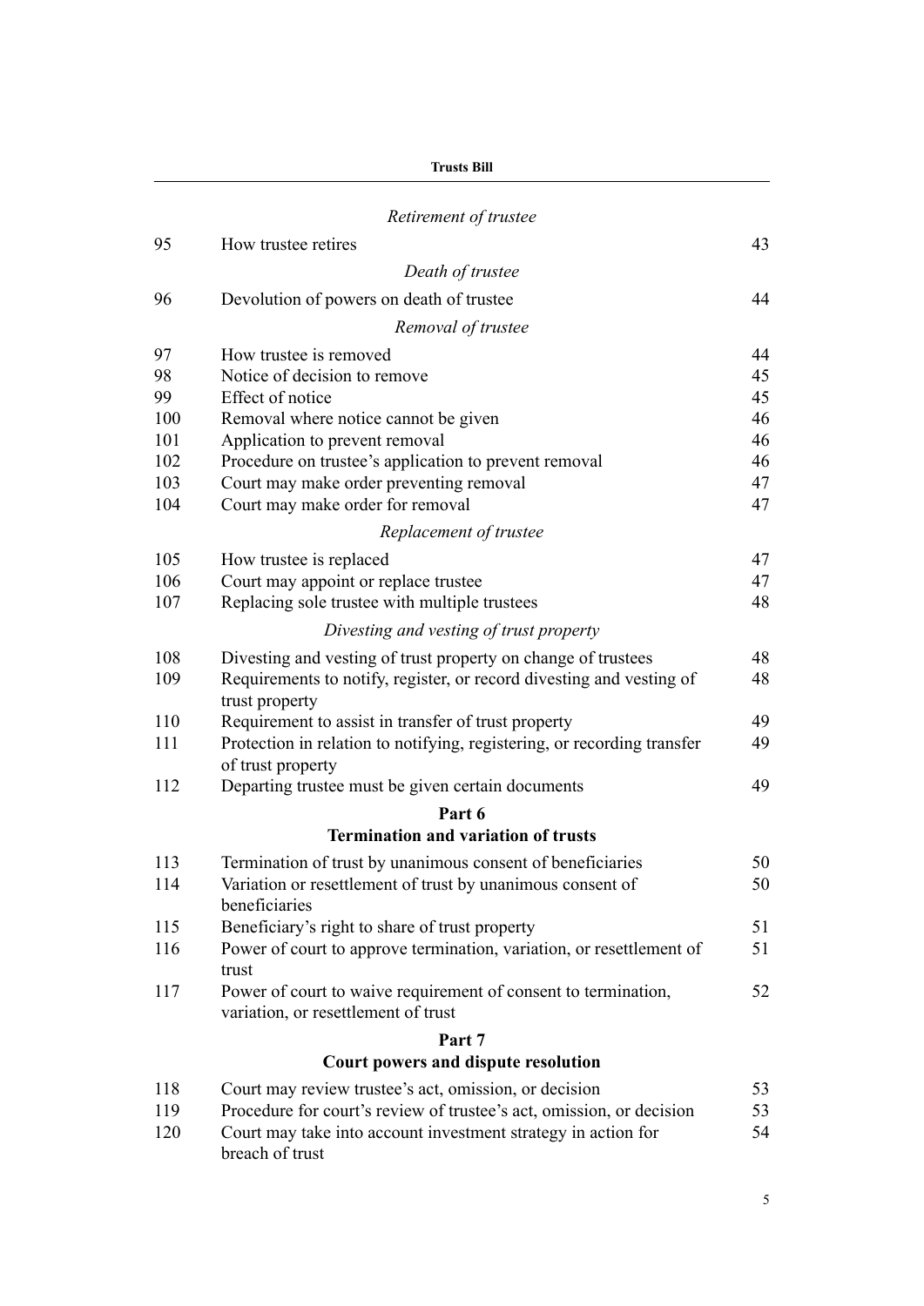*Retirement of trustee*

| | | |
|---|---|---|
| 95 | How trustee retires | 43 |

*Death of trustee*

| | | |
|---|---|---|
| 96 | Devolution of powers on death of trustee | 44 |

*Removal of trustee*

| | | |
|---|---|---|
| 97 | How trustee is removed | 44 |
| 98 | Notice of decision to remove | 45 |
| 99 | Effect of notice | 45 |
| 100 | Removal where notice cannot be given | 46 |
| 101 | Application to prevent removal | 46 |
| 102 | Procedure on trustee's application to prevent removal | 46 |
| 103 | Court may make order preventing removal | 47 |
| 104 | Court may make order for removal | 47 |

*Replacement of trustee*

| | | |
|---|---|---|
| 105 | How trustee is replaced | 47 |
| 106 | Court may appoint or replace trustee | 47 |
| 107 | Replacing sole trustee with multiple trustees | 48 |

*Divesting and vesting of trust property*

| | | |
|---|---|---|
| 108 | Divesting and vesting of trust property on change of trustees | 48 |
| 109 | Requirements to notify, register, or record divesting and vesting of trust property | 48 |
| 110 | Requirement to assist in transfer of trust property | 49 |
| 111 | Protection in relation to notifying, registering, or recording transfer of trust property | 49 |
| 112 | Departing trustee must be given certain documents | 49 |

## Part 6
## Termination and variation of trusts

| | | |
|---|---|---|
| 113 | Termination of trust by unanimous consent of beneficiaries | 50 |
| 114 | Variation or resettlement of trust by unanimous consent of beneficiaries | 50 |
| 115 | Beneficiary's right to share of trust property | 51 |
| 116 | Power of court to approve termination, variation, or resettlement of trust | 51 |
| 117 | Power of court to waive requirement of consent to termination, variation, or resettlement of trust | 52 |

## Part 7
## Court powers and dispute resolution

| | | |
|---|---|---|
| 118 | Court may review trustee's act, omission, or decision | 53 |
| 119 | Procedure for court's review of trustee's act, omission, or decision | 53 |
| 120 | Court may take into account investment strategy in action for breach of trust | 54 |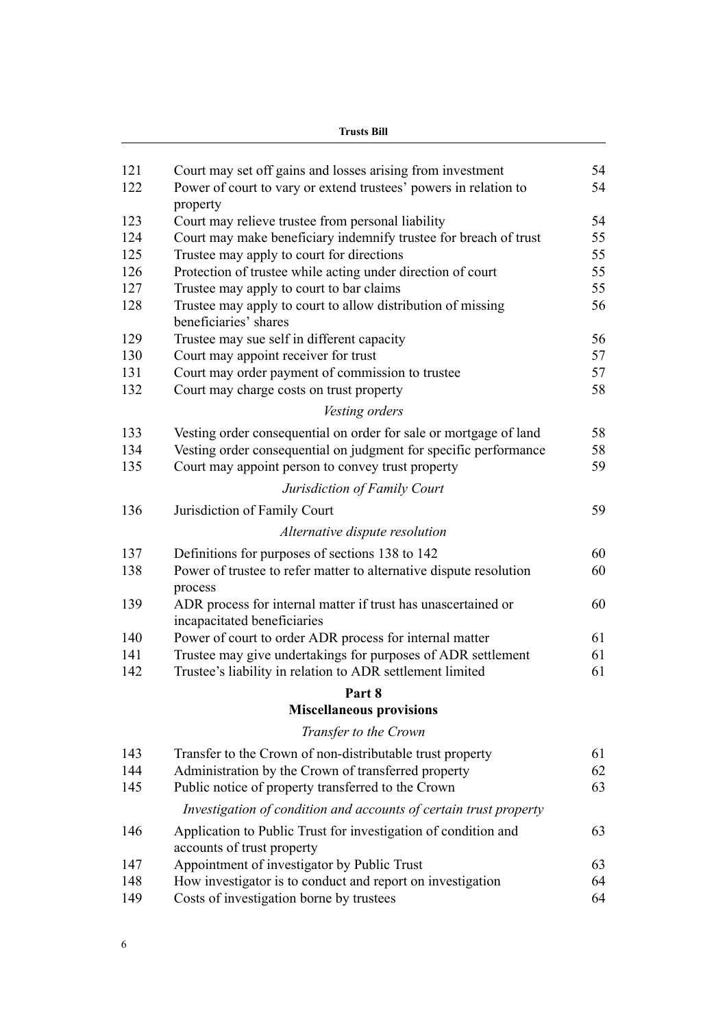| | | |
|---|---|---|
| 121 | Court may set off gains and losses arising from investment | 54 |
| 122 | Power of court to vary or extend trustees' powers in relation to property | 54 |
| 123 | Court may relieve trustee from personal liability | 54 |
| 124 | Court may make beneficiary indemnify trustee for breach of trust | 55 |
| 125 | Trustee may apply to court for directions | 55 |
| 126 | Protection of trustee while acting under direction of court | 55 |
| 127 | Trustee may apply to court to bar claims | 55 |
| 128 | Trustee may apply to court to allow distribution of missing beneficiaries' shares | 56 |
| 129 | Trustee may sue self in different capacity | 56 |
| 130 | Court may appoint receiver for trust | 57 |
| 131 | Court may order payment of commission to trustee | 57 |
| 132 | Court may charge costs on trust property | 58 |

*Vesting orders*

| | | |
|---|---|---|
| 133 | Vesting order consequential on order for sale or mortgage of land | 58 |
| 134 | Vesting order consequential on judgment for specific performance | 58 |
| 135 | Court may appoint person to convey trust property | 59 |

*Jurisdiction of Family Court*

| | | |
|---|---|---|
| 136 | Jurisdiction of Family Court | 59 |

*Alternative dispute resolution*

| | | |
|---|---|---|
| 137 | Definitions for purposes of sections 138 to 142 | 60 |
| 138 | Power of trustee to refer matter to alternative dispute resolution process | 60 |
| 139 | ADR process for internal matter if trust has unascertained or incapacitated beneficiaries | 60 |
| 140 | Power of court to order ADR process for internal matter | 61 |
| 141 | Trustee may give undertakings for purposes of ADR settlement | 61 |
| 142 | Trustee's liability in relation to ADR settlement limited | 61 |

## Part 8
## Miscellaneous provisions

*Transfer to the Crown*

| | | |
|---|---|---|
| 143 | Transfer to the Crown of non-distributable trust property | 61 |
| 144 | Administration by the Crown of transferred property | 62 |
| 145 | Public notice of property transferred to the Crown | 63 |

*Investigation of condition and accounts of certain trust property*

| | | |
|---|---|---|
| 146 | Application to Public Trust for investigation of condition and accounts of trust property | 63 |
| 147 | Appointment of investigator by Public Trust | 63 |
| 148 | How investigator is to conduct and report on investigation | 64 |
| 149 | Costs of investigation borne by trustees | 64 |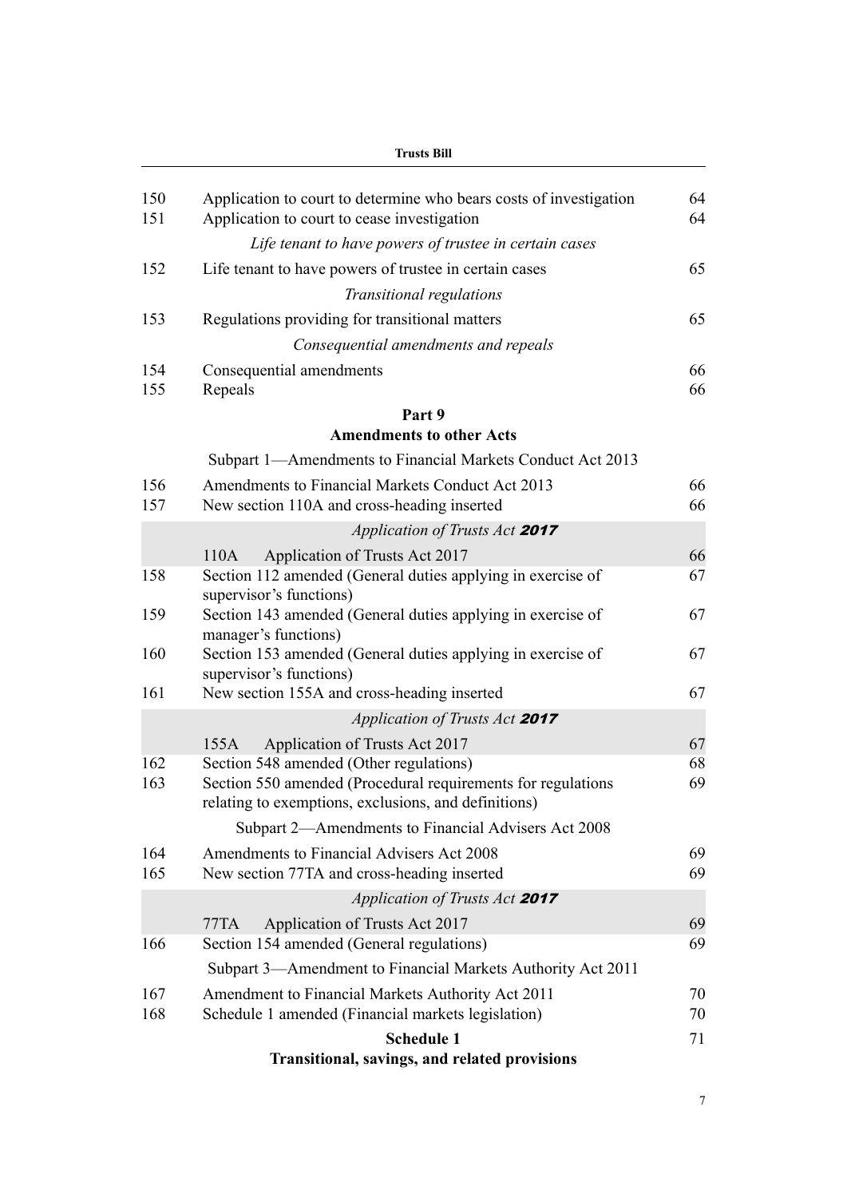| | | |
|---|---|---|
| 150 | Application to court to determine who bears costs of investigation | 64 |
| 151 | Application to court to cease investigation | 64 |
| | *Life tenant to have powers of trustee in certain cases* | |
| 152 | Life tenant to have powers of trustee in certain cases | 65 |
| | *Transitional regulations* | |
| 153 | Regulations providing for transitional matters | 65 |
| | *Consequential amendments and repeals* | |
| 154 | Consequential amendments | 66 |
| 155 | Repeals | 66 |
| | **Part 9** **Amendments to other Acts** | |
| | Subpart 1—Amendments to Financial Markets Conduct Act 2013 | |
| 156 | Amendments to Financial Markets Conduct Act 2013 | 66 |
| 157 | New section 110A and cross-heading inserted | 66 |
| | *Application of Trusts Act **2017*** | |
| | 110A Application of Trusts Act 2017 | 66 |
| 158 | Section 112 amended (General duties applying in exercise of supervisor's functions) | 67 |
| 159 | Section 143 amended (General duties applying in exercise of manager's functions) | 67 |
| 160 | Section 153 amended (General duties applying in exercise of supervisor's functions) | 67 |
| 161 | New section 155A and cross-heading inserted | 67 |
| | *Application of Trusts Act **2017*** | |
| | 155A Application of Trusts Act 2017 | 67 |
| 162 | Section 548 amended (Other regulations) | 68 |
| 163 | Section 550 amended (Procedural requirements for regulations relating to exemptions, exclusions, and definitions) | 69 |
| | Subpart 2—Amendments to Financial Advisers Act 2008 | |
| 164 | Amendments to Financial Advisers Act 2008 | 69 |
| 165 | New section 77TA and cross-heading inserted | 69 |
| | *Application of Trusts Act **2017*** | |
| | 77TA Application of Trusts Act 2017 | 69 |
| 166 | Section 154 amended (General regulations) | 69 |
| | Subpart 3—Amendment to Financial Markets Authority Act 2011 | |
| 167 | Amendment to Financial Markets Authority Act 2011 | 70 |
| 168 | Schedule 1 amended (Financial markets legislation) | 70 |
| | **Schedule 1** **Transitional, savings, and related provisions** | 71 |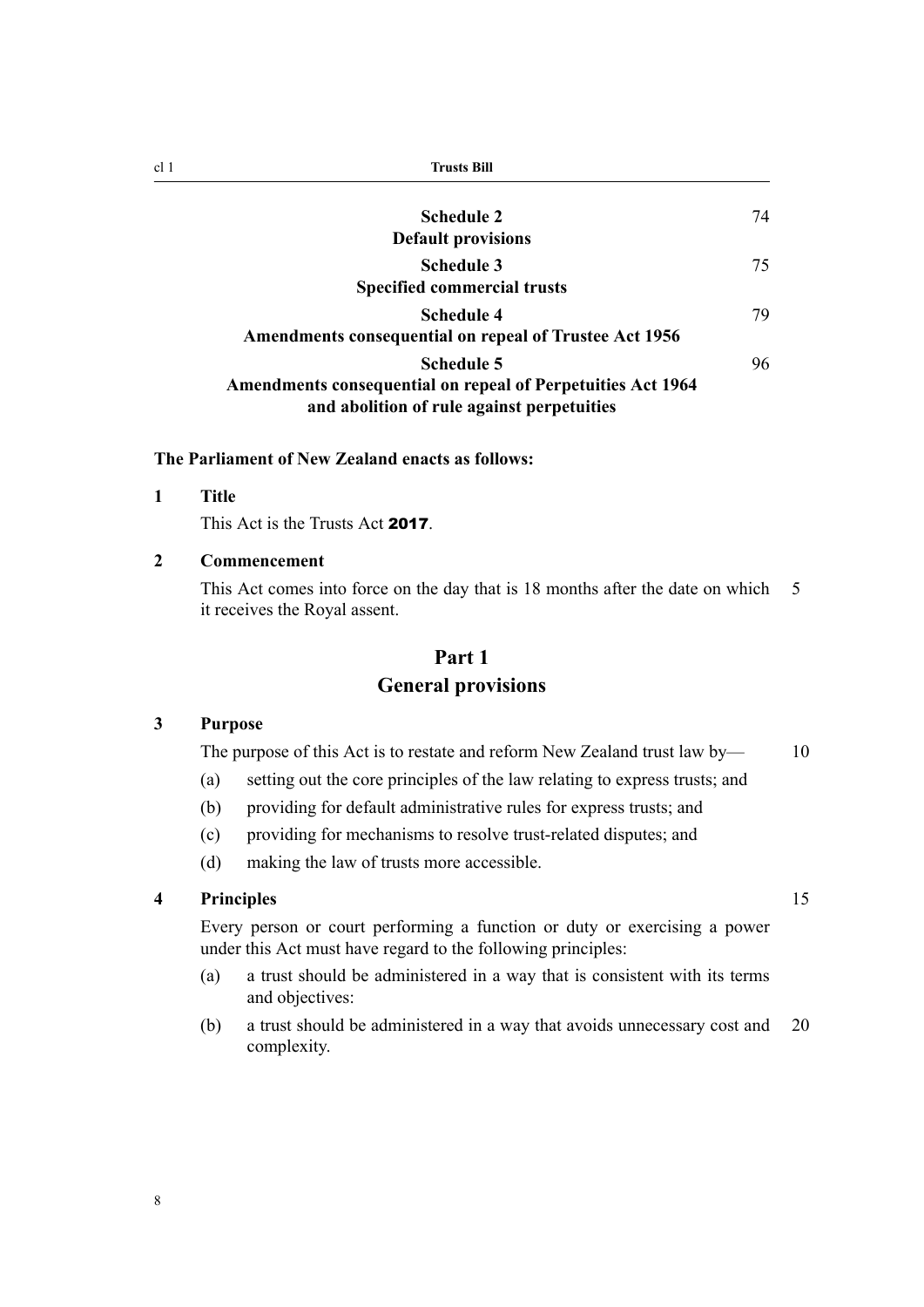| | |
|---|---|
| **Schedule 2**<br>**Default provisions** | 74 |
| **Schedule 3**<br>**Specified commercial trusts** | 75 |
| **Schedule 4**<br>**Amendments consequential on repeal of Trustee Act 1956** | 79 |
| **Schedule 5**<br>**Amendments consequential on repeal of Perpetuities Act 1964 and abolition of rule against perpetuities** | 96 |

**The Parliament of New Zealand enacts as follows:**

### 1 Title

This Act is the Trusts Act **2017**.

### 2 Commencement

This Act comes into force on the day that is 18 months after the date on which it receives the Royal assent.

## Part 1
## General provisions

### 3 Purpose

The purpose of this Act is to restate and reform New Zealand trust law by—

(a) setting out the core principles of the law relating to express trusts; and

(b) providing for default administrative rules for express trusts; and

(c) providing for mechanisms to resolve trust-related disputes; and

(d) making the law of trusts more accessible.

### 4 Principles

Every person or court performing a function or duty or exercising a power under this Act must have regard to the following principles:

(a) a trust should be administered in a way that is consistent with its terms and objectives:

(b) a trust should be administered in a way that avoids unnecessary cost and complexity.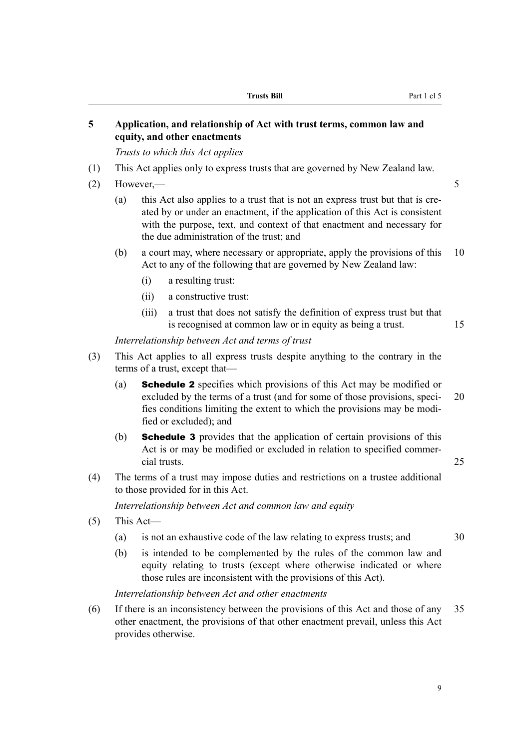## 5 Application, and relationship of Act with trust terms, common law and equity, and other enactments

*Trusts to which this Act applies*

(1) This Act applies only to express trusts that are governed by New Zealand law.

(2) However,—

(a) this Act also applies to a trust that is not an express trust but that is created by or under an enactment, if the application of this Act is consistent with the purpose, text, and context of that enactment and necessary for the due administration of the trust; and

(b) a court may, where necessary or appropriate, apply the provisions of this Act to any of the following that are governed by New Zealand law:

(i) a resulting trust:

(ii) a constructive trust:

(iii) a trust that does not satisfy the definition of express trust but that is recognised at common law or in equity as being a trust.

*Interrelationship between Act and terms of trust*

(3) This Act applies to all express trusts despite anything to the contrary in the terms of a trust, except that—

(a) **Schedule 2** specifies which provisions of this Act may be modified or excluded by the terms of a trust (and for some of those provisions, specifies conditions limiting the extent to which the provisions may be modified or excluded); and

(b) **Schedule 3** provides that the application of certain provisions of this Act is or may be modified or excluded in relation to specified commercial trusts.

(4) The terms of a trust may impose duties and restrictions on a trustee additional to those provided for in this Act.

*Interrelationship between Act and common law and equity*

(5) This Act—

(a) is not an exhaustive code of the law relating to express trusts; and

(b) is intended to be complemented by the rules of the common law and equity relating to trusts (except where otherwise indicated or where those rules are inconsistent with the provisions of this Act).

*Interrelationship between Act and other enactments*

(6) If there is an inconsistency between the provisions of this Act and those of any other enactment, the provisions of that other enactment prevail, unless this Act provides otherwise.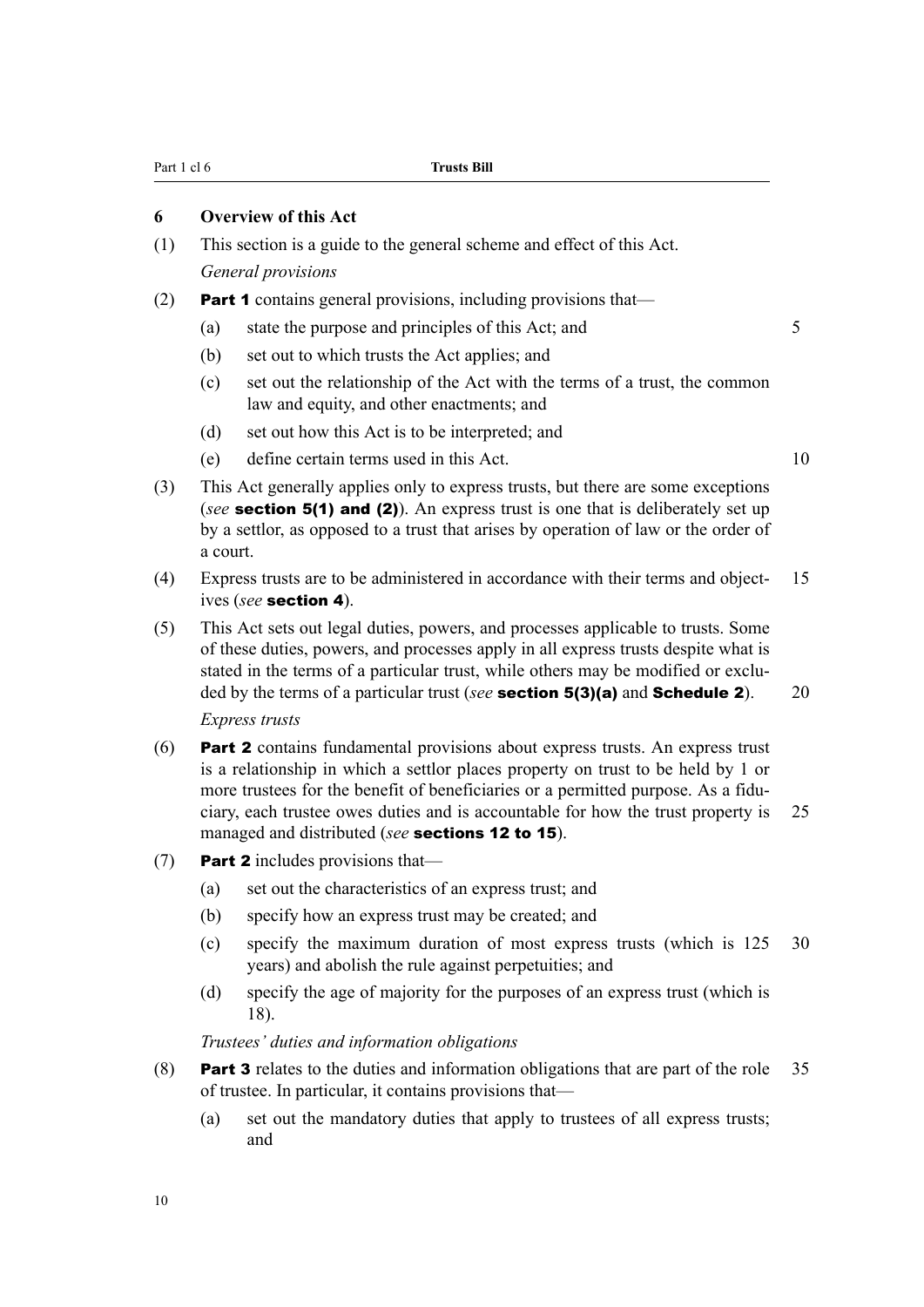### 6 Overview of this Act

(1) This section is a guide to the general scheme and effect of this Act.

*General provisions*

(2) **Part 1** contains general provisions, including provisions that—

- (a) state the purpose and principles of this Act; and
- (b) set out to which trusts the Act applies; and
- (c) set out the relationship of the Act with the terms of a trust, the common law and equity, and other enactments; and
- (d) set out how this Act is to be interpreted; and
- (e) define certain terms used in this Act.

(3) This Act generally applies only to express trusts, but there are some exceptions (*see* **section 5(1) and (2)**). An express trust is one that is deliberately set up by a settlor, as opposed to a trust that arises by operation of law or the order of a court.

(4) Express trusts are to be administered in accordance with their terms and objectives (*see* **section 4**).

(5) This Act sets out legal duties, powers, and processes applicable to trusts. Some of these duties, powers, and processes apply in all express trusts despite what is stated in the terms of a particular trust, while others may be modified or excluded by the terms of a particular trust (*see* **section 5(3)(a)** and **Schedule 2**).

*Express trusts*

(6) **Part 2** contains fundamental provisions about express trusts. An express trust is a relationship in which a settlor places property on trust to be held by 1 or more trustees for the benefit of beneficiaries or a permitted purpose. As a fiduciary, each trustee owes duties and is accountable for how the trust property is managed and distributed (*see* **sections 12 to 15**).

(7) **Part 2** includes provisions that—

- (a) set out the characteristics of an express trust; and
- (b) specify how an express trust may be created; and
- (c) specify the maximum duration of most express trusts (which is 125 years) and abolish the rule against perpetuities; and
- (d) specify the age of majority for the purposes of an express trust (which is 18).

*Trustees' duties and information obligations*

(8) **Part 3** relates to the duties and information obligations that are part of the role of trustee. In particular, it contains provisions that—

- (a) set out the mandatory duties that apply to trustees of all express trusts; and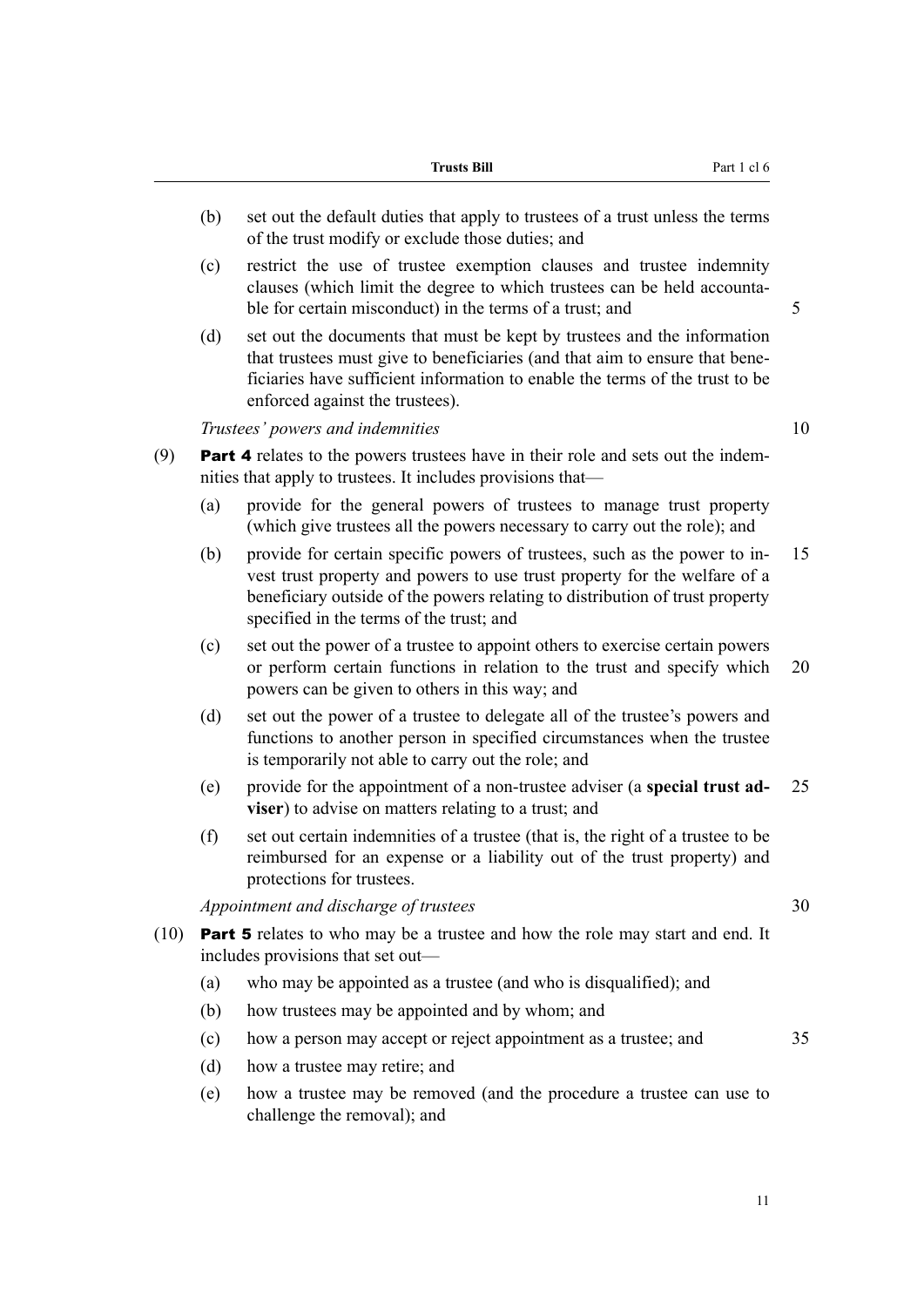(b) set out the default duties that apply to trustees of a trust unless the terms of the trust modify or exclude those duties; and

(c) restrict the use of trustee exemption clauses and trustee indemnity clauses (which limit the degree to which trustees can be held accountable for certain misconduct) in the terms of a trust; and

(d) set out the documents that must be kept by trustees and the information that trustees must give to beneficiaries (and that aim to ensure that beneficiaries have sufficient information to enable the terms of the trust to be enforced against the trustees).

*Trustees' powers and indemnities*

(9) **Part 4** relates to the powers trustees have in their role and sets out the indemnities that apply to trustees. It includes provisions that—

(a) provide for the general powers of trustees to manage trust property (which give trustees all the powers necessary to carry out the role); and

(b) provide for certain specific powers of trustees, such as the power to invest trust property and powers to use trust property for the welfare of a beneficiary outside of the powers relating to distribution of trust property specified in the terms of the trust; and

(c) set out the power of a trustee to appoint others to exercise certain powers or perform certain functions in relation to the trust and specify which powers can be given to others in this way; and

(d) set out the power of a trustee to delegate all of the trustee's powers and functions to another person in specified circumstances when the trustee is temporarily not able to carry out the role; and

(e) provide for the appointment of a non-trustee adviser (a **special trust adviser**) to advise on matters relating to a trust; and

(f) set out certain indemnities of a trustee (that is, the right of a trustee to be reimbursed for an expense or a liability out of the trust property) and protections for trustees.

*Appointment and discharge of trustees*

(10) **Part 5** relates to who may be a trustee and how the role may start and end. It includes provisions that set out—

(a) who may be appointed as a trustee (and who is disqualified); and

(b) how trustees may be appointed and by whom; and

(c) how a person may accept or reject appointment as a trustee; and

(d) how a trustee may retire; and

(e) how a trustee may be removed (and the procedure a trustee can use to challenge the removal); and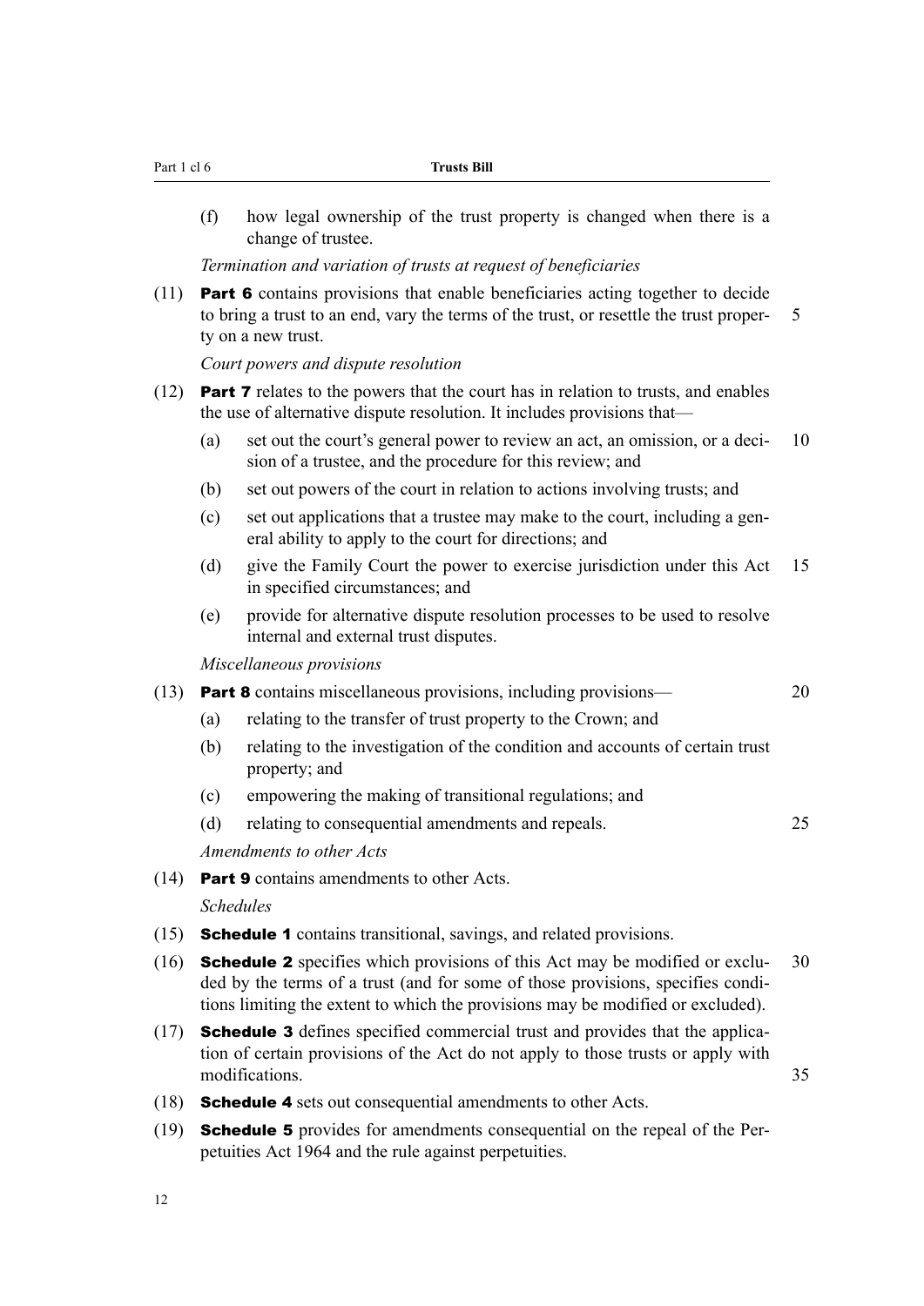(f) how legal ownership of the trust property is changed when there is a change of trustee.

*Termination and variation of trusts at request of beneficiaries*

(11) **Part 6** contains provisions that enable beneficiaries acting together to decide to bring a trust to an end, vary the terms of the trust, or resettle the trust property on a new trust.

*Court powers and dispute resolution*

(12) **Part 7** relates to the powers that the court has in relation to trusts, and enables the use of alternative dispute resolution. It includes provisions that—

(a) set out the court's general power to review an act, an omission, or a decision of a trustee, and the procedure for this review; and

(b) set out powers of the court in relation to actions involving trusts; and

(c) set out applications that a trustee may make to the court, including a general ability to apply to the court for directions; and

(d) give the Family Court the power to exercise jurisdiction under this Act in specified circumstances; and

(e) provide for alternative dispute resolution processes to be used to resolve internal and external trust disputes.

*Miscellaneous provisions*

(13) **Part 8** contains miscellaneous provisions, including provisions—

(a) relating to the transfer of trust property to the Crown; and

(b) relating to the investigation of the condition and accounts of certain trust property; and

(c) empowering the making of transitional regulations; and

(d) relating to consequential amendments and repeals.

*Amendments to other Acts*

(14) **Part 9** contains amendments to other Acts.

*Schedules*

(15) **Schedule 1** contains transitional, savings, and related provisions.

(16) **Schedule 2** specifies which provisions of this Act may be modified or excluded by the terms of a trust (and for some of those provisions, specifies conditions limiting the extent to which the provisions may be modified or excluded).

(17) **Schedule 3** defines specified commercial trust and provides that the application of certain provisions of the Act do not apply to those trusts or apply with modifications.

(18) **Schedule 4** sets out consequential amendments to other Acts.

(19) **Schedule 5** provides for amendments consequential on the repeal of the Perpetuities Act 1964 and the rule against perpetuities.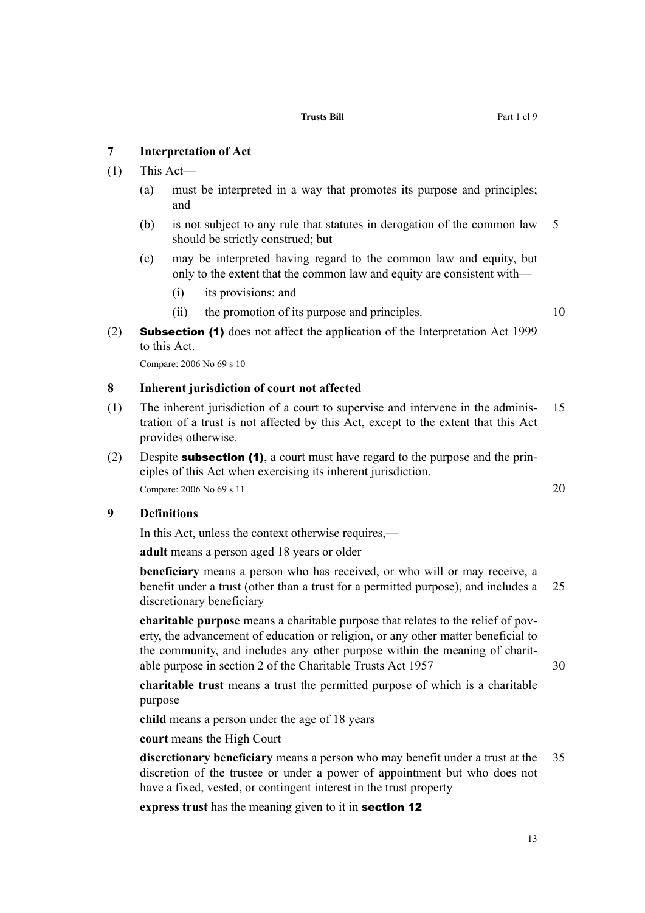### 7 Interpretation of Act

(1) This Act—

(a) must be interpreted in a way that promotes its purpose and principles; and

(b) is not subject to any rule that statutes in derogation of the common law should be strictly construed; but

(c) may be interpreted having regard to the common law and equity, but only to the extent that the common law and equity are consistent with—

(i) its provisions; and

(ii) the promotion of its purpose and principles.

(2) **Subsection (1)** does not affect the application of the Interpretation Act 1999 to this Act.

Compare: 2006 No 69 s 10

### 8 Inherent jurisdiction of court not affected

(1) The inherent jurisdiction of a court to supervise and intervene in the administration of a trust is not affected by this Act, except to the extent that this Act provides otherwise.

(2) Despite **subsection (1)**, a court must have regard to the purpose and the principles of this Act when exercising its inherent jurisdiction.

Compare: 2006 No 69 s 11

### 9 Definitions

In this Act, unless the context otherwise requires,—

**adult** means a person aged 18 years or older

**beneficiary** means a person who has received, or who will or may receive, a benefit under a trust (other than a trust for a permitted purpose), and includes a discretionary beneficiary

**charitable purpose** means a charitable purpose that relates to the relief of poverty, the advancement of education or religion, or any other matter beneficial to the community, and includes any other purpose within the meaning of charitable purpose in section 2 of the Charitable Trusts Act 1957

**charitable trust** means a trust the permitted purpose of which is a charitable purpose

**child** means a person under the age of 18 years

**court** means the High Court

**discretionary beneficiary** means a person who may benefit under a trust at the discretion of the trustee or under a power of appointment but who does not have a fixed, vested, or contingent interest in the trust property

**express trust** has the meaning given to it in **section 12**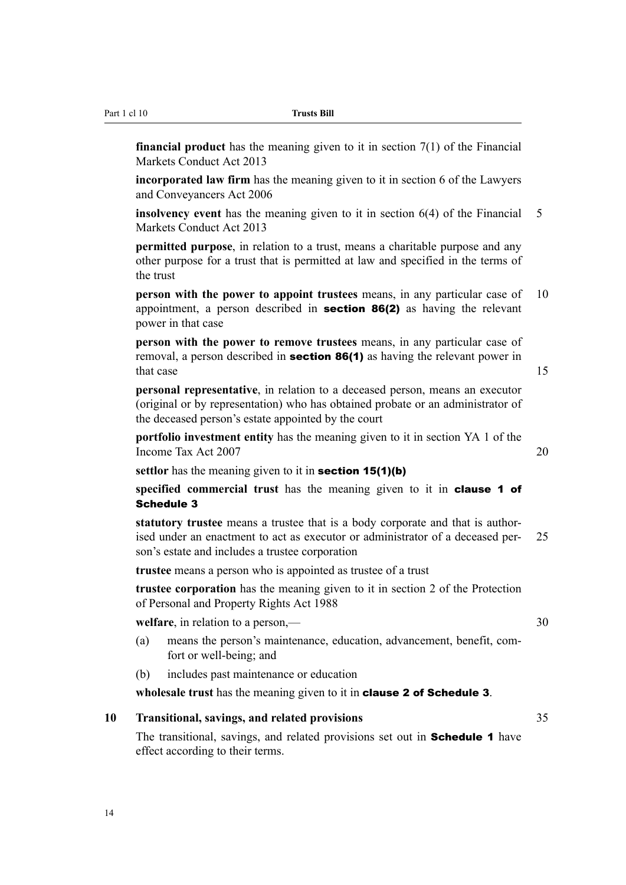**financial product** has the meaning given to it in section 7(1) of the Financial Markets Conduct Act 2013

**incorporated law firm** has the meaning given to it in section 6 of the Lawyers and Conveyancers Act 2006

**insolvency event** has the meaning given to it in section 6(4) of the Financial Markets Conduct Act 2013

**permitted purpose**, in relation to a trust, means a charitable purpose and any other purpose for a trust that is permitted at law and specified in the terms of the trust

**person with the power to appoint trustees** means, in any particular case of appointment, a person described in **section 86(2)** as having the relevant power in that case

**person with the power to remove trustees** means, in any particular case of removal, a person described in **section 86(1)** as having the relevant power in that case

**personal representative**, in relation to a deceased person, means an executor (original or by representation) who has obtained probate or an administrator of the deceased person's estate appointed by the court

**portfolio investment entity** has the meaning given to it in section YA 1 of the Income Tax Act 2007

**settlor** has the meaning given to it in **section 15(1)(b)**

**specified commercial trust** has the meaning given to it in **clause 1 of Schedule 3**

**statutory trustee** means a trustee that is a body corporate and that is authorised under an enactment to act as executor or administrator of a deceased person's estate and includes a trustee corporation

**trustee** means a person who is appointed as trustee of a trust

**trustee corporation** has the meaning given to it in section 2 of the Protection of Personal and Property Rights Act 1988

**welfare**, in relation to a person,—

(a) means the person's maintenance, education, advancement, benefit, comfort or well-being; and

(b) includes past maintenance or education

**wholesale trust** has the meaning given to it in **clause 2 of Schedule 3**.

### 10 Transitional, savings, and related provisions

The transitional, savings, and related provisions set out in **Schedule 1** have effect according to their terms.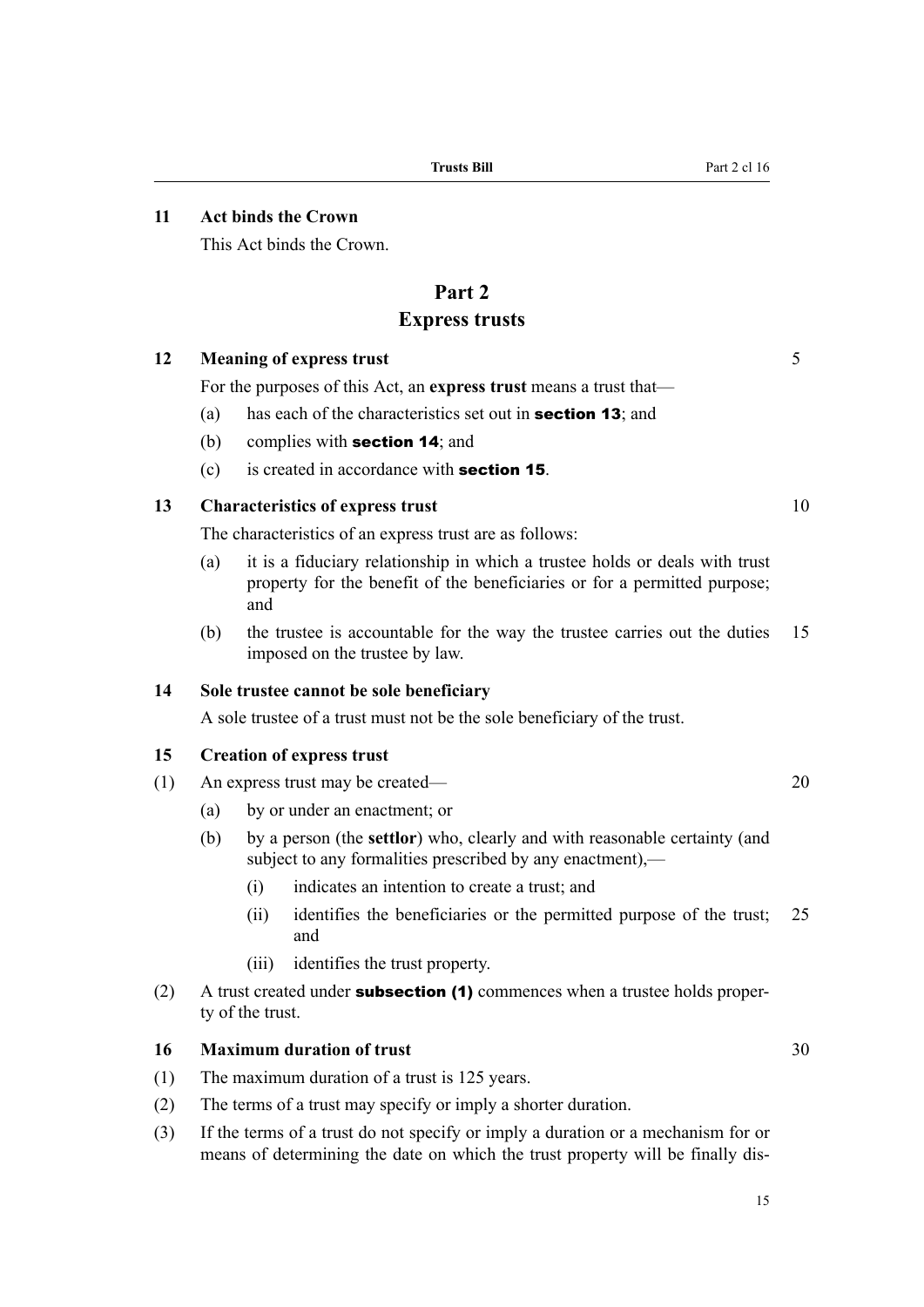**11 Act binds the Crown**

This Act binds the Crown.

# Part 2
# Express trusts

**12 Meaning of express trust**

For the purposes of this Act, an **express trust** means a trust that—

(a) has each of the characteristics set out in **section 13**; and

(b) complies with **section 14**; and

(c) is created in accordance with **section 15**.

**13 Characteristics of express trust**

The characteristics of an express trust are as follows:

(a) it is a fiduciary relationship in which a trustee holds or deals with trust property for the benefit of the beneficiaries or for a permitted purpose; and

(b) the trustee is accountable for the way the trustee carries out the duties imposed on the trustee by law.

**14 Sole trustee cannot be sole beneficiary**

A sole trustee of a trust must not be the sole beneficiary of the trust.

**15 Creation of express trust**

(1) An express trust may be created—

(a) by or under an enactment; or

(b) by a person (the **settlor**) who, clearly and with reasonable certainty (and subject to any formalities prescribed by any enactment),—

(i) indicates an intention to create a trust; and

(ii) identifies the beneficiaries or the permitted purpose of the trust; and

(iii) identifies the trust property.

(2) A trust created under **subsection (1)** commences when a trustee holds property of the trust.

**16 Maximum duration of trust**

(1) The maximum duration of a trust is 125 years.

(2) The terms of a trust may specify or imply a shorter duration.

(3) If the terms of a trust do not specify or imply a duration or a mechanism for or means of determining the date on which the trust property will be finally dis-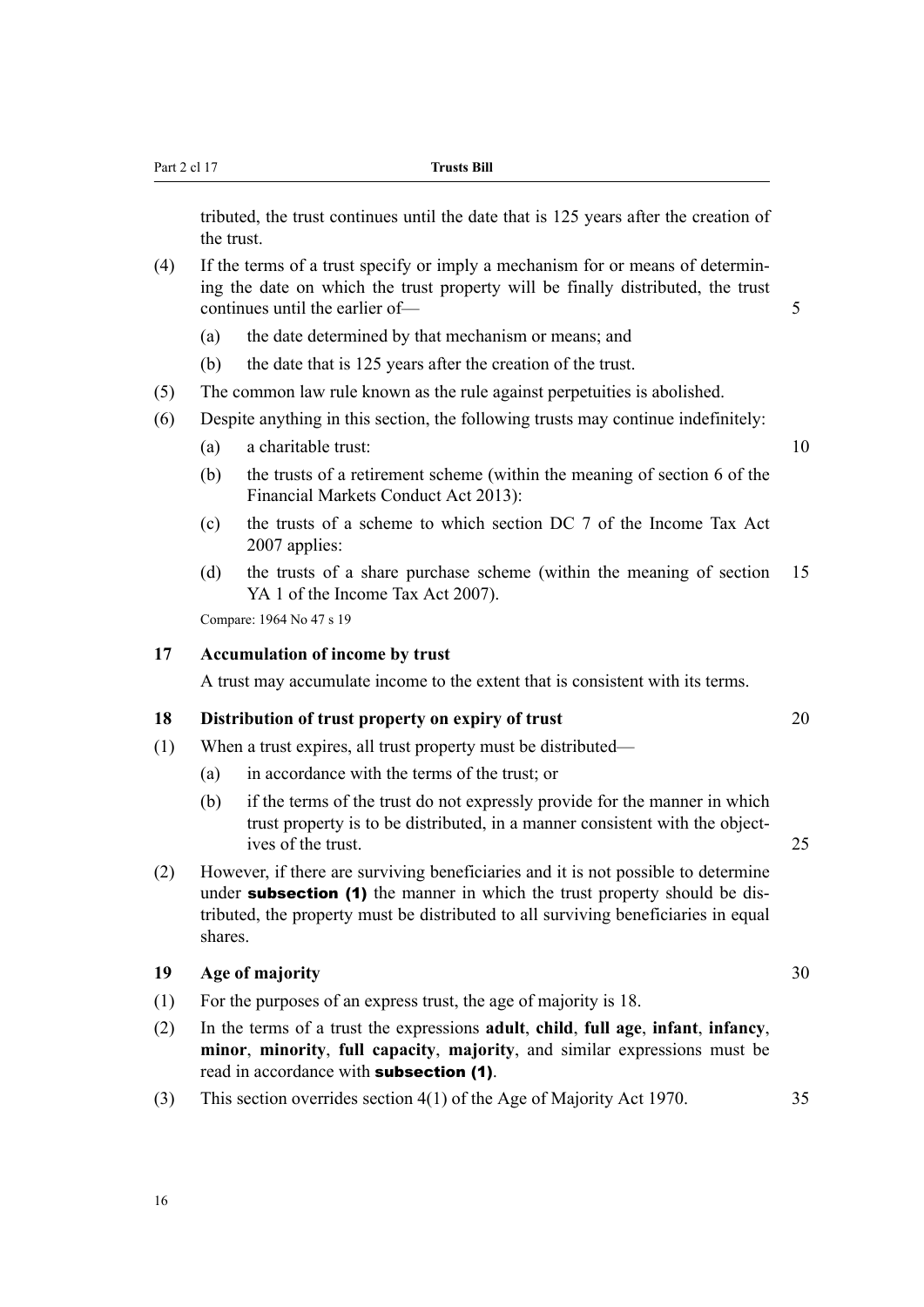tributed, the trust continues until the date that is 125 years after the creation of the trust.

(4) If the terms of a trust specify or imply a mechanism for or means of determining the date on which the trust property will be finally distributed, the trust continues until the earlier of—

(a) the date determined by that mechanism or means; and

(b) the date that is 125 years after the creation of the trust.

(5) The common law rule known as the rule against perpetuities is abolished.

(6) Despite anything in this section, the following trusts may continue indefinitely:

(a) a charitable trust:

(b) the trusts of a retirement scheme (within the meaning of section 6 of the Financial Markets Conduct Act 2013):

(c) the trusts of a scheme to which section DC 7 of the Income Tax Act 2007 applies:

(d) the trusts of a share purchase scheme (within the meaning of section YA 1 of the Income Tax Act 2007).

Compare: 1964 No 47 s 19

### 17 Accumulation of income by trust

A trust may accumulate income to the extent that is consistent with its terms.

### 18 Distribution of trust property on expiry of trust

(1) When a trust expires, all trust property must be distributed—

(a) in accordance with the terms of the trust; or

(b) if the terms of the trust do not expressly provide for the manner in which trust property is to be distributed, in a manner consistent with the objectives of the trust.

(2) However, if there are surviving beneficiaries and it is not possible to determine under **subsection (1)** the manner in which the trust property should be distributed, the property must be distributed to all surviving beneficiaries in equal shares.

### 19 Age of majority

(1) For the purposes of an express trust, the age of majority is 18.

(2) In the terms of a trust the expressions **adult**, **child**, **full age**, **infant**, **infancy**, **minor**, **minority**, **full capacity**, **majority**, and similar expressions must be read in accordance with **subsection (1)**.

(3) This section overrides section 4(1) of the Age of Majority Act 1970.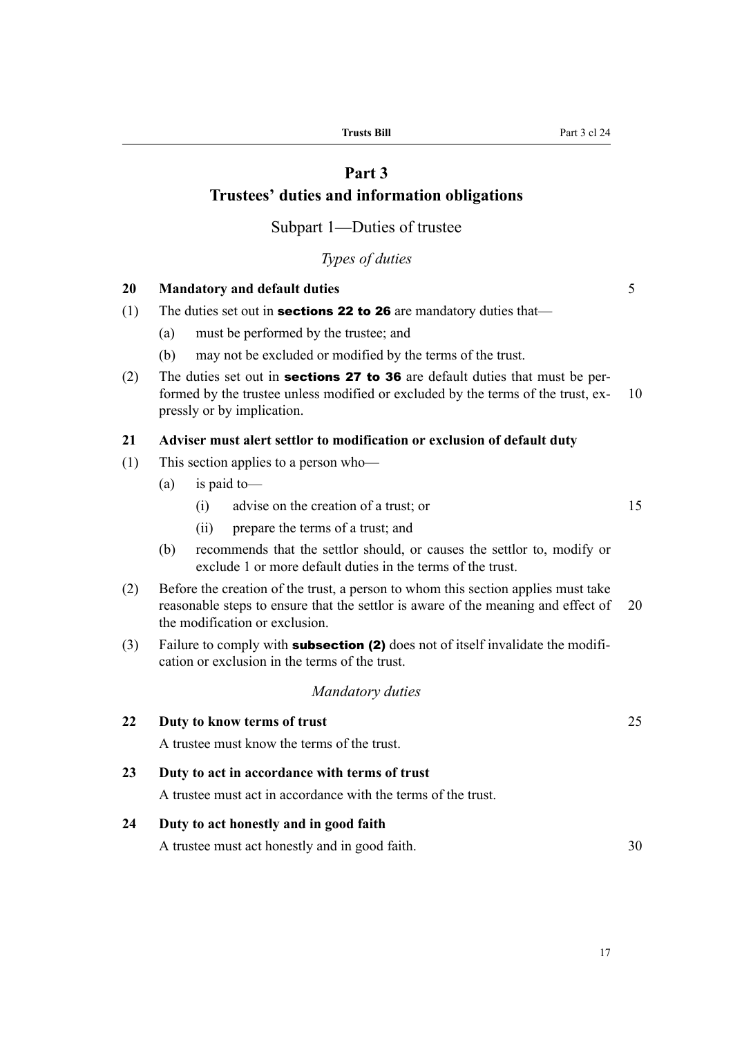# Part 3
# Trustees' duties and information obligations

## Subpart 1—Duties of trustee

### *Types of duties*

**20 Mandatory and default duties**

(1) The duties set out in **sections 22 to 26** are mandatory duties that—

(a) must be performed by the trustee; and

(b) may not be excluded or modified by the terms of the trust.

(2) The duties set out in **sections 27 to 36** are default duties that must be performed by the trustee unless modified or excluded by the terms of the trust, expressly or by implication.

**21 Adviser must alert settlor to modification or exclusion of default duty**

(1) This section applies to a person who—

(a) is paid to—

(i) advise on the creation of a trust; or

(ii) prepare the terms of a trust; and

(b) recommends that the settlor should, or causes the settlor to, modify or exclude 1 or more default duties in the terms of the trust.

(2) Before the creation of the trust, a person to whom this section applies must take reasonable steps to ensure that the settlor is aware of the meaning and effect of the modification or exclusion.

(3) Failure to comply with **subsection (2)** does not of itself invalidate the modification or exclusion in the terms of the trust.

### *Mandatory duties*

**22 Duty to know terms of trust**

A trustee must know the terms of the trust.

**23 Duty to act in accordance with terms of trust**

A trustee must act in accordance with the terms of the trust.

**24 Duty to act honestly and in good faith**

A trustee must act honestly and in good faith.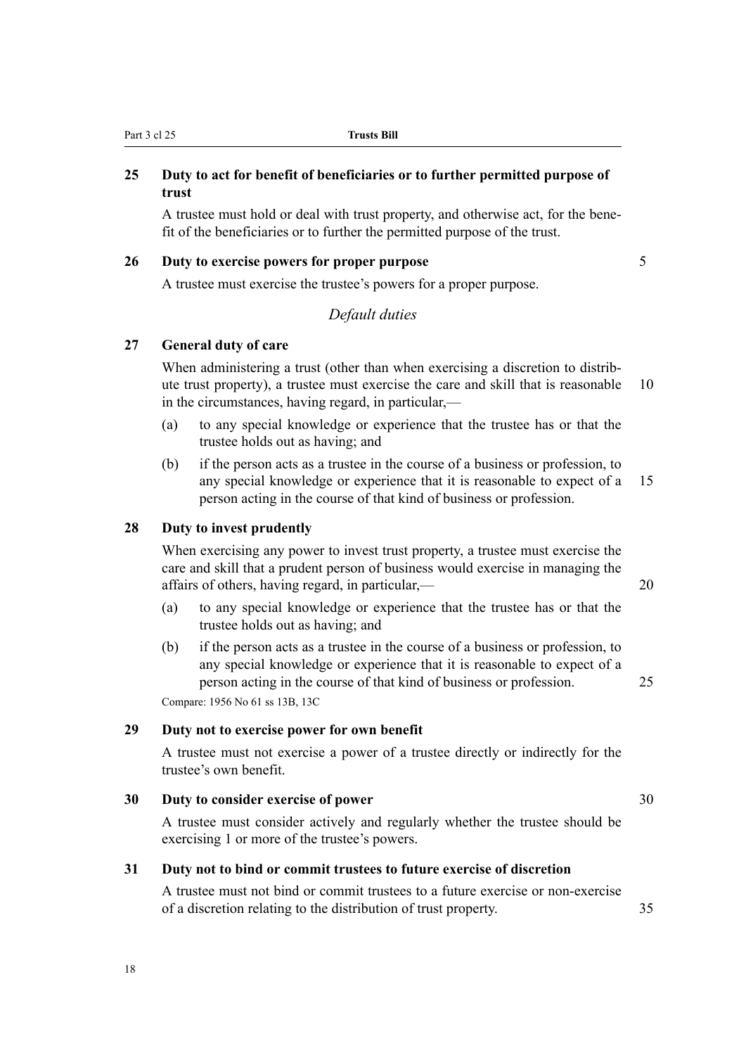### 25 Duty to act for benefit of beneficiaries or to further permitted purpose of trust

A trustee must hold or deal with trust property, and otherwise act, for the benefit of the beneficiaries or to further the permitted purpose of the trust.

### 26 Duty to exercise powers for proper purpose

A trustee must exercise the trustee's powers for a proper purpose.

## *Default duties*

### 27 General duty of care

When administering a trust (other than when exercising a discretion to distribute trust property), a trustee must exercise the care and skill that is reasonable in the circumstances, having regard, in particular,—

(a) to any special knowledge or experience that the trustee has or that the trustee holds out as having; and

(b) if the person acts as a trustee in the course of a business or profession, to any special knowledge or experience that it is reasonable to expect of a person acting in the course of that kind of business or profession.

### 28 Duty to invest prudently

When exercising any power to invest trust property, a trustee must exercise the care and skill that a prudent person of business would exercise in managing the affairs of others, having regard, in particular,—

(a) to any special knowledge or experience that the trustee has or that the trustee holds out as having; and

(b) if the person acts as a trustee in the course of a business or profession, to any special knowledge or experience that it is reasonable to expect of a person acting in the course of that kind of business or profession.

Compare: 1956 No 61 ss 13B, 13C

### 29 Duty not to exercise power for own benefit

A trustee must not exercise a power of a trustee directly or indirectly for the trustee's own benefit.

### 30 Duty to consider exercise of power

A trustee must consider actively and regularly whether the trustee should be exercising 1 or more of the trustee's powers.

### 31 Duty not to bind or commit trustees to future exercise of discretion

A trustee must not bind or commit trustees to a future exercise or non-exercise of a discretion relating to the distribution of trust property.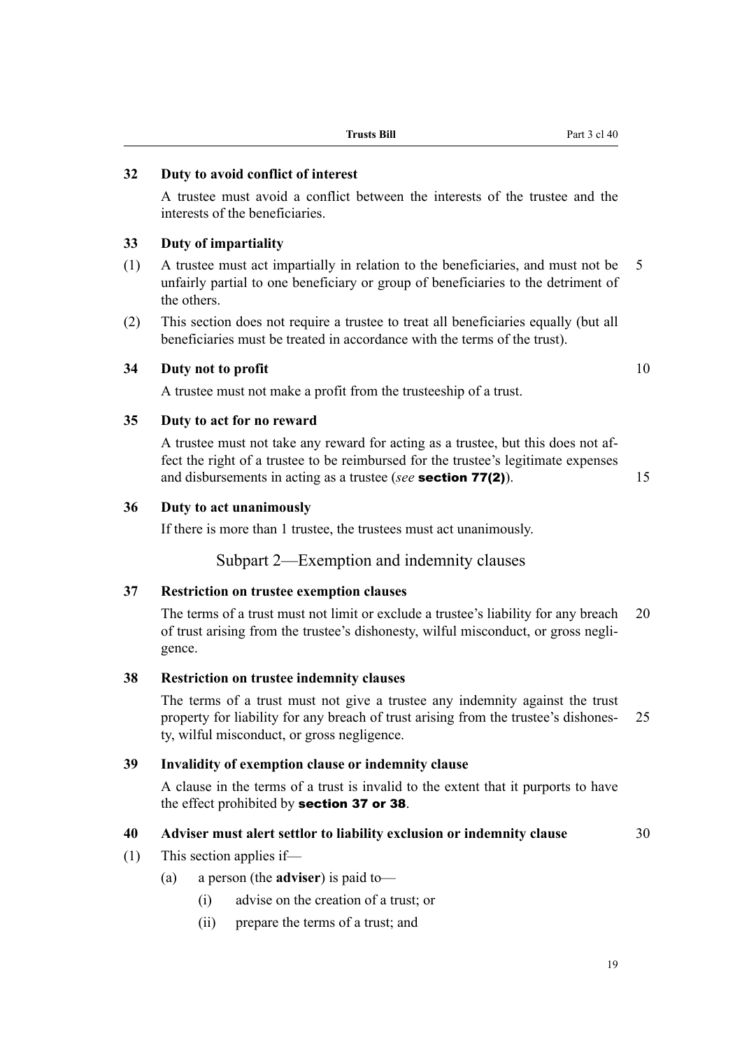### 32 Duty to avoid conflict of interest

A trustee must avoid a conflict between the interests of the trustee and the interests of the beneficiaries.

### 33 Duty of impartiality

(1) A trustee must act impartially in relation to the beneficiaries, and must not be unfairly partial to one beneficiary or group of beneficiaries to the detriment of the others.

(2) This section does not require a trustee to treat all beneficiaries equally (but all beneficiaries must be treated in accordance with the terms of the trust).

### 34 Duty not to profit

A trustee must not make a profit from the trusteeship of a trust.

### 35 Duty to act for no reward

A trustee must not take any reward for acting as a trustee, but this does not affect the right of a trustee to be reimbursed for the trustee's legitimate expenses and disbursements in acting as a trustee (*see* **section 77(2)**).

### 36 Duty to act unanimously

If there is more than 1 trustee, the trustees must act unanimously.

## Subpart 2—Exemption and indemnity clauses

### 37 Restriction on trustee exemption clauses

The terms of a trust must not limit or exclude a trustee's liability for any breach of trust arising from the trustee's dishonesty, wilful misconduct, or gross negligence.

### 38 Restriction on trustee indemnity clauses

The terms of a trust must not give a trustee any indemnity against the trust property for liability for any breach of trust arising from the trustee's dishonesty, wilful misconduct, or gross negligence.

### 39 Invalidity of exemption clause or indemnity clause

A clause in the terms of a trust is invalid to the extent that it purports to have the effect prohibited by **section 37 or 38**.

### 40 Adviser must alert settlor to liability exclusion or indemnity clause

(1) This section applies if—

- (a) a person (the **adviser**) is paid to—
  - (i) advise on the creation of a trust; or
  - (ii) prepare the terms of a trust; and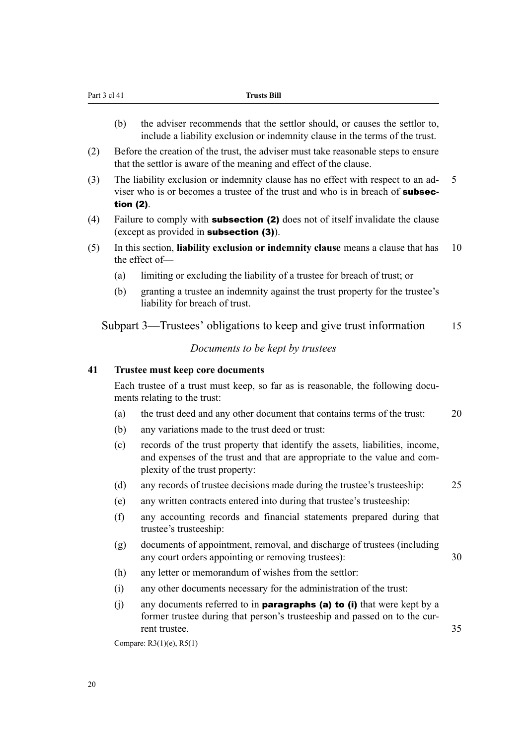(b) the adviser recommends that the settlor should, or causes the settlor to, include a liability exclusion or indemnity clause in the terms of the trust.

(2) Before the creation of the trust, the adviser must take reasonable steps to ensure that the settlor is aware of the meaning and effect of the clause.

(3) The liability exclusion or indemnity clause has no effect with respect to an adviser who is or becomes a trustee of the trust and who is in breach of **subsection (2)**.

(4) Failure to comply with **subsection (2)** does not of itself invalidate the clause (except as provided in **subsection (3)**).

(5) In this section, **liability exclusion or indemnity clause** means a clause that has the effect of—

(a) limiting or excluding the liability of a trustee for breach of trust; or

(b) granting a trustee an indemnity against the trust property for the trustee's liability for breach of trust.

## Subpart 3—Trustees' obligations to keep and give trust information

### *Documents to be kept by trustees*

### 41 Trustee must keep core documents

Each trustee of a trust must keep, so far as is reasonable, the following documents relating to the trust:

(a) the trust deed and any other document that contains terms of the trust:

(b) any variations made to the trust deed or trust:

(c) records of the trust property that identify the assets, liabilities, income, and expenses of the trust and that are appropriate to the value and complexity of the trust property:

(d) any records of trustee decisions made during the trustee's trusteeship:

(e) any written contracts entered into during that trustee's trusteeship:

(f) any accounting records and financial statements prepared during that trustee's trusteeship:

(g) documents of appointment, removal, and discharge of trustees (including any court orders appointing or removing trustees):

(h) any letter or memorandum of wishes from the settlor:

(i) any other documents necessary for the administration of the trust:

(j) any documents referred to in **paragraphs (a) to (i)** that were kept by a former trustee during that person's trusteeship and passed on to the current trustee.

Compare: R3(1)(e), R5(1)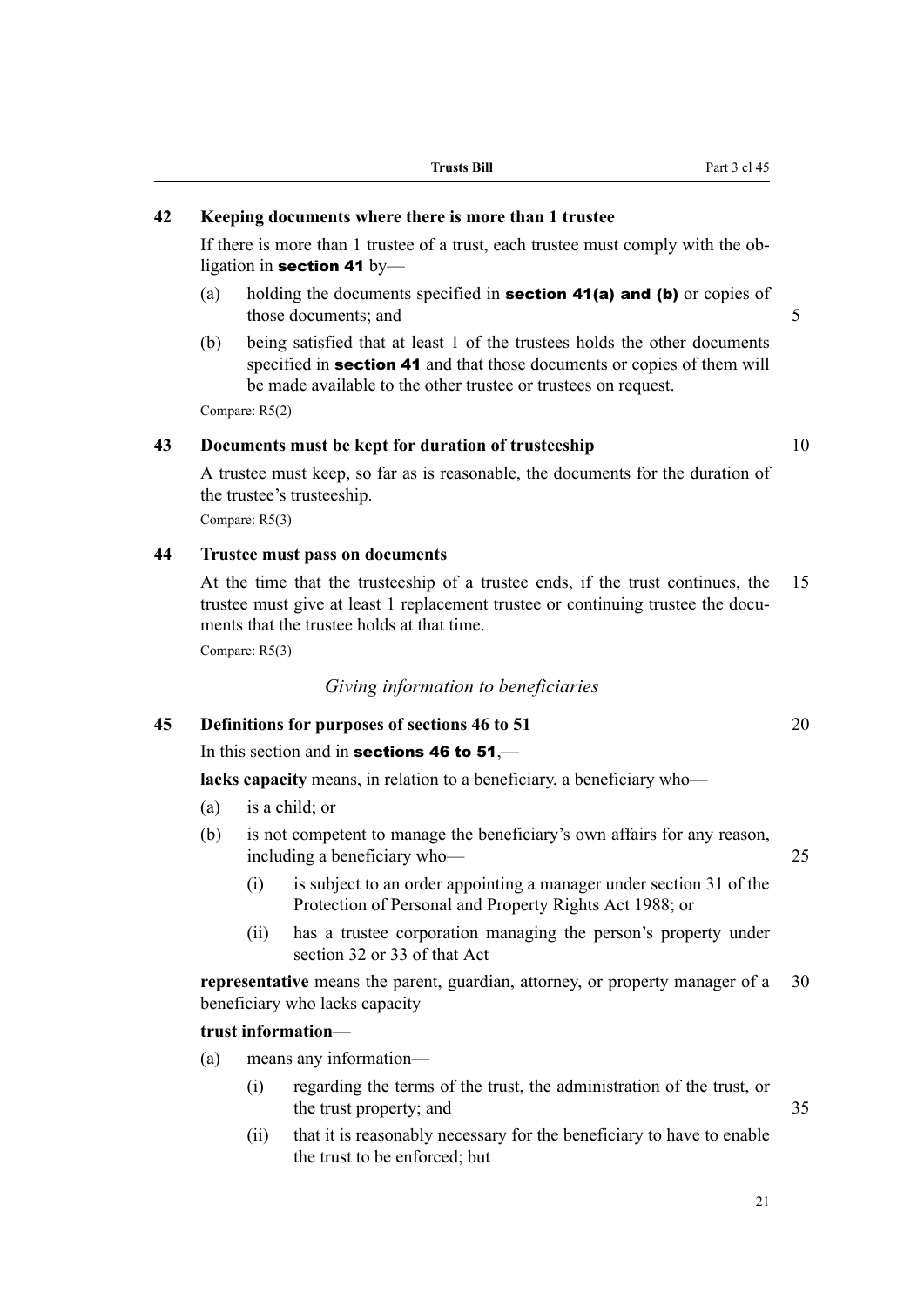## 42 Keeping documents where there is more than 1 trustee

If there is more than 1 trustee of a trust, each trustee must comply with the obligation in **section 41** by—

(a) holding the documents specified in **section 41(a) and (b)** or copies of those documents; and

(b) being satisfied that at least 1 of the trustees holds the other documents specified in **section 41** and that those documents or copies of them will be made available to the other trustee or trustees on request.

Compare: R5(2)

## 43 Documents must be kept for duration of trusteeship

A trustee must keep, so far as is reasonable, the documents for the duration of the trustee's trusteeship.

Compare: R5(3)

## 44 Trustee must pass on documents

At the time that the trusteeship of a trustee ends, if the trust continues, the trustee must give at least 1 replacement trustee or continuing trustee the documents that the trustee holds at that time.

Compare: R5(3)

### *Giving information to beneficiaries*

## 45 Definitions for purposes of sections 46 to 51

In this section and in **sections 46 to 51**,—

**lacks capacity** means, in relation to a beneficiary, a beneficiary who—

(a) is a child; or

(b) is not competent to manage the beneficiary's own affairs for any reason, including a beneficiary who—

  (i) is subject to an order appointing a manager under section 31 of the Protection of Personal and Property Rights Act 1988; or

  (ii) has a trustee corporation managing the person's property under section 32 or 33 of that Act

**representative** means the parent, guardian, attorney, or property manager of a beneficiary who lacks capacity

**trust information**—

(a) means any information—

  (i) regarding the terms of the trust, the administration of the trust, or the trust property; and

  (ii) that it is reasonably necessary for the beneficiary to have to enable the trust to be enforced; but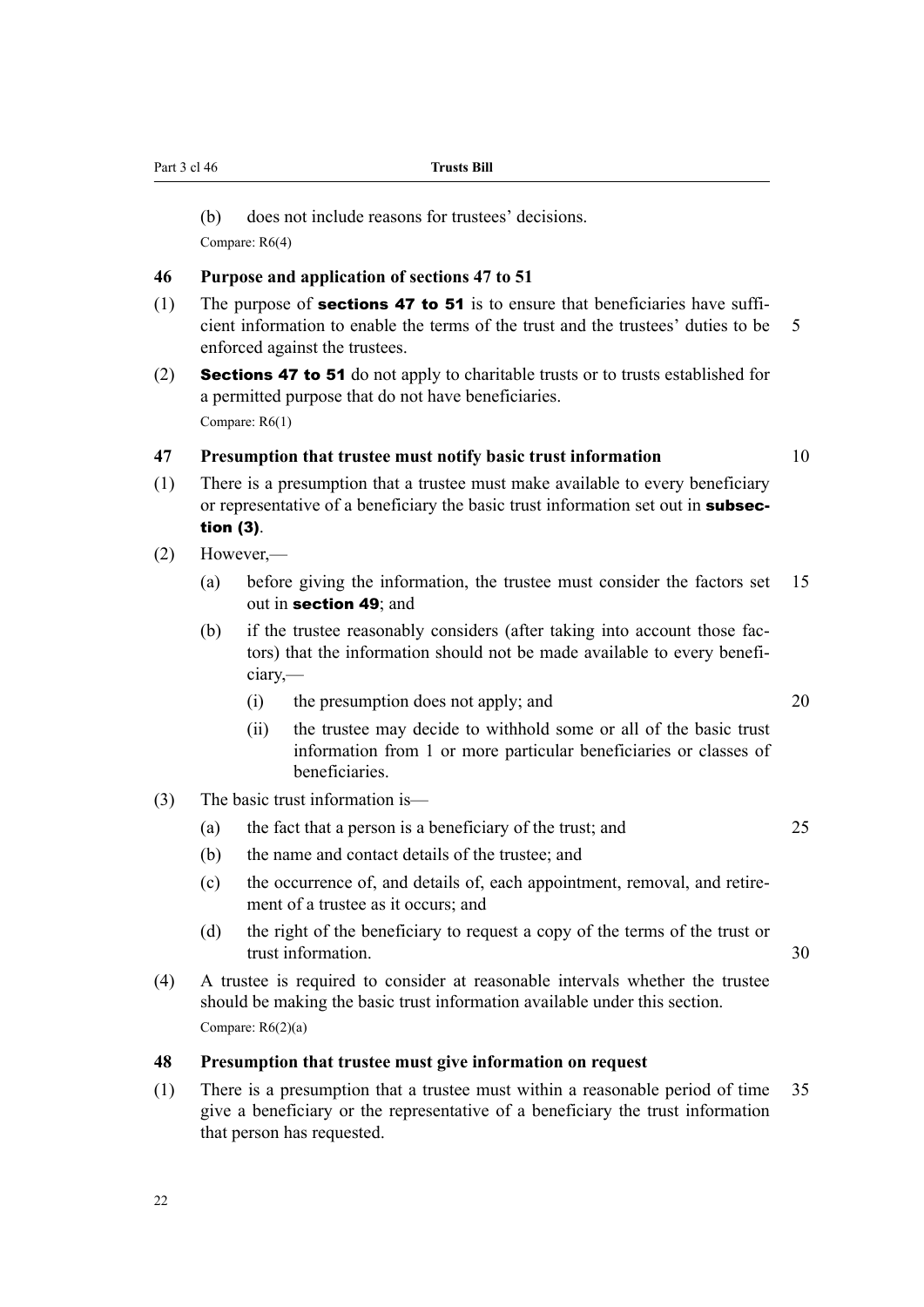(b) does not include reasons for trustees' decisions.

Compare: R6(4)

### 46 Purpose and application of sections 47 to 51

(1) The purpose of **sections 47 to 51** is to ensure that beneficiaries have sufficient information to enable the terms of the trust and the trustees' duties to be enforced against the trustees.

(2) **Sections 47 to 51** do not apply to charitable trusts or to trusts established for a permitted purpose that do not have beneficiaries.

Compare: R6(1)

### 47 Presumption that trustee must notify basic trust information

(1) There is a presumption that a trustee must make available to every beneficiary or representative of a beneficiary the basic trust information set out in **subsection (3)**.

(2) However,—

- (a) before giving the information, the trustee must consider the factors set out in **section 49**; and
- (b) if the trustee reasonably considers (after taking into account those factors) that the information should not be made available to every beneficiary,—
  - (i) the presumption does not apply; and
  - (ii) the trustee may decide to withhold some or all of the basic trust information from 1 or more particular beneficiaries or classes of beneficiaries.

(3) The basic trust information is—

- (a) the fact that a person is a beneficiary of the trust; and
- (b) the name and contact details of the trustee; and
- (c) the occurrence of, and details of, each appointment, removal, and retirement of a trustee as it occurs; and
- (d) the right of the beneficiary to request a copy of the terms of the trust or trust information.

(4) A trustee is required to consider at reasonable intervals whether the trustee should be making the basic trust information available under this section.

Compare: R6(2)(a)

### 48 Presumption that trustee must give information on request

(1) There is a presumption that a trustee must within a reasonable period of time give a beneficiary or the representative of a beneficiary the trust information that person has requested.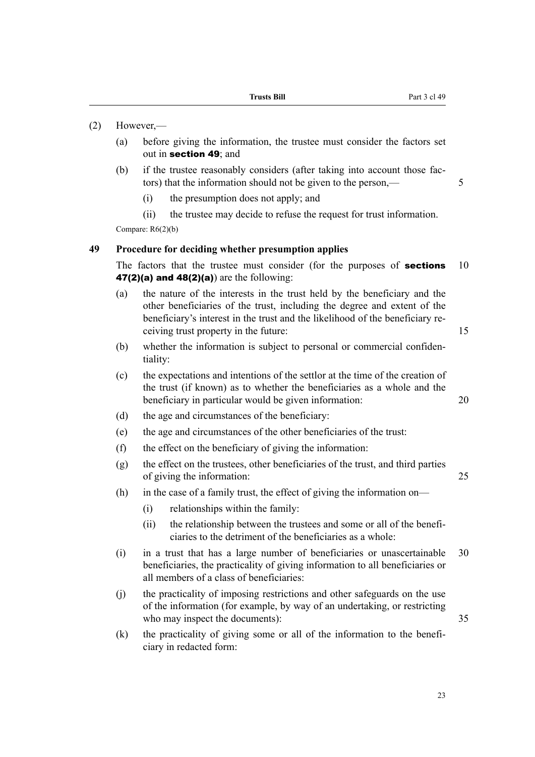(2) However,—

(a) before giving the information, the trustee must consider the factors set out in **section 49**; and

(b) if the trustee reasonably considers (after taking into account those factors) that the information should not be given to the person,—

(i) the presumption does not apply; and

(ii) the trustee may decide to refuse the request for trust information.

Compare: R6(2)(b)

### 49 Procedure for deciding whether presumption applies

The factors that the trustee must consider (for the purposes of **sections 47(2)(a) and 48(2)(a)**) are the following:

(a) the nature of the interests in the trust held by the beneficiary and the other beneficiaries of the trust, including the degree and extent of the beneficiary's interest in the trust and the likelihood of the beneficiary receiving trust property in the future:

(b) whether the information is subject to personal or commercial confidentiality:

(c) the expectations and intentions of the settlor at the time of the creation of the trust (if known) as to whether the beneficiaries as a whole and the beneficiary in particular would be given information:

(d) the age and circumstances of the beneficiary:

(e) the age and circumstances of the other beneficiaries of the trust:

(f) the effect on the beneficiary of giving the information:

(g) the effect on the trustees, other beneficiaries of the trust, and third parties of giving the information:

(h) in the case of a family trust, the effect of giving the information on—

(i) relationships within the family:

(ii) the relationship between the trustees and some or all of the beneficiaries to the detriment of the beneficiaries as a whole:

(i) in a trust that has a large number of beneficiaries or unascertainable beneficiaries, the practicality of giving information to all beneficiaries or all members of a class of beneficiaries:

(j) the practicality of imposing restrictions and other safeguards on the use of the information (for example, by way of an undertaking, or restricting who may inspect the documents):

(k) the practicality of giving some or all of the information to the beneficiary in redacted form: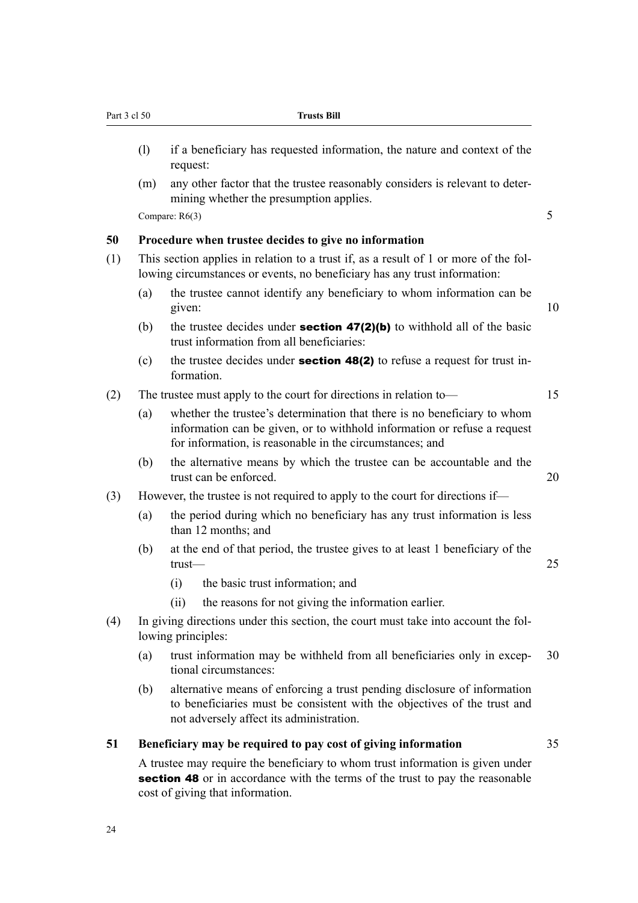(l) if a beneficiary has requested information, the nature and context of the request:

(m) any other factor that the trustee reasonably considers is relevant to determining whether the presumption applies.

Compare: R6(3)

### 50 Procedure when trustee decides to give no information

(1) This section applies in relation to a trust if, as a result of 1 or more of the following circumstances or events, no beneficiary has any trust information:

(a) the trustee cannot identify any beneficiary to whom information can be given:

(b) the trustee decides under **section 47(2)(b)** to withhold all of the basic trust information from all beneficiaries:

(c) the trustee decides under **section 48(2)** to refuse a request for trust information.

(2) The trustee must apply to the court for directions in relation to—

(a) whether the trustee's determination that there is no beneficiary to whom information can be given, or to withhold information or refuse a request for information, is reasonable in the circumstances; and

(b) the alternative means by which the trustee can be accountable and the trust can be enforced.

(3) However, the trustee is not required to apply to the court for directions if—

(a) the period during which no beneficiary has any trust information is less than 12 months; and

(b) at the end of that period, the trustee gives to at least 1 beneficiary of the trust—

(i) the basic trust information; and

(ii) the reasons for not giving the information earlier.

(4) In giving directions under this section, the court must take into account the following principles:

(a) trust information may be withheld from all beneficiaries only in exceptional circumstances:

(b) alternative means of enforcing a trust pending disclosure of information to beneficiaries must be consistent with the objectives of the trust and not adversely affect its administration.

### 51 Beneficiary may be required to pay cost of giving information

A trustee may require the beneficiary to whom trust information is given under **section 48** or in accordance with the terms of the trust to pay the reasonable cost of giving that information.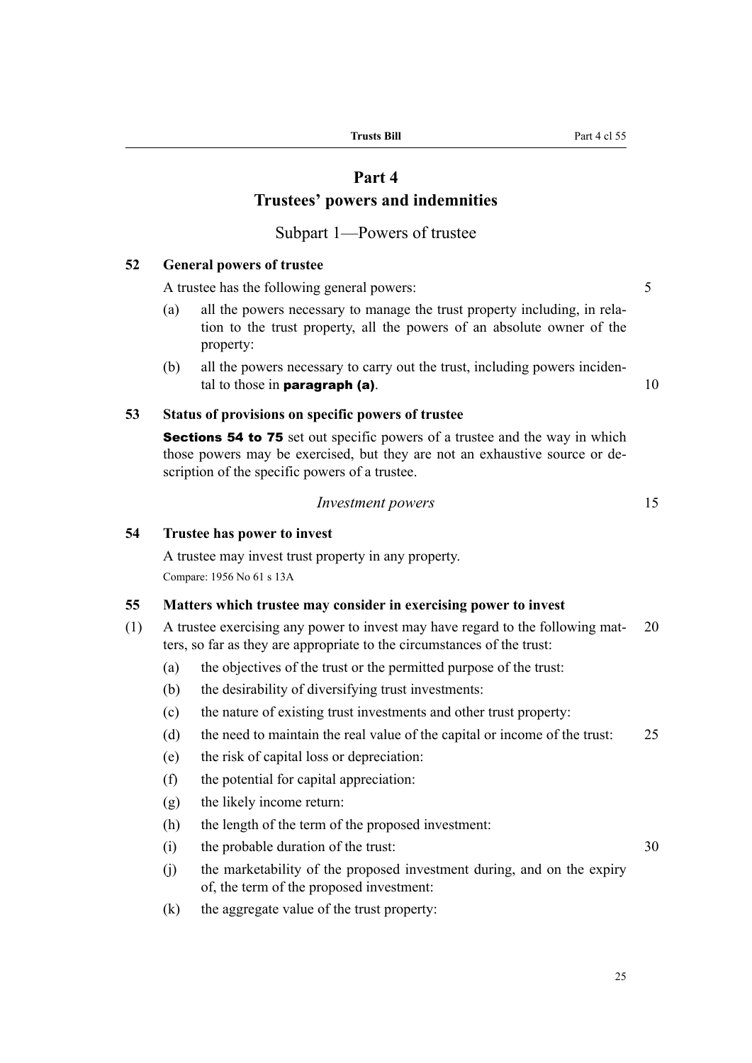# Part 4
# Trustees' powers and indemnities

## Subpart 1—Powers of trustee

### 52 General powers of trustee

A trustee has the following general powers:

(a) all the powers necessary to manage the trust property including, in relation to the trust property, all the powers of an absolute owner of the property:

(b) all the powers necessary to carry out the trust, including powers incidental to those in **paragraph (a)**.

### 53 Status of provisions on specific powers of trustee

**Sections 54 to 75** set out specific powers of a trustee and the way in which those powers may be exercised, but they are not an exhaustive source or description of the specific powers of a trustee.

*Investment powers*

### 54 Trustee has power to invest

A trustee may invest trust property in any property.

Compare: 1956 No 61 s 13A

### 55 Matters which trustee may consider in exercising power to invest

(1) A trustee exercising any power to invest may have regard to the following matters, so far as they are appropriate to the circumstances of the trust:

(a) the objectives of the trust or the permitted purpose of the trust:

(b) the desirability of diversifying trust investments:

(c) the nature of existing trust investments and other trust property:

(d) the need to maintain the real value of the capital or income of the trust:

(e) the risk of capital loss or depreciation:

(f) the potential for capital appreciation:

(g) the likely income return:

(h) the length of the term of the proposed investment:

(i) the probable duration of the trust:

(j) the marketability of the proposed investment during, and on the expiry of, the term of the proposed investment:

(k) the aggregate value of the trust property: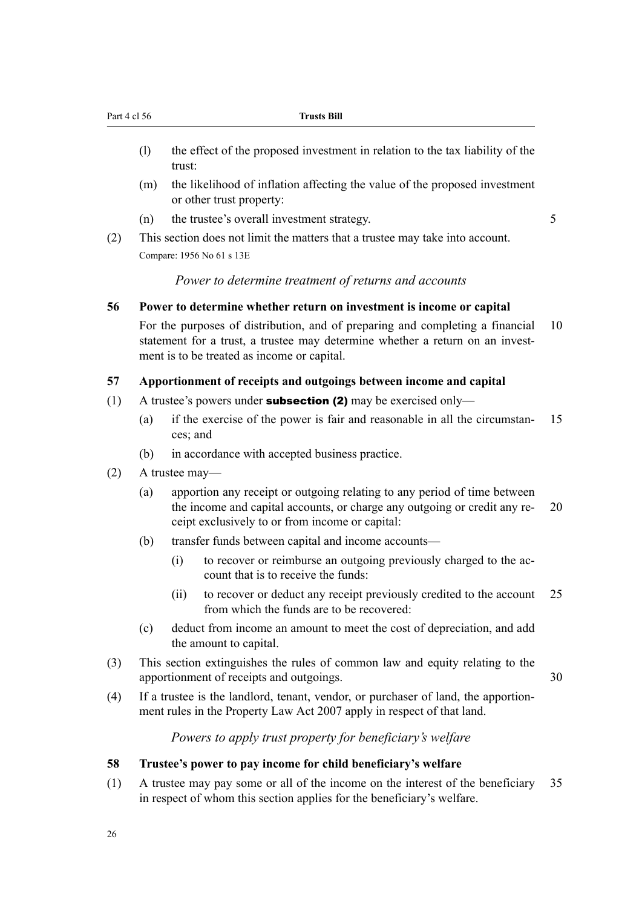(l) the effect of the proposed investment in relation to the tax liability of the trust:

(m) the likelihood of inflation affecting the value of the proposed investment or other trust property:

(n) the trustee's overall investment strategy.

(2) This section does not limit the matters that a trustee may take into account.

Compare: 1956 No 61 s 13E

*Power to determine treatment of returns and accounts*

### 56 Power to determine whether return on investment is income or capital

For the purposes of distribution, and of preparing and completing a financial statement for a trust, a trustee may determine whether a return on an investment is to be treated as income or capital.

### 57 Apportionment of receipts and outgoings between income and capital

(1) A trustee's powers under **subsection (2)** may be exercised only—

(a) if the exercise of the power is fair and reasonable in all the circumstances; and

(b) in accordance with accepted business practice.

(2) A trustee may—

(a) apportion any receipt or outgoing relating to any period of time between the income and capital accounts, or charge any outgoing or credit any receipt exclusively to or from income or capital:

(b) transfer funds between capital and income accounts—

(i) to recover or reimburse an outgoing previously charged to the account that is to receive the funds:

(ii) to recover or deduct any receipt previously credited to the account from which the funds are to be recovered:

(c) deduct from income an amount to meet the cost of depreciation, and add the amount to capital.

(3) This section extinguishes the rules of common law and equity relating to the apportionment of receipts and outgoings.

(4) If a trustee is the landlord, tenant, vendor, or purchaser of land, the apportionment rules in the Property Law Act 2007 apply in respect of that land.

*Powers to apply trust property for beneficiary's welfare*

### 58 Trustee's power to pay income for child beneficiary's welfare

(1) A trustee may pay some or all of the income on the interest of the beneficiary in respect of whom this section applies for the beneficiary's welfare.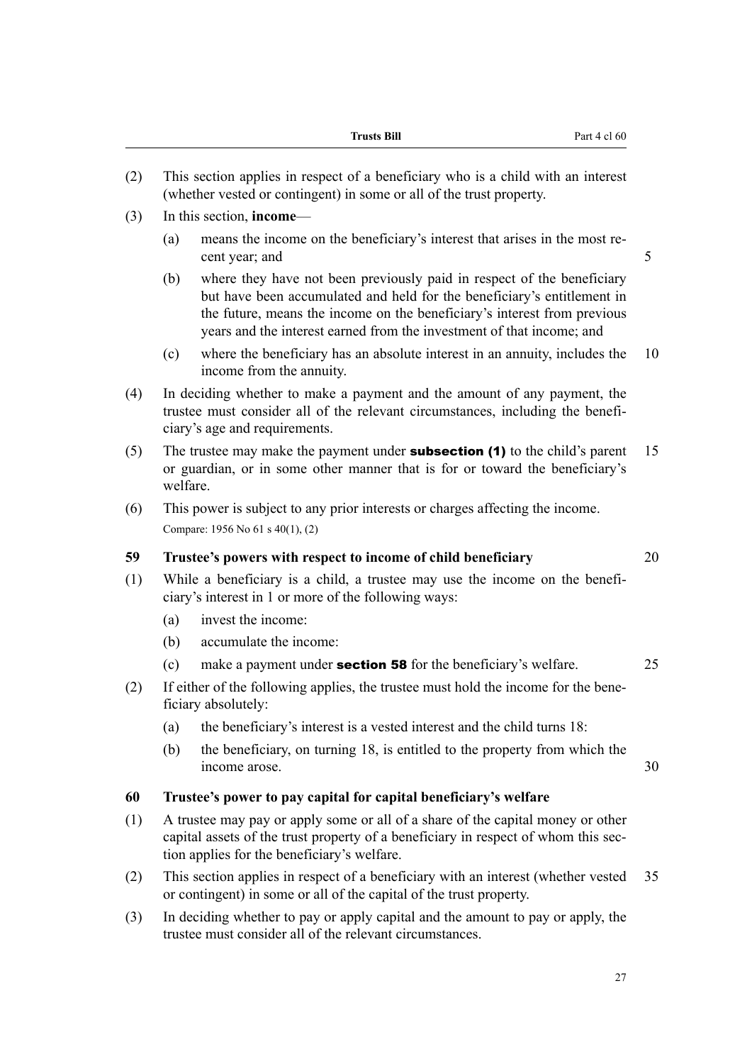(2) This section applies in respect of a beneficiary who is a child with an interest (whether vested or contingent) in some or all of the trust property.

(3) In this section, **income**—

(a) means the income on the beneficiary's interest that arises in the most recent year; and

(b) where they have not been previously paid in respect of the beneficiary but have been accumulated and held for the beneficiary's entitlement in the future, means the income on the beneficiary's interest from previous years and the interest earned from the investment of that income; and

(c) where the beneficiary has an absolute interest in an annuity, includes the income from the annuity.

(4) In deciding whether to make a payment and the amount of any payment, the trustee must consider all of the relevant circumstances, including the beneficiary's age and requirements.

(5) The trustee may make the payment under **subsection (1)** to the child's parent or guardian, or in some other manner that is for or toward the beneficiary's welfare.

(6) This power is subject to any prior interests or charges affecting the income.

Compare: 1956 No 61 s 40(1), (2)

### 59 Trustee's powers with respect to income of child beneficiary

(1) While a beneficiary is a child, a trustee may use the income on the beneficiary's interest in 1 or more of the following ways:

(a) invest the income:

(b) accumulate the income:

(c) make a payment under **section 58** for the beneficiary's welfare.

(2) If either of the following applies, the trustee must hold the income for the beneficiary absolutely:

(a) the beneficiary's interest is a vested interest and the child turns 18:

(b) the beneficiary, on turning 18, is entitled to the property from which the income arose.

### 60 Trustee's power to pay capital for capital beneficiary's welfare

(1) A trustee may pay or apply some or all of a share of the capital money or other capital assets of the trust property of a beneficiary in respect of whom this section applies for the beneficiary's welfare.

(2) This section applies in respect of a beneficiary with an interest (whether vested or contingent) in some or all of the capital of the trust property.

(3) In deciding whether to pay or apply capital and the amount to pay or apply, the trustee must consider all of the relevant circumstances.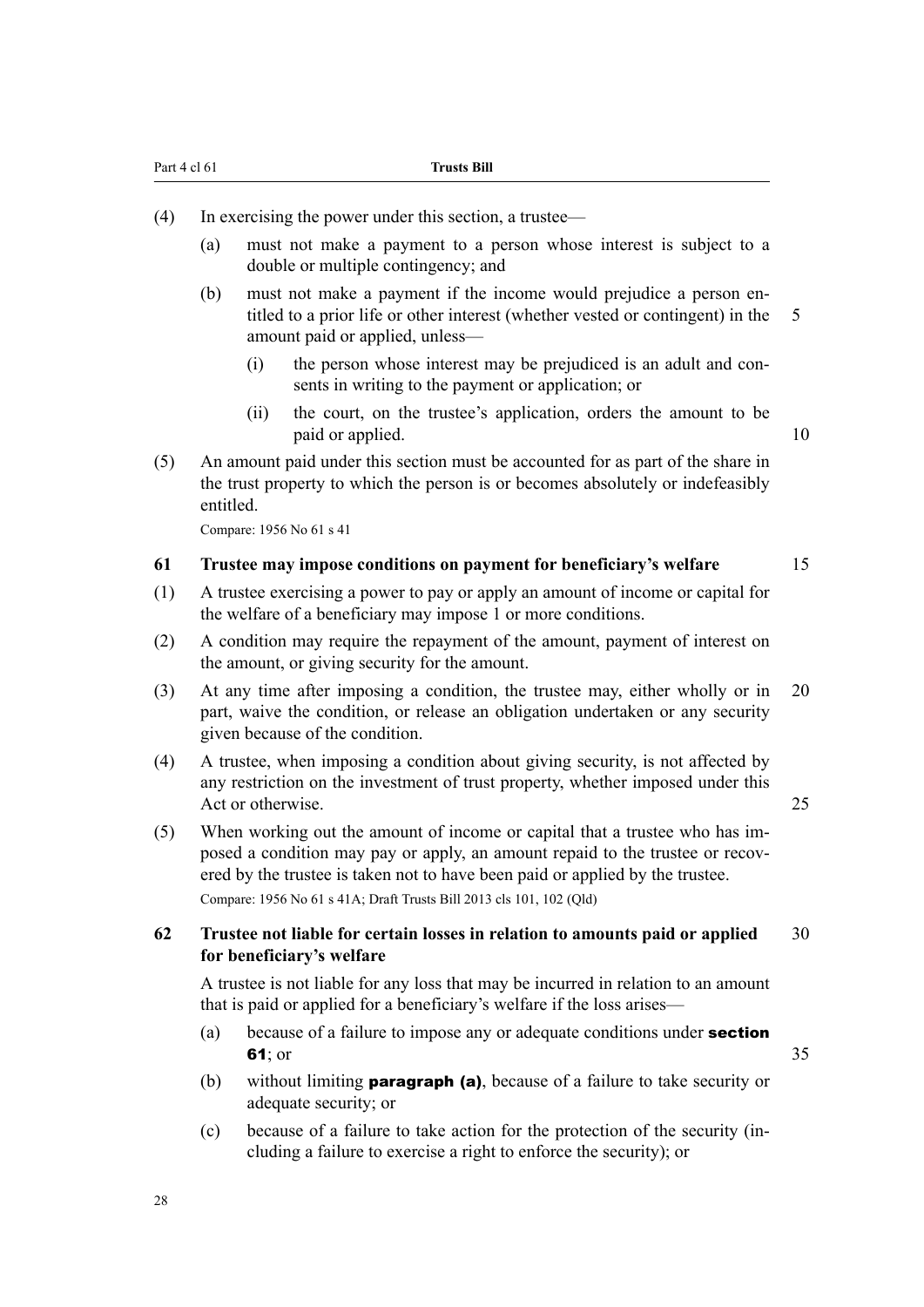(4) In exercising the power under this section, a trustee—

(a) must not make a payment to a person whose interest is subject to a double or multiple contingency; and

(b) must not make a payment if the income would prejudice a person entitled to a prior life or other interest (whether vested or contingent) in the amount paid or applied, unless—

(i) the person whose interest may be prejudiced is an adult and consents in writing to the payment or application; or

(ii) the court, on the trustee's application, orders the amount to be paid or applied.

(5) An amount paid under this section must be accounted for as part of the share in the trust property to which the person is or becomes absolutely or indefeasibly entitled.

Compare: 1956 No 61 s 41

### 61 Trustee may impose conditions on payment for beneficiary's welfare

(1) A trustee exercising a power to pay or apply an amount of income or capital for the welfare of a beneficiary may impose 1 or more conditions.

(2) A condition may require the repayment of the amount, payment of interest on the amount, or giving security for the amount.

(3) At any time after imposing a condition, the trustee may, either wholly or in part, waive the condition, or release an obligation undertaken or any security given because of the condition.

(4) A trustee, when imposing a condition about giving security, is not affected by any restriction on the investment of trust property, whether imposed under this Act or otherwise.

(5) When working out the amount of income or capital that a trustee who has imposed a condition may pay or apply, an amount repaid to the trustee or recovered by the trustee is taken not to have been paid or applied by the trustee.

Compare: 1956 No 61 s 41A; Draft Trusts Bill 2013 cls 101, 102 (Qld)

### 62 Trustee not liable for certain losses in relation to amounts paid or applied for beneficiary's welfare

A trustee is not liable for any loss that may be incurred in relation to an amount that is paid or applied for a beneficiary's welfare if the loss arises—

(a) because of a failure to impose any or adequate conditions under **section 61**; or

(b) without limiting **paragraph (a)**, because of a failure to take security or adequate security; or

(c) because of a failure to take action for the protection of the security (including a failure to exercise a right to enforce the security); or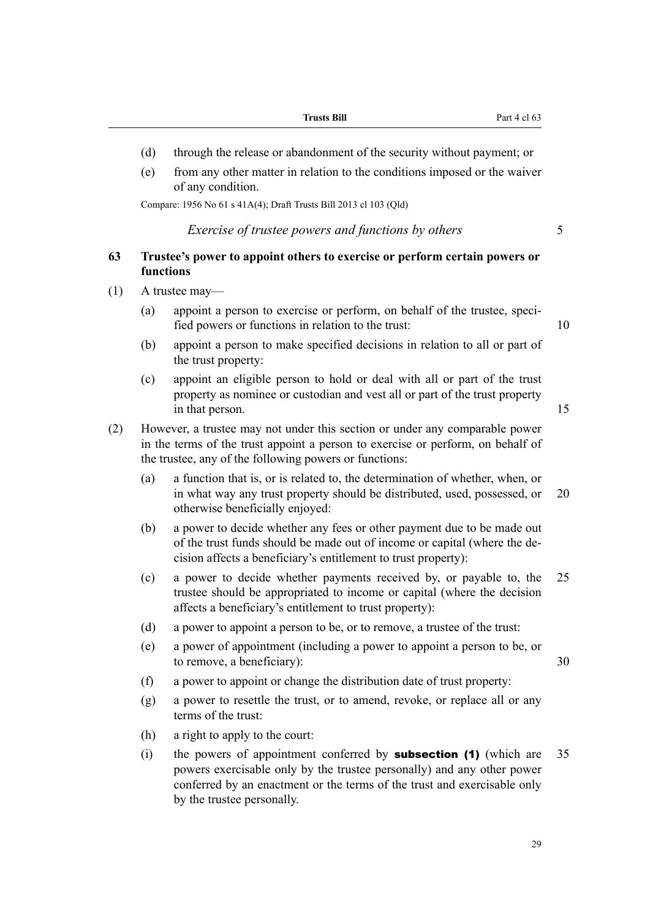- (d) through the release or abandonment of the security without payment; or
- (e) from any other matter in relation to the conditions imposed or the waiver of any condition.

Compare: 1956 No 61 s 41A(4); Draft Trusts Bill 2013 cl 103 (Qld)

*Exercise of trustee powers and functions by others*

### 63 Trustee's power to appoint others to exercise or perform certain powers or functions

(1) A trustee may—

- (a) appoint a person to exercise or perform, on behalf of the trustee, specified powers or functions in relation to the trust:
- (b) appoint a person to make specified decisions in relation to all or part of the trust property:
- (c) appoint an eligible person to hold or deal with all or part of the trust property as nominee or custodian and vest all or part of the trust property in that person.

(2) However, a trustee may not under this section or under any comparable power in the terms of the trust appoint a person to exercise or perform, on behalf of the trustee, any of the following powers or functions:

- (a) a function that is, or is related to, the determination of whether, when, or in what way any trust property should be distributed, used, possessed, or otherwise beneficially enjoyed:
- (b) a power to decide whether any fees or other payment due to be made out of the trust funds should be made out of income or capital (where the decision affects a beneficiary's entitlement to trust property):
- (c) a power to decide whether payments received by, or payable to, the trustee should be appropriated to income or capital (where the decision affects a beneficiary's entitlement to trust property):
- (d) a power to appoint a person to be, or to remove, a trustee of the trust:
- (e) a power of appointment (including a power to appoint a person to be, or to remove, a beneficiary):
- (f) a power to appoint or change the distribution date of trust property:
- (g) a power to resettle the trust, or to amend, revoke, or replace all or any terms of the trust:
- (h) a right to apply to the court:
- (i) the powers of appointment conferred by **subsection (1)** (which are powers exercisable only by the trustee personally) and any other power conferred by an enactment or the terms of the trust and exercisable only by the trustee personally.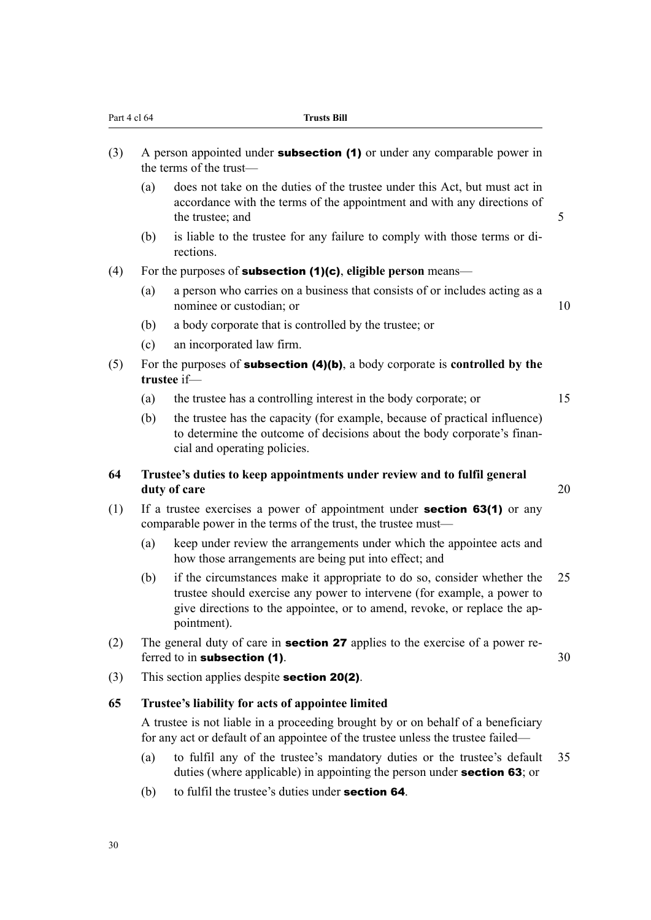(3) A person appointed under **subsection (1)** or under any comparable power in the terms of the trust—

(a) does not take on the duties of the trustee under this Act, but must act in accordance with the terms of the appointment and with any directions of the trustee; and

(b) is liable to the trustee for any failure to comply with those terms or directions.

(4) For the purposes of **subsection (1)(c)**, **eligible person** means—

(a) a person who carries on a business that consists of or includes acting as a nominee or custodian; or

(b) a body corporate that is controlled by the trustee; or

(c) an incorporated law firm.

(5) For the purposes of **subsection (4)(b)**, a body corporate is **controlled by the trustee** if—

(a) the trustee has a controlling interest in the body corporate; or

(b) the trustee has the capacity (for example, because of practical influence) to determine the outcome of decisions about the body corporate's financial and operating policies.

### 64 Trustee's duties to keep appointments under review and to fulfil general duty of care

(1) If a trustee exercises a power of appointment under **section 63(1)** or any comparable power in the terms of the trust, the trustee must—

(a) keep under review the arrangements under which the appointee acts and how those arrangements are being put into effect; and

(b) if the circumstances make it appropriate to do so, consider whether the trustee should exercise any power to intervene (for example, a power to give directions to the appointee, or to amend, revoke, or replace the appointment).

(2) The general duty of care in **section 27** applies to the exercise of a power referred to in **subsection (1)**.

(3) This section applies despite **section 20(2)**.

### 65 Trustee's liability for acts of appointee limited

A trustee is not liable in a proceeding brought by or on behalf of a beneficiary for any act or default of an appointee of the trustee unless the trustee failed—

(a) to fulfil any of the trustee's mandatory duties or the trustee's default duties (where applicable) in appointing the person under **section 63**; or

(b) to fulfil the trustee's duties under **section 64**.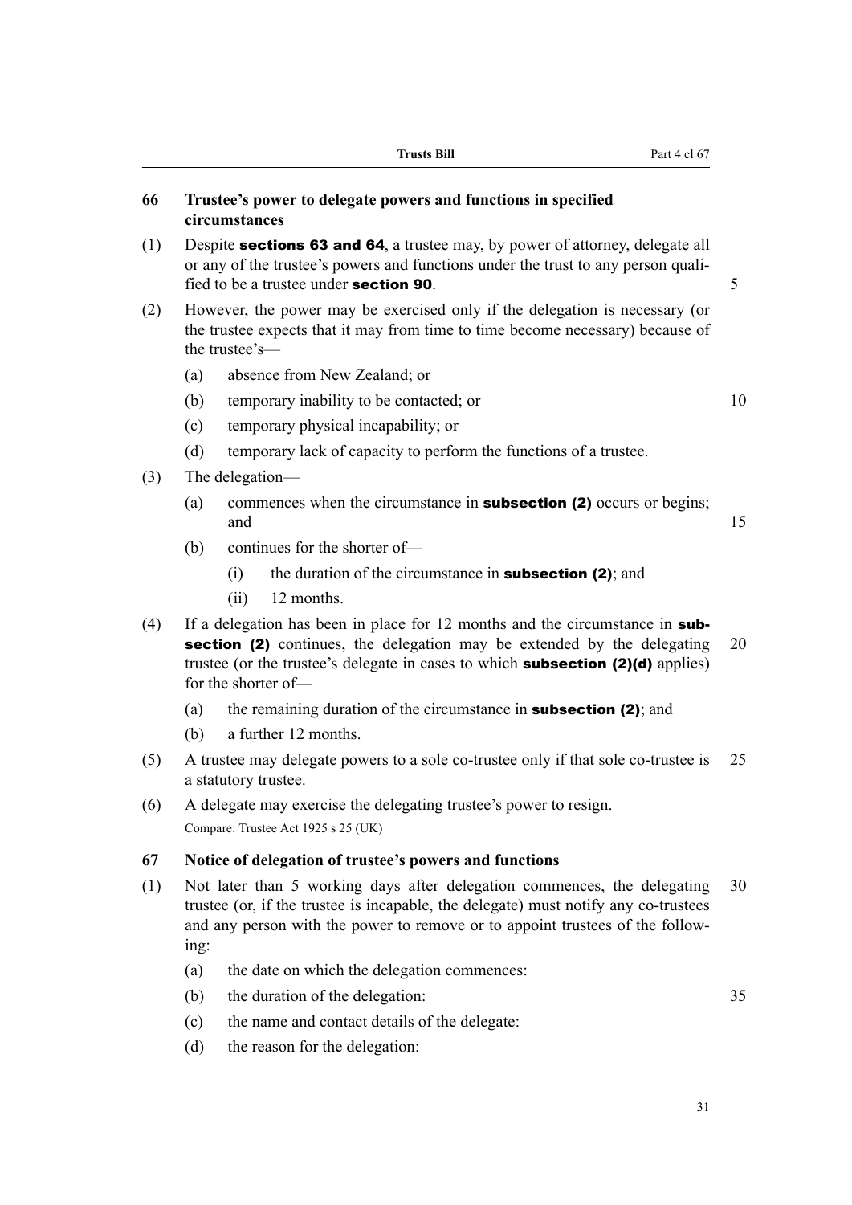### 66 Trustee's power to delegate powers and functions in specified circumstances

(1) Despite **sections 63 and 64**, a trustee may, by power of attorney, delegate all or any of the trustee's powers and functions under the trust to any person qualified to be a trustee under **section 90**.

(2) However, the power may be exercised only if the delegation is necessary (or the trustee expects that it may from time to time become necessary) because of the trustee's—

- (a) absence from New Zealand; or
- (b) temporary inability to be contacted; or
- (c) temporary physical incapability; or
- (d) temporary lack of capacity to perform the functions of a trustee.

(3) The delegation—

- (a) commences when the circumstance in **subsection (2)** occurs or begins; and
- (b) continues for the shorter of—
  - (i) the duration of the circumstance in **subsection (2)**; and
  - (ii) 12 months.

(4) If a delegation has been in place for 12 months and the circumstance in **subsection (2)** continues, the delegation may be extended by the delegating trustee (or the trustee's delegate in cases to which **subsection (2)(d)** applies) for the shorter of—

- (a) the remaining duration of the circumstance in **subsection (2)**; and
- (b) a further 12 months.

(5) A trustee may delegate powers to a sole co-trustee only if that sole co-trustee is a statutory trustee.

(6) A delegate may exercise the delegating trustee's power to resign.

Compare: Trustee Act 1925 s 25 (UK)

### 67 Notice of delegation of trustee's powers and functions

(1) Not later than 5 working days after delegation commences, the delegating trustee (or, if the trustee is incapable, the delegate) must notify any co-trustees and any person with the power to remove or to appoint trustees of the following:

- (a) the date on which the delegation commences:
- (b) the duration of the delegation:
- (c) the name and contact details of the delegate:
- (d) the reason for the delegation: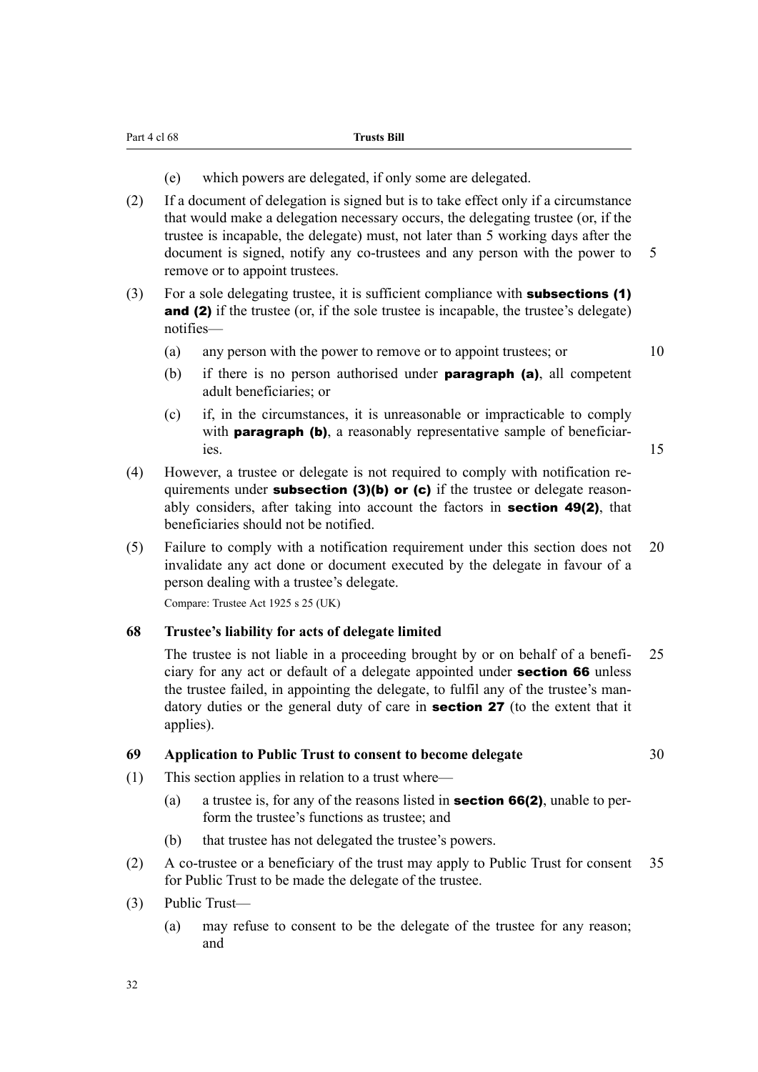(e) which powers are delegated, if only some are delegated.

(2) If a document of delegation is signed but is to take effect only if a circumstance that would make a delegation necessary occurs, the delegating trustee (or, if the trustee is incapable, the delegate) must, not later than 5 working days after the document is signed, notify any co-trustees and any person with the power to remove or to appoint trustees.

(3) For a sole delegating trustee, it is sufficient compliance with **subsections (1) and (2)** if the trustee (or, if the sole trustee is incapable, the trustee's delegate) notifies—

(a) any person with the power to remove or to appoint trustees; or

(b) if there is no person authorised under **paragraph (a)**, all competent adult beneficiaries; or

(c) if, in the circumstances, it is unreasonable or impracticable to comply with **paragraph (b)**, a reasonably representative sample of beneficiaries.

(4) However, a trustee or delegate is not required to comply with notification requirements under **subsection (3)(b) or (c)** if the trustee or delegate reasonably considers, after taking into account the factors in **section 49(2)**, that beneficiaries should not be notified.

(5) Failure to comply with a notification requirement under this section does not invalidate any act done or document executed by the delegate in favour of a person dealing with a trustee's delegate.

Compare: Trustee Act 1925 s 25 (UK)

### 68 Trustee's liability for acts of delegate limited

The trustee is not liable in a proceeding brought by or on behalf of a beneficiary for any act or default of a delegate appointed under **section 66** unless the trustee failed, in appointing the delegate, to fulfil any of the trustee's mandatory duties or the general duty of care in **section 27** (to the extent that it applies).

### 69 Application to Public Trust to consent to become delegate

(1) This section applies in relation to a trust where—

(a) a trustee is, for any of the reasons listed in **section 66(2)**, unable to perform the trustee's functions as trustee; and

(b) that trustee has not delegated the trustee's powers.

(2) A co-trustee or a beneficiary of the trust may apply to Public Trust for consent for Public Trust to be made the delegate of the trustee.

(3) Public Trust—

(a) may refuse to consent to be the delegate of the trustee for any reason; and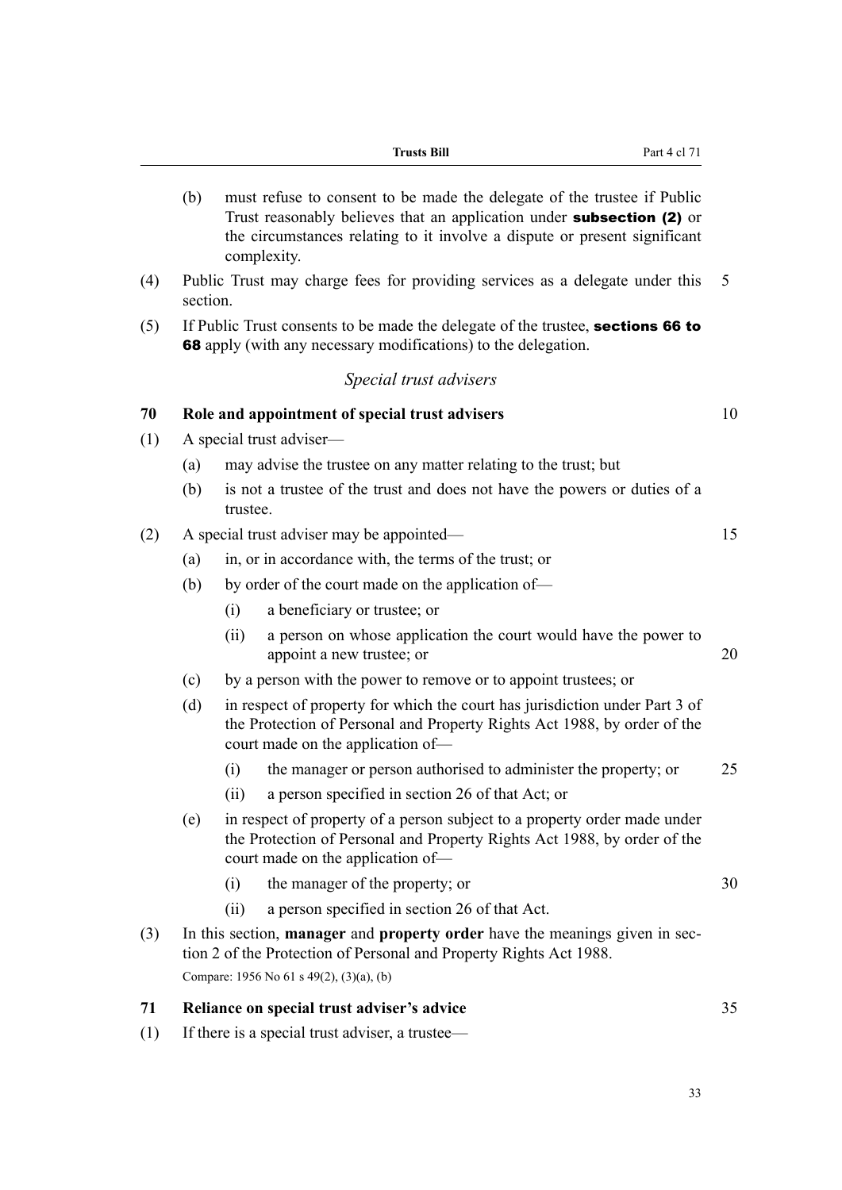(b) must refuse to consent to be made the delegate of the trustee if Public Trust reasonably believes that an application under **subsection (2)** or the circumstances relating to it involve a dispute or present significant complexity.

(4) Public Trust may charge fees for providing services as a delegate under this section.

(5) If Public Trust consents to be made the delegate of the trustee, **sections 66 to 68** apply (with any necessary modifications) to the delegation.

### *Special trust advisers*

**70 Role and appointment of special trust advisers**

(1) A special trust adviser—

(a) may advise the trustee on any matter relating to the trust; but

(b) is not a trustee of the trust and does not have the powers or duties of a trustee.

(2) A special trust adviser may be appointed—

(a) in, or in accordance with, the terms of the trust; or

(b) by order of the court made on the application of—

(i) a beneficiary or trustee; or

(ii) a person on whose application the court would have the power to appoint a new trustee; or

(c) by a person with the power to remove or to appoint trustees; or

(d) in respect of property for which the court has jurisdiction under Part 3 of the Protection of Personal and Property Rights Act 1988, by order of the court made on the application of—

(i) the manager or person authorised to administer the property; or

(ii) a person specified in section 26 of that Act; or

(e) in respect of property of a person subject to a property order made under the Protection of Personal and Property Rights Act 1988, by order of the court made on the application of—

(i) the manager of the property; or

(ii) a person specified in section 26 of that Act.

(3) In this section, **manager** and **property order** have the meanings given in section 2 of the Protection of Personal and Property Rights Act 1988.

Compare: 1956 No 61 s 49(2), (3)(a), (b)

**71 Reliance on special trust adviser's advice**

(1) If there is a special trust adviser, a trustee—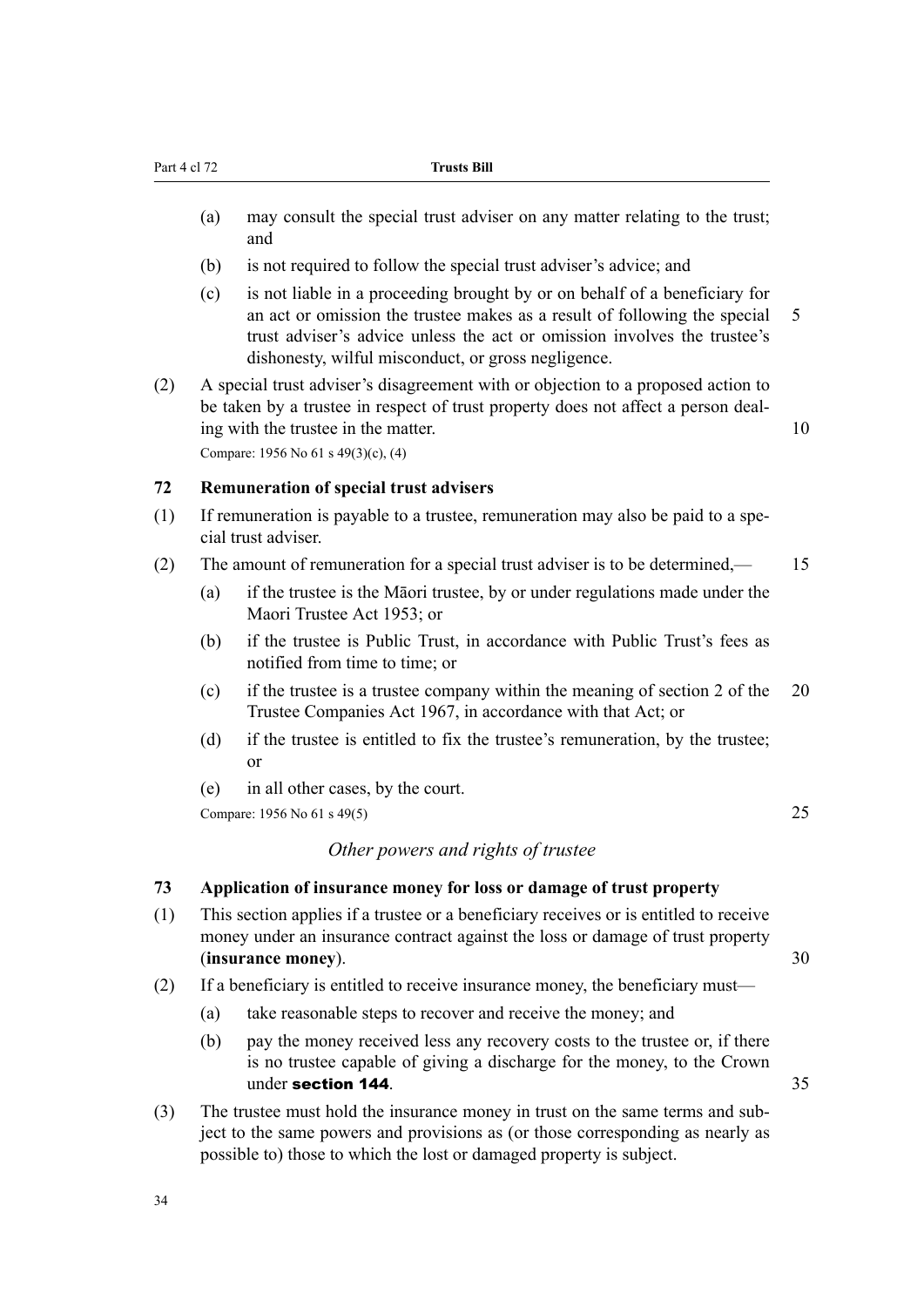(a) may consult the special trust adviser on any matter relating to the trust; and

(b) is not required to follow the special trust adviser's advice; and

(c) is not liable in a proceeding brought by or on behalf of a beneficiary for an act or omission the trustee makes as a result of following the special trust adviser's advice unless the act or omission involves the trustee's dishonesty, wilful misconduct, or gross negligence.

(2) A special trust adviser's disagreement with or objection to a proposed action to be taken by a trustee in respect of trust property does not affect a person dealing with the trustee in the matter.

Compare: 1956 No 61 s 49(3)(c), (4)

### 72 Remuneration of special trust advisers

(1) If remuneration is payable to a trustee, remuneration may also be paid to a special trust adviser.

(2) The amount of remuneration for a special trust adviser is to be determined,—

(a) if the trustee is the Māori trustee, by or under regulations made under the Maori Trustee Act 1953; or

(b) if the trustee is Public Trust, in accordance with Public Trust's fees as notified from time to time; or

(c) if the trustee is a trustee company within the meaning of section 2 of the Trustee Companies Act 1967, in accordance with that Act; or

(d) if the trustee is entitled to fix the trustee's remuneration, by the trustee; or

(e) in all other cases, by the court.

Compare: 1956 No 61 s 49(5)

*Other powers and rights of trustee*

### 73 Application of insurance money for loss or damage of trust property

(1) This section applies if a trustee or a beneficiary receives or is entitled to receive money under an insurance contract against the loss or damage of trust property (**insurance money**).

(2) If a beneficiary is entitled to receive insurance money, the beneficiary must—

(a) take reasonable steps to recover and receive the money; and

(b) pay the money received less any recovery costs to the trustee or, if there is no trustee capable of giving a discharge for the money, to the Crown under **section 144**.

(3) The trustee must hold the insurance money in trust on the same terms and subject to the same powers and provisions as (or those corresponding as nearly as possible to) those to which the lost or damaged property is subject.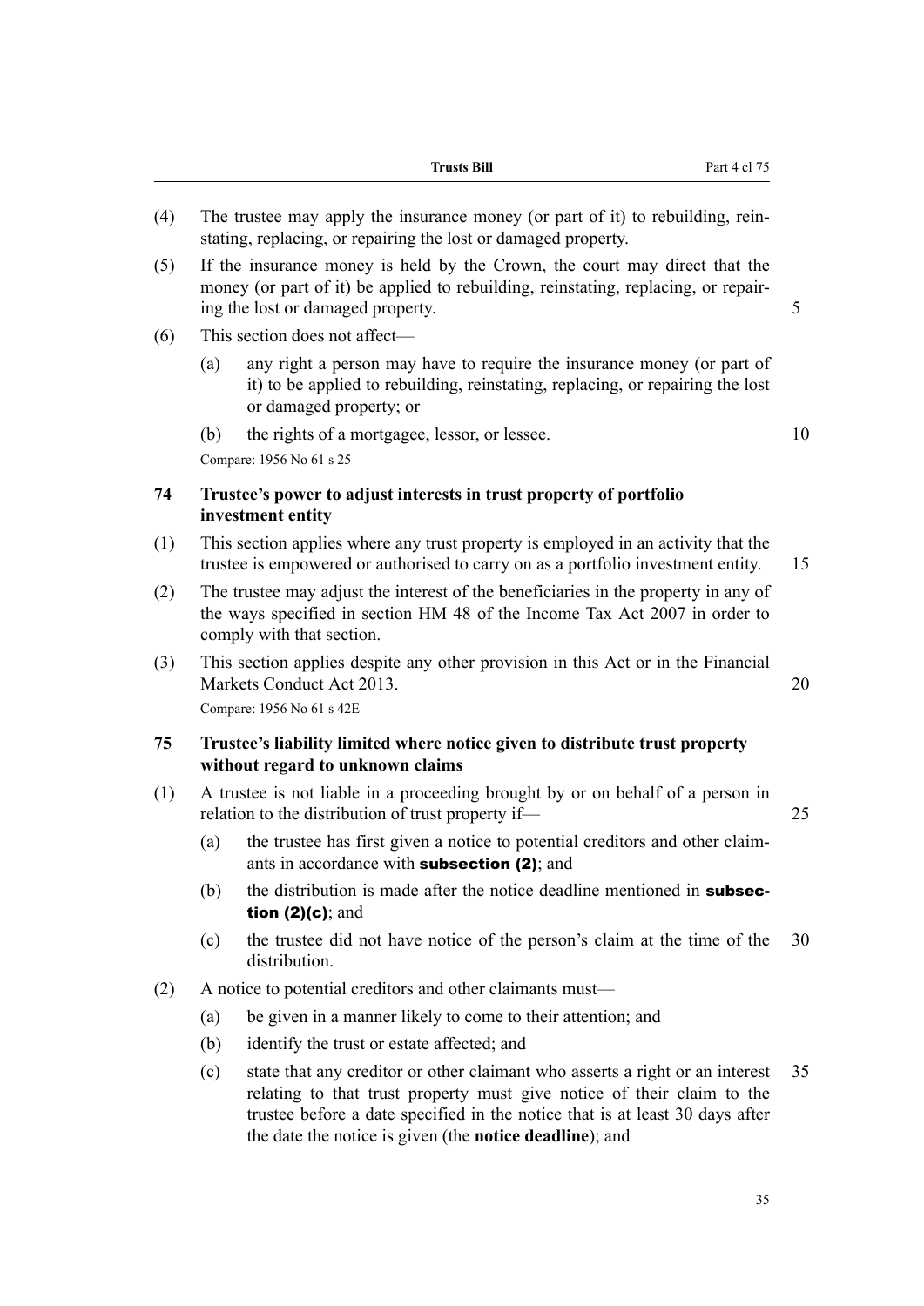(4) The trustee may apply the insurance money (or part of it) to rebuilding, reinstating, replacing, or repairing the lost or damaged property.

(5) If the insurance money is held by the Crown, the court may direct that the money (or part of it) be applied to rebuilding, reinstating, replacing, or repairing the lost or damaged property.

(6) This section does not affect—

- (a) any right a person may have to require the insurance money (or part of it) to be applied to rebuilding, reinstating, replacing, or repairing the lost or damaged property; or
- (b) the rights of a mortgagee, lessor, or lessee.

Compare: 1956 No 61 s 25

### 74 Trustee's power to adjust interests in trust property of portfolio investment entity

(1) This section applies where any trust property is employed in an activity that the trustee is empowered or authorised to carry on as a portfolio investment entity.

(2) The trustee may adjust the interest of the beneficiaries in the property in any of the ways specified in section HM 48 of the Income Tax Act 2007 in order to comply with that section.

(3) This section applies despite any other provision in this Act or in the Financial Markets Conduct Act 2013.

Compare: 1956 No 61 s 42E

### 75 Trustee's liability limited where notice given to distribute trust property without regard to unknown claims

(1) A trustee is not liable in a proceeding brought by or on behalf of a person in relation to the distribution of trust property if—

- (a) the trustee has first given a notice to potential creditors and other claimants in accordance with **subsection (2)**; and
- (b) the distribution is made after the notice deadline mentioned in **subsection (2)(c)**; and
- (c) the trustee did not have notice of the person's claim at the time of the distribution.

(2) A notice to potential creditors and other claimants must—

- (a) be given in a manner likely to come to their attention; and
- (b) identify the trust or estate affected; and
- (c) state that any creditor or other claimant who asserts a right or an interest relating to that trust property must give notice of their claim to the trustee before a date specified in the notice that is at least 30 days after the date the notice is given (the **notice deadline**); and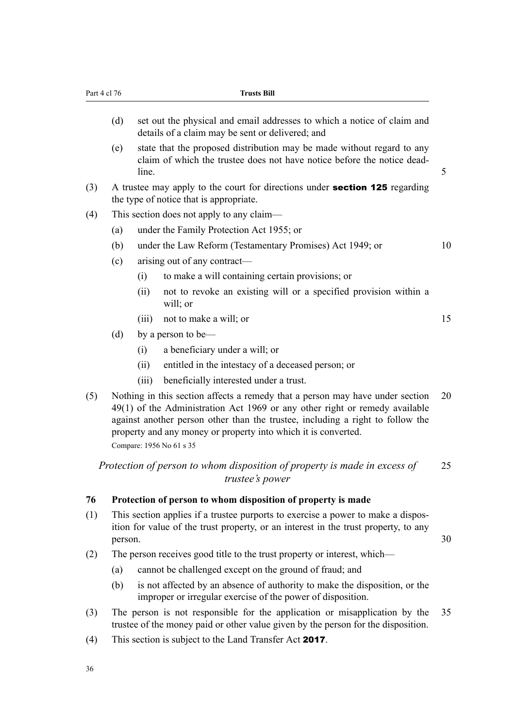(d) set out the physical and email addresses to which a notice of claim and details of a claim may be sent or delivered; and

(e) state that the proposed distribution may be made without regard to any claim of which the trustee does not have notice before the notice deadline.

(3) A trustee may apply to the court for directions under **section 125** regarding the type of notice that is appropriate.

(4) This section does not apply to any claim—

(a) under the Family Protection Act 1955; or

(b) under the Law Reform (Testamentary Promises) Act 1949; or

(c) arising out of any contract—

(i) to make a will containing certain provisions; or

(ii) not to revoke an existing will or a specified provision within a will; or

(iii) not to make a will; or

(d) by a person to be—

(i) a beneficiary under a will; or

(ii) entitled in the intestacy of a deceased person; or

(iii) beneficially interested under a trust.

(5) Nothing in this section affects a remedy that a person may have under section 49(1) of the Administration Act 1969 or any other right or remedy available against another person other than the trustee, including a right to follow the property and any money or property into which it is converted.

Compare: 1956 No 61 s 35

*Protection of person to whom disposition of property is made in excess of trustee's power*

### 76 Protection of person to whom disposition of property is made

(1) This section applies if a trustee purports to exercise a power to make a disposition for value of the trust property, or an interest in the trust property, to any person.

(2) The person receives good title to the trust property or interest, which—

(a) cannot be challenged except on the ground of fraud; and

(b) is not affected by an absence of authority to make the disposition, or the improper or irregular exercise of the power of disposition.

(3) The person is not responsible for the application or misapplication by the trustee of the money paid or other value given by the person for the disposition.

(4) This section is subject to the Land Transfer Act **2017**.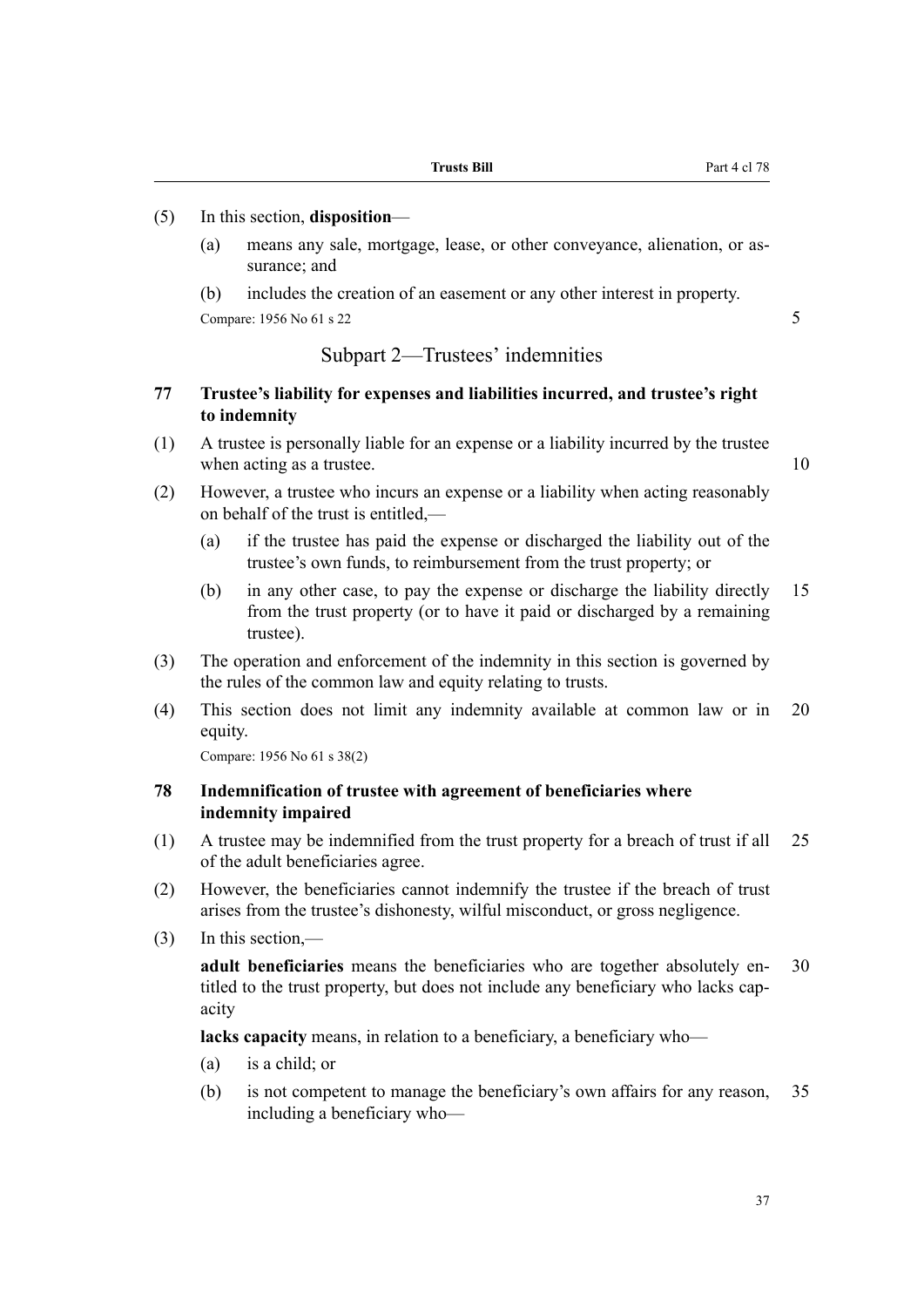(5) In this section, **disposition**—

(a) means any sale, mortgage, lease, or other conveyance, alienation, or assurance; and

(b) includes the creation of an easement or any other interest in property.

Compare: 1956 No 61 s 22

## Subpart 2—Trustees' indemnities

### 77 Trustee's liability for expenses and liabilities incurred, and trustee's right to indemnity

(1) A trustee is personally liable for an expense or a liability incurred by the trustee when acting as a trustee.

(2) However, a trustee who incurs an expense or a liability when acting reasonably on behalf of the trust is entitled,—

(a) if the trustee has paid the expense or discharged the liability out of the trustee's own funds, to reimbursement from the trust property; or

(b) in any other case, to pay the expense or discharge the liability directly from the trust property (or to have it paid or discharged by a remaining trustee).

(3) The operation and enforcement of the indemnity in this section is governed by the rules of the common law and equity relating to trusts.

(4) This section does not limit any indemnity available at common law or in equity.

Compare: 1956 No 61 s 38(2)

### 78 Indemnification of trustee with agreement of beneficiaries where indemnity impaired

(1) A trustee may be indemnified from the trust property for a breach of trust if all of the adult beneficiaries agree.

(2) However, the beneficiaries cannot indemnify the trustee if the breach of trust arises from the trustee's dishonesty, wilful misconduct, or gross negligence.

(3) In this section,—

**adult beneficiaries** means the beneficiaries who are together absolutely entitled to the trust property, but does not include any beneficiary who lacks capacity

**lacks capacity** means, in relation to a beneficiary, a beneficiary who—

(a) is a child; or

(b) is not competent to manage the beneficiary's own affairs for any reason, including a beneficiary who—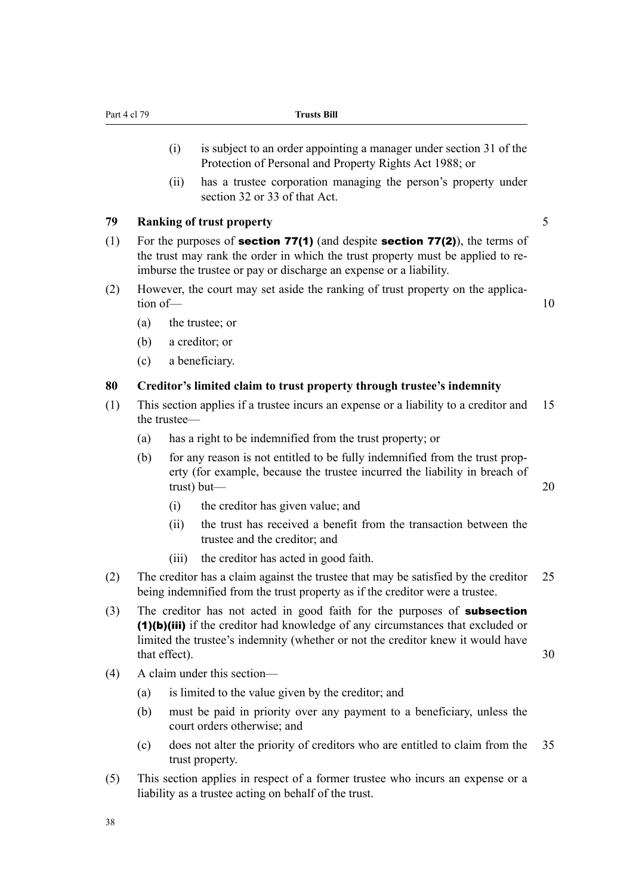(i) is subject to an order appointing a manager under section 31 of the Protection of Personal and Property Rights Act 1988; or

(ii) has a trustee corporation managing the person's property under section 32 or 33 of that Act.

### 79 Ranking of trust property

(1) For the purposes of **section 77(1)** (and despite **section 77(2)**), the terms of the trust may rank the order in which the trust property must be applied to reimburse the trustee or pay or discharge an expense or a liability.

(2) However, the court may set aside the ranking of trust property on the application of—

(a) the trustee; or

(b) a creditor; or

(c) a beneficiary.

### 80 Creditor's limited claim to trust property through trustee's indemnity

(1) This section applies if a trustee incurs an expense or a liability to a creditor and the trustee—

(a) has a right to be indemnified from the trust property; or

(b) for any reason is not entitled to be fully indemnified from the trust property (for example, because the trustee incurred the liability in breach of trust) but—

(i) the creditor has given value; and

(ii) the trust has received a benefit from the transaction between the trustee and the creditor; and

(iii) the creditor has acted in good faith.

(2) The creditor has a claim against the trustee that may be satisfied by the creditor being indemnified from the trust property as if the creditor were a trustee.

(3) The creditor has not acted in good faith for the purposes of **subsection (1)(b)(iii)** if the creditor had knowledge of any circumstances that excluded or limited the trustee's indemnity (whether or not the creditor knew it would have that effect).

(4) A claim under this section—

(a) is limited to the value given by the creditor; and

(b) must be paid in priority over any payment to a beneficiary, unless the court orders otherwise; and

(c) does not alter the priority of creditors who are entitled to claim from the trust property.

(5) This section applies in respect of a former trustee who incurs an expense or a liability as a trustee acting on behalf of the trust.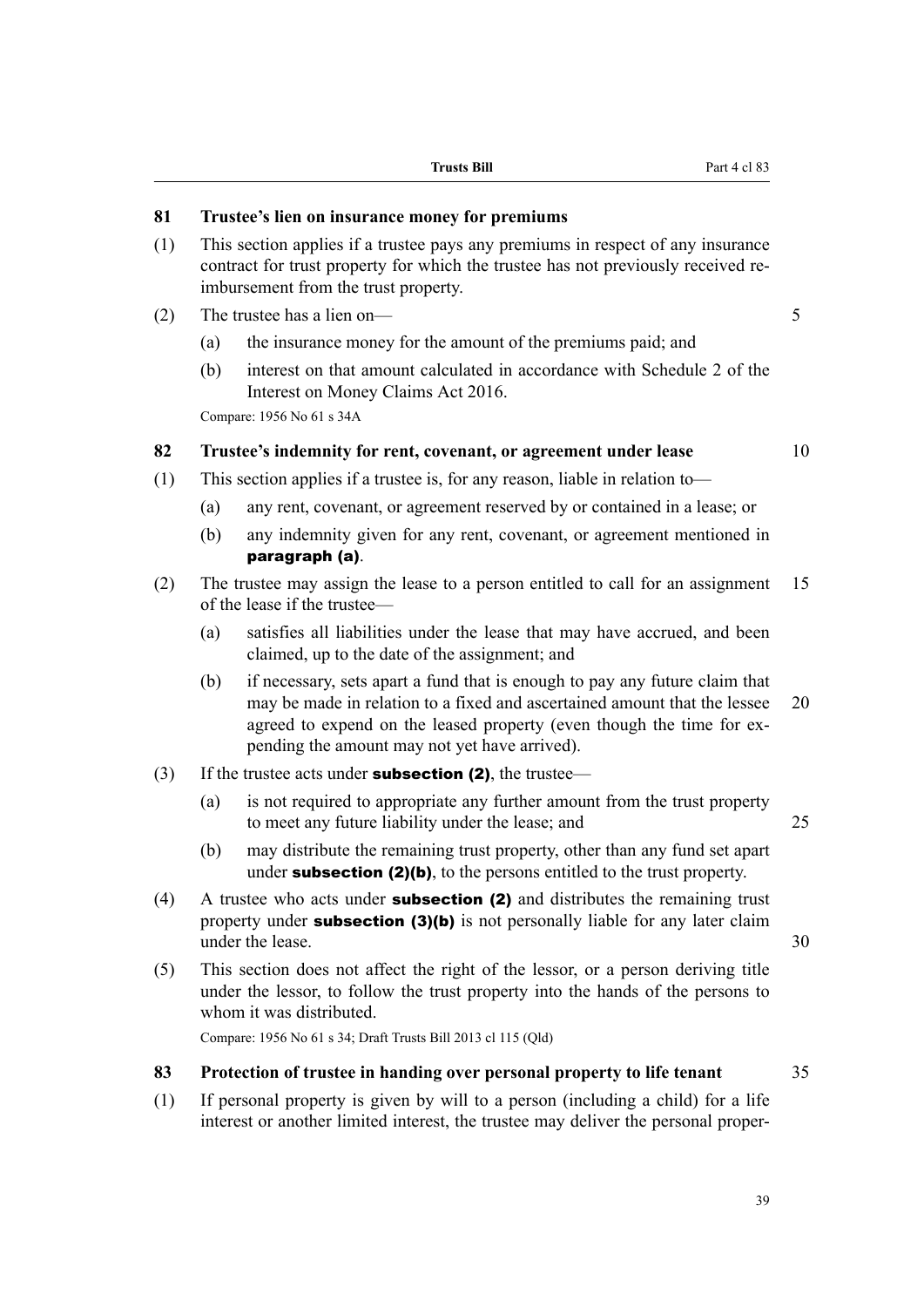### 81 Trustee's lien on insurance money for premiums

(1) This section applies if a trustee pays any premiums in respect of any insurance contract for trust property for which the trustee has not previously received reimbursement from the trust property.

(2) The trustee has a lien on—

(a) the insurance money for the amount of the premiums paid; and

(b) interest on that amount calculated in accordance with Schedule 2 of the Interest on Money Claims Act 2016.

Compare: 1956 No 61 s 34A

### 82 Trustee's indemnity for rent, covenant, or agreement under lease

(1) This section applies if a trustee is, for any reason, liable in relation to—

(a) any rent, covenant, or agreement reserved by or contained in a lease; or

(b) any indemnity given for any rent, covenant, or agreement mentioned in **paragraph (a)**.

(2) The trustee may assign the lease to a person entitled to call for an assignment of the lease if the trustee—

(a) satisfies all liabilities under the lease that may have accrued, and been claimed, up to the date of the assignment; and

(b) if necessary, sets apart a fund that is enough to pay any future claim that may be made in relation to a fixed and ascertained amount that the lessee agreed to expend on the leased property (even though the time for expending the amount may not yet have arrived).

(3) If the trustee acts under **subsection (2)**, the trustee—

(a) is not required to appropriate any further amount from the trust property to meet any future liability under the lease; and

(b) may distribute the remaining trust property, other than any fund set apart under **subsection (2)(b)**, to the persons entitled to the trust property.

(4) A trustee who acts under **subsection (2)** and distributes the remaining trust property under **subsection (3)(b)** is not personally liable for any later claim under the lease.

(5) This section does not affect the right of the lessor, or a person deriving title under the lessor, to follow the trust property into the hands of the persons to whom it was distributed.

Compare: 1956 No 61 s 34; Draft Trusts Bill 2013 cl 115 (Qld)

### 83 Protection of trustee in handing over personal property to life tenant

(1) If personal property is given by will to a person (including a child) for a life interest or another limited interest, the trustee may deliver the personal proper-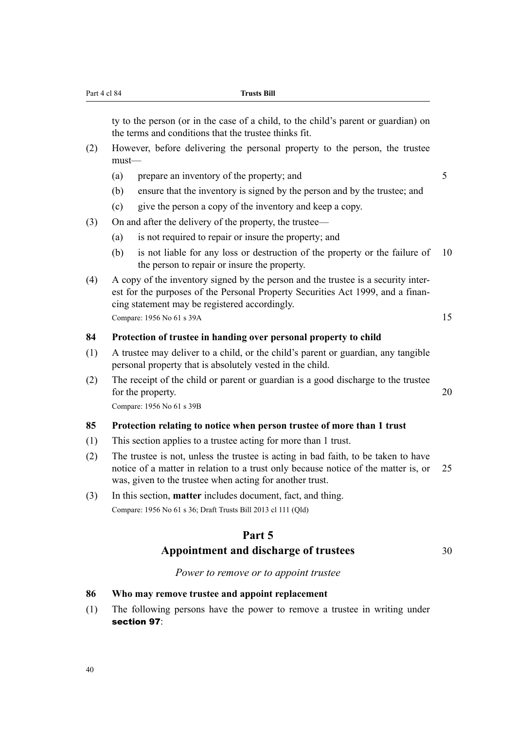ty to the person (or in the case of a child, to the child's parent or guardian) on the terms and conditions that the trustee thinks fit.

(2) However, before delivering the personal property to the person, the trustee must—

(a) prepare an inventory of the property; and

(b) ensure that the inventory is signed by the person and by the trustee; and

(c) give the person a copy of the inventory and keep a copy.

(3) On and after the delivery of the property, the trustee—

(a) is not required to repair or insure the property; and

(b) is not liable for any loss or destruction of the property or the failure of the person to repair or insure the property.

(4) A copy of the inventory signed by the person and the trustee is a security interest for the purposes of the Personal Property Securities Act 1999, and a financing statement may be registered accordingly.

Compare: 1956 No 61 s 39A

### 84 Protection of trustee in handing over personal property to child

(1) A trustee may deliver to a child, or the child's parent or guardian, any tangible personal property that is absolutely vested in the child.

(2) The receipt of the child or parent or guardian is a good discharge to the trustee for the property.

Compare: 1956 No 61 s 39B

### 85 Protection relating to notice when person trustee of more than 1 trust

(1) This section applies to a trustee acting for more than 1 trust.

(2) The trustee is not, unless the trustee is acting in bad faith, to be taken to have notice of a matter in relation to a trust only because notice of the matter is, or was, given to the trustee when acting for another trust.

(3) In this section, **matter** includes document, fact, and thing.

Compare: 1956 No 61 s 36; Draft Trusts Bill 2013 cl 111 (Qld)

# Part 5
# Appointment and discharge of trustees

*Power to remove or to appoint trustee*

### 86 Who may remove trustee and appoint replacement

(1) The following persons have the power to remove a trustee in writing under **section 97**: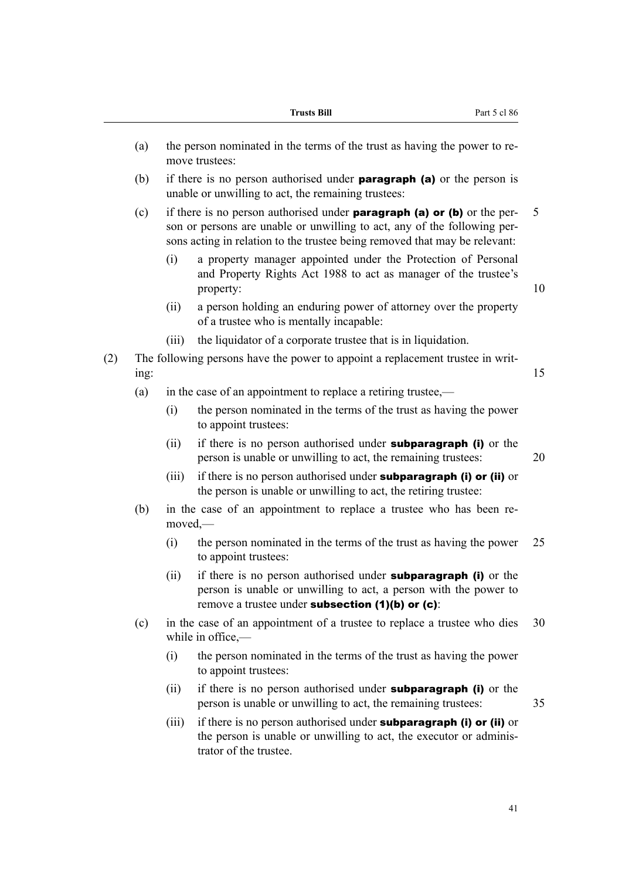(a) the person nominated in the terms of the trust as having the power to remove trustees:

(b) if there is no person authorised under **paragraph (a)** or the person is unable or unwilling to act, the remaining trustees:

(c) if there is no person authorised under **paragraph (a) or (b)** or the person or persons are unable or unwilling to act, any of the following persons acting in relation to the trustee being removed that may be relevant:

  (i) a property manager appointed under the Protection of Personal and Property Rights Act 1988 to act as manager of the trustee's property:

  (ii) a person holding an enduring power of attorney over the property of a trustee who is mentally incapable:

  (iii) the liquidator of a corporate trustee that is in liquidation.

(2) The following persons have the power to appoint a replacement trustee in writing:

(a) in the case of an appointment to replace a retiring trustee,—

  (i) the person nominated in the terms of the trust as having the power to appoint trustees:

  (ii) if there is no person authorised under **subparagraph (i)** or the person is unable or unwilling to act, the remaining trustees:

  (iii) if there is no person authorised under **subparagraph (i) or (ii)** or the person is unable or unwilling to act, the retiring trustee:

(b) in the case of an appointment to replace a trustee who has been removed,—

  (i) the person nominated in the terms of the trust as having the power to appoint trustees:

  (ii) if there is no person authorised under **subparagraph (i)** or the person is unable or unwilling to act, a person with the power to remove a trustee under **subsection (1)(b) or (c)**:

(c) in the case of an appointment of a trustee to replace a trustee who dies while in office,—

  (i) the person nominated in the terms of the trust as having the power to appoint trustees:

  (ii) if there is no person authorised under **subparagraph (i)** or the person is unable or unwilling to act, the remaining trustees:

  (iii) if there is no person authorised under **subparagraph (i) or (ii)** or the person is unable or unwilling to act, the executor or administrator of the trustee.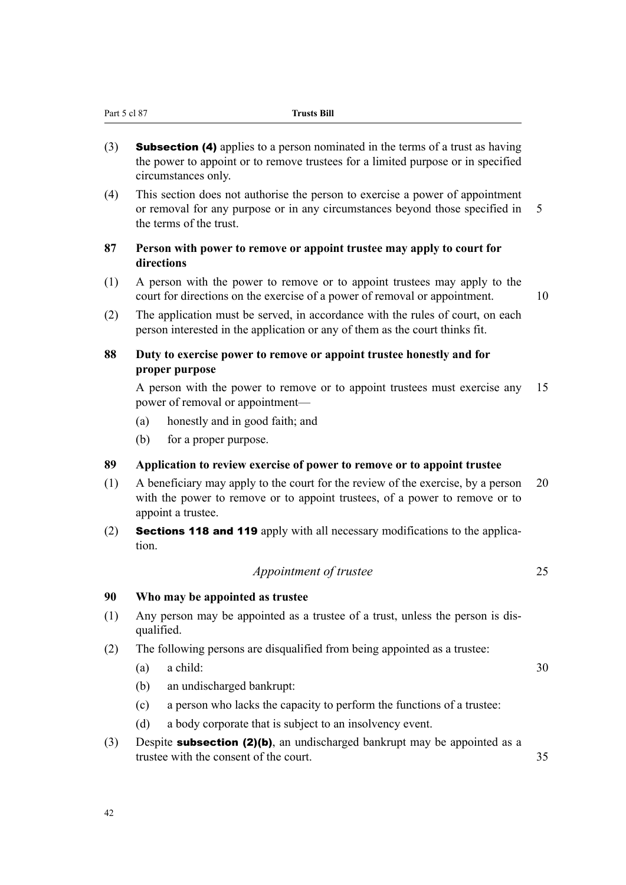(3) **Subsection (4)** applies to a person nominated in the terms of a trust as having the power to appoint or to remove trustees for a limited purpose or in specified circumstances only.

(4) This section does not authorise the person to exercise a power of appointment or removal for any purpose or in any circumstances beyond those specified in the terms of the trust.

### 87 Person with power to remove or appoint trustee may apply to court for directions

(1) A person with the power to remove or to appoint trustees may apply to the court for directions on the exercise of a power of removal or appointment.

(2) The application must be served, in accordance with the rules of court, on each person interested in the application or any of them as the court thinks fit.

### 88 Duty to exercise power to remove or appoint trustee honestly and for proper purpose

A person with the power to remove or to appoint trustees must exercise any power of removal or appointment—

(a) honestly and in good faith; and

(b) for a proper purpose.

### 89 Application to review exercise of power to remove or to appoint trustee

(1) A beneficiary may apply to the court for the review of the exercise, by a person with the power to remove or to appoint trustees, of a power to remove or to appoint a trustee.

(2) **Sections 118 and 119** apply with all necessary modifications to the application.

## *Appointment of trustee*

### 90 Who may be appointed as trustee

(1) Any person may be appointed as a trustee of a trust, unless the person is disqualified.

(2) The following persons are disqualified from being appointed as a trustee:

(a) a child:

(b) an undischarged bankrupt:

(c) a person who lacks the capacity to perform the functions of a trustee:

(d) a body corporate that is subject to an insolvency event.

(3) Despite **subsection (2)(b)**, an undischarged bankrupt may be appointed as a trustee with the consent of the court.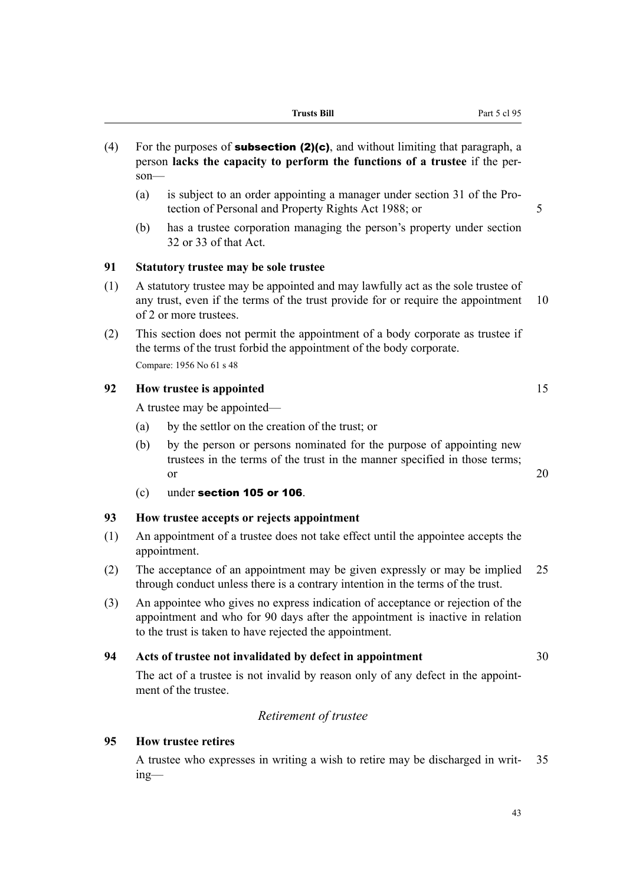(4) For the purposes of **subsection (2)(c)**, and without limiting that paragraph, a person **lacks the capacity to perform the functions of a trustee** if the person—

   (a) is subject to an order appointing a manager under section 31 of the Protection of Personal and Property Rights Act 1988; or

   (b) has a trustee corporation managing the person's property under section 32 or 33 of that Act.

### 91 Statutory trustee may be sole trustee

(1) A statutory trustee may be appointed and may lawfully act as the sole trustee of any trust, even if the terms of the trust provide for or require the appointment of 2 or more trustees.

(2) This section does not permit the appointment of a body corporate as trustee if the terms of the trust forbid the appointment of the body corporate.

Compare: 1956 No 61 s 48

### 92 How trustee is appointed

A trustee may be appointed—

   (a) by the settlor on the creation of the trust; or

   (b) by the person or persons nominated for the purpose of appointing new trustees in the terms of the trust in the manner specified in those terms; or

   (c) under **section 105 or 106**.

### 93 How trustee accepts or rejects appointment

(1) An appointment of a trustee does not take effect until the appointee accepts the appointment.

(2) The acceptance of an appointment may be given expressly or may be implied through conduct unless there is a contrary intention in the terms of the trust.

(3) An appointee who gives no express indication of acceptance or rejection of the appointment and who for 90 days after the appointment is inactive in relation to the trust is taken to have rejected the appointment.

### 94 Acts of trustee not invalidated by defect in appointment

The act of a trustee is not invalid by reason only of any defect in the appointment of the trustee.

*Retirement of trustee*

### 95 How trustee retires

A trustee who expresses in writing a wish to retire may be discharged in writing—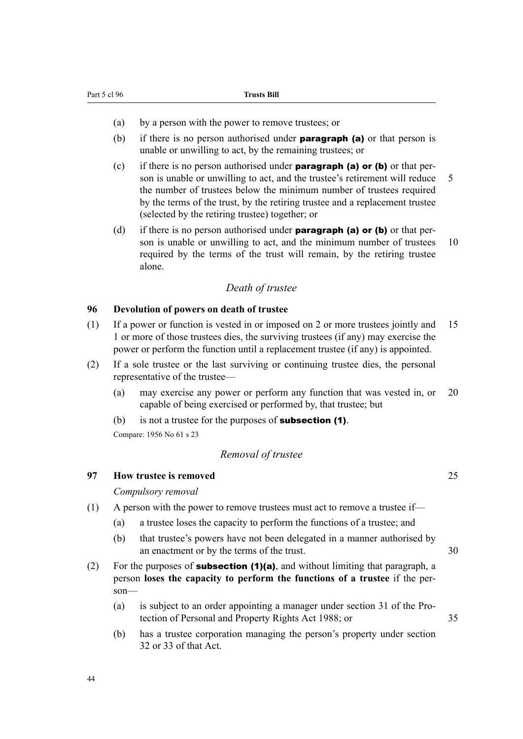(a) by a person with the power to remove trustees; or

(b) if there is no person authorised under **paragraph (a)** or that person is unable or unwilling to act, by the remaining trustees; or

(c) if there is no person authorised under **paragraph (a) or (b)** or that person is unable or unwilling to act, and the trustee's retirement will reduce the number of trustees below the minimum number of trustees required by the terms of the trust, by the retiring trustee and a replacement trustee (selected by the retiring trustee) together; or

(d) if there is no person authorised under **paragraph (a) or (b)** or that person is unable or unwilling to act, and the minimum number of trustees required by the terms of the trust will remain, by the retiring trustee alone.

### *Death of trustee*

**96 Devolution of powers on death of trustee**

(1) If a power or function is vested in or imposed on 2 or more trustees jointly and 1 or more of those trustees dies, the surviving trustees (if any) may exercise the power or perform the function until a replacement trustee (if any) is appointed.

(2) If a sole trustee or the last surviving or continuing trustee dies, the personal representative of the trustee—

(a) may exercise any power or perform any function that was vested in, or capable of being exercised or performed by, that trustee; but

(b) is not a trustee for the purposes of **subsection (1)**.

Compare: 1956 No 61 s 23

### *Removal of trustee*

**97 How trustee is removed**

*Compulsory removal*

(1) A person with the power to remove trustees must act to remove a trustee if—

(a) a trustee loses the capacity to perform the functions of a trustee; and

(b) that trustee's powers have not been delegated in a manner authorised by an enactment or by the terms of the trust.

(2) For the purposes of **subsection (1)(a)**, and without limiting that paragraph, a person **loses the capacity to perform the functions of a trustee** if the person—

(a) is subject to an order appointing a manager under section 31 of the Protection of Personal and Property Rights Act 1988; or

(b) has a trustee corporation managing the person's property under section 32 or 33 of that Act.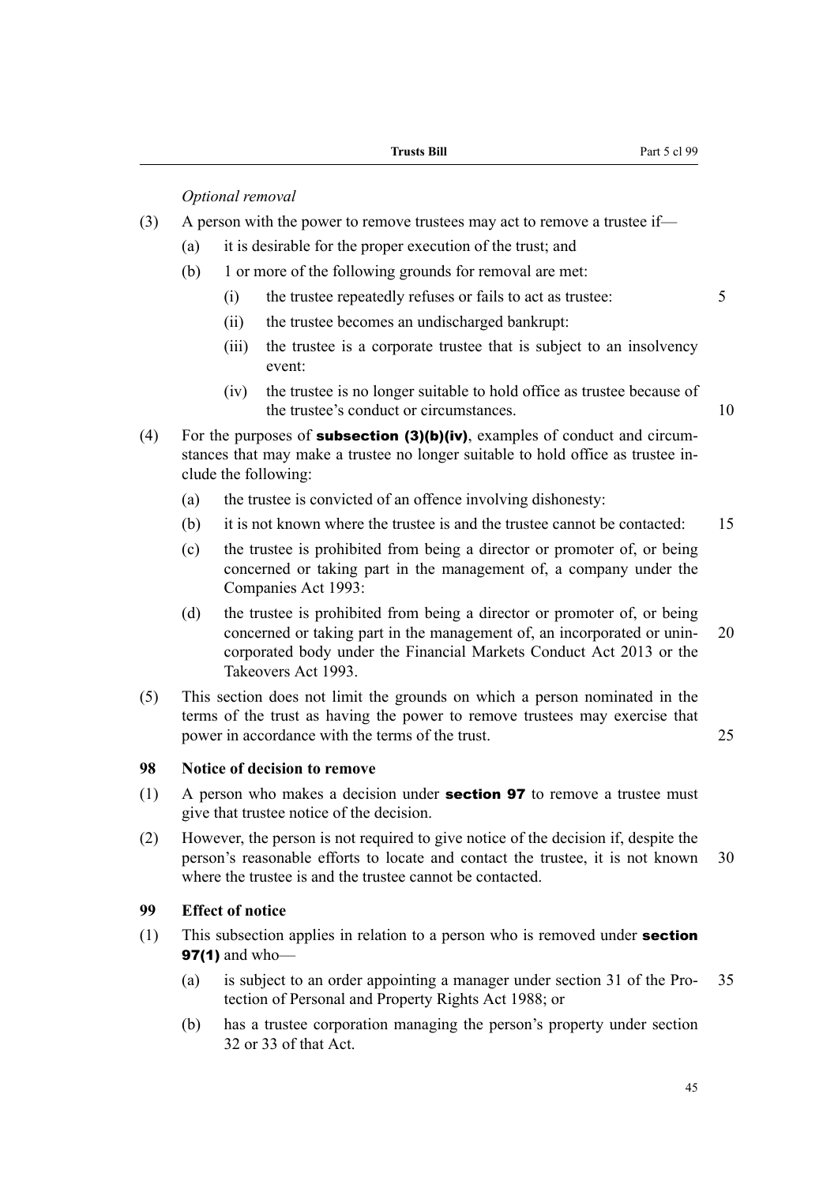*Optional removal*

(3) A person with the power to remove trustees may act to remove a trustee if—

(a) it is desirable for the proper execution of the trust; and

(b) 1 or more of the following grounds for removal are met:

(i) the trustee repeatedly refuses or fails to act as trustee:

(ii) the trustee becomes an undischarged bankrupt:

(iii) the trustee is a corporate trustee that is subject to an insolvency event:

(iv) the trustee is no longer suitable to hold office as trustee because of the trustee's conduct or circumstances.

(4) For the purposes of **subsection (3)(b)(iv)**, examples of conduct and circumstances that may make a trustee no longer suitable to hold office as trustee include the following:

(a) the trustee is convicted of an offence involving dishonesty:

(b) it is not known where the trustee is and the trustee cannot be contacted:

(c) the trustee is prohibited from being a director or promoter of, or being concerned or taking part in the management of, a company under the Companies Act 1993:

(d) the trustee is prohibited from being a director or promoter of, or being concerned or taking part in the management of, an incorporated or unincorporated body under the Financial Markets Conduct Act 2013 or the Takeovers Act 1993.

(5) This section does not limit the grounds on which a person nominated in the terms of the trust as having the power to remove trustees may exercise that power in accordance with the terms of the trust.

### 98 Notice of decision to remove

(1) A person who makes a decision under **section 97** to remove a trustee must give that trustee notice of the decision.

(2) However, the person is not required to give notice of the decision if, despite the person's reasonable efforts to locate and contact the trustee, it is not known where the trustee is and the trustee cannot be contacted.

### 99 Effect of notice

(1) This subsection applies in relation to a person who is removed under **section 97(1)** and who—

(a) is subject to an order appointing a manager under section 31 of the Protection of Personal and Property Rights Act 1988; or

(b) has a trustee corporation managing the person's property under section 32 or 33 of that Act.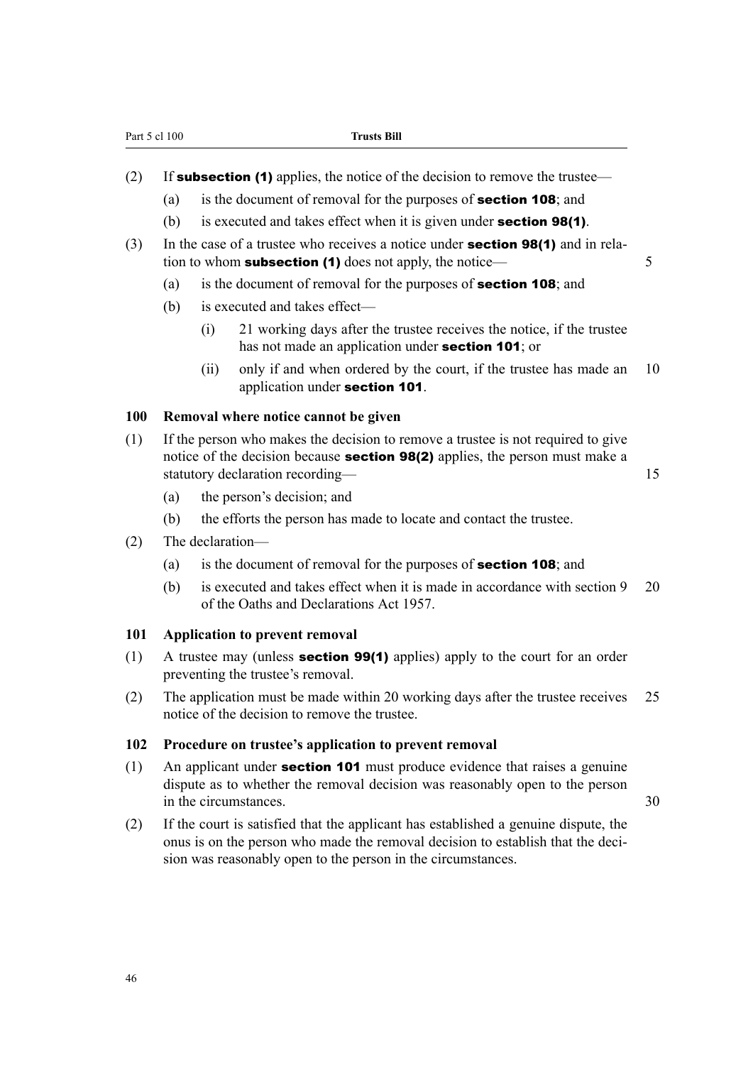(2) If **subsection (1)** applies, the notice of the decision to remove the trustee—

(a) is the document of removal for the purposes of **section 108**; and

(b) is executed and takes effect when it is given under **section 98(1)**.

(3) In the case of a trustee who receives a notice under **section 98(1)** and in relation to whom **subsection (1)** does not apply, the notice—

(a) is the document of removal for the purposes of **section 108**; and

(b) is executed and takes effect—

(i) 21 working days after the trustee receives the notice, if the trustee has not made an application under **section 101**; or

(ii) only if and when ordered by the court, if the trustee has made an application under **section 101**.

### 100 Removal where notice cannot be given

(1) If the person who makes the decision to remove a trustee is not required to give notice of the decision because **section 98(2)** applies, the person must make a statutory declaration recording—

(a) the person's decision; and

(b) the efforts the person has made to locate and contact the trustee.

(2) The declaration—

(a) is the document of removal for the purposes of **section 108**; and

(b) is executed and takes effect when it is made in accordance with section 9 of the Oaths and Declarations Act 1957.

### 101 Application to prevent removal

(1) A trustee may (unless **section 99(1)** applies) apply to the court for an order preventing the trustee's removal.

(2) The application must be made within 20 working days after the trustee receives notice of the decision to remove the trustee.

### 102 Procedure on trustee's application to prevent removal

(1) An applicant under **section 101** must produce evidence that raises a genuine dispute as to whether the removal decision was reasonably open to the person in the circumstances.

(2) If the court is satisfied that the applicant has established a genuine dispute, the onus is on the person who made the removal decision to establish that the decision was reasonably open to the person in the circumstances.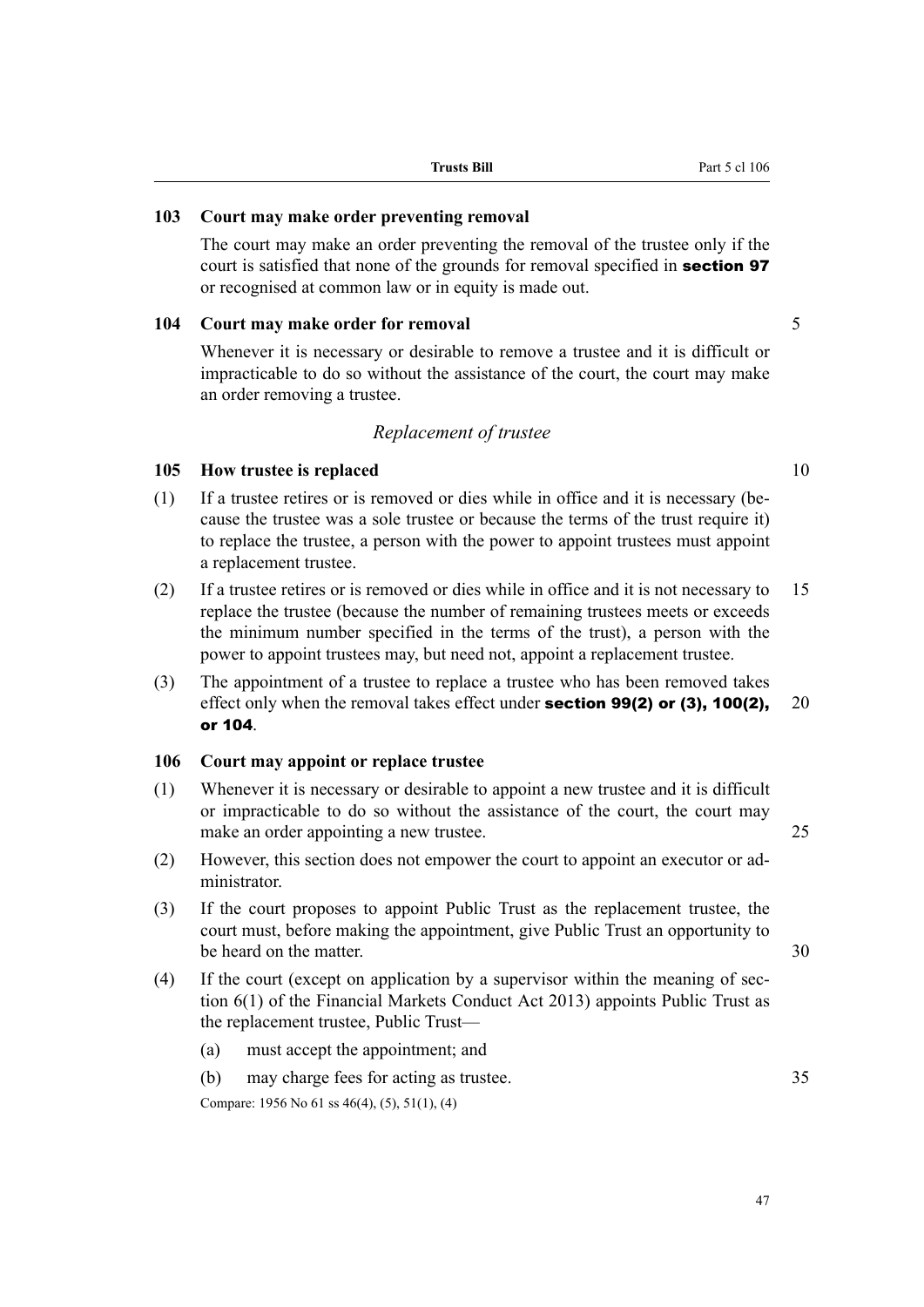### 103 Court may make order preventing removal

The court may make an order preventing the removal of the trustee only if the court is satisfied that none of the grounds for removal specified in **section 97** or recognised at common law or in equity is made out.

### 104 Court may make order for removal

Whenever it is necessary or desirable to remove a trustee and it is difficult or impracticable to do so without the assistance of the court, the court may make an order removing a trustee.

*Replacement of trustee*

### 105 How trustee is replaced

(1) If a trustee retires or is removed or dies while in office and it is necessary (because the trustee was a sole trustee or because the terms of the trust require it) to replace the trustee, a person with the power to appoint trustees must appoint a replacement trustee.

(2) If a trustee retires or is removed or dies while in office and it is not necessary to replace the trustee (because the number of remaining trustees meets or exceeds the minimum number specified in the terms of the trust), a person with the power to appoint trustees may, but need not, appoint a replacement trustee.

(3) The appointment of a trustee to replace a trustee who has been removed takes effect only when the removal takes effect under **section 99(2) or (3), 100(2), or 104**.

### 106 Court may appoint or replace trustee

(1) Whenever it is necessary or desirable to appoint a new trustee and it is difficult or impracticable to do so without the assistance of the court, the court may make an order appointing a new trustee.

(2) However, this section does not empower the court to appoint an executor or administrator.

(3) If the court proposes to appoint Public Trust as the replacement trustee, the court must, before making the appointment, give Public Trust an opportunity to be heard on the matter.

(4) If the court (except on application by a supervisor within the meaning of section 6(1) of the Financial Markets Conduct Act 2013) appoints Public Trust as the replacement trustee, Public Trust—

- (a) must accept the appointment; and
- (b) may charge fees for acting as trustee.

Compare: 1956 No 61 ss 46(4), (5), 51(1), (4)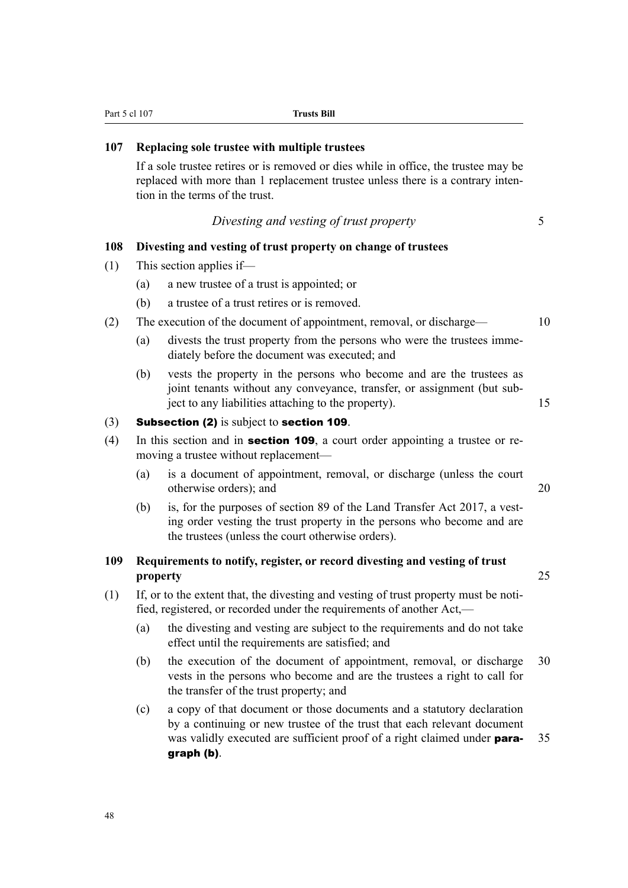### 107 Replacing sole trustee with multiple trustees

If a sole trustee retires or is removed or dies while in office, the trustee may be replaced with more than 1 replacement trustee unless there is a contrary intention in the terms of the trust.

*Divesting and vesting of trust property*

### 108 Divesting and vesting of trust property on change of trustees

(1) This section applies if—

(a) a new trustee of a trust is appointed; or

(b) a trustee of a trust retires or is removed.

(2) The execution of the document of appointment, removal, or discharge—

(a) divests the trust property from the persons who were the trustees immediately before the document was executed; and

(b) vests the property in the persons who become and are the trustees as joint tenants without any conveyance, transfer, or assignment (but subject to any liabilities attaching to the property).

(3) **Subsection (2)** is subject to **section 109**.

(4) In this section and in **section 109**, a court order appointing a trustee or removing a trustee without replacement—

(a) is a document of appointment, removal, or discharge (unless the court otherwise orders); and

(b) is, for the purposes of section 89 of the Land Transfer Act 2017, a vesting order vesting the trust property in the persons who become and are the trustees (unless the court otherwise orders).

### 109 Requirements to notify, register, or record divesting and vesting of trust property

(1) If, or to the extent that, the divesting and vesting of trust property must be notified, registered, or recorded under the requirements of another Act,—

(a) the divesting and vesting are subject to the requirements and do not take effect until the requirements are satisfied; and

(b) the execution of the document of appointment, removal, or discharge vests in the persons who become and are the trustees a right to call for the transfer of the trust property; and

(c) a copy of that document or those documents and a statutory declaration by a continuing or new trustee of the trust that each relevant document was validly executed are sufficient proof of a right claimed under **paragraph (b)**.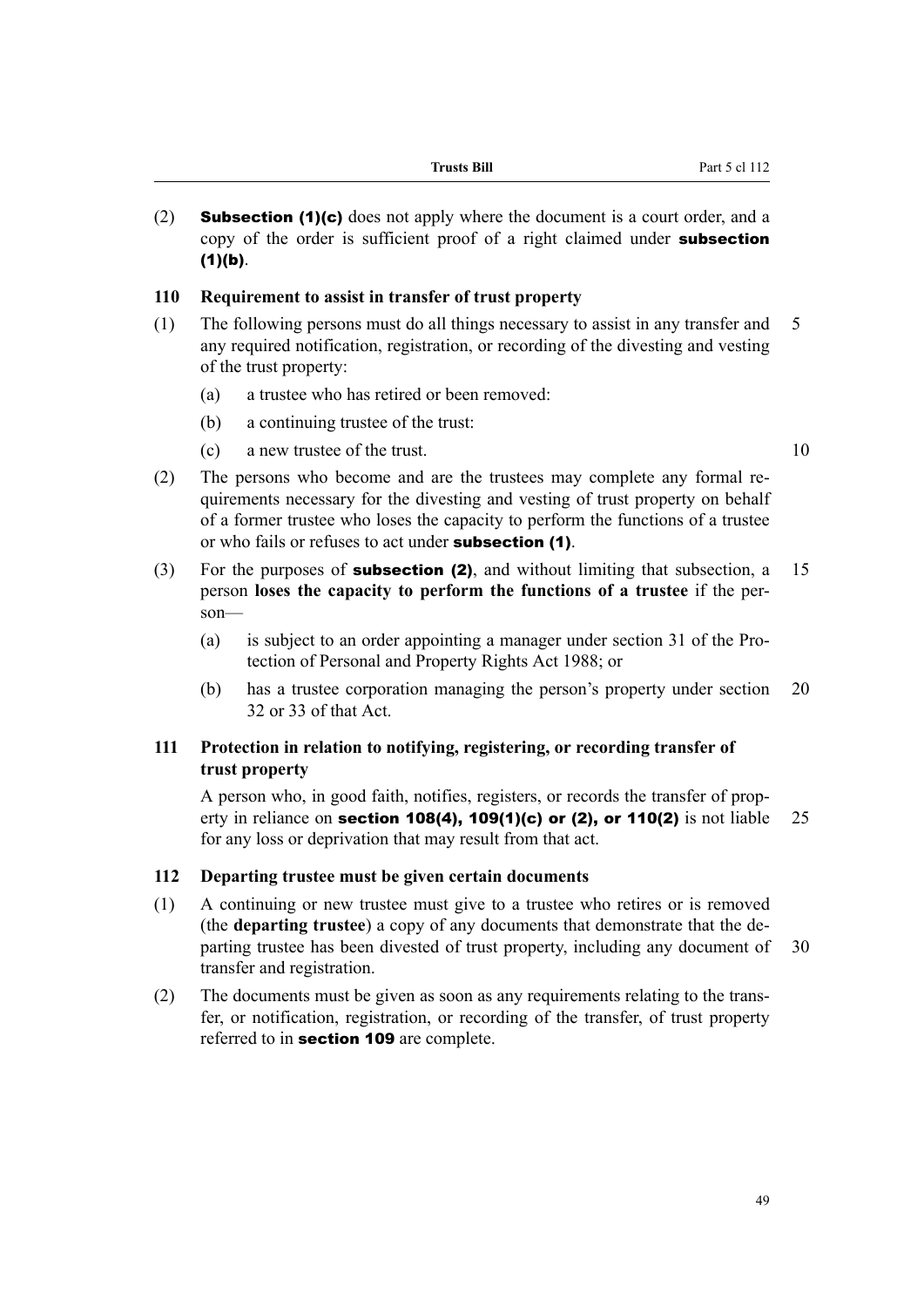(2) **Subsection (1)(c)** does not apply where the document is a court order, and a copy of the order is sufficient proof of a right claimed under **subsection (1)(b)**.

### 110 Requirement to assist in transfer of trust property

(1) The following persons must do all things necessary to assist in any transfer and any required notification, registration, or recording of the divesting and vesting of the trust property:

(a) a trustee who has retired or been removed:

(b) a continuing trustee of the trust:

(c) a new trustee of the trust.

(2) The persons who become and are the trustees may complete any formal requirements necessary for the divesting and vesting of trust property on behalf of a former trustee who loses the capacity to perform the functions of a trustee or who fails or refuses to act under **subsection (1)**.

(3) For the purposes of **subsection (2)**, and without limiting that subsection, a person **loses the capacity to perform the functions of a trustee** if the person—

(a) is subject to an order appointing a manager under section 31 of the Protection of Personal and Property Rights Act 1988; or

(b) has a trustee corporation managing the person's property under section 32 or 33 of that Act.

### 111 Protection in relation to notifying, registering, or recording transfer of trust property

A person who, in good faith, notifies, registers, or records the transfer of property in reliance on **section 108(4), 109(1)(c) or (2), or 110(2)** is not liable for any loss or deprivation that may result from that act.

### 112 Departing trustee must be given certain documents

(1) A continuing or new trustee must give to a trustee who retires or is removed (the **departing trustee**) a copy of any documents that demonstrate that the departing trustee has been divested of trust property, including any document of transfer and registration.

(2) The documents must be given as soon as any requirements relating to the transfer, or notification, registration, or recording of the transfer, of trust property referred to in **section 109** are complete.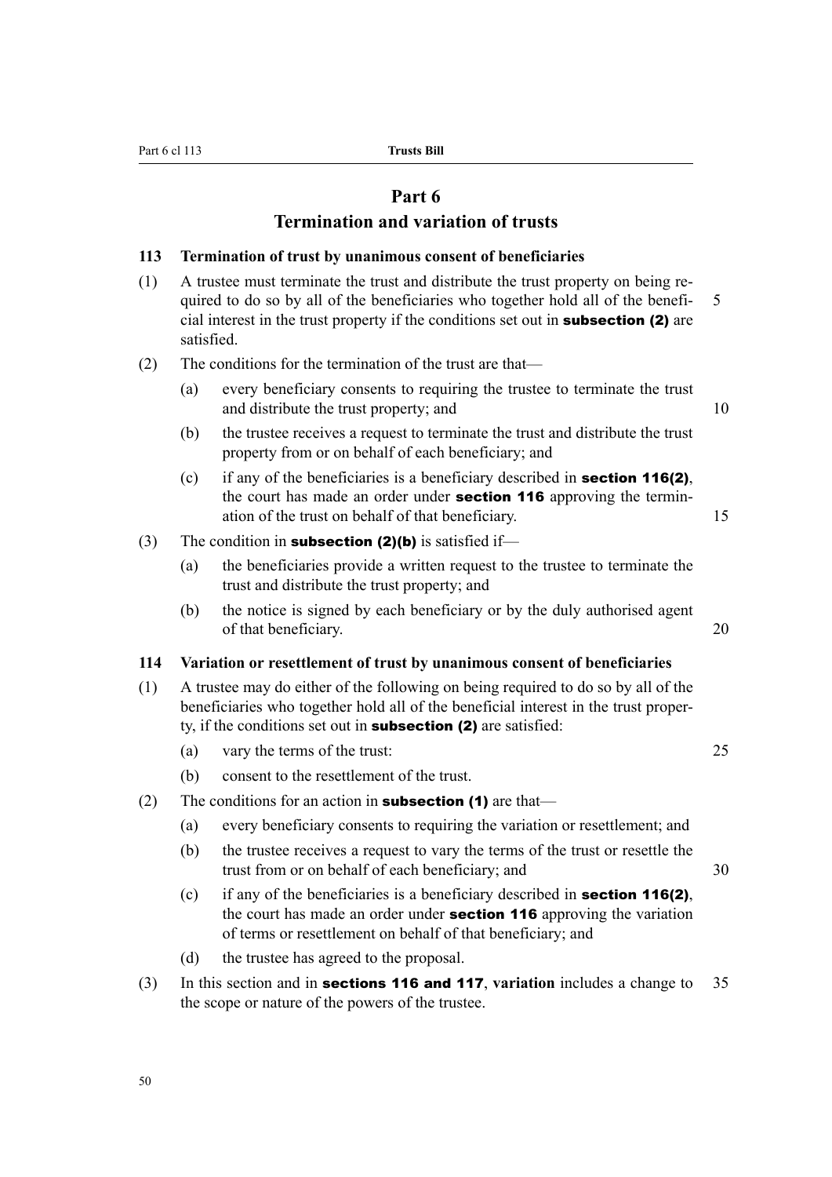# Part 6
## Termination and variation of trusts

### 113 Termination of trust by unanimous consent of beneficiaries

(1) A trustee must terminate the trust and distribute the trust property on being required to do so by all of the beneficiaries who together hold all of the beneficial interest in the trust property if the conditions set out in **subsection (2)** are satisfied.

(2) The conditions for the termination of the trust are that—

(a) every beneficiary consents to requiring the trustee to terminate the trust and distribute the trust property; and

(b) the trustee receives a request to terminate the trust and distribute the trust property from or on behalf of each beneficiary; and

(c) if any of the beneficiaries is a beneficiary described in **section 116(2)**, the court has made an order under **section 116** approving the termination of the trust on behalf of that beneficiary.

(3) The condition in **subsection (2)(b)** is satisfied if—

(a) the beneficiaries provide a written request to the trustee to terminate the trust and distribute the trust property; and

(b) the notice is signed by each beneficiary or by the duly authorised agent of that beneficiary.

### 114 Variation or resettlement of trust by unanimous consent of beneficiaries

(1) A trustee may do either of the following on being required to do so by all of the beneficiaries who together hold all of the beneficial interest in the trust property, if the conditions set out in **subsection (2)** are satisfied:

(a) vary the terms of the trust:

(b) consent to the resettlement of the trust.

(2) The conditions for an action in **subsection (1)** are that—

(a) every beneficiary consents to requiring the variation or resettlement; and

(b) the trustee receives a request to vary the terms of the trust or resettle the trust from or on behalf of each beneficiary; and

(c) if any of the beneficiaries is a beneficiary described in **section 116(2)**, the court has made an order under **section 116** approving the variation of terms or resettlement on behalf of that beneficiary; and

(d) the trustee has agreed to the proposal.

(3) In this section and in **sections 116 and 117**, **variation** includes a change to the scope or nature of the powers of the trustee.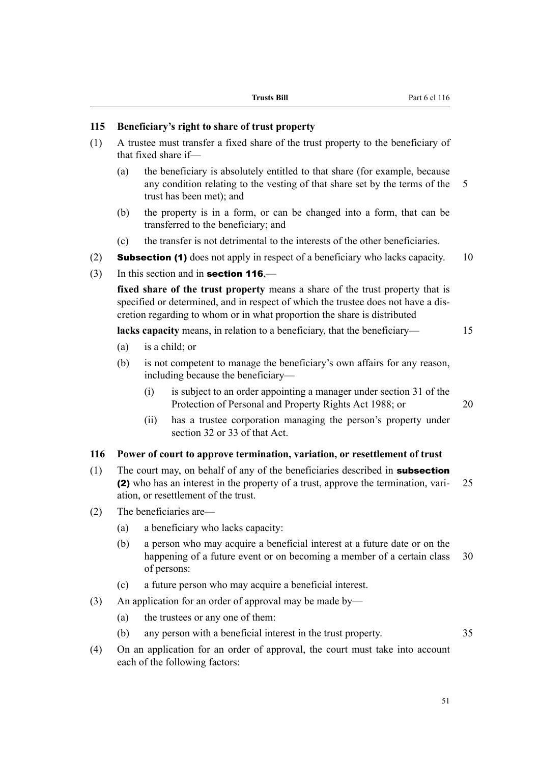## 115 Beneficiary's right to share of trust property

(1) A trustee must transfer a fixed share of the trust property to the beneficiary of that fixed share if—

- (a) the beneficiary is absolutely entitled to that share (for example, because any condition relating to the vesting of that share set by the terms of the trust has been met); and
- (b) the property is in a form, or can be changed into a form, that can be transferred to the beneficiary; and
- (c) the transfer is not detrimental to the interests of the other beneficiaries.

(2) **Subsection (1)** does not apply in respect of a beneficiary who lacks capacity.

(3) In this section and in **section 116**,—

**fixed share of the trust property** means a share of the trust property that is specified or determined, and in respect of which the trustee does not have a discretion regarding to whom or in what proportion the share is distributed

**lacks capacity** means, in relation to a beneficiary, that the beneficiary—

- (a) is a child; or
- (b) is not competent to manage the beneficiary's own affairs for any reason, including because the beneficiary—
  - (i) is subject to an order appointing a manager under section 31 of the Protection of Personal and Property Rights Act 1988; or
  - (ii) has a trustee corporation managing the person's property under section 32 or 33 of that Act.

## 116 Power of court to approve termination, variation, or resettlement of trust

(1) The court may, on behalf of any of the beneficiaries described in **subsection (2)** who has an interest in the property of a trust, approve the termination, variation, or resettlement of the trust.

(2) The beneficiaries are—

- (a) a beneficiary who lacks capacity:
- (b) a person who may acquire a beneficial interest at a future date or on the happening of a future event or on becoming a member of a certain class of persons:
- (c) a future person who may acquire a beneficial interest.

(3) An application for an order of approval may be made by—

- (a) the trustees or any one of them:
- (b) any person with a beneficial interest in the trust property.

(4) On an application for an order of approval, the court must take into account each of the following factors: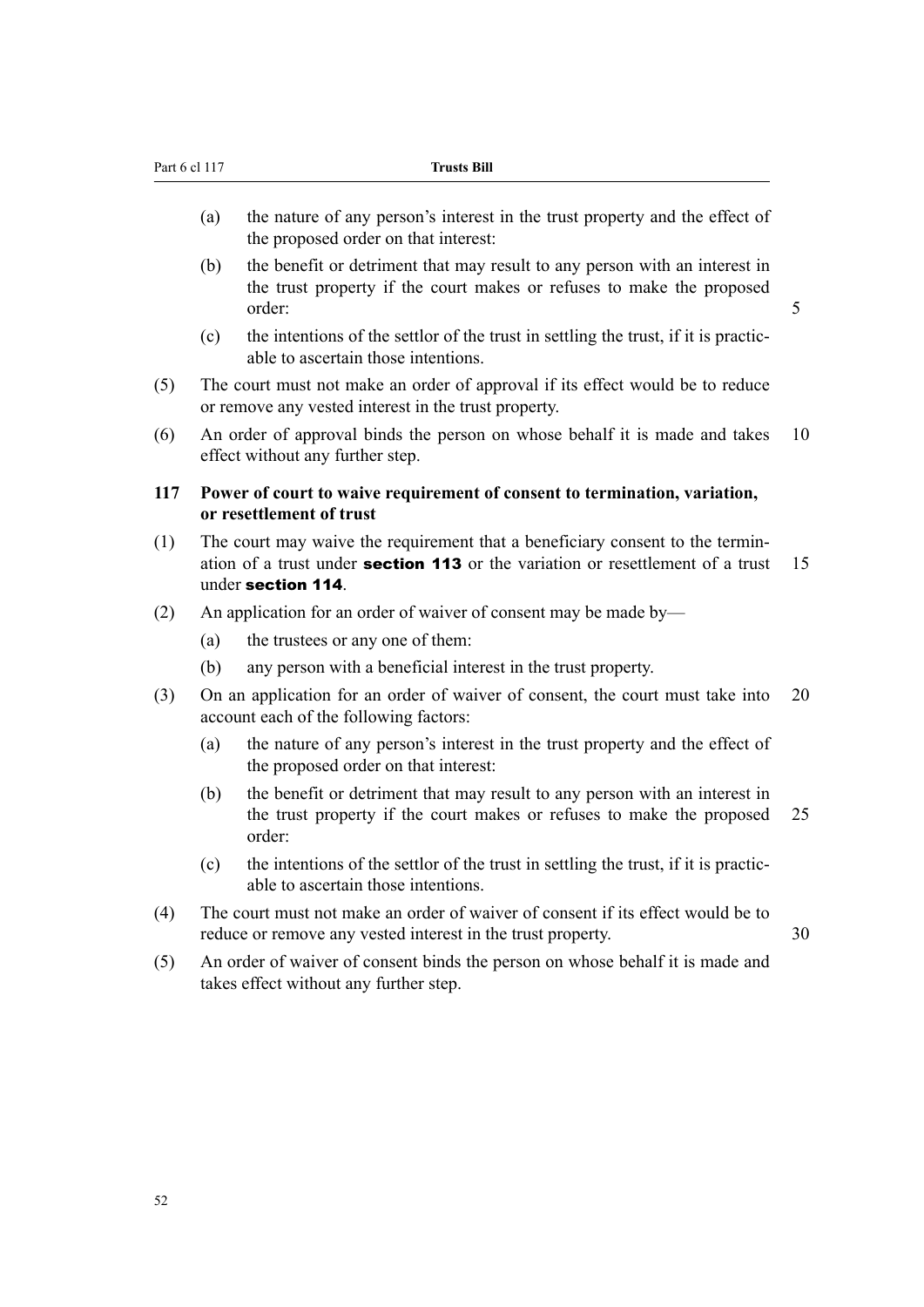(a) the nature of any person's interest in the trust property and the effect of the proposed order on that interest:

(b) the benefit or detriment that may result to any person with an interest in the trust property if the court makes or refuses to make the proposed order:

(c) the intentions of the settlor of the trust in settling the trust, if it is practicable to ascertain those intentions.

(5) The court must not make an order of approval if its effect would be to reduce or remove any vested interest in the trust property.

(6) An order of approval binds the person on whose behalf it is made and takes effect without any further step.

**117 Power of court to waive requirement of consent to termination, variation, or resettlement of trust**

(1) The court may waive the requirement that a beneficiary consent to the termination of a trust under **section 113** or the variation or resettlement of a trust under **section 114**.

(2) An application for an order of waiver of consent may be made by—

(a) the trustees or any one of them:

(b) any person with a beneficial interest in the trust property.

(3) On an application for an order of waiver of consent, the court must take into account each of the following factors:

(a) the nature of any person's interest in the trust property and the effect of the proposed order on that interest:

(b) the benefit or detriment that may result to any person with an interest in the trust property if the court makes or refuses to make the proposed order:

(c) the intentions of the settlor of the trust in settling the trust, if it is practicable to ascertain those intentions.

(4) The court must not make an order of waiver of consent if its effect would be to reduce or remove any vested interest in the trust property.

(5) An order of waiver of consent binds the person on whose behalf it is made and takes effect without any further step.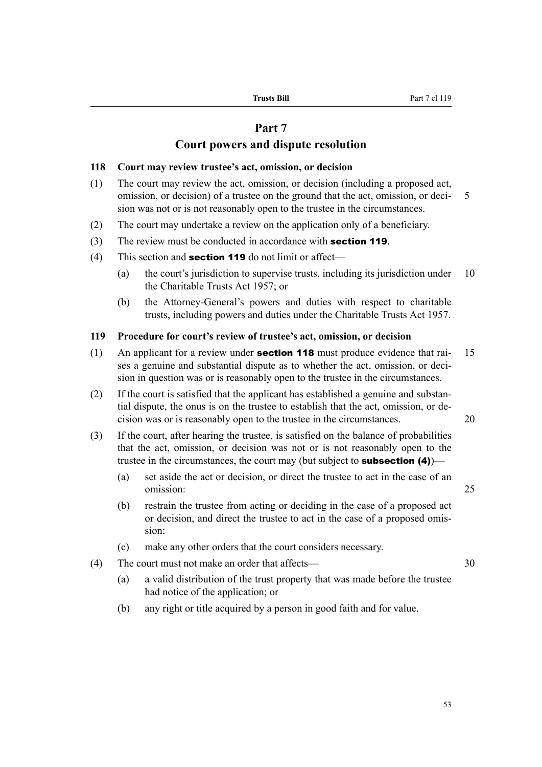# Part 7
# Court powers and dispute resolution

### 118 Court may review trustee's act, omission, or decision

(1) The court may review the act, omission, or decision (including a proposed act, omission, or decision) of a trustee on the ground that the act, omission, or decision was not or is not reasonably open to the trustee in the circumstances.

(2) The court may undertake a review on the application only of a beneficiary.

(3) The review must be conducted in accordance with **section 119**.

(4) This section and **section 119** do not limit or affect—

- (a) the court's jurisdiction to supervise trusts, including its jurisdiction under the Charitable Trusts Act 1957; or
- (b) the Attorney-General's powers and duties with respect to charitable trusts, including powers and duties under the Charitable Trusts Act 1957.

### 119 Procedure for court's review of trustee's act, omission, or decision

(1) An applicant for a review under **section 118** must produce evidence that raises a genuine and substantial dispute as to whether the act, omission, or decision in question was or is reasonably open to the trustee in the circumstances.

(2) If the court is satisfied that the applicant has established a genuine and substantial dispute, the onus is on the trustee to establish that the act, omission, or decision was or is reasonably open to the trustee in the circumstances.

(3) If the court, after hearing the trustee, is satisfied on the balance of probabilities that the act, omission, or decision was not or is not reasonably open to the trustee in the circumstances, the court may (but subject to **subsection (4)**)—

- (a) set aside the act or decision, or direct the trustee to act in the case of an omission:
- (b) restrain the trustee from acting or deciding in the case of a proposed act or decision, and direct the trustee to act in the case of a proposed omission:
- (c) make any other orders that the court considers necessary.

(4) The court must not make an order that affects—

- (a) a valid distribution of the trust property that was made before the trustee had notice of the application; or
- (b) any right or title acquired by a person in good faith and for value.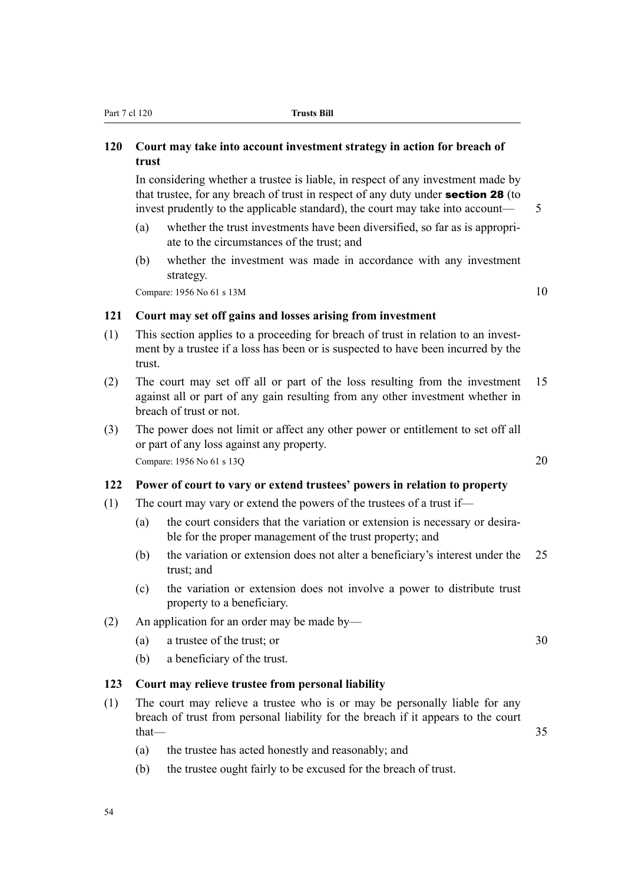### 120 Court may take into account investment strategy in action for breach of trust

In considering whether a trustee is liable, in respect of any investment made by that trustee, for any breach of trust in respect of any duty under **section 28** (to invest prudently to the applicable standard), the court may take into account—

(a) whether the trust investments have been diversified, so far as is appropriate to the circumstances of the trust; and

(b) whether the investment was made in accordance with any investment strategy.

Compare: 1956 No 61 s 13M

### 121 Court may set off gains and losses arising from investment

(1) This section applies to a proceeding for breach of trust in relation to an investment by a trustee if a loss has been or is suspected to have been incurred by the trust.

(2) The court may set off all or part of the loss resulting from the investment against all or part of any gain resulting from any other investment whether in breach of trust or not.

(3) The power does not limit or affect any other power or entitlement to set off all or part of any loss against any property.

Compare: 1956 No 61 s 13Q

### 122 Power of court to vary or extend trustees' powers in relation to property

(1) The court may vary or extend the powers of the trustees of a trust if—

(a) the court considers that the variation or extension is necessary or desirable for the proper management of the trust property; and

(b) the variation or extension does not alter a beneficiary's interest under the trust; and

(c) the variation or extension does not involve a power to distribute trust property to a beneficiary.

(2) An application for an order may be made by—

(a) a trustee of the trust; or

(b) a beneficiary of the trust.

### 123 Court may relieve trustee from personal liability

(1) The court may relieve a trustee who is or may be personally liable for any breach of trust from personal liability for the breach if it appears to the court that—

(a) the trustee has acted honestly and reasonably; and

(b) the trustee ought fairly to be excused for the breach of trust.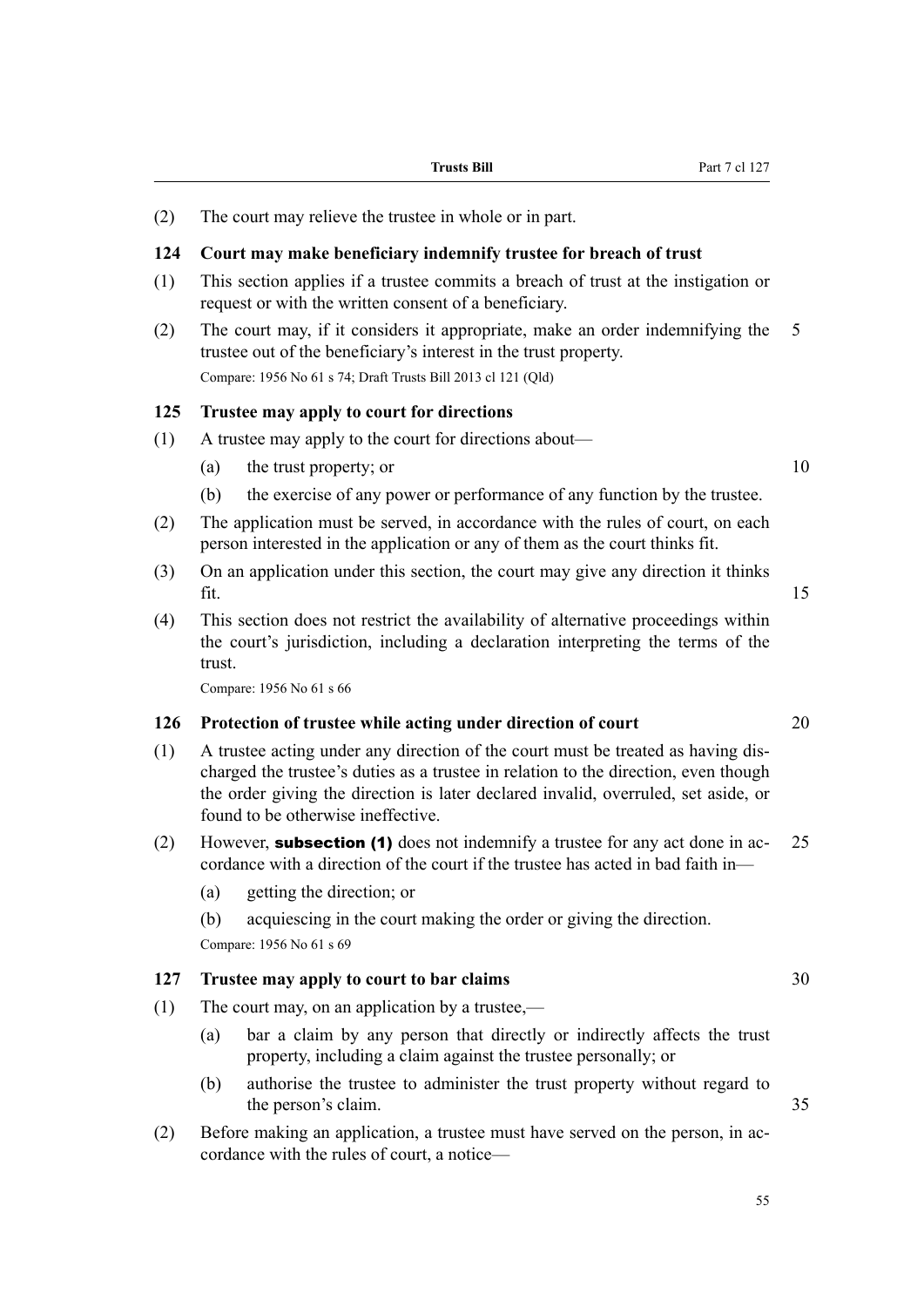(2) The court may relieve the trustee in whole or in part.

### 124 Court may make beneficiary indemnify trustee for breach of trust

(1) This section applies if a trustee commits a breach of trust at the instigation or request or with the written consent of a beneficiary.

(2) The court may, if it considers it appropriate, make an order indemnifying the trustee out of the beneficiary's interest in the trust property.

Compare: 1956 No 61 s 74; Draft Trusts Bill 2013 cl 121 (Qld)

### 125 Trustee may apply to court for directions

(1) A trustee may apply to the court for directions about—

- (a) the trust property; or
- (b) the exercise of any power or performance of any function by the trustee.

(2) The application must be served, in accordance with the rules of court, on each person interested in the application or any of them as the court thinks fit.

(3) On an application under this section, the court may give any direction it thinks fit.

(4) This section does not restrict the availability of alternative proceedings within the court's jurisdiction, including a declaration interpreting the terms of the trust.

Compare: 1956 No 61 s 66

### 126 Protection of trustee while acting under direction of court

(1) A trustee acting under any direction of the court must be treated as having discharged the trustee's duties as a trustee in relation to the direction, even though the order giving the direction is later declared invalid, overruled, set aside, or found to be otherwise ineffective.

(2) However, **subsection (1)** does not indemnify a trustee for any act done in accordance with a direction of the court if the trustee has acted in bad faith in—

- (a) getting the direction; or
- (b) acquiescing in the court making the order or giving the direction.

Compare: 1956 No 61 s 69

### 127 Trustee may apply to court to bar claims

(1) The court may, on an application by a trustee,—

- (a) bar a claim by any person that directly or indirectly affects the trust property, including a claim against the trustee personally; or
- (b) authorise the trustee to administer the trust property without regard to the person's claim.

(2) Before making an application, a trustee must have served on the person, in accordance with the rules of court, a notice—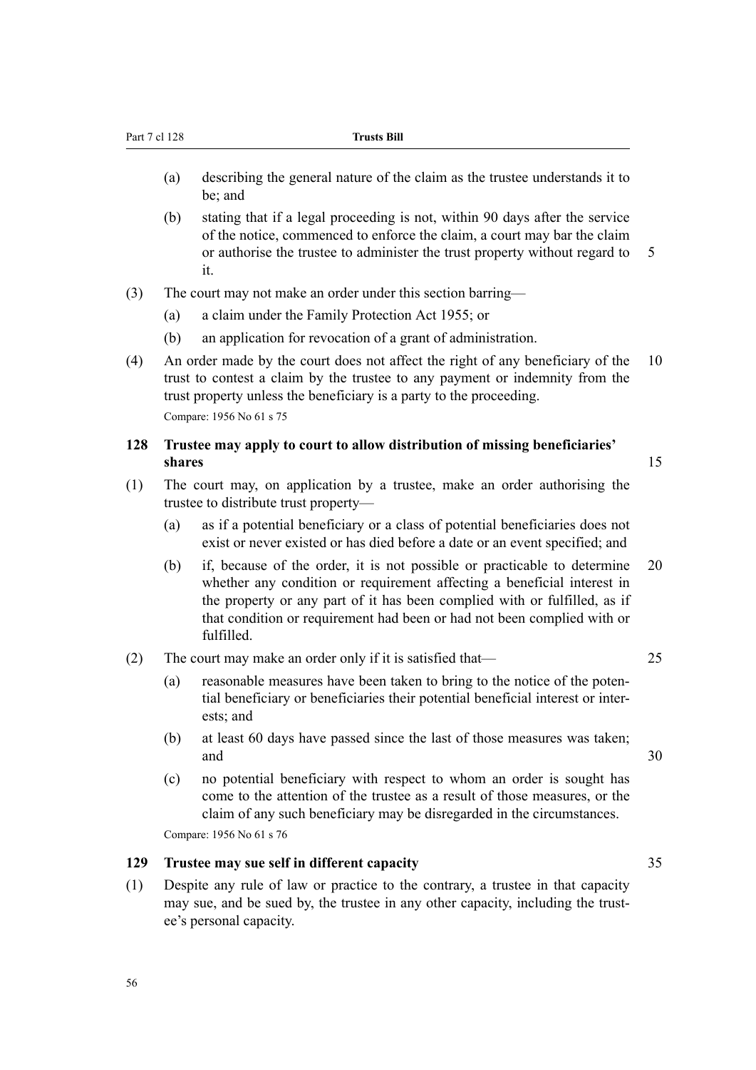(a) describing the general nature of the claim as the trustee understands it to be; and

(b) stating that if a legal proceeding is not, within 90 days after the service of the notice, commenced to enforce the claim, a court may bar the claim or authorise the trustee to administer the trust property without regard to it.

(3) The court may not make an order under this section barring—

(a) a claim under the Family Protection Act 1955; or

(b) an application for revocation of a grant of administration.

(4) An order made by the court does not affect the right of any beneficiary of the trust to contest a claim by the trustee to any payment or indemnity from the trust property unless the beneficiary is a party to the proceeding.

Compare: 1956 No 61 s 75

### 128 Trustee may apply to court to allow distribution of missing beneficiaries' shares

(1) The court may, on application by a trustee, make an order authorising the trustee to distribute trust property—

(a) as if a potential beneficiary or a class of potential beneficiaries does not exist or never existed or has died before a date or an event specified; and

(b) if, because of the order, it is not possible or practicable to determine whether any condition or requirement affecting a beneficial interest in the property or any part of it has been complied with or fulfilled, as if that condition or requirement had been or had not been complied with or fulfilled.

(2) The court may make an order only if it is satisfied that—

(a) reasonable measures have been taken to bring to the notice of the potential beneficiary or beneficiaries their potential beneficial interest or interests; and

(b) at least 60 days have passed since the last of those measures was taken; and

(c) no potential beneficiary with respect to whom an order is sought has come to the attention of the trustee as a result of those measures, or the claim of any such beneficiary may be disregarded in the circumstances.

Compare: 1956 No 61 s 76

### 129 Trustee may sue self in different capacity

(1) Despite any rule of law or practice to the contrary, a trustee in that capacity may sue, and be sued by, the trustee in any other capacity, including the trustee's personal capacity.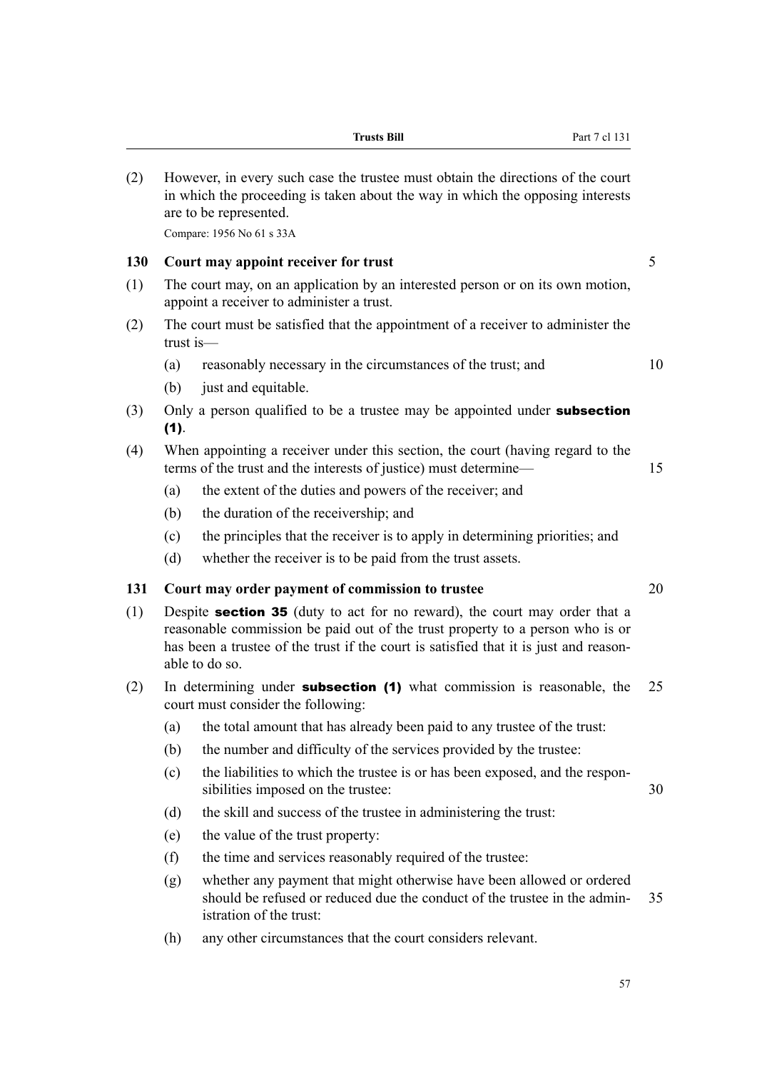(2) However, in every such case the trustee must obtain the directions of the court in which the proceeding is taken about the way in which the opposing interests are to be represented.

Compare: 1956 No 61 s 33A

### 130 Court may appoint receiver for trust

(1) The court may, on an application by an interested person or on its own motion, appoint a receiver to administer a trust.

(2) The court must be satisfied that the appointment of a receiver to administer the trust is—

- (a) reasonably necessary in the circumstances of the trust; and
- (b) just and equitable.

(3) Only a person qualified to be a trustee may be appointed under **subsection (1)**.

(4) When appointing a receiver under this section, the court (having regard to the terms of the trust and the interests of justice) must determine—

- (a) the extent of the duties and powers of the receiver; and
- (b) the duration of the receivership; and
- (c) the principles that the receiver is to apply in determining priorities; and
- (d) whether the receiver is to be paid from the trust assets.

### 131 Court may order payment of commission to trustee

(1) Despite **section 35** (duty to act for no reward), the court may order that a reasonable commission be paid out of the trust property to a person who is or has been a trustee of the trust if the court is satisfied that it is just and reasonable to do so.

(2) In determining under **subsection (1)** what commission is reasonable, the court must consider the following:

- (a) the total amount that has already been paid to any trustee of the trust:
- (b) the number and difficulty of the services provided by the trustee:
- (c) the liabilities to which the trustee is or has been exposed, and the responsibilities imposed on the trustee:
- (d) the skill and success of the trustee in administering the trust:
- (e) the value of the trust property:
- (f) the time and services reasonably required of the trustee:
- (g) whether any payment that might otherwise have been allowed or ordered should be refused or reduced due the conduct of the trustee in the administration of the trust:
- (h) any other circumstances that the court considers relevant.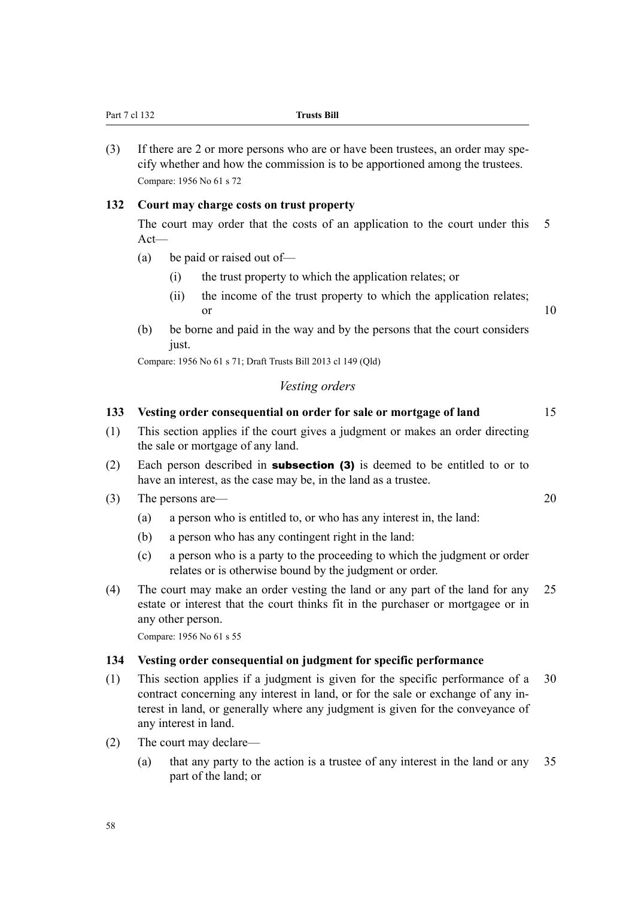(3) If there are 2 or more persons who are or have been trustees, an order may specify whether and how the commission is to be apportioned among the trustees.

Compare: 1956 No 61 s 72

### 132 Court may charge costs on trust property

The court may order that the costs of an application to the court under this Act—

(a) be paid or raised out of—

(i) the trust property to which the application relates; or

(ii) the income of the trust property to which the application relates; or

(b) be borne and paid in the way and by the persons that the court considers just.

Compare: 1956 No 61 s 71; Draft Trusts Bill 2013 cl 149 (Qld)

## *Vesting orders*

### 133 Vesting order consequential on order for sale or mortgage of land

(1) This section applies if the court gives a judgment or makes an order directing the sale or mortgage of any land.

(2) Each person described in **subsection (3)** is deemed to be entitled to or to have an interest, as the case may be, in the land as a trustee.

(3) The persons are—

(a) a person who is entitled to, or who has any interest in, the land:

(b) a person who has any contingent right in the land:

(c) a person who is a party to the proceeding to which the judgment or order relates or is otherwise bound by the judgment or order.

(4) The court may make an order vesting the land or any part of the land for any estate or interest that the court thinks fit in the purchaser or mortgagee or in any other person.

Compare: 1956 No 61 s 55

### 134 Vesting order consequential on judgment for specific performance

(1) This section applies if a judgment is given for the specific performance of a contract concerning any interest in land, or for the sale or exchange of any interest in land, or generally where any judgment is given for the conveyance of any interest in land.

(2) The court may declare—

(a) that any party to the action is a trustee of any interest in the land or any part of the land; or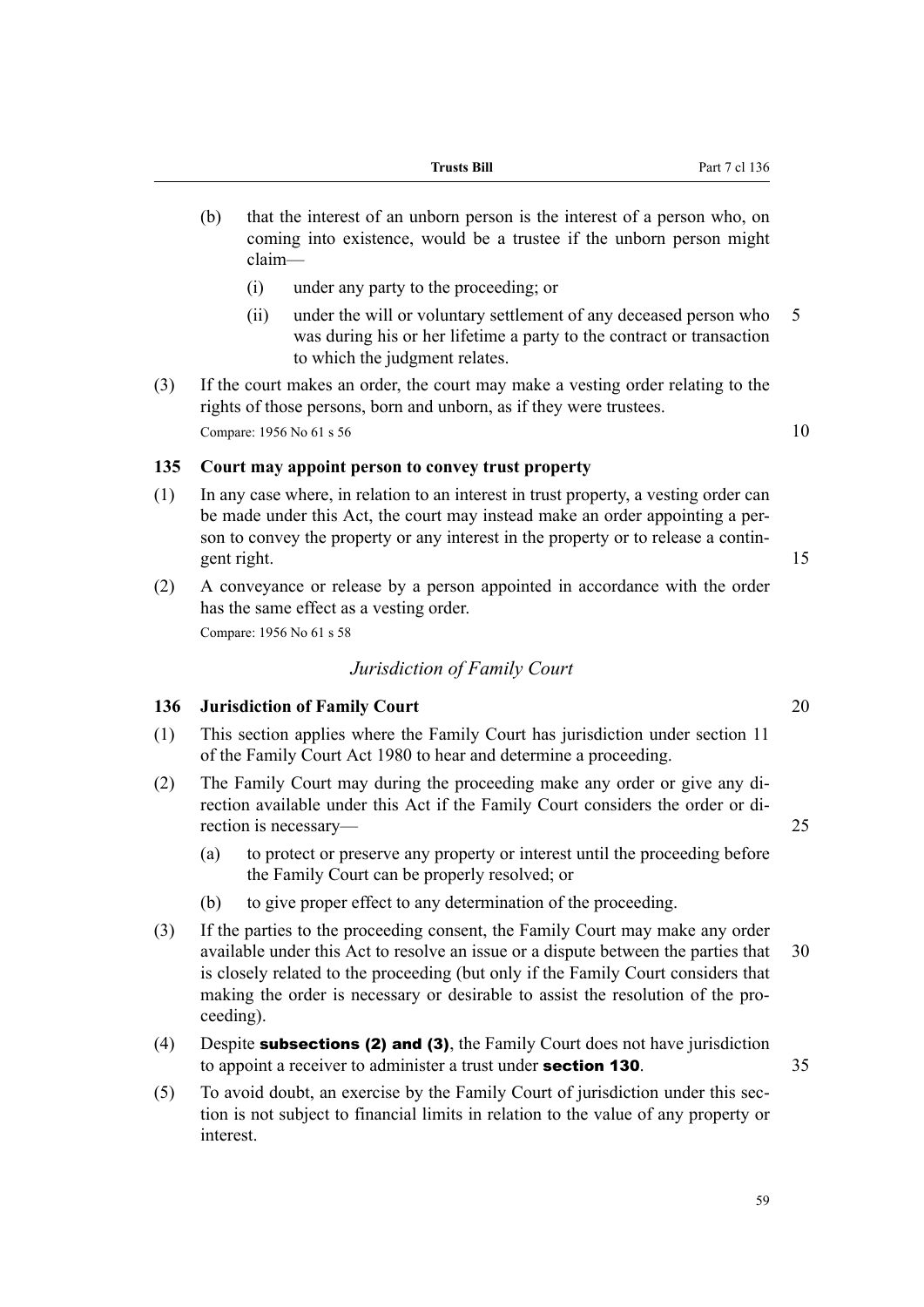(b) that the interest of an unborn person is the interest of a person who, on coming into existence, would be a trustee if the unborn person might claim—

(i) under any party to the proceeding; or

(ii) under the will or voluntary settlement of any deceased person who was during his or her lifetime a party to the contract or transaction to which the judgment relates.

(3) If the court makes an order, the court may make a vesting order relating to the rights of those persons, born and unborn, as if they were trustees.

Compare: 1956 No 61 s 56

### 135 Court may appoint person to convey trust property

(1) In any case where, in relation to an interest in trust property, a vesting order can be made under this Act, the court may instead make an order appointing a person to convey the property or any interest in the property or to release a contingent right.

(2) A conveyance or release by a person appointed in accordance with the order has the same effect as a vesting order.

Compare: 1956 No 61 s 58

*Jurisdiction of Family Court*

### 136 Jurisdiction of Family Court

(1) This section applies where the Family Court has jurisdiction under section 11 of the Family Court Act 1980 to hear and determine a proceeding.

(2) The Family Court may during the proceeding make any order or give any direction available under this Act if the Family Court considers the order or direction is necessary—

(a) to protect or preserve any property or interest until the proceeding before the Family Court can be properly resolved; or

(b) to give proper effect to any determination of the proceeding.

(3) If the parties to the proceeding consent, the Family Court may make any order available under this Act to resolve an issue or a dispute between the parties that is closely related to the proceeding (but only if the Family Court considers that making the order is necessary or desirable to assist the resolution of the proceeding).

(4) Despite **subsections (2) and (3)**, the Family Court does not have jurisdiction to appoint a receiver to administer a trust under **section 130**.

(5) To avoid doubt, an exercise by the Family Court of jurisdiction under this section is not subject to financial limits in relation to the value of any property or interest.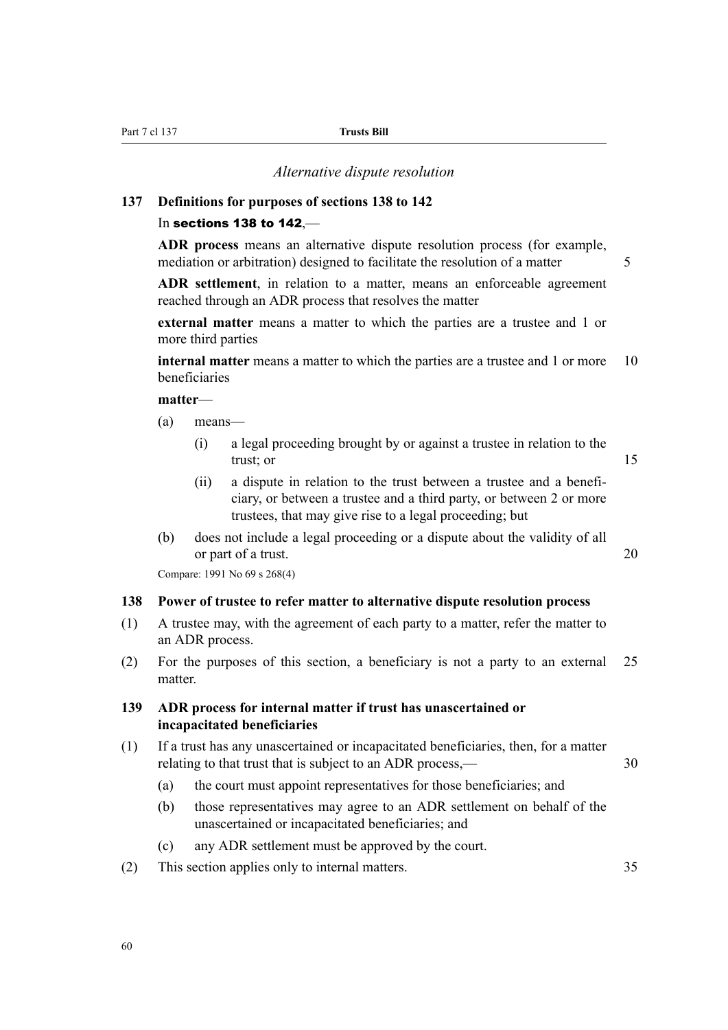### *Alternative dispute resolution*

## 137 Definitions for purposes of sections 138 to 142

In **sections 138 to 142**,—

**ADR process** means an alternative dispute resolution process (for example, mediation or arbitration) designed to facilitate the resolution of a matter

**ADR settlement**, in relation to a matter, means an enforceable agreement reached through an ADR process that resolves the matter

**external matter** means a matter to which the parties are a trustee and 1 or more third parties

**internal matter** means a matter to which the parties are a trustee and 1 or more beneficiaries

**matter**—

(a) means—

(i) a legal proceeding brought by or against a trustee in relation to the trust; or

(ii) a dispute in relation to the trust between a trustee and a beneficiary, or between a trustee and a third party, or between 2 or more trustees, that may give rise to a legal proceeding; but

(b) does not include a legal proceeding or a dispute about the validity of all or part of a trust.

Compare: 1991 No 69 s 268(4)

## 138 Power of trustee to refer matter to alternative dispute resolution process

(1) A trustee may, with the agreement of each party to a matter, refer the matter to an ADR process.

(2) For the purposes of this section, a beneficiary is not a party to an external matter.

## 139 ADR process for internal matter if trust has unascertained or incapacitated beneficiaries

(1) If a trust has any unascertained or incapacitated beneficiaries, then, for a matter relating to that trust that is subject to an ADR process,—

(a) the court must appoint representatives for those beneficiaries; and

(b) those representatives may agree to an ADR settlement on behalf of the unascertained or incapacitated beneficiaries; and

(c) any ADR settlement must be approved by the court.

(2) This section applies only to internal matters.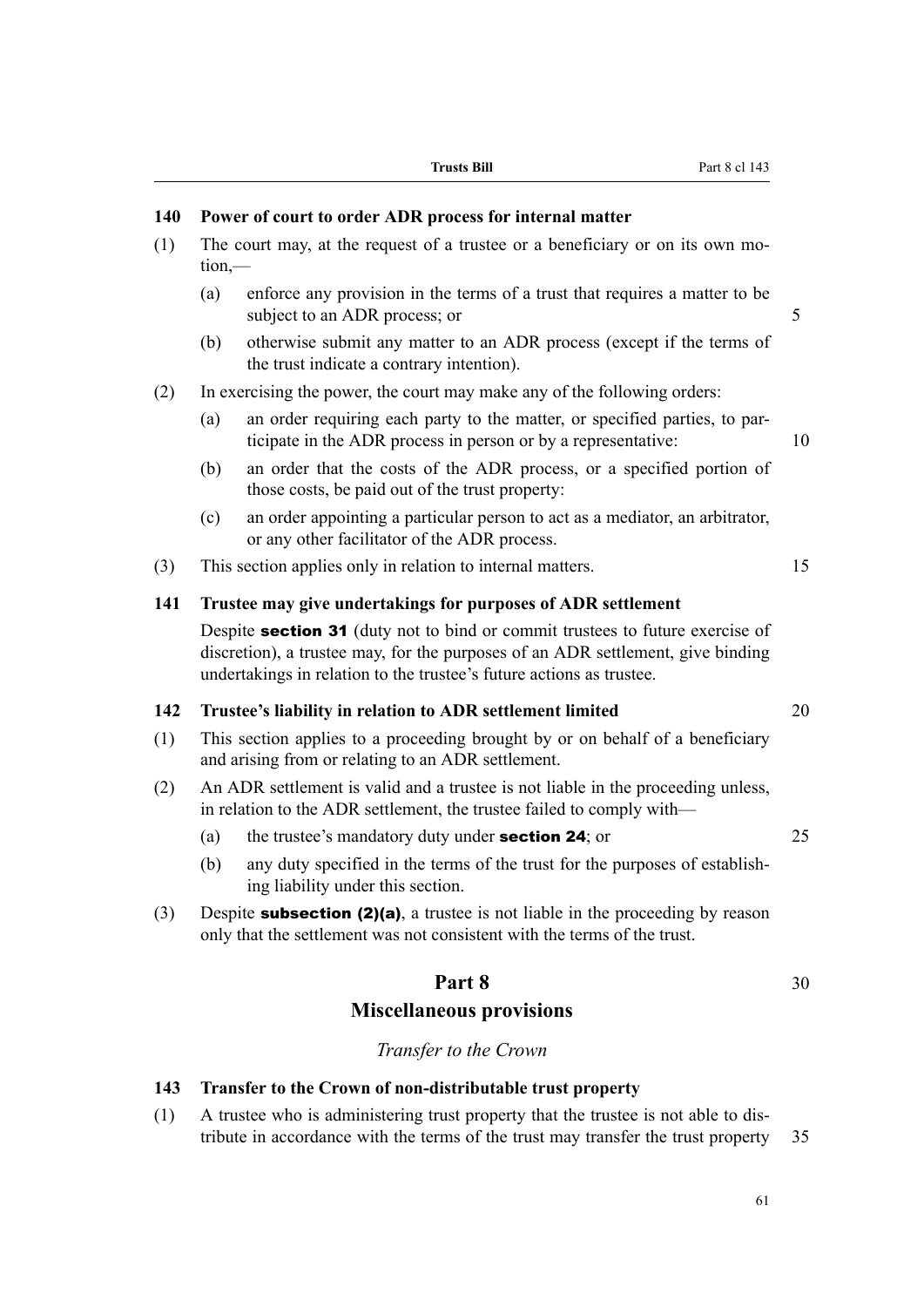### 140 Power of court to order ADR process for internal matter

(1) The court may, at the request of a trustee or a beneficiary or on its own motion,—

(a) enforce any provision in the terms of a trust that requires a matter to be subject to an ADR process; or

(b) otherwise submit any matter to an ADR process (except if the terms of the trust indicate a contrary intention).

(2) In exercising the power, the court may make any of the following orders:

(a) an order requiring each party to the matter, or specified parties, to participate in the ADR process in person or by a representative:

(b) an order that the costs of the ADR process, or a specified portion of those costs, be paid out of the trust property:

(c) an order appointing a particular person to act as a mediator, an arbitrator, or any other facilitator of the ADR process.

(3) This section applies only in relation to internal matters.

### 141 Trustee may give undertakings for purposes of ADR settlement

Despite **section 31** (duty not to bind or commit trustees to future exercise of discretion), a trustee may, for the purposes of an ADR settlement, give binding undertakings in relation to the trustee's future actions as trustee.

### 142 Trustee's liability in relation to ADR settlement limited

(1) This section applies to a proceeding brought by or on behalf of a beneficiary and arising from or relating to an ADR settlement.

(2) An ADR settlement is valid and a trustee is not liable in the proceeding unless, in relation to the ADR settlement, the trustee failed to comply with—

(a) the trustee's mandatory duty under **section 24**; or

(b) any duty specified in the terms of the trust for the purposes of establishing liability under this section.

(3) Despite **subsection (2)(a)**, a trustee is not liable in the proceeding by reason only that the settlement was not consistent with the terms of the trust.

## Part 8
## Miscellaneous provisions

*Transfer to the Crown*

### 143 Transfer to the Crown of non-distributable trust property

(1) A trustee who is administering trust property that the trustee is not able to distribute in accordance with the terms of the trust may transfer the trust property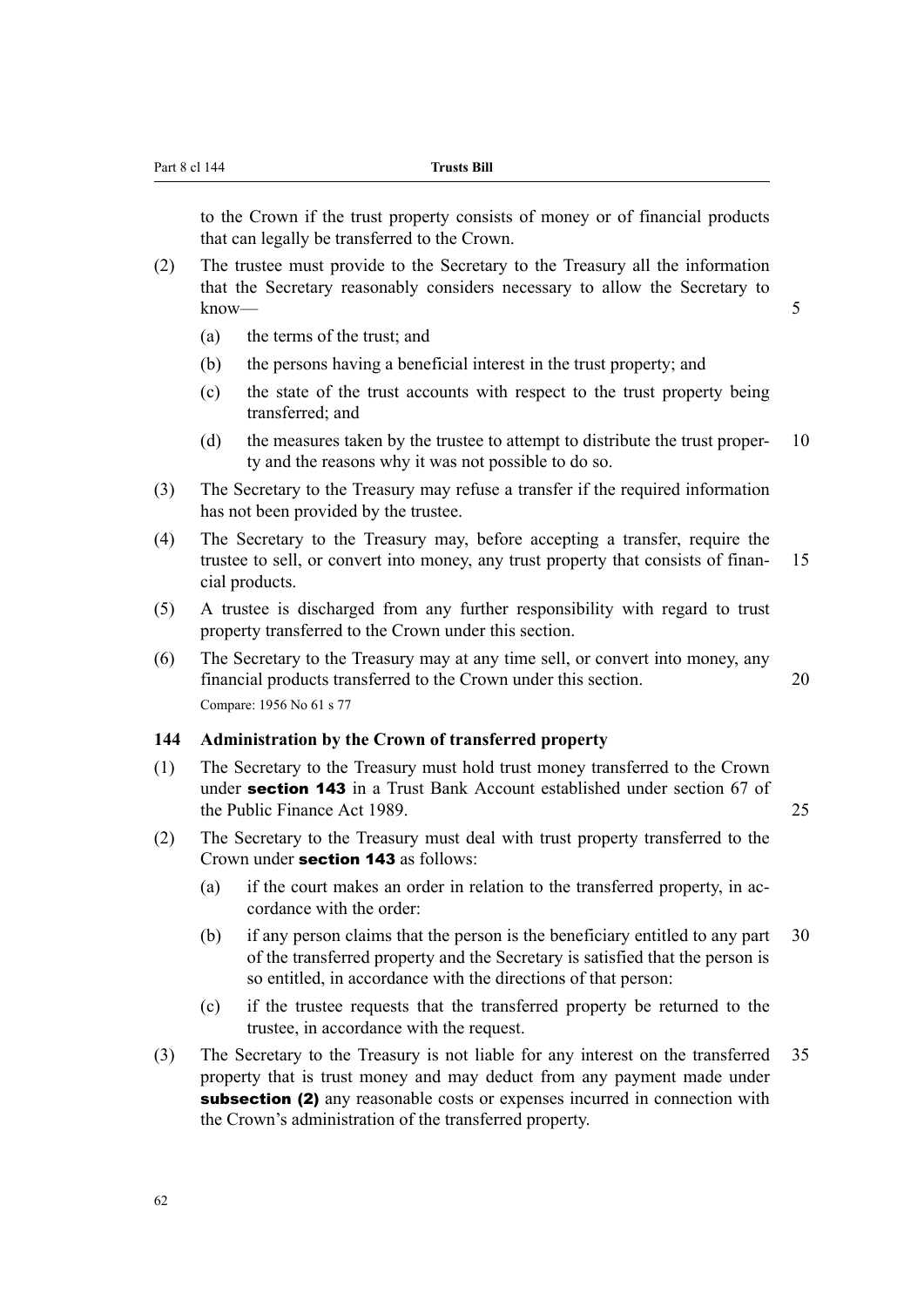to the Crown if the trust property consists of money or of financial products that can legally be transferred to the Crown.

(2) The trustee must provide to the Secretary to the Treasury all the information that the Secretary reasonably considers necessary to allow the Secretary to know—

(a) the terms of the trust; and

(b) the persons having a beneficial interest in the trust property; and

(c) the state of the trust accounts with respect to the trust property being transferred; and

(d) the measures taken by the trustee to attempt to distribute the trust property and the reasons why it was not possible to do so.

(3) The Secretary to the Treasury may refuse a transfer if the required information has not been provided by the trustee.

(4) The Secretary to the Treasury may, before accepting a transfer, require the trustee to sell, or convert into money, any trust property that consists of financial products.

(5) A trustee is discharged from any further responsibility with regard to trust property transferred to the Crown under this section.

(6) The Secretary to the Treasury may at any time sell, or convert into money, any financial products transferred to the Crown under this section.

Compare: 1956 No 61 s 77

### 144 Administration by the Crown of transferred property

(1) The Secretary to the Treasury must hold trust money transferred to the Crown under **section 143** in a Trust Bank Account established under section 67 of the Public Finance Act 1989.

(2) The Secretary to the Treasury must deal with trust property transferred to the Crown under **section 143** as follows:

(a) if the court makes an order in relation to the transferred property, in accordance with the order:

(b) if any person claims that the person is the beneficiary entitled to any part of the transferred property and the Secretary is satisfied that the person is so entitled, in accordance with the directions of that person:

(c) if the trustee requests that the transferred property be returned to the trustee, in accordance with the request.

(3) The Secretary to the Treasury is not liable for any interest on the transferred property that is trust money and may deduct from any payment made under **subsection (2)** any reasonable costs or expenses incurred in connection with the Crown's administration of the transferred property.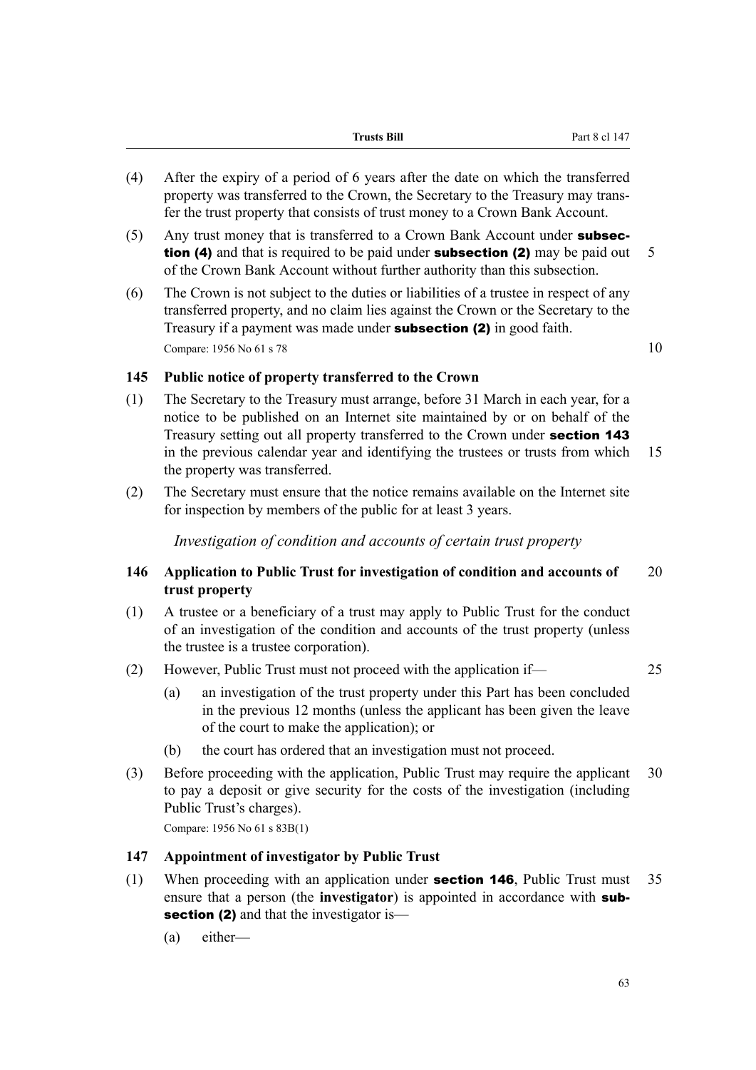(4) After the expiry of a period of 6 years after the date on which the transferred property was transferred to the Crown, the Secretary to the Treasury may transfer the trust property that consists of trust money to a Crown Bank Account.

(5) Any trust money that is transferred to a Crown Bank Account under **subsection (4)** and that is required to be paid under **subsection (2)** may be paid out of the Crown Bank Account without further authority than this subsection.

(6) The Crown is not subject to the duties or liabilities of a trustee in respect of any transferred property, and no claim lies against the Crown or the Secretary to the Treasury if a payment was made under **subsection (2)** in good faith.

Compare: 1956 No 61 s 78

### 145 Public notice of property transferred to the Crown

(1) The Secretary to the Treasury must arrange, before 31 March in each year, for a notice to be published on an Internet site maintained by or on behalf of the Treasury setting out all property transferred to the Crown under **section 143** in the previous calendar year and identifying the trustees or trusts from which the property was transferred.

(2) The Secretary must ensure that the notice remains available on the Internet site for inspection by members of the public for at least 3 years.

*Investigation of condition and accounts of certain trust property*

### 146 Application to Public Trust for investigation of condition and accounts of trust property

(1) A trustee or a beneficiary of a trust may apply to Public Trust for the conduct of an investigation of the condition and accounts of the trust property (unless the trustee is a trustee corporation).

(2) However, Public Trust must not proceed with the application if—

  (a) an investigation of the trust property under this Part has been concluded in the previous 12 months (unless the applicant has been given the leave of the court to make the application); or

  (b) the court has ordered that an investigation must not proceed.

(3) Before proceeding with the application, Public Trust may require the applicant to pay a deposit or give security for the costs of the investigation (including Public Trust's charges).

Compare: 1956 No 61 s 83B(1)

### 147 Appointment of investigator by Public Trust

(1) When proceeding with an application under **section 146**, Public Trust must ensure that a person (the **investigator**) is appointed in accordance with **subsection (2)** and that the investigator is—

  (a) either—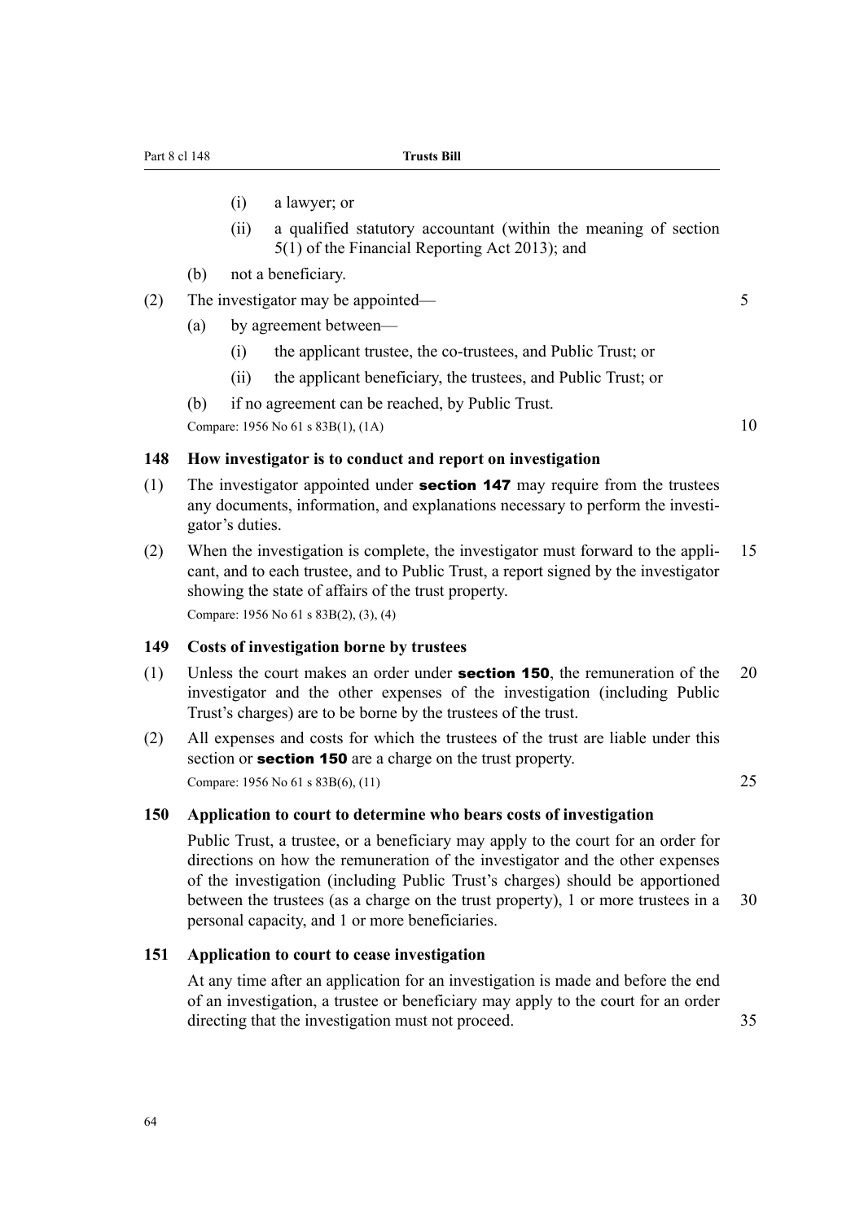(i) a lawyer; or

(ii) a qualified statutory accountant (within the meaning of section 5(1) of the Financial Reporting Act 2013); and

(b) not a beneficiary.

(2) The investigator may be appointed—

(a) by agreement between—

(i) the applicant trustee, the co-trustees, and Public Trust; or

(ii) the applicant beneficiary, the trustees, and Public Trust; or

(b) if no agreement can be reached, by Public Trust.

Compare: 1956 No 61 s 83B(1), (1A)

### 148 How investigator is to conduct and report on investigation

(1) The investigator appointed under **section 147** may require from the trustees any documents, information, and explanations necessary to perform the investigator's duties.

(2) When the investigation is complete, the investigator must forward to the applicant, and to each trustee, and to Public Trust, a report signed by the investigator showing the state of affairs of the trust property.

Compare: 1956 No 61 s 83B(2), (3), (4)

### 149 Costs of investigation borne by trustees

(1) Unless the court makes an order under **section 150**, the remuneration of the investigator and the other expenses of the investigation (including Public Trust's charges) are to be borne by the trustees of the trust.

(2) All expenses and costs for which the trustees of the trust are liable under this section or **section 150** are a charge on the trust property.

Compare: 1956 No 61 s 83B(6), (11)

### 150 Application to court to determine who bears costs of investigation

Public Trust, a trustee, or a beneficiary may apply to the court for an order for directions on how the remuneration of the investigator and the other expenses of the investigation (including Public Trust's charges) should be apportioned between the trustees (as a charge on the trust property), 1 or more trustees in a personal capacity, and 1 or more beneficiaries.

### 151 Application to court to cease investigation

At any time after an application for an investigation is made and before the end of an investigation, a trustee or beneficiary may apply to the court for an order directing that the investigation must not proceed.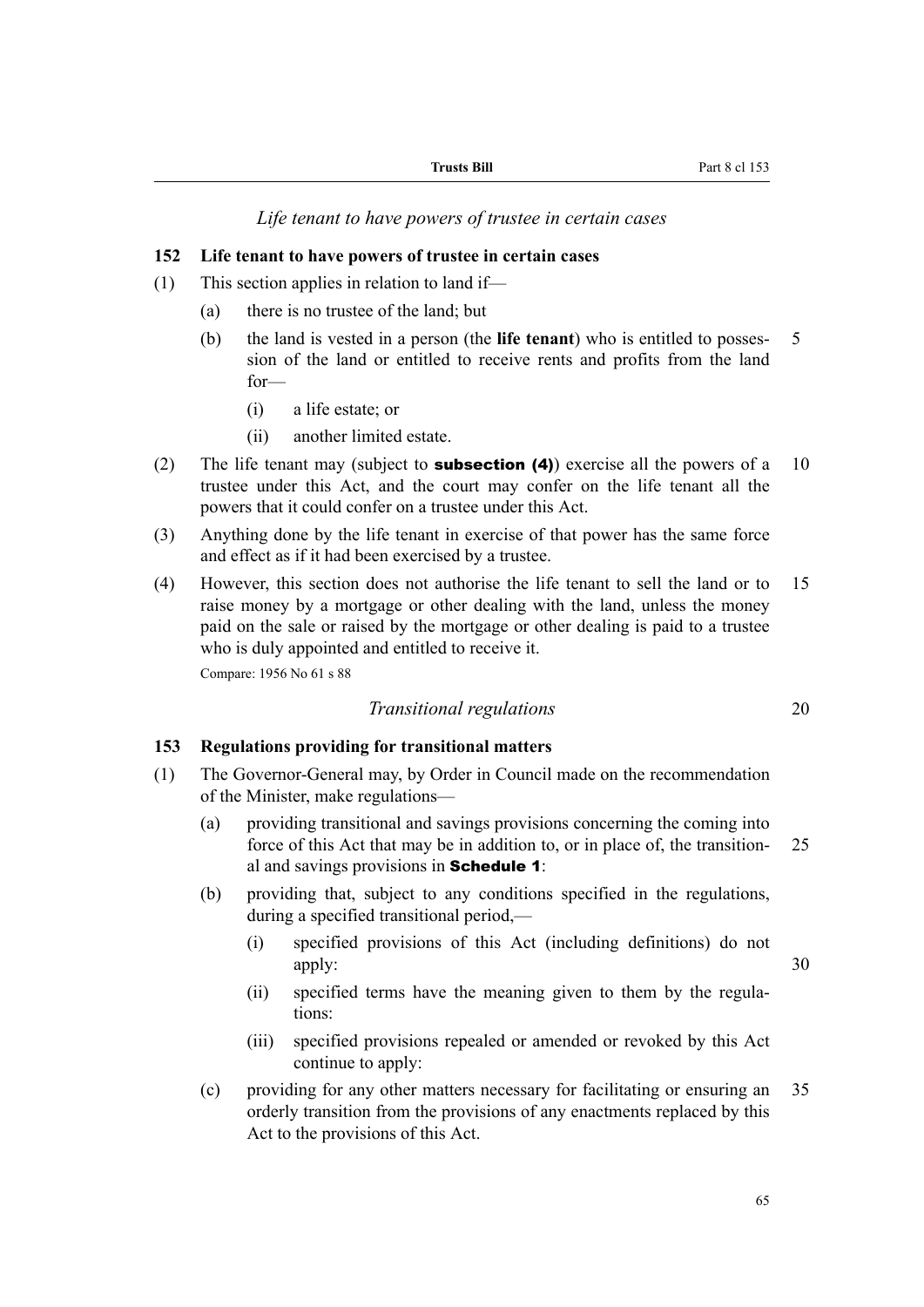*Life tenant to have powers of trustee in certain cases*

### 152 Life tenant to have powers of trustee in certain cases

(1) This section applies in relation to land if—

(a) there is no trustee of the land; but

(b) the land is vested in a person (the **life tenant**) who is entitled to possession of the land or entitled to receive rents and profits from the land for—

(i) a life estate; or

(ii) another limited estate.

(2) The life tenant may (subject to **subsection (4)**) exercise all the powers of a trustee under this Act, and the court may confer on the life tenant all the powers that it could confer on a trustee under this Act.

(3) Anything done by the life tenant in exercise of that power has the same force and effect as if it had been exercised by a trustee.

(4) However, this section does not authorise the life tenant to sell the land or to raise money by a mortgage or other dealing with the land, unless the money paid on the sale or raised by the mortgage or other dealing is paid to a trustee who is duly appointed and entitled to receive it.

Compare: 1956 No 61 s 88

*Transitional regulations*

### 153 Regulations providing for transitional matters

(1) The Governor-General may, by Order in Council made on the recommendation of the Minister, make regulations—

(a) providing transitional and savings provisions concerning the coming into force of this Act that may be in addition to, or in place of, the transitional and savings provisions in **Schedule 1**:

(b) providing that, subject to any conditions specified in the regulations, during a specified transitional period,—

(i) specified provisions of this Act (including definitions) do not apply:

(ii) specified terms have the meaning given to them by the regulations:

(iii) specified provisions repealed or amended or revoked by this Act continue to apply:

(c) providing for any other matters necessary for facilitating or ensuring an orderly transition from the provisions of any enactments replaced by this Act to the provisions of this Act.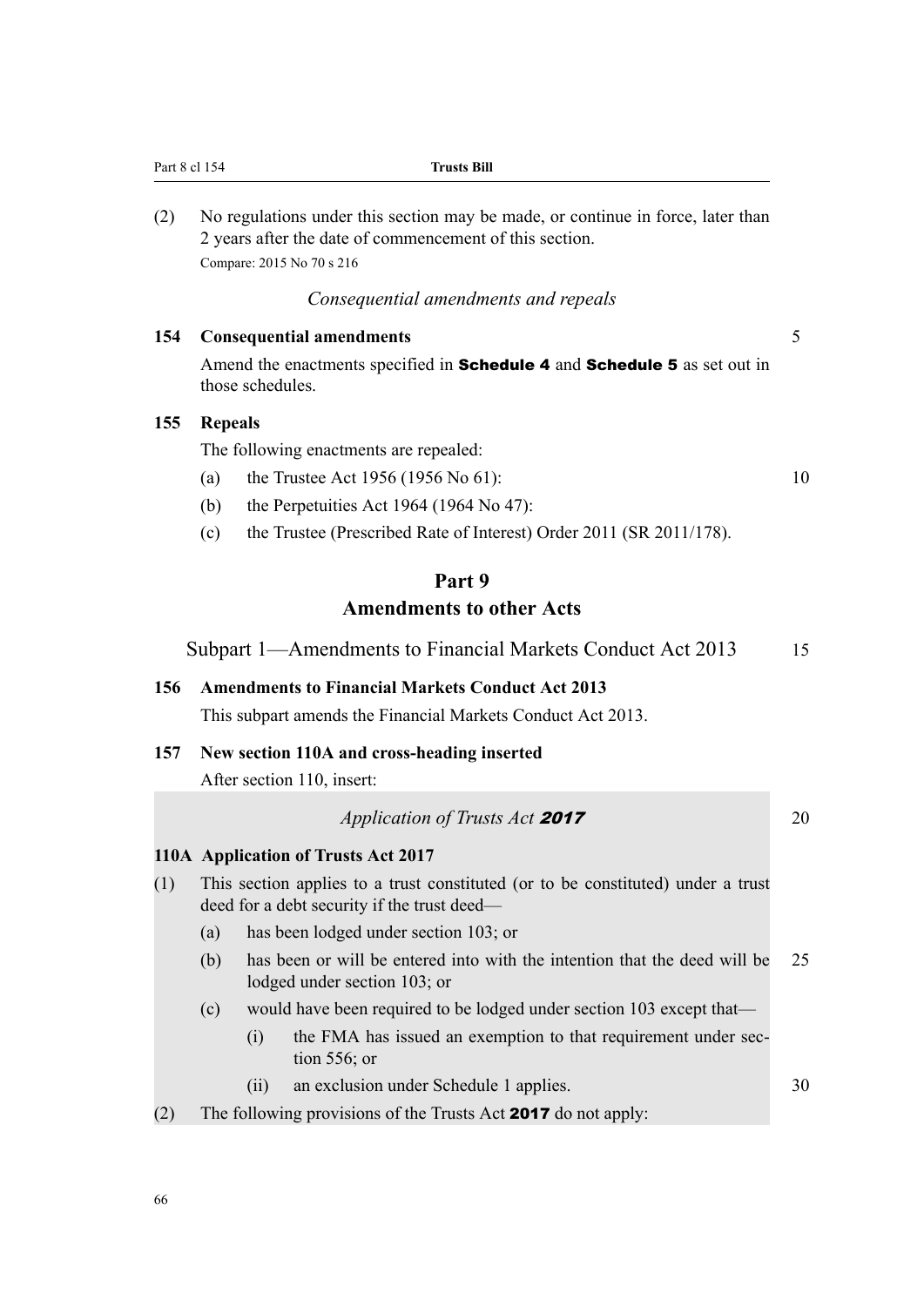(2) No regulations under this section may be made, or continue in force, later than 2 years after the date of commencement of this section.

Compare: 2015 No 70 s 216

*Consequential amendments and repeals*

**154 Consequential amendments**

Amend the enactments specified in **Schedule 4** and **Schedule 5** as set out in those schedules.

**155 Repeals**

The following enactments are repealed:

(a) the Trustee Act 1956 (1956 No 61):

(b) the Perpetuities Act 1964 (1964 No 47):

(c) the Trustee (Prescribed Rate of Interest) Order 2011 (SR 2011/178).

## Part 9
## Amendments to other Acts

### Subpart 1—Amendments to Financial Markets Conduct Act 2013

**156 Amendments to Financial Markets Conduct Act 2013**

This subpart amends the Financial Markets Conduct Act 2013.

**157 New section 110A and cross-heading inserted**

After section 110, insert:

*Application of Trusts Act **2017***

**110A Application of Trusts Act 2017**

(1) This section applies to a trust constituted (or to be constituted) under a trust deed for a debt security if the trust deed—

(a) has been lodged under section 103; or

(b) has been or will be entered into with the intention that the deed will be lodged under section 103; or

(c) would have been required to be lodged under section 103 except that—

(i) the FMA has issued an exemption to that requirement under section 556; or

(ii) an exclusion under Schedule 1 applies.

(2) The following provisions of the Trusts Act **2017** do not apply: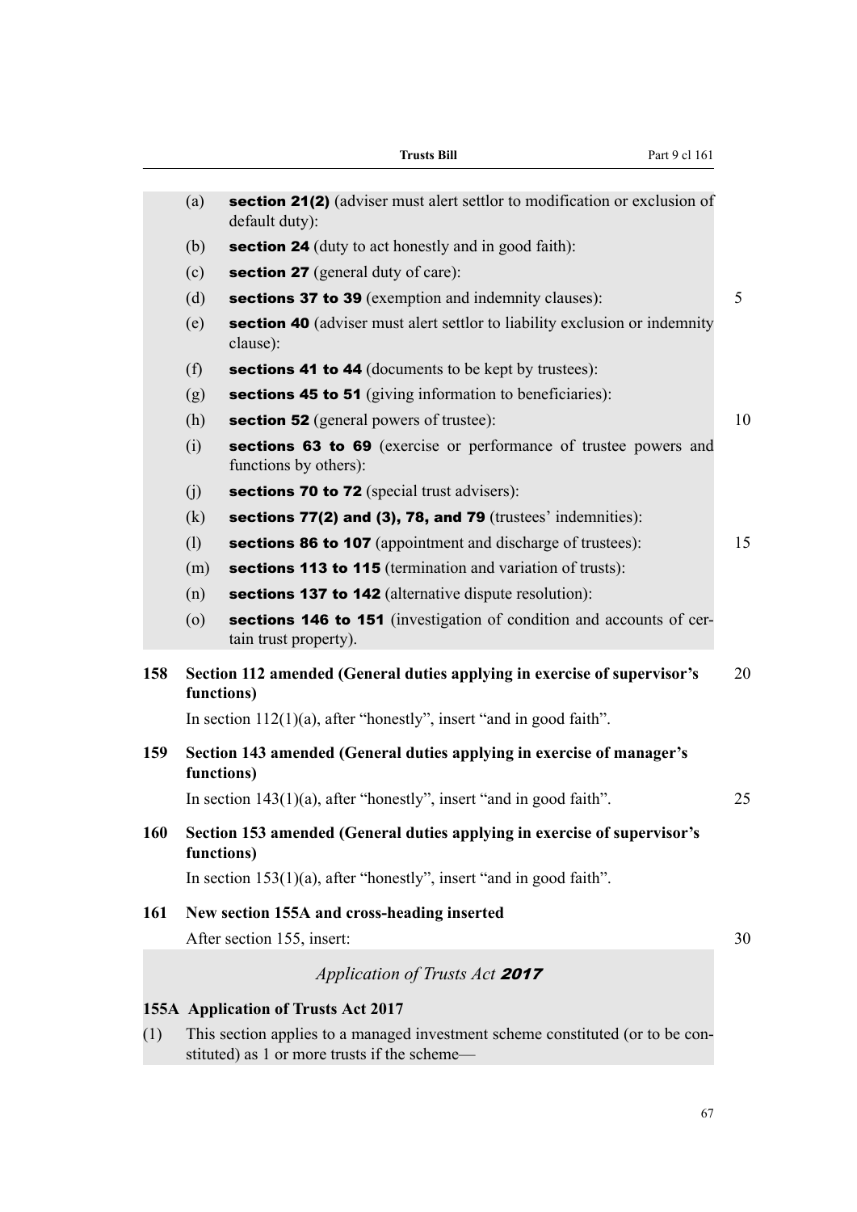(a) **section 21(2)** (adviser must alert settlor to modification or exclusion of default duty):

(b) **section 24** (duty to act honestly and in good faith):

(c) **section 27** (general duty of care):

(d) **sections 37 to 39** (exemption and indemnity clauses):

(e) **section 40** (adviser must alert settlor to liability exclusion or indemnity clause):

(f) **sections 41 to 44** (documents to be kept by trustees):

(g) **sections 45 to 51** (giving information to beneficiaries):

(h) **section 52** (general powers of trustee):

(i) **sections 63 to 69** (exercise or performance of trustee powers and functions by others):

(j) **sections 70 to 72** (special trust advisers):

(k) **sections 77(2) and (3), 78, and 79** (trustees' indemnities):

(l) **sections 86 to 107** (appointment and discharge of trustees):

(m) **sections 113 to 115** (termination and variation of trusts):

(n) **sections 137 to 142** (alternative dispute resolution):

(o) **sections 146 to 151** (investigation of condition and accounts of certain trust property).

**158 Section 112 amended (General duties applying in exercise of supervisor's functions)**

In section 112(1)(a), after "honestly", insert "and in good faith".

**159 Section 143 amended (General duties applying in exercise of manager's functions)**

In section 143(1)(a), after "honestly", insert "and in good faith".

**160 Section 153 amended (General duties applying in exercise of supervisor's functions)**

In section 153(1)(a), after "honestly", insert "and in good faith".

**161 New section 155A and cross-heading inserted**

After section 155, insert:

*Application of Trusts Act **2017***

**155A Application of Trusts Act 2017**

(1) This section applies to a managed investment scheme constituted (or to be constituted) as 1 or more trusts if the scheme—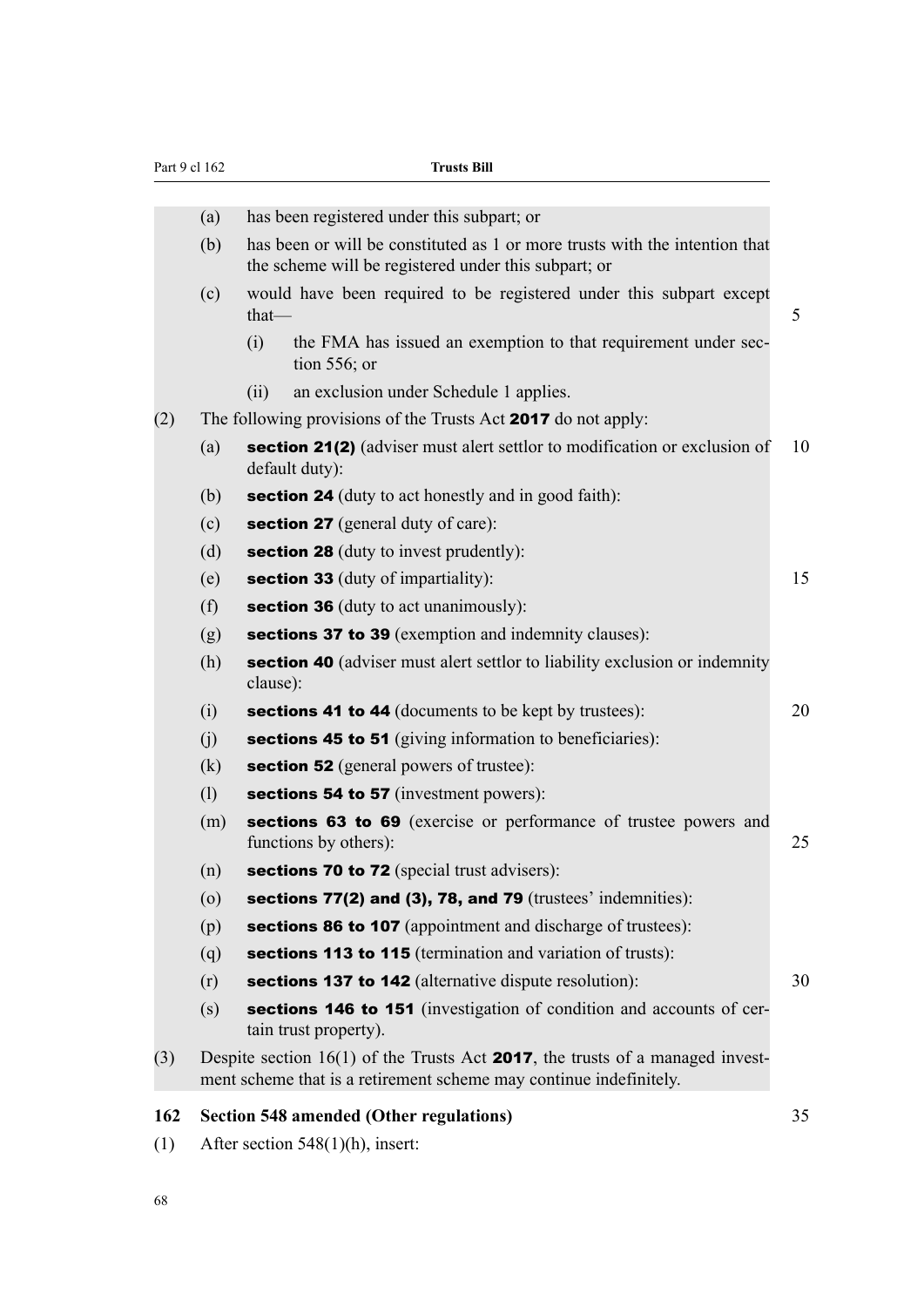(a) has been registered under this subpart; or

(b) has been or will be constituted as 1 or more trusts with the intention that the scheme will be registered under this subpart; or

(c) would have been required to be registered under this subpart except that—

(i) the FMA has issued an exemption to that requirement under section 556; or

(ii) an exclusion under Schedule 1 applies.

(2) The following provisions of the Trusts Act **2017** do not apply:

(a) **section 21(2)** (adviser must alert settlor to modification or exclusion of default duty):

(b) **section 24** (duty to act honestly and in good faith):

(c) **section 27** (general duty of care):

(d) **section 28** (duty to invest prudently):

(e) **section 33** (duty of impartiality):

(f) **section 36** (duty to act unanimously):

(g) **sections 37 to 39** (exemption and indemnity clauses):

(h) **section 40** (adviser must alert settlor to liability exclusion or indemnity clause):

(i) **sections 41 to 44** (documents to be kept by trustees):

(j) **sections 45 to 51** (giving information to beneficiaries):

(k) **section 52** (general powers of trustee):

(l) **sections 54 to 57** (investment powers):

(m) **sections 63 to 69** (exercise or performance of trustee powers and functions by others):

(n) **sections 70 to 72** (special trust advisers):

(o) **sections 77(2) and (3), 78, and 79** (trustees' indemnities):

(p) **sections 86 to 107** (appointment and discharge of trustees):

(q) **sections 113 to 115** (termination and variation of trusts):

(r) **sections 137 to 142** (alternative dispute resolution):

(s) **sections 146 to 151** (investigation of condition and accounts of certain trust property).

(3) Despite section 16(1) of the Trusts Act **2017**, the trusts of a managed investment scheme that is a retirement scheme may continue indefinitely.

### 162 Section 548 amended (Other regulations)

(1) After section 548(1)(h), insert: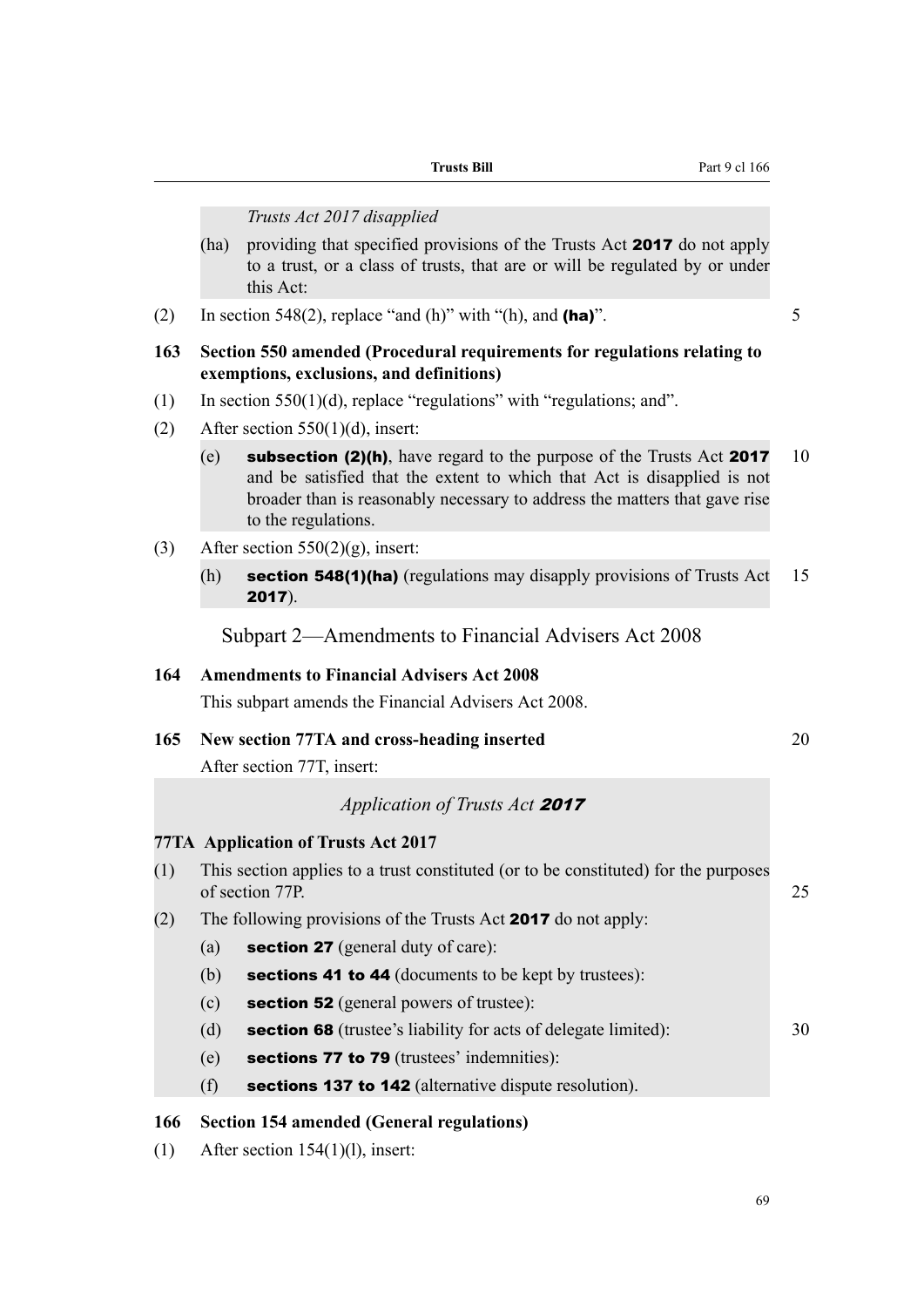*Trusts Act 2017 disapplied*

(ha) providing that specified provisions of the Trusts Act **2017** do not apply to a trust, or a class of trusts, that are or will be regulated by or under this Act:

(2) In section 548(2), replace "and (h)" with "(h), and **(ha)**".

**163 Section 550 amended (Procedural requirements for regulations relating to exemptions, exclusions, and definitions)**

(1) In section 550(1)(d), replace "regulations" with "regulations; and".

(2) After section 550(1)(d), insert:

(e) **subsection (2)(h)**, have regard to the purpose of the Trusts Act **2017** and be satisfied that the extent to which that Act is disapplied is not broader than is reasonably necessary to address the matters that gave rise to the regulations.

(3) After section 550(2)(g), insert:

(h) **section 548(1)(ha)** (regulations may disapply provisions of Trusts Act **2017**).

## Subpart 2—Amendments to Financial Advisers Act 2008

**164 Amendments to Financial Advisers Act 2008**

This subpart amends the Financial Advisers Act 2008.

**165 New section 77TA and cross-heading inserted**

After section 77T, insert:

*Application of Trusts Act **2017***

**77TA Application of Trusts Act 2017**

(1) This section applies to a trust constituted (or to be constituted) for the purposes of section 77P.

(2) The following provisions of the Trusts Act **2017** do not apply:

(a) **section 27** (general duty of care):

(b) **sections 41 to 44** (documents to be kept by trustees):

(c) **section 52** (general powers of trustee):

(d) **section 68** (trustee's liability for acts of delegate limited):

(e) **sections 77 to 79** (trustees' indemnities):

(f) **sections 137 to 142** (alternative dispute resolution).

**166 Section 154 amended (General regulations)**

(1) After section 154(1)(l), insert: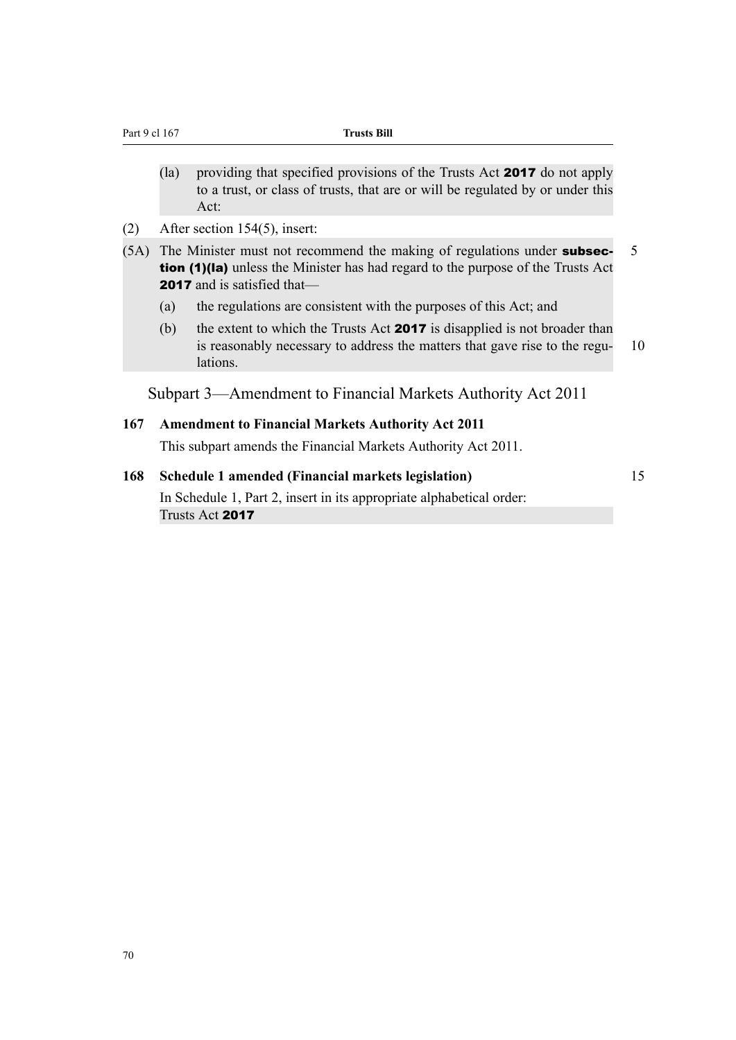(la) providing that specified provisions of the Trusts Act **2017** do not apply to a trust, or class of trusts, that are or will be regulated by or under this Act:

(2) After section 154(5), insert:

(5A) The Minister must not recommend the making of regulations under **subsection (1)(la)** unless the Minister has had regard to the purpose of the Trusts Act **2017** and is satisfied that—

(a) the regulations are consistent with the purposes of this Act; and

(b) the extent to which the Trusts Act **2017** is disapplied is not broader than is reasonably necessary to address the matters that gave rise to the regulations.

## Subpart 3—Amendment to Financial Markets Authority Act 2011

### 167 Amendment to Financial Markets Authority Act 2011

This subpart amends the Financial Markets Authority Act 2011.

### 168 Schedule 1 amended (Financial markets legislation)

In Schedule 1, Part 2, insert in its appropriate alphabetical order:

Trusts Act **2017**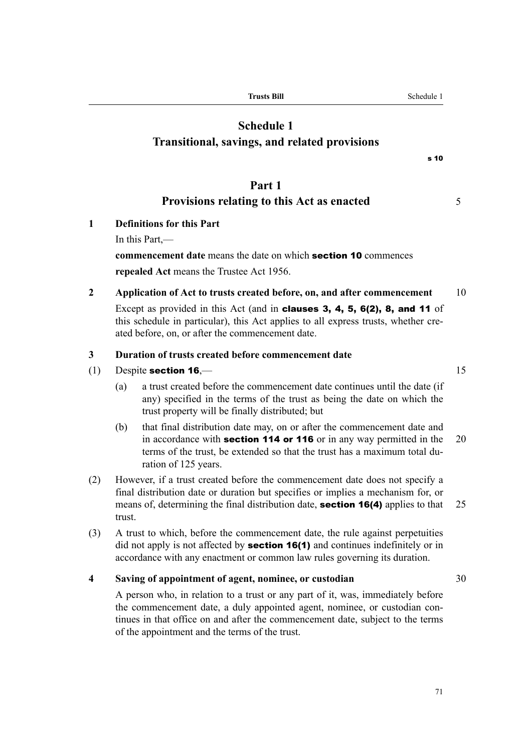# Schedule 1
## Transitional, savings, and related provisions

s 10

## Part 1
## Provisions relating to this Act as enacted

### 1 Definitions for this Part

In this Part,—

**commencement date** means the date on which **section 10** commences

**repealed Act** means the Trustee Act 1956.

### 2 Application of Act to trusts created before, on, and after commencement

Except as provided in this Act (and in **clauses 3, 4, 5, 6(2), 8, and 11** of this schedule in particular), this Act applies to all express trusts, whether created before, on, or after the commencement date.

### 3 Duration of trusts created before commencement date

(1) Despite **section 16**,—

(a) a trust created before the commencement date continues until the date (if any) specified in the terms of the trust as being the date on which the trust property will be finally distributed; but

(b) that final distribution date may, on or after the commencement date and in accordance with **section 114 or 116** or in any way permitted in the terms of the trust, be extended so that the trust has a maximum total duration of 125 years.

(2) However, if a trust created before the commencement date does not specify a final distribution date or duration but specifies or implies a mechanism for, or means of, determining the final distribution date, **section 16(4)** applies to that trust.

(3) A trust to which, before the commencement date, the rule against perpetuities did not apply is not affected by **section 16(1)** and continues indefinitely or in accordance with any enactment or common law rules governing its duration.

### 4 Saving of appointment of agent, nominee, or custodian

A person who, in relation to a trust or any part of it, was, immediately before the commencement date, a duly appointed agent, nominee, or custodian continues in that office on and after the commencement date, subject to the terms of the appointment and the terms of the trust.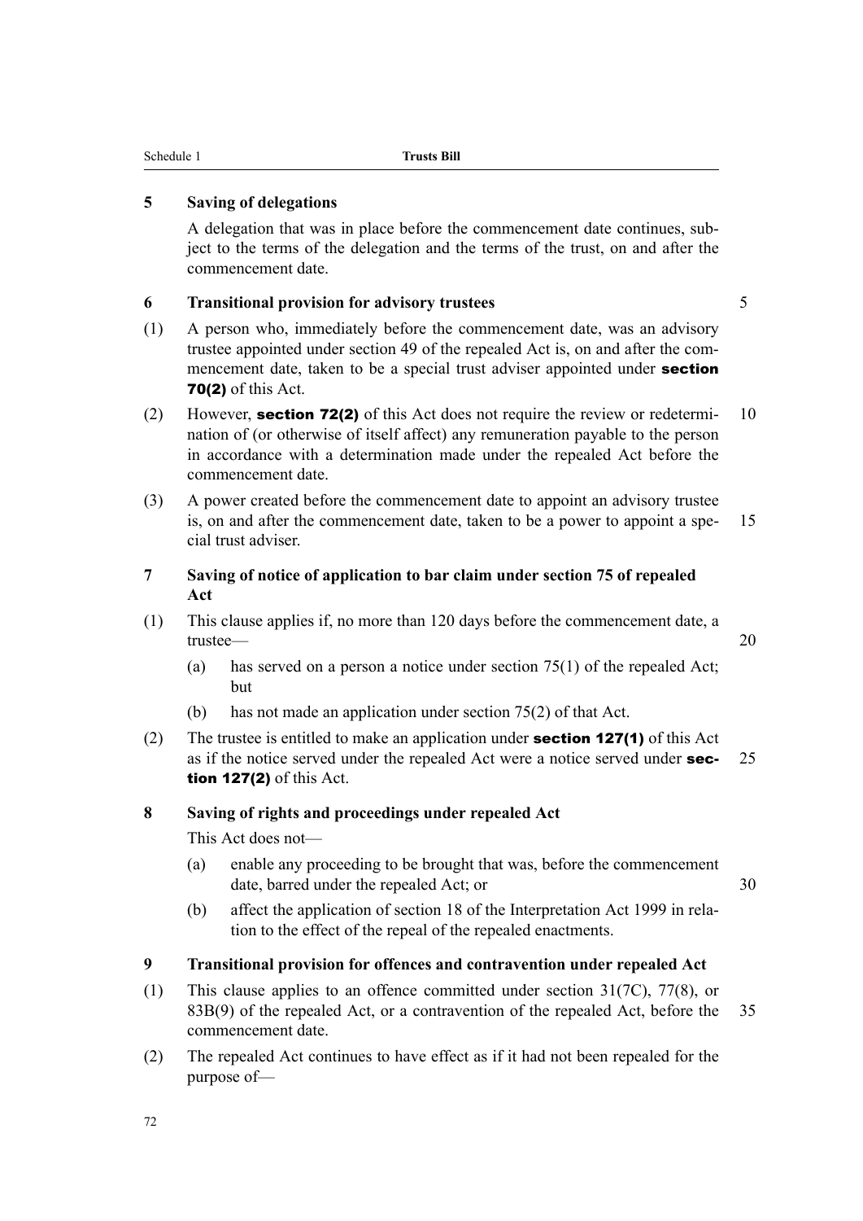### 5 Saving of delegations

A delegation that was in place before the commencement date continues, subject to the terms of the delegation and the terms of the trust, on and after the commencement date.

### 6 Transitional provision for advisory trustees

(1) A person who, immediately before the commencement date, was an advisory trustee appointed under section 49 of the repealed Act is, on and after the commencement date, taken to be a special trust adviser appointed under **section 70(2)** of this Act.

(2) However, **section 72(2)** of this Act does not require the review or redetermination of (or otherwise of itself affect) any remuneration payable to the person in accordance with a determination made under the repealed Act before the commencement date.

(3) A power created before the commencement date to appoint an advisory trustee is, on and after the commencement date, taken to be a power to appoint a special trust adviser.

### 7 Saving of notice of application to bar claim under section 75 of repealed Act

(1) This clause applies if, no more than 120 days before the commencement date, a trustee—

(a) has served on a person a notice under section 75(1) of the repealed Act; but

(b) has not made an application under section 75(2) of that Act.

(2) The trustee is entitled to make an application under **section 127(1)** of this Act as if the notice served under the repealed Act were a notice served under **section 127(2)** of this Act.

### 8 Saving of rights and proceedings under repealed Act

This Act does not—

(a) enable any proceeding to be brought that was, before the commencement date, barred under the repealed Act; or

(b) affect the application of section 18 of the Interpretation Act 1999 in relation to the effect of the repeal of the repealed enactments.

### 9 Transitional provision for offences and contravention under repealed Act

(1) This clause applies to an offence committed under section 31(7C), 77(8), or 83B(9) of the repealed Act, or a contravention of the repealed Act, before the commencement date.

(2) The repealed Act continues to have effect as if it had not been repealed for the purpose of—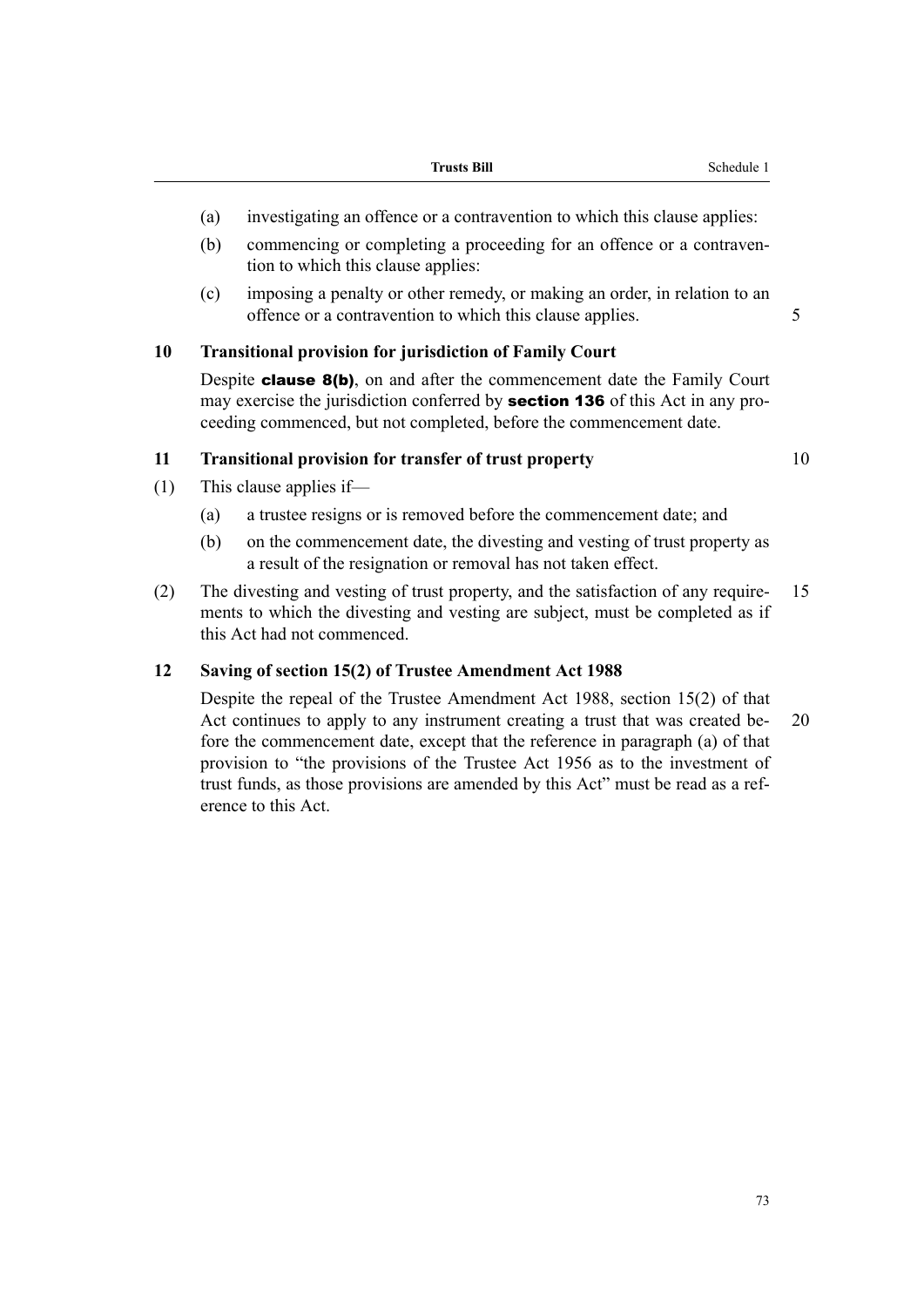(a) investigating an offence or a contravention to which this clause applies:

(b) commencing or completing a proceeding for an offence or a contravention to which this clause applies:

(c) imposing a penalty or other remedy, or making an order, in relation to an offence or a contravention to which this clause applies.

**10 Transitional provision for jurisdiction of Family Court**

Despite **clause 8(b)**, on and after the commencement date the Family Court may exercise the jurisdiction conferred by **section 136** of this Act in any proceeding commenced, but not completed, before the commencement date.

**11 Transitional provision for transfer of trust property**

(1) This clause applies if—

(a) a trustee resigns or is removed before the commencement date; and

(b) on the commencement date, the divesting and vesting of trust property as a result of the resignation or removal has not taken effect.

(2) The divesting and vesting of trust property, and the satisfaction of any requirements to which the divesting and vesting are subject, must be completed as if this Act had not commenced.

**12 Saving of section 15(2) of Trustee Amendment Act 1988**

Despite the repeal of the Trustee Amendment Act 1988, section 15(2) of that Act continues to apply to any instrument creating a trust that was created before the commencement date, except that the reference in paragraph (a) of that provision to "the provisions of the Trustee Act 1956 as to the investment of trust funds, as those provisions are amended by this Act" must be read as a reference to this Act.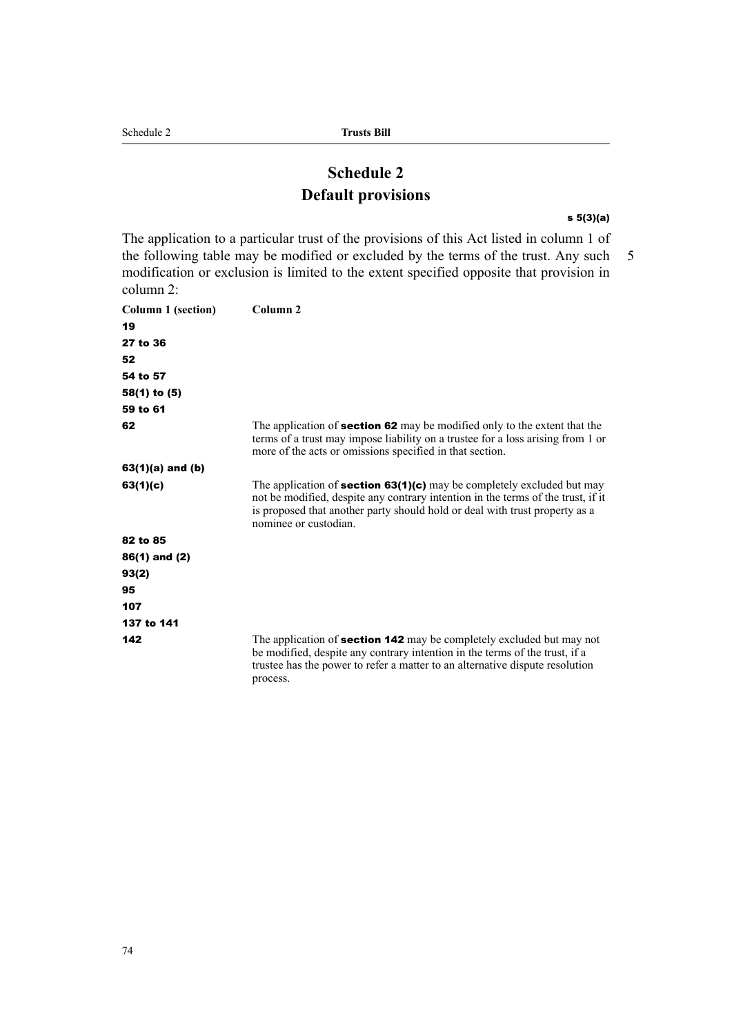# Schedule 2
## Default provisions

s 5(3)(a)

The application to a particular trust of the provisions of this Act listed in column 1 of the following table may be modified or excluded by the terms of the trust. Any such modification or exclusion is limited to the extent specified opposite that provision in column 2:

| Column 1 (section) | Column 2 |
|---|---|
| **19** | |
| **27 to 36** | |
| **52** | |
| **54 to 57** | |
| **58(1) to (5)** | |
| **59 to 61** | |
| **62** | The application of **section 62** may be modified only to the extent that the terms of a trust may impose liability on a trustee for a loss arising from 1 or more of the acts or omissions specified in that section. |
| **63(1)(a) and (b)** | |
| **63(1)(c)** | The application of **section 63(1)(c)** may be completely excluded but may not be modified, despite any contrary intention in the terms of the trust, if it is proposed that another party should hold or deal with trust property as a nominee or custodian. |
| **82 to 85** | |
| **86(1) and (2)** | |
| **93(2)** | |
| **95** | |
| **107** | |
| **137 to 141** | |
| **142** | The application of **section 142** may be completely excluded but may not be modified, despite any contrary intention in the terms of the trust, if a trustee has the power to refer a matter to an alternative dispute resolution process. |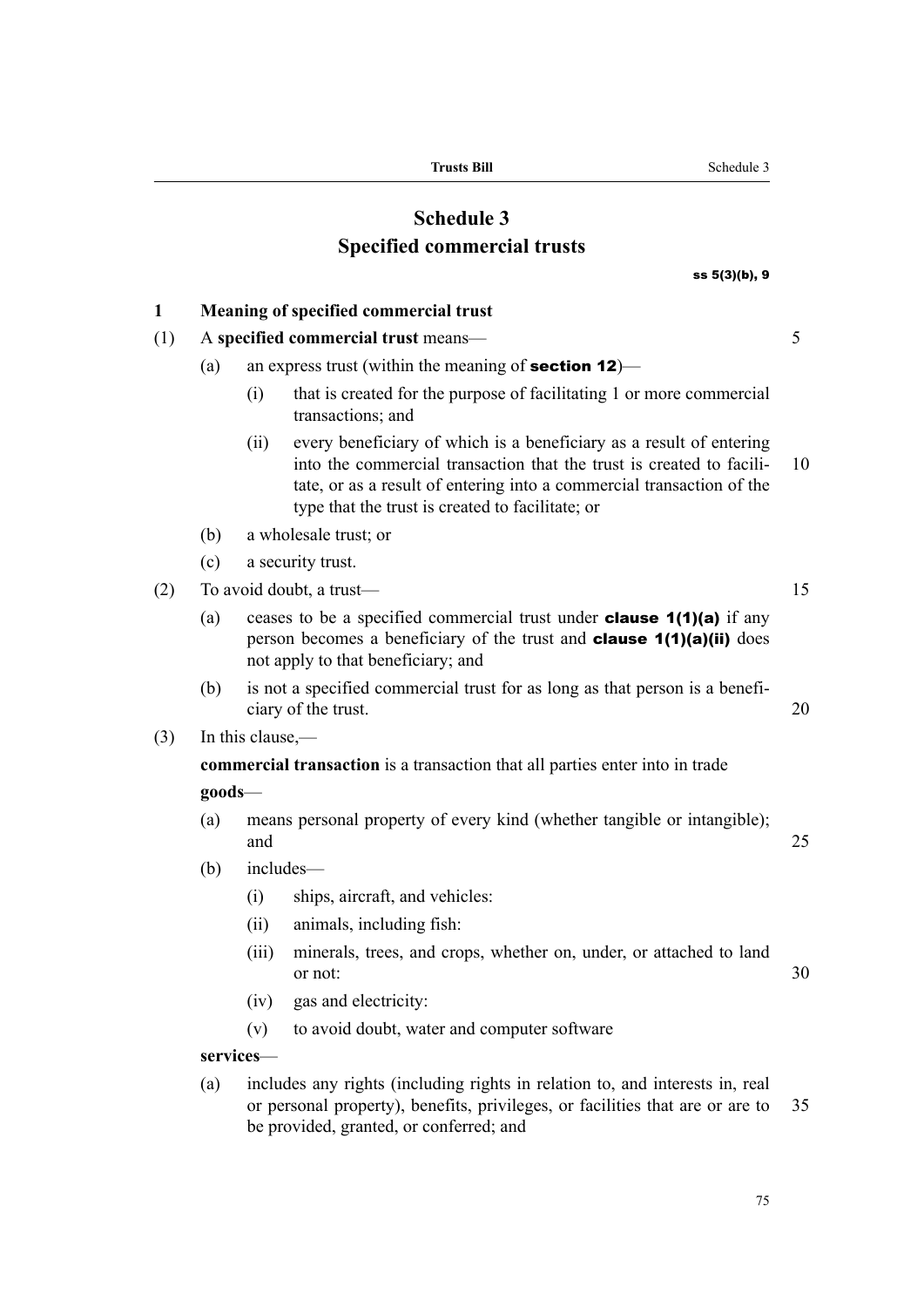# Schedule 3
## Specified commercial trusts

ss 5(3)(b), 9

### 1 Meaning of specified commercial trust

(1) A **specified commercial trust** means—

(a) an express trust (within the meaning of **section 12**)—

(i) that is created for the purpose of facilitating 1 or more commercial transactions; and

(ii) every beneficiary of which is a beneficiary as a result of entering into the commercial transaction that the trust is created to facilitate, or as a result of entering into a commercial transaction of the type that the trust is created to facilitate; or

(b) a wholesale trust; or

(c) a security trust.

(2) To avoid doubt, a trust—

(a) ceases to be a specified commercial trust under **clause 1(1)(a)** if any person becomes a beneficiary of the trust and **clause 1(1)(a)(ii)** does not apply to that beneficiary; and

(b) is not a specified commercial trust for as long as that person is a beneficiary of the trust.

(3) In this clause,—

**commercial transaction** is a transaction that all parties enter into in trade

**goods**—

(a) means personal property of every kind (whether tangible or intangible); and

(b) includes—

(i) ships, aircraft, and vehicles:

(ii) animals, including fish:

(iii) minerals, trees, and crops, whether on, under, or attached to land or not:

(iv) gas and electricity:

(v) to avoid doubt, water and computer software

**services**—

(a) includes any rights (including rights in relation to, and interests in, real or personal property), benefits, privileges, or facilities that are or are to be provided, granted, or conferred; and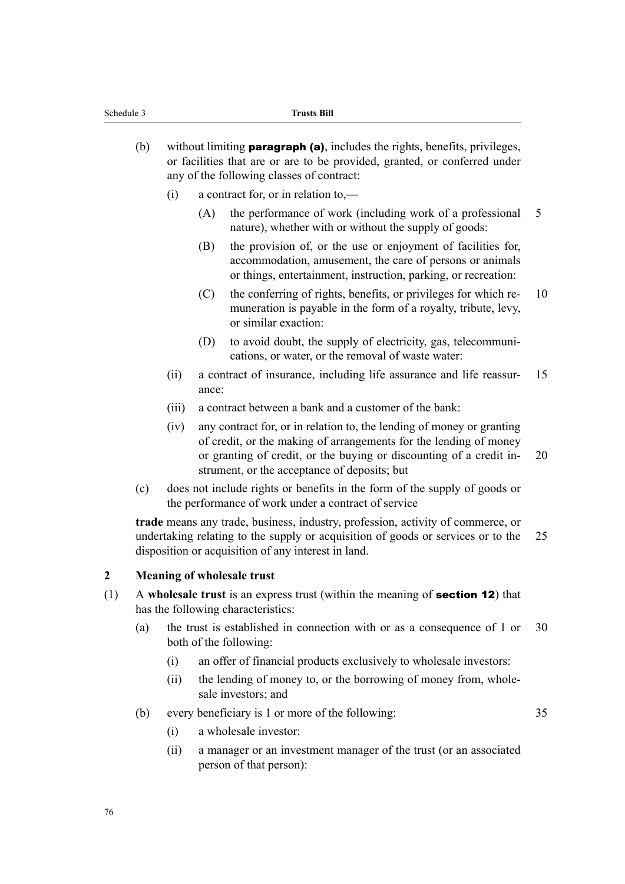(b) without limiting **paragraph (a)**, includes the rights, benefits, privileges, or facilities that are or are to be provided, granted, or conferred under any of the following classes of contract:

  (i) a contract for, or in relation to,—

    (A) the performance of work (including work of a professional nature), whether with or without the supply of goods:

    (B) the provision of, or the use or enjoyment of facilities for, accommodation, amusement, the care of persons or animals or things, entertainment, instruction, parking, or recreation:

    (C) the conferring of rights, benefits, or privileges for which remuneration is payable in the form of a royalty, tribute, levy, or similar exaction:

    (D) to avoid doubt, the supply of electricity, gas, telecommunications, or water, or the removal of waste water:

  (ii) a contract of insurance, including life assurance and life reassurance:

  (iii) a contract between a bank and a customer of the bank:

  (iv) any contract for, or in relation to, the lending of money or granting of credit, or the making of arrangements for the lending of money or granting of credit, or the buying or discounting of a credit instrument, or the acceptance of deposits; but

(c) does not include rights or benefits in the form of the supply of goods or the performance of work under a contract of service

**trade** means any trade, business, industry, profession, activity of commerce, or undertaking relating to the supply or acquisition of goods or services or to the disposition or acquisition of any interest in land.

### 2 Meaning of wholesale trust

(1) A **wholesale trust** is an express trust (within the meaning of **section 12**) that has the following characteristics:

  (a) the trust is established in connection with or as a consequence of 1 or both of the following:

    (i) an offer of financial products exclusively to wholesale investors:

    (ii) the lending of money to, or the borrowing of money from, wholesale investors; and

  (b) every beneficiary is 1 or more of the following:

    (i) a wholesale investor:

    (ii) a manager or an investment manager of the trust (or an associated person of that person):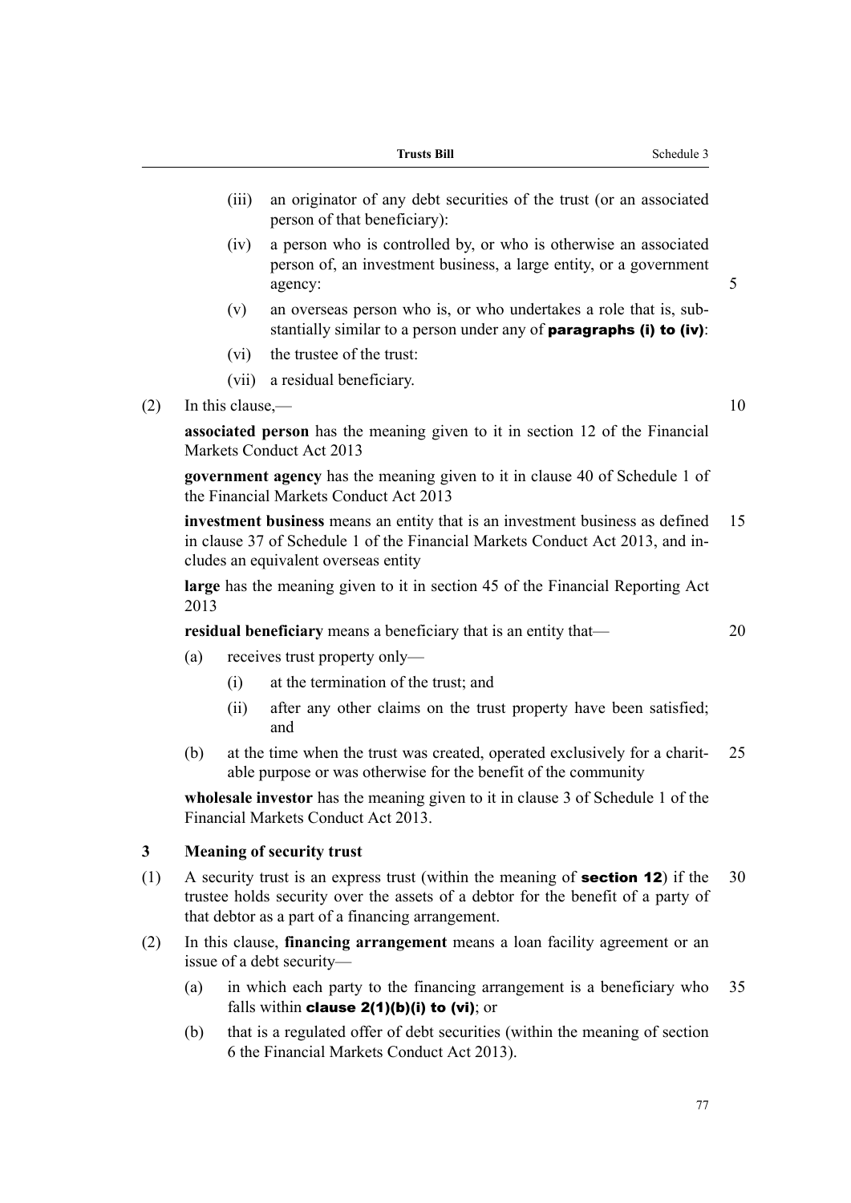(iii) an originator of any debt securities of the trust (or an associated person of that beneficiary):

(iv) a person who is controlled by, or who is otherwise an associated person of, an investment business, a large entity, or a government agency:

(v) an overseas person who is, or who undertakes a role that is, substantially similar to a person under any of **paragraphs (i) to (iv)**:

(vi) the trustee of the trust:

(vii) a residual beneficiary.

(2) In this clause,—

**associated person** has the meaning given to it in section 12 of the Financial Markets Conduct Act 2013

**government agency** has the meaning given to it in clause 40 of Schedule 1 of the Financial Markets Conduct Act 2013

**investment business** means an entity that is an investment business as defined in clause 37 of Schedule 1 of the Financial Markets Conduct Act 2013, and includes an equivalent overseas entity

**large** has the meaning given to it in section 45 of the Financial Reporting Act 2013

**residual beneficiary** means a beneficiary that is an entity that—

(a) receives trust property only—

(i) at the termination of the trust; and

(ii) after any other claims on the trust property have been satisfied; and

(b) at the time when the trust was created, operated exclusively for a charitable purpose or was otherwise for the benefit of the community

**wholesale investor** has the meaning given to it in clause 3 of Schedule 1 of the Financial Markets Conduct Act 2013.

### 3 Meaning of security trust

(1) A security trust is an express trust (within the meaning of **section 12**) if the trustee holds security over the assets of a debtor for the benefit of a party of that debtor as a part of a financing arrangement.

(2) In this clause, **financing arrangement** means a loan facility agreement or an issue of a debt security—

(a) in which each party to the financing arrangement is a beneficiary who falls within **clause 2(1)(b)(i) to (vi)**; or

(b) that is a regulated offer of debt securities (within the meaning of section 6 the Financial Markets Conduct Act 2013).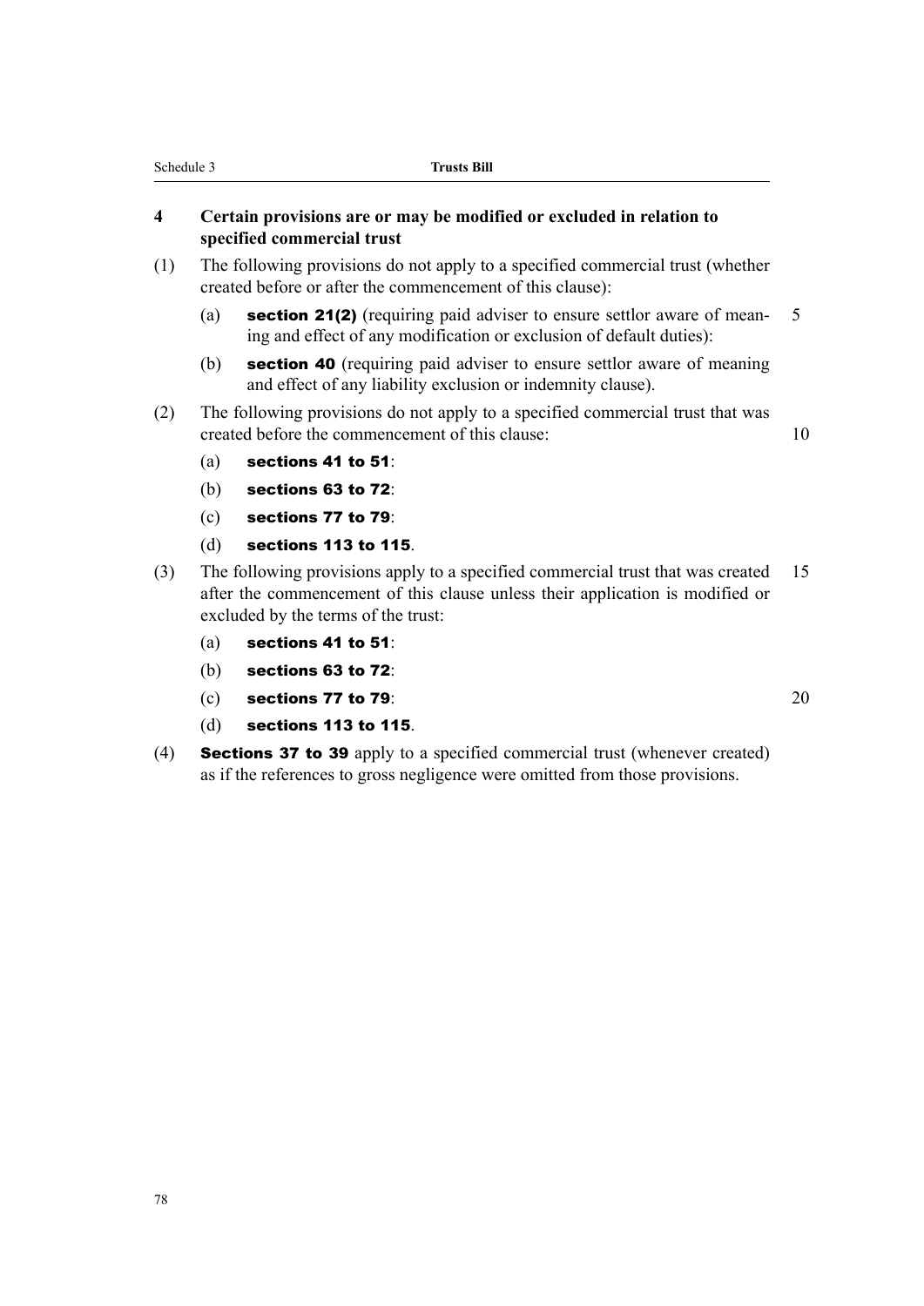### 4 Certain provisions are or may be modified or excluded in relation to specified commercial trust

(1) The following provisions do not apply to a specified commercial trust (whether created before or after the commencement of this clause):

  (a) **section 21(2)** (requiring paid adviser to ensure settlor aware of meaning and effect of any modification or exclusion of default duties):

  (b) **section 40** (requiring paid adviser to ensure settlor aware of meaning and effect of any liability exclusion or indemnity clause).

(2) The following provisions do not apply to a specified commercial trust that was created before the commencement of this clause:

  (a) **sections 41 to 51**:

  (b) **sections 63 to 72**:

  (c) **sections 77 to 79**:

  (d) **sections 113 to 115**.

(3) The following provisions apply to a specified commercial trust that was created after the commencement of this clause unless their application is modified or excluded by the terms of the trust:

  (a) **sections 41 to 51**:

  (b) **sections 63 to 72**:

  (c) **sections 77 to 79**:

  (d) **sections 113 to 115**.

(4) **Sections 37 to 39** apply to a specified commercial trust (whenever created) as if the references to gross negligence were omitted from those provisions.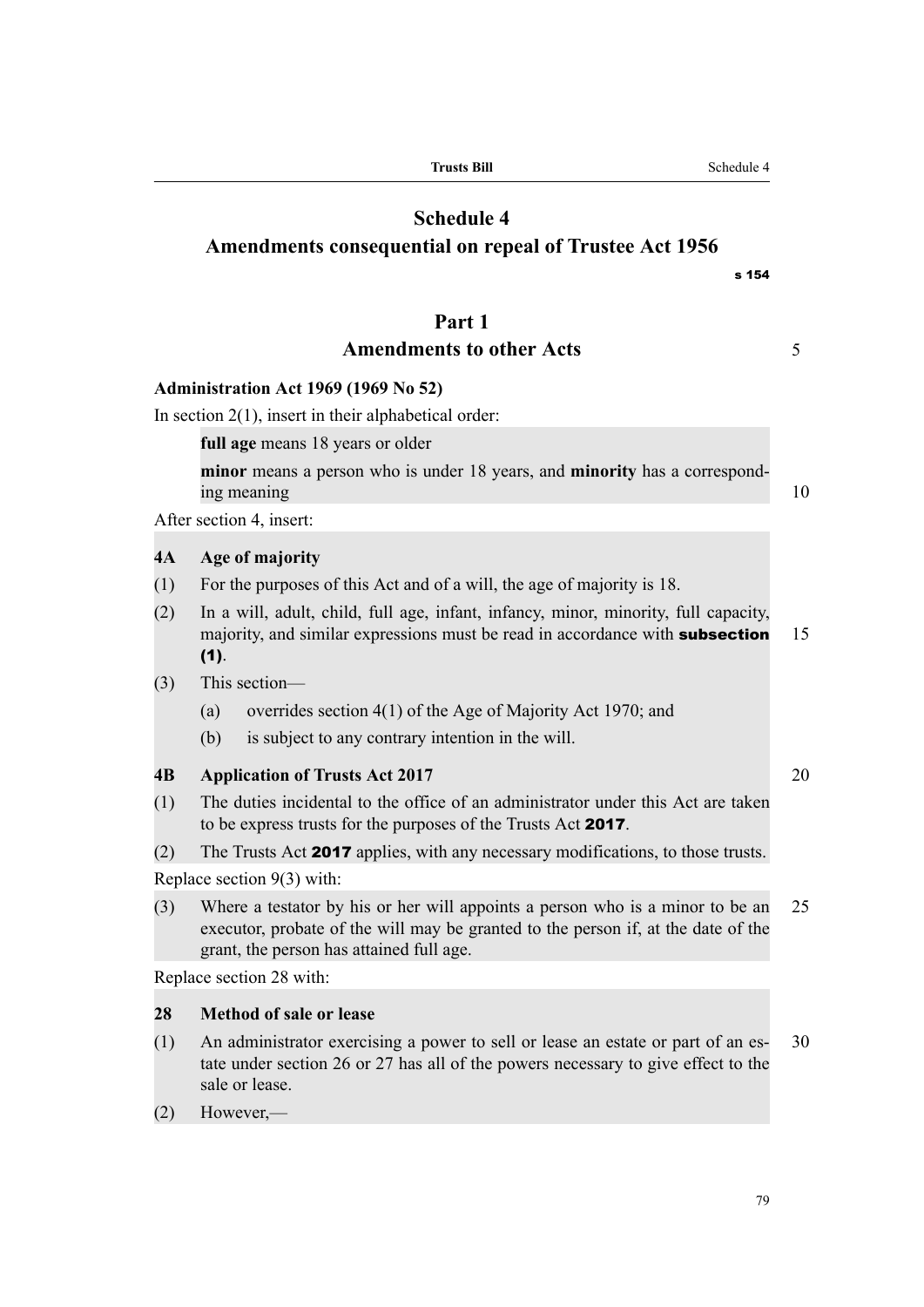# Schedule 4
# Amendments consequential on repeal of Trustee Act 1956

s 154

## Part 1
## Amendments to other Acts

**Administration Act 1969 (1969 No 52)**

In section 2(1), insert in their alphabetical order:

> **full age** means 18 years or older
>
> **minor** means a person who is under 18 years, and **minority** has a corresponding meaning

After section 4, insert:

> **4A Age of majority**
>
> (1) For the purposes of this Act and of a will, the age of majority is 18.
>
> (2) In a will, adult, child, full age, infant, infancy, minor, minority, full capacity, majority, and similar expressions must be read in accordance with **subsection (1)**.
>
> (3) This section—
>
> (a) overrides section 4(1) of the Age of Majority Act 1970; and
>
> (b) is subject to any contrary intention in the will.
>
> **4B Application of Trusts Act 2017**
>
> (1) The duties incidental to the office of an administrator under this Act are taken to be express trusts for the purposes of the Trusts Act **2017**.
>
> (2) The Trusts Act **2017** applies, with any necessary modifications, to those trusts.

Replace section 9(3) with:

> (3) Where a testator by his or her will appoints a person who is a minor to be an executor, probate of the will may be granted to the person if, at the date of the grant, the person has attained full age.

Replace section 28 with:

> **28 Method of sale or lease**
>
> (1) An administrator exercising a power to sell or lease an estate or part of an estate under section 26 or 27 has all of the powers necessary to give effect to the sale or lease.
>
> (2) However,—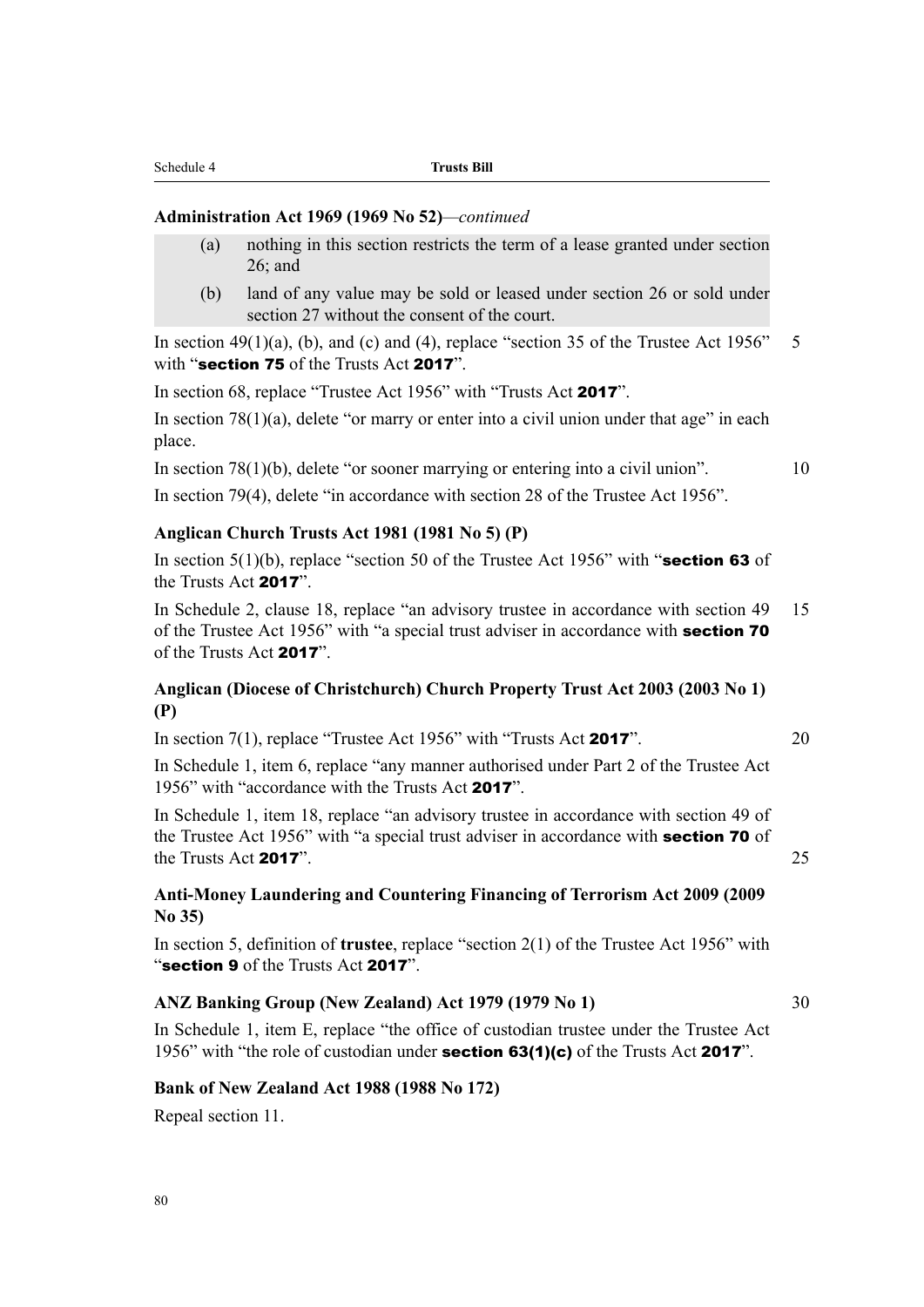**Administration Act 1969 (1969 No 52)**—*continued*

(a) nothing in this section restricts the term of a lease granted under section 26; and

(b) land of any value may be sold or leased under section 26 or sold under section 27 without the consent of the court.

In section 49(1)(a), (b), and (c) and (4), replace "section 35 of the Trustee Act 1956" with "**section 75** of the Trusts Act **2017**".

In section 68, replace "Trustee Act 1956" with "Trusts Act **2017**".

In section 78(1)(a), delete "or marry or enter into a civil union under that age" in each place.

In section 78(1)(b), delete "or sooner marrying or entering into a civil union".

In section 79(4), delete "in accordance with section 28 of the Trustee Act 1956".

**Anglican Church Trusts Act 1981 (1981 No 5) (P)**

In section 5(1)(b), replace "section 50 of the Trustee Act 1956" with "**section 63** of the Trusts Act **2017**".

In Schedule 2, clause 18, replace "an advisory trustee in accordance with section 49 of the Trustee Act 1956" with "a special trust adviser in accordance with **section 70** of the Trusts Act **2017**".

**Anglican (Diocese of Christchurch) Church Property Trust Act 2003 (2003 No 1) (P)**

In section 7(1), replace "Trustee Act 1956" with "Trusts Act **2017**".

In Schedule 1, item 6, replace "any manner authorised under Part 2 of the Trustee Act 1956" with "accordance with the Trusts Act **2017**".

In Schedule 1, item 18, replace "an advisory trustee in accordance with section 49 of the Trustee Act 1956" with "a special trust adviser in accordance with **section 70** of the Trusts Act **2017**".

**Anti-Money Laundering and Countering Financing of Terrorism Act 2009 (2009 No 35)**

In section 5, definition of **trustee**, replace "section 2(1) of the Trustee Act 1956" with "**section 9** of the Trusts Act **2017**".

**ANZ Banking Group (New Zealand) Act 1979 (1979 No 1)**

In Schedule 1, item E, replace "the office of custodian trustee under the Trustee Act 1956" with "the role of custodian under **section 63(1)(c)** of the Trusts Act **2017**".

**Bank of New Zealand Act 1988 (1988 No 172)**

Repeal section 11.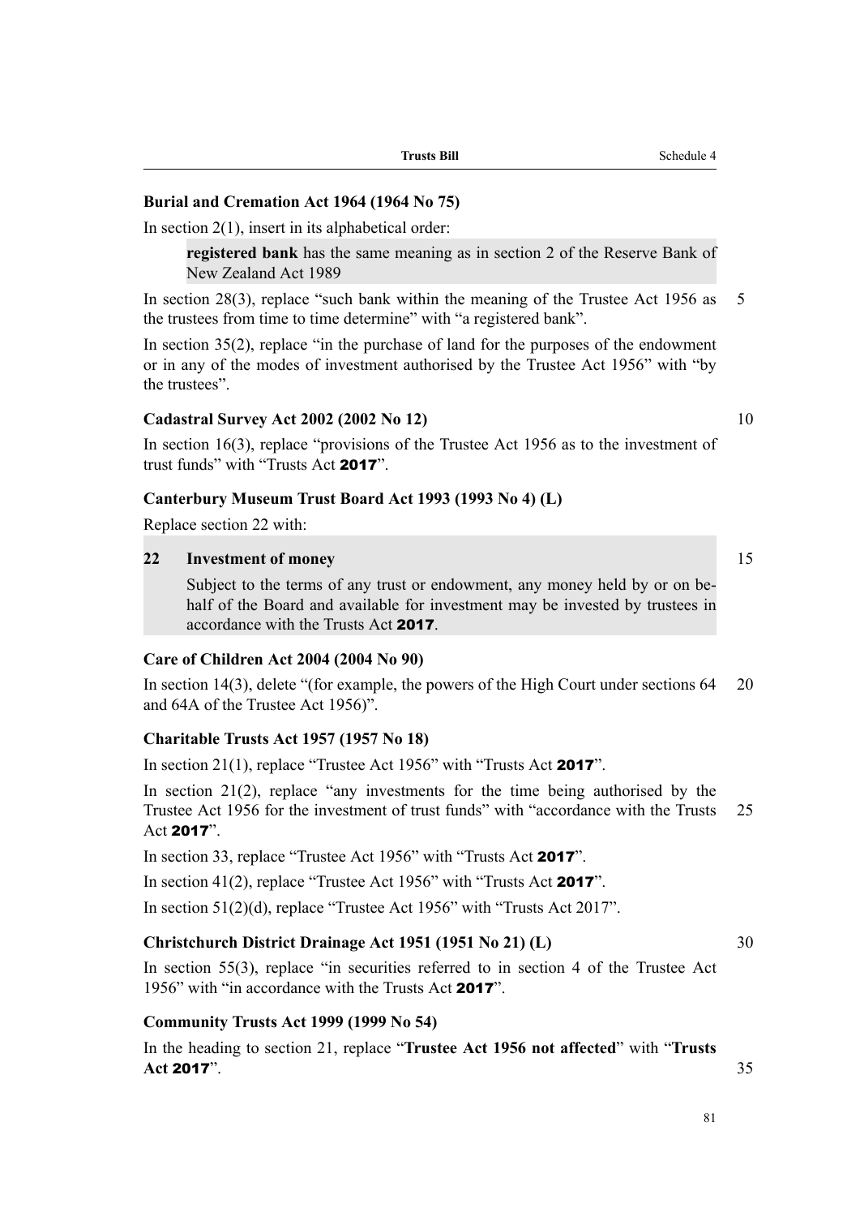**Burial and Cremation Act 1964 (1964 No 75)**

In section 2(1), insert in its alphabetical order:

> **registered bank** has the same meaning as in section 2 of the Reserve Bank of New Zealand Act 1989

In section 28(3), replace "such bank within the meaning of the Trustee Act 1956 as the trustees from time to time determine" with "a registered bank".

In section 35(2), replace "in the purchase of land for the purposes of the endowment or in any of the modes of investment authorised by the Trustee Act 1956" with "by the trustees".

**Cadastral Survey Act 2002 (2002 No 12)**

In section 16(3), replace "provisions of the Trustee Act 1956 as to the investment of trust funds" with "Trusts Act **2017**".

**Canterbury Museum Trust Board Act 1993 (1993 No 4) (L)**

Replace section 22 with:

> **22 Investment of money**
>
> Subject to the terms of any trust or endowment, any money held by or on behalf of the Board and available for investment may be invested by trustees in accordance with the Trusts Act **2017**.

**Care of Children Act 2004 (2004 No 90)**

In section 14(3), delete "(for example, the powers of the High Court under sections 64 and 64A of the Trustee Act 1956)".

**Charitable Trusts Act 1957 (1957 No 18)**

In section 21(1), replace "Trustee Act 1956" with "Trusts Act **2017**".

In section 21(2), replace "any investments for the time being authorised by the Trustee Act 1956 for the investment of trust funds" with "accordance with the Trusts Act **2017**".

In section 33, replace "Trustee Act 1956" with "Trusts Act **2017**".

In section 41(2), replace "Trustee Act 1956" with "Trusts Act **2017**".

In section 51(2)(d), replace "Trustee Act 1956" with "Trusts Act 2017".

**Christchurch District Drainage Act 1951 (1951 No 21) (L)**

In section 55(3), replace "in securities referred to in section 4 of the Trustee Act 1956" with "in accordance with the Trusts Act **2017**".

**Community Trusts Act 1999 (1999 No 54)**

In the heading to section 21, replace "**Trustee Act 1956 not affected**" with "**Trusts Act 2017**".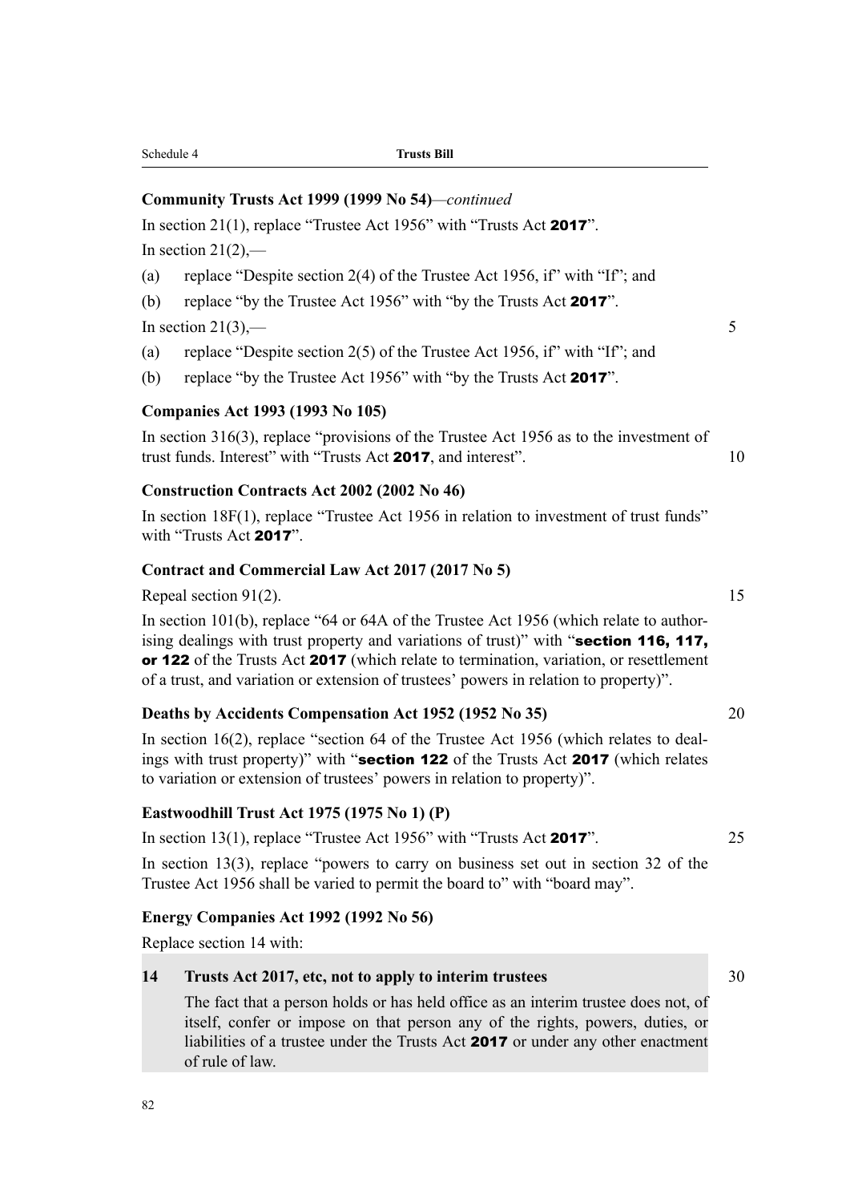**Community Trusts Act 1999 (1999 No 54)**—*continued*

In section 21(1), replace "Trustee Act 1956" with "Trusts Act **2017**".

In section 21(2),—

(a) replace "Despite section 2(4) of the Trustee Act 1956, if" with "If"; and

(b) replace "by the Trustee Act 1956" with "by the Trusts Act **2017**".

In section 21(3),—

(a) replace "Despite section 2(5) of the Trustee Act 1956, if" with "If"; and

(b) replace "by the Trustee Act 1956" with "by the Trusts Act **2017**".

**Companies Act 1993 (1993 No 105)**

In section 316(3), replace "provisions of the Trustee Act 1956 as to the investment of trust funds. Interest" with "Trusts Act **2017**, and interest".

**Construction Contracts Act 2002 (2002 No 46)**

In section 18F(1), replace "Trustee Act 1956 in relation to investment of trust funds" with "Trusts Act **2017**".

**Contract and Commercial Law Act 2017 (2017 No 5)**

Repeal section 91(2).

In section 101(b), replace "64 or 64A of the Trustee Act 1956 (which relate to authorising dealings with trust property and variations of trust)" with "**section 116, 117, or 122** of the Trusts Act **2017** (which relate to termination, variation, or resettlement of a trust, and variation or extension of trustees' powers in relation to property)".

**Deaths by Accidents Compensation Act 1952 (1952 No 35)**

In section 16(2), replace "section 64 of the Trustee Act 1956 (which relates to dealings with trust property)" with "**section 122** of the Trusts Act **2017** (which relates to variation or extension of trustees' powers in relation to property)".

**Eastwoodhill Trust Act 1975 (1975 No 1) (P)**

In section 13(1), replace "Trustee Act 1956" with "Trusts Act **2017**".

In section 13(3), replace "powers to carry on business set out in section 32 of the Trustee Act 1956 shall be varied to permit the board to" with "board may".

**Energy Companies Act 1992 (1992 No 56)**

Replace section 14 with:

> **14 Trusts Act 2017, etc, not to apply to interim trustees**
>
> The fact that a person holds or has held office as an interim trustee does not, of itself, confer or impose on that person any of the rights, powers, duties, or liabilities of a trustee under the Trusts Act **2017** or under any other enactment of rule of law.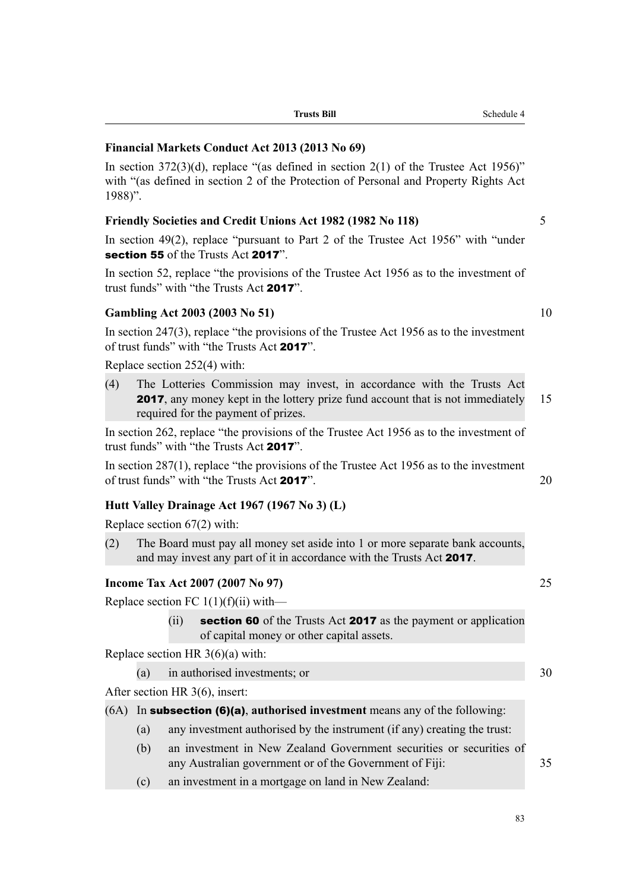**Financial Markets Conduct Act 2013 (2013 No 69)**

In section 372(3)(d), replace "(as defined in section 2(1) of the Trustee Act 1956)" with "(as defined in section 2 of the Protection of Personal and Property Rights Act 1988)".

**Friendly Societies and Credit Unions Act 1982 (1982 No 118)**

In section 49(2), replace "pursuant to Part 2 of the Trustee Act 1956" with "under **section 55** of the Trusts Act **2017**".

In section 52, replace "the provisions of the Trustee Act 1956 as to the investment of trust funds" with "the Trusts Act **2017**".

**Gambling Act 2003 (2003 No 51)**

In section 247(3), replace "the provisions of the Trustee Act 1956 as to the investment of trust funds" with "the Trusts Act **2017**".

Replace section 252(4) with:

(4) The Lotteries Commission may invest, in accordance with the Trusts Act **2017**, any money kept in the lottery prize fund account that is not immediately required for the payment of prizes.

In section 262, replace "the provisions of the Trustee Act 1956 as to the investment of trust funds" with "the Trusts Act **2017**".

In section 287(1), replace "the provisions of the Trustee Act 1956 as to the investment of trust funds" with "the Trusts Act **2017**".

**Hutt Valley Drainage Act 1967 (1967 No 3) (L)**

Replace section 67(2) with:

(2) The Board must pay all money set aside into 1 or more separate bank accounts, and may invest any part of it in accordance with the Trusts Act **2017**.

**Income Tax Act 2007 (2007 No 97)**

Replace section FC 1(1)(f)(ii) with—

(ii) **section 60** of the Trusts Act **2017** as the payment or application of capital money or other capital assets.

Replace section HR 3(6)(a) with:

(a) in authorised investments; or

After section HR 3(6), insert:

(6A) In **subsection (6)(a)**, **authorised investment** means any of the following:

(a) any investment authorised by the instrument (if any) creating the trust:

(b) an investment in New Zealand Government securities or securities of any Australian government or of the Government of Fiji:

(c) an investment in a mortgage on land in New Zealand: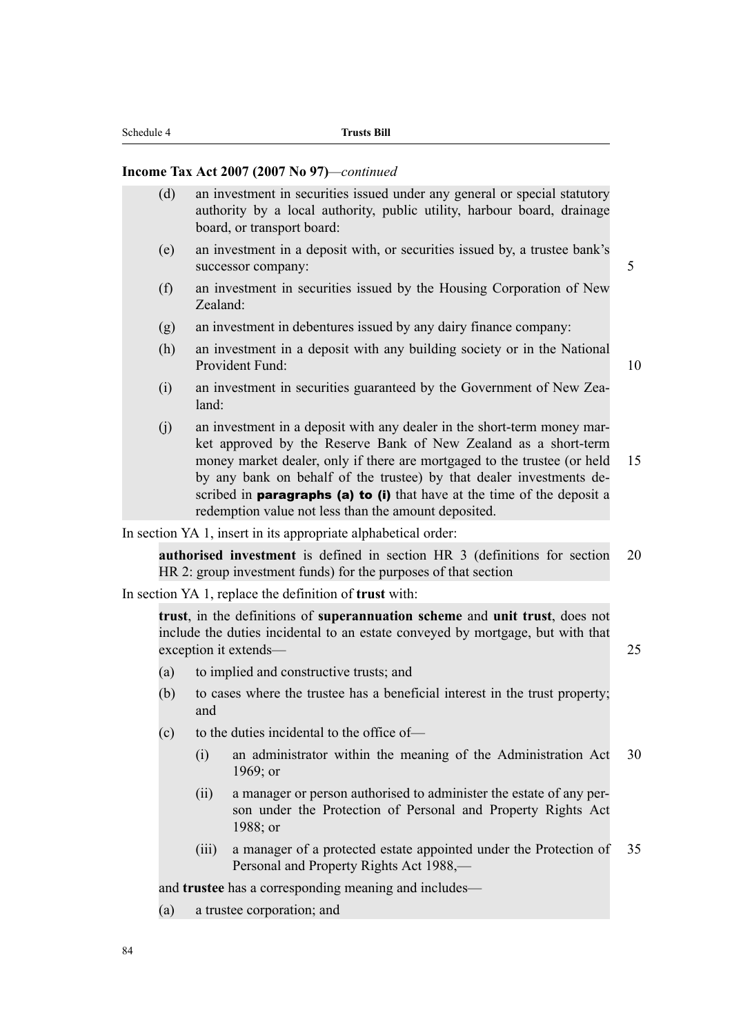**Income Tax Act 2007 (2007 No 97)**—*continued*

(d) an investment in securities issued under any general or special statutory authority by a local authority, public utility, harbour board, drainage board, or transport board:

(e) an investment in a deposit with, or securities issued by, a trustee bank's successor company:

(f) an investment in securities issued by the Housing Corporation of New Zealand:

(g) an investment in debentures issued by any dairy finance company:

(h) an investment in a deposit with any building society or in the National Provident Fund:

(i) an investment in securities guaranteed by the Government of New Zealand:

(j) an investment in a deposit with any dealer in the short-term money market approved by the Reserve Bank of New Zealand as a short-term money market dealer, only if there are mortgaged to the trustee (or held by any bank on behalf of the trustee) by that dealer investments described in **paragraphs (a) to (i)** that have at the time of the deposit a redemption value not less than the amount deposited.

In section YA 1, insert in its appropriate alphabetical order:

**authorised investment** is defined in section HR 3 (definitions for section HR 2: group investment funds) for the purposes of that section

In section YA 1, replace the definition of **trust** with:

**trust**, in the definitions of **superannuation scheme** and **unit trust**, does not include the duties incidental to an estate conveyed by mortgage, but with that exception it extends—

(a) to implied and constructive trusts; and

(b) to cases where the trustee has a beneficial interest in the trust property; and

(c) to the duties incidental to the office of—

  (i) an administrator within the meaning of the Administration Act 1969; or

  (ii) a manager or person authorised to administer the estate of any person under the Protection of Personal and Property Rights Act 1988; or

  (iii) a manager of a protected estate appointed under the Protection of Personal and Property Rights Act 1988,—

and **trustee** has a corresponding meaning and includes—

(a) a trustee corporation; and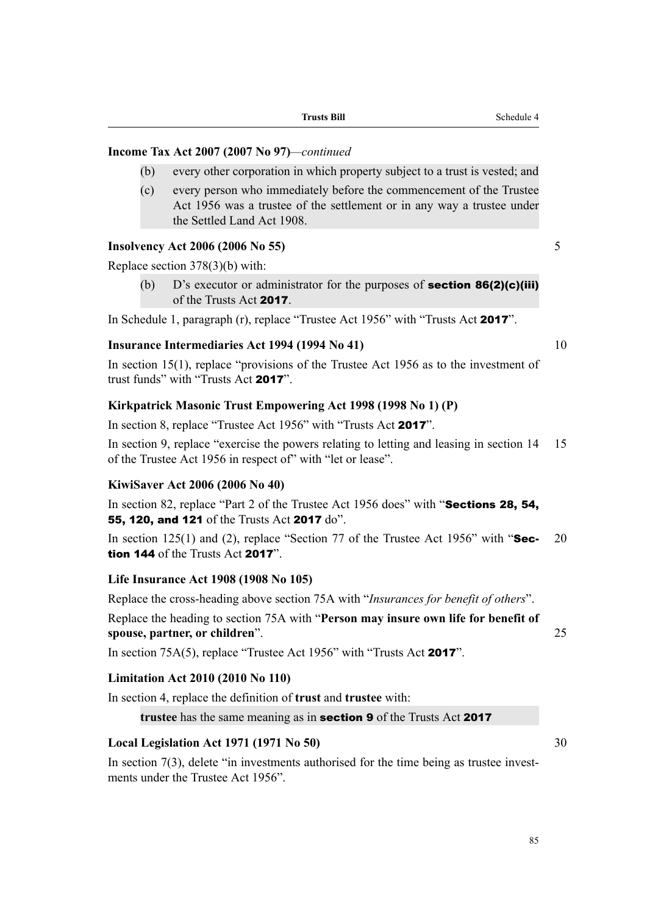**Income Tax Act 2007 (2007 No 97)**—*continued*

(b) every other corporation in which property subject to a trust is vested; and

(c) every person who immediately before the commencement of the Trustee Act 1956 was a trustee of the settlement or in any way a trustee under the Settled Land Act 1908.

**Insolvency Act 2006 (2006 No 55)**

Replace section 378(3)(b) with:

(b) D's executor or administrator for the purposes of **section 86(2)(c)(iii)** of the Trusts Act **2017**.

In Schedule 1, paragraph (r), replace "Trustee Act 1956" with "Trusts Act **2017**".

**Insurance Intermediaries Act 1994 (1994 No 41)**

In section 15(1), replace "provisions of the Trustee Act 1956 as to the investment of trust funds" with "Trusts Act **2017**".

**Kirkpatrick Masonic Trust Empowering Act 1998 (1998 No 1) (P)**

In section 8, replace "Trustee Act 1956" with "Trusts Act **2017**".

In section 9, replace "exercise the powers relating to letting and leasing in section 14 of the Trustee Act 1956 in respect of" with "let or lease".

**KiwiSaver Act 2006 (2006 No 40)**

In section 82, replace "Part 2 of the Trustee Act 1956 does" with "**Sections 28, 54, 55, 120, and 121** of the Trusts Act **2017** do".

In section 125(1) and (2), replace "Section 77 of the Trustee Act 1956" with "**Section 144** of the Trusts Act **2017**".

**Life Insurance Act 1908 (1908 No 105)**

Replace the cross-heading above section 75A with "*Insurances for benefit of others*".

Replace the heading to section 75A with "**Person may insure own life for benefit of spouse, partner, or children**".

In section 75A(5), replace "Trustee Act 1956" with "Trusts Act **2017**".

**Limitation Act 2010 (2010 No 110)**

In section 4, replace the definition of **trust** and **trustee** with:

**trustee** has the same meaning as in **section 9** of the Trusts Act **2017**

**Local Legislation Act 1971 (1971 No 50)**

In section 7(3), delete "in investments authorised for the time being as trustee investments under the Trustee Act 1956".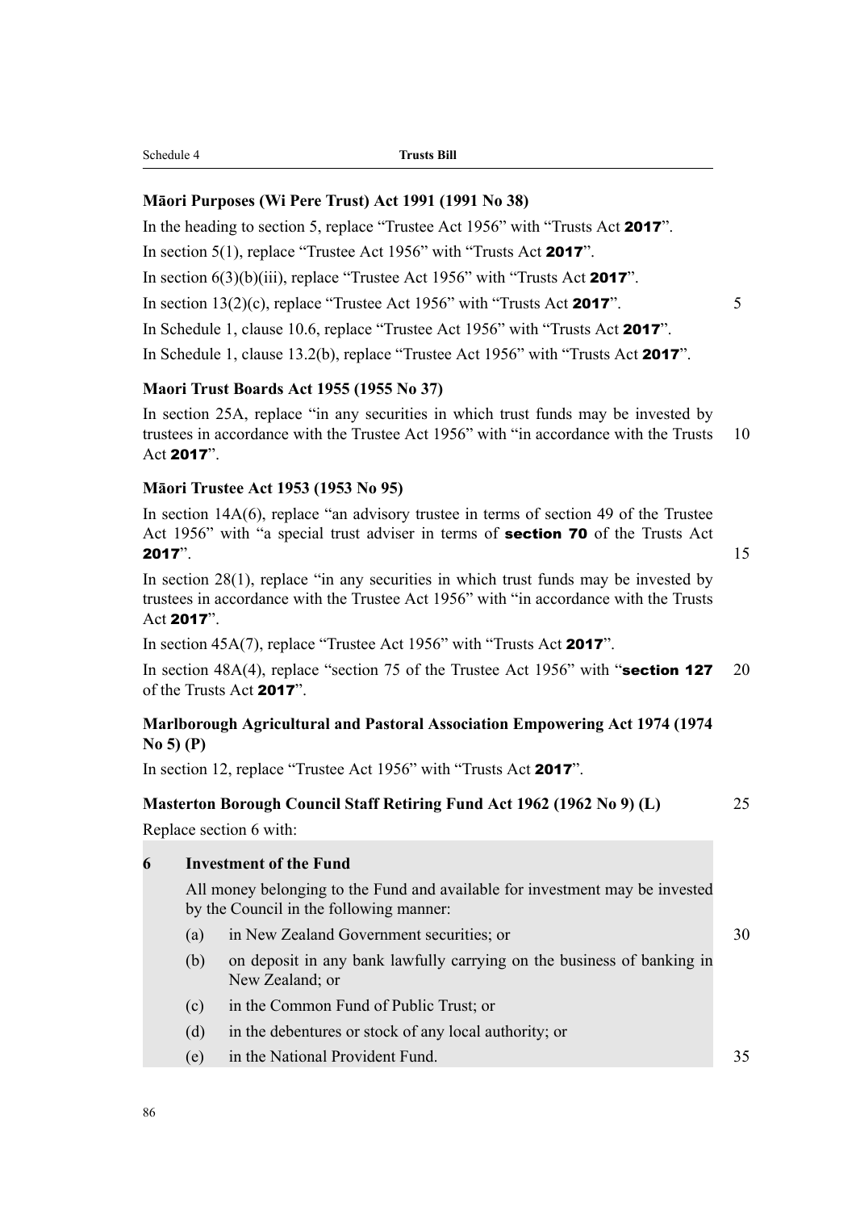**Māori Purposes (Wi Pere Trust) Act 1991 (1991 No 38)**

In the heading to section 5, replace "Trustee Act 1956" with "Trusts Act **2017**".

In section 5(1), replace "Trustee Act 1956" with "Trusts Act **2017**".

In section 6(3)(b)(iii), replace "Trustee Act 1956" with "Trusts Act **2017**".

In section 13(2)(c), replace "Trustee Act 1956" with "Trusts Act **2017**".

In Schedule 1, clause 10.6, replace "Trustee Act 1956" with "Trusts Act **2017**".

In Schedule 1, clause 13.2(b), replace "Trustee Act 1956" with "Trusts Act **2017**".

**Maori Trust Boards Act 1955 (1955 No 37)**

In section 25A, replace "in any securities in which trust funds may be invested by trustees in accordance with the Trustee Act 1956" with "in accordance with the Trusts Act **2017**".

**Māori Trustee Act 1953 (1953 No 95)**

In section 14A(6), replace "an advisory trustee in terms of section 49 of the Trustee Act 1956" with "a special trust adviser in terms of **section 70** of the Trusts Act **2017**".

In section 28(1), replace "in any securities in which trust funds may be invested by trustees in accordance with the Trustee Act 1956" with "in accordance with the Trusts Act **2017**".

In section 45A(7), replace "Trustee Act 1956" with "Trusts Act **2017**".

In section 48A(4), replace "section 75 of the Trustee Act 1956" with "**section 127** of the Trusts Act **2017**".

**Marlborough Agricultural and Pastoral Association Empowering Act 1974 (1974 No 5) (P)**

In section 12, replace "Trustee Act 1956" with "Trusts Act **2017**".

**Masterton Borough Council Staff Retiring Fund Act 1962 (1962 No 9) (L)**

Replace section 6 with:

**6 Investment of the Fund**

All money belonging to the Fund and available for investment may be invested by the Council in the following manner:

(a) in New Zealand Government securities; or

(b) on deposit in any bank lawfully carrying on the business of banking in New Zealand; or

(c) in the Common Fund of Public Trust; or

(d) in the debentures or stock of any local authority; or

(e) in the National Provident Fund.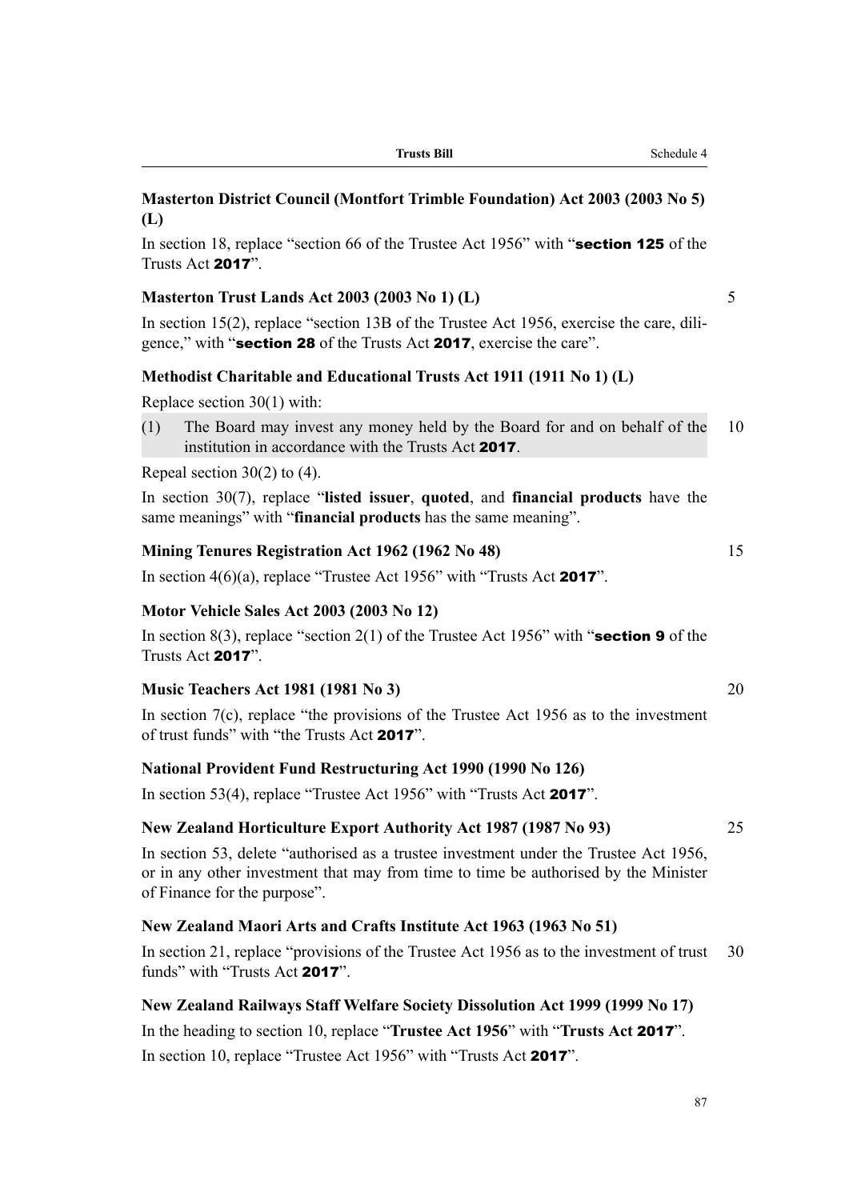**Masterton District Council (Montfort Trimble Foundation) Act 2003 (2003 No 5) (L)**

In section 18, replace "section 66 of the Trustee Act 1956" with "**section 125** of the Trusts Act **2017**".

**Masterton Trust Lands Act 2003 (2003 No 1) (L)**

In section 15(2), replace "section 13B of the Trustee Act 1956, exercise the care, diligence," with "**section 28** of the Trusts Act **2017**, exercise the care".

**Methodist Charitable and Educational Trusts Act 1911 (1911 No 1) (L)**

Replace section 30(1) with:

(1) The Board may invest any money held by the Board for and on behalf of the institution in accordance with the Trusts Act **2017**.

Repeal section 30(2) to (4).

In section 30(7), replace "**listed issuer**, **quoted**, and **financial products** have the same meanings" with "**financial products** has the same meaning".

**Mining Tenures Registration Act 1962 (1962 No 48)**

In section 4(6)(a), replace "Trustee Act 1956" with "Trusts Act **2017**".

**Motor Vehicle Sales Act 2003 (2003 No 12)**

In section 8(3), replace "section 2(1) of the Trustee Act 1956" with "**section 9** of the Trusts Act **2017**".

**Music Teachers Act 1981 (1981 No 3)**

In section 7(c), replace "the provisions of the Trustee Act 1956 as to the investment of trust funds" with "the Trusts Act **2017**".

**National Provident Fund Restructuring Act 1990 (1990 No 126)**

In section 53(4), replace "Trustee Act 1956" with "Trusts Act **2017**".

**New Zealand Horticulture Export Authority Act 1987 (1987 No 93)**

In section 53, delete "authorised as a trustee investment under the Trustee Act 1956, or in any other investment that may from time to time be authorised by the Minister of Finance for the purpose".

**New Zealand Maori Arts and Crafts Institute Act 1963 (1963 No 51)**

In section 21, replace "provisions of the Trustee Act 1956 as to the investment of trust funds" with "Trusts Act **2017**".

**New Zealand Railways Staff Welfare Society Dissolution Act 1999 (1999 No 17)**

In the heading to section 10, replace "**Trustee Act 1956**" with "**Trusts Act 2017**".

In section 10, replace "Trustee Act 1956" with "Trusts Act **2017**".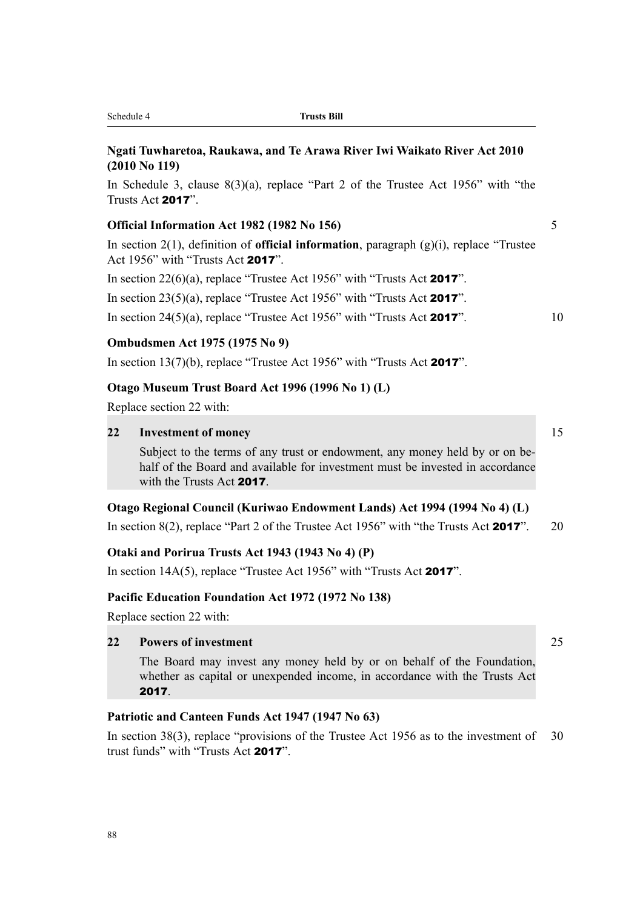**Ngati Tuwharetoa, Raukawa, and Te Arawa River Iwi Waikato River Act 2010 (2010 No 119)**

In Schedule 3, clause 8(3)(a), replace "Part 2 of the Trustee Act 1956" with "the Trusts Act **2017**".

**Official Information Act 1982 (1982 No 156)**

In section 2(1), definition of **official information**, paragraph (g)(i), replace "Trustee Act 1956" with "Trusts Act **2017**".

In section 22(6)(a), replace "Trustee Act 1956" with "Trusts Act **2017**".

In section 23(5)(a), replace "Trustee Act 1956" with "Trusts Act **2017**".

In section 24(5)(a), replace "Trustee Act 1956" with "Trusts Act **2017**".

**Ombudsmen Act 1975 (1975 No 9)**

In section 13(7)(b), replace "Trustee Act 1956" with "Trusts Act **2017**".

**Otago Museum Trust Board Act 1996 (1996 No 1) (L)**

Replace section 22 with:

> **22 Investment of money**
>
> Subject to the terms of any trust or endowment, any money held by or on behalf of the Board and available for investment must be invested in accordance with the Trusts Act **2017**.

**Otago Regional Council (Kuriwao Endowment Lands) Act 1994 (1994 No 4) (L)**

In section 8(2), replace "Part 2 of the Trustee Act 1956" with "the Trusts Act **2017**".

**Otaki and Porirua Trusts Act 1943 (1943 No 4) (P)**

In section 14A(5), replace "Trustee Act 1956" with "Trusts Act **2017**".

**Pacific Education Foundation Act 1972 (1972 No 138)**

Replace section 22 with:

> **22 Powers of investment**
>
> The Board may invest any money held by or on behalf of the Foundation, whether as capital or unexpended income, in accordance with the Trusts Act **2017**.

**Patriotic and Canteen Funds Act 1947 (1947 No 63)**

In section 38(3), replace "provisions of the Trustee Act 1956 as to the investment of trust funds" with "Trusts Act **2017**".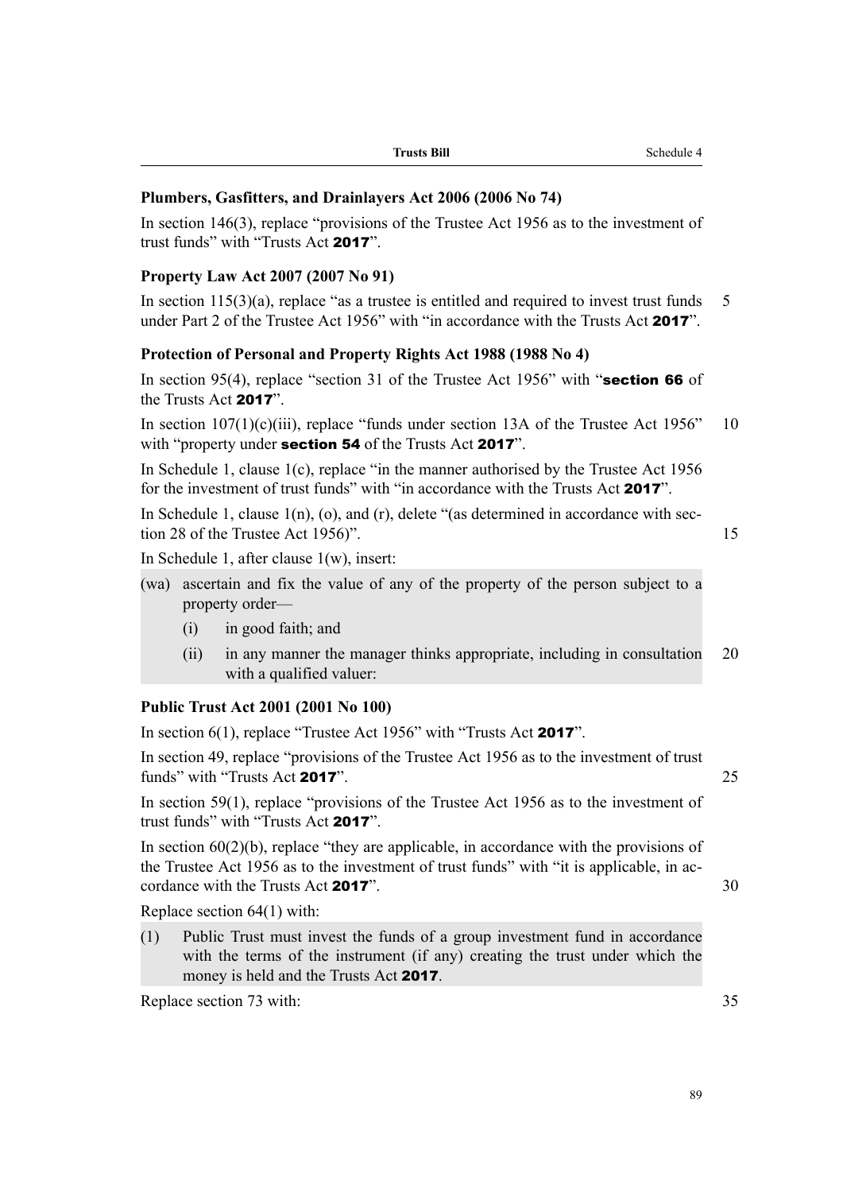### Plumbers, Gasfitters, and Drainlayers Act 2006 (2006 No 74)

In section 146(3), replace "provisions of the Trustee Act 1956 as to the investment of trust funds" with "Trusts Act **2017**".

### Property Law Act 2007 (2007 No 91)

In section 115(3)(a), replace "as a trustee is entitled and required to invest trust funds under Part 2 of the Trustee Act 1956" with "in accordance with the Trusts Act **2017**".

### Protection of Personal and Property Rights Act 1988 (1988 No 4)

In section 95(4), replace "section 31 of the Trustee Act 1956" with "**section 66** of the Trusts Act **2017**".

In section 107(1)(c)(iii), replace "funds under section 13A of the Trustee Act 1956" with "property under **section 54** of the Trusts Act **2017**".

In Schedule 1, clause 1(c), replace "in the manner authorised by the Trustee Act 1956 for the investment of trust funds" with "in accordance with the Trusts Act **2017**".

In Schedule 1, clause 1(n), (o), and (r), delete "(as determined in accordance with section 28 of the Trustee Act 1956)".

In Schedule 1, after clause 1(w), insert:

(wa) ascertain and fix the value of any of the property of the person subject to a property order—

(i) in good faith; and

(ii) in any manner the manager thinks appropriate, including in consultation with a qualified valuer:

### Public Trust Act 2001 (2001 No 100)

In section 6(1), replace "Trustee Act 1956" with "Trusts Act **2017**".

In section 49, replace "provisions of the Trustee Act 1956 as to the investment of trust funds" with "Trusts Act **2017**".

In section 59(1), replace "provisions of the Trustee Act 1956 as to the investment of trust funds" with "Trusts Act **2017**".

In section 60(2)(b), replace "they are applicable, in accordance with the provisions of the Trustee Act 1956 as to the investment of trust funds" with "it is applicable, in accordance with the Trusts Act **2017**".

Replace section 64(1) with:

(1) Public Trust must invest the funds of a group investment fund in accordance with the terms of the instrument (if any) creating the trust under which the money is held and the Trusts Act **2017**.

Replace section 73 with: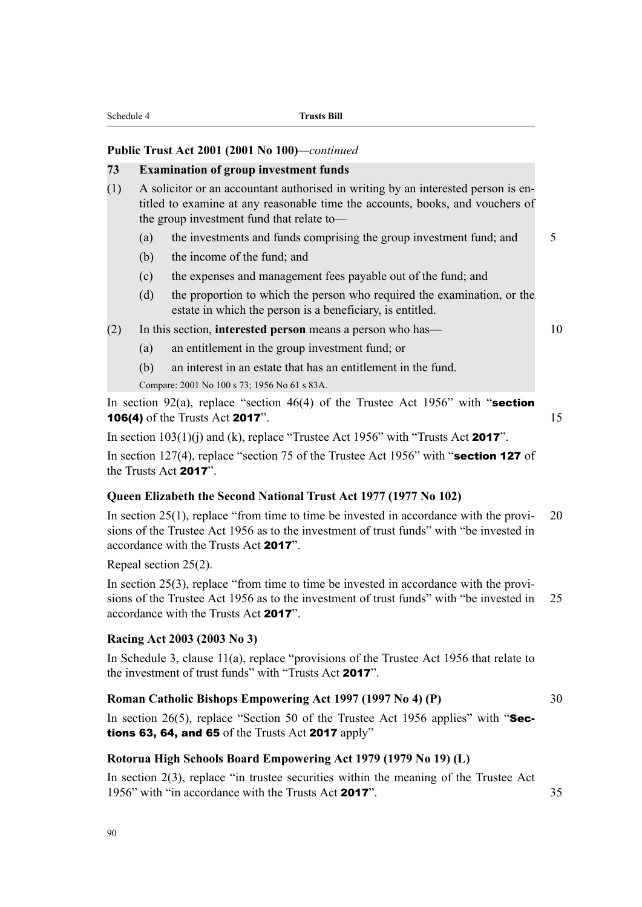**Public Trust Act 2001 (2001 No 100)**—*continued*

**73 Examination of group investment funds**

(1) A solicitor or an accountant authorised in writing by an interested person is entitled to examine at any reasonable time the accounts, books, and vouchers of the group investment fund that relate to—

(a) the investments and funds comprising the group investment fund; and

(b) the income of the fund; and

(c) the expenses and management fees payable out of the fund; and

(d) the proportion to which the person who required the examination, or the estate in which the person is a beneficiary, is entitled.

(2) In this section, **interested person** means a person who has—

(a) an entitlement in the group investment fund; or

(b) an interest in an estate that has an entitlement in the fund.

Compare: 2001 No 100 s 73; 1956 No 61 s 83A.

In section 92(a), replace "section 46(4) of the Trustee Act 1956" with "**section 106(4)** of the Trusts Act **2017**".

In section 103(1)(j) and (k), replace "Trustee Act 1956" with "Trusts Act **2017**".

In section 127(4), replace "section 75 of the Trustee Act 1956" with "**section 127** of the Trusts Act **2017**".

**Queen Elizabeth the Second National Trust Act 1977 (1977 No 102)**

In section 25(1), replace "from time to time be invested in accordance with the provisions of the Trustee Act 1956 as to the investment of trust funds" with "be invested in accordance with the Trusts Act **2017**".

Repeal section 25(2).

In section 25(3), replace "from time to time be invested in accordance with the provisions of the Trustee Act 1956 as to the investment of trust funds" with "be invested in accordance with the Trusts Act **2017**".

**Racing Act 2003 (2003 No 3)**

In Schedule 3, clause 11(a), replace "provisions of the Trustee Act 1956 that relate to the investment of trust funds" with "Trusts Act **2017**".

**Roman Catholic Bishops Empowering Act 1997 (1997 No 4) (P)**

In section 26(5), replace "Section 50 of the Trustee Act 1956 applies" with "**Sections 63, 64, and 65** of the Trusts Act **2017** apply"

**Rotorua High Schools Board Empowering Act 1979 (1979 No 19) (L)**

In section 2(3), replace "in trustee securities within the meaning of the Trustee Act 1956" with "in accordance with the Trusts Act **2017**".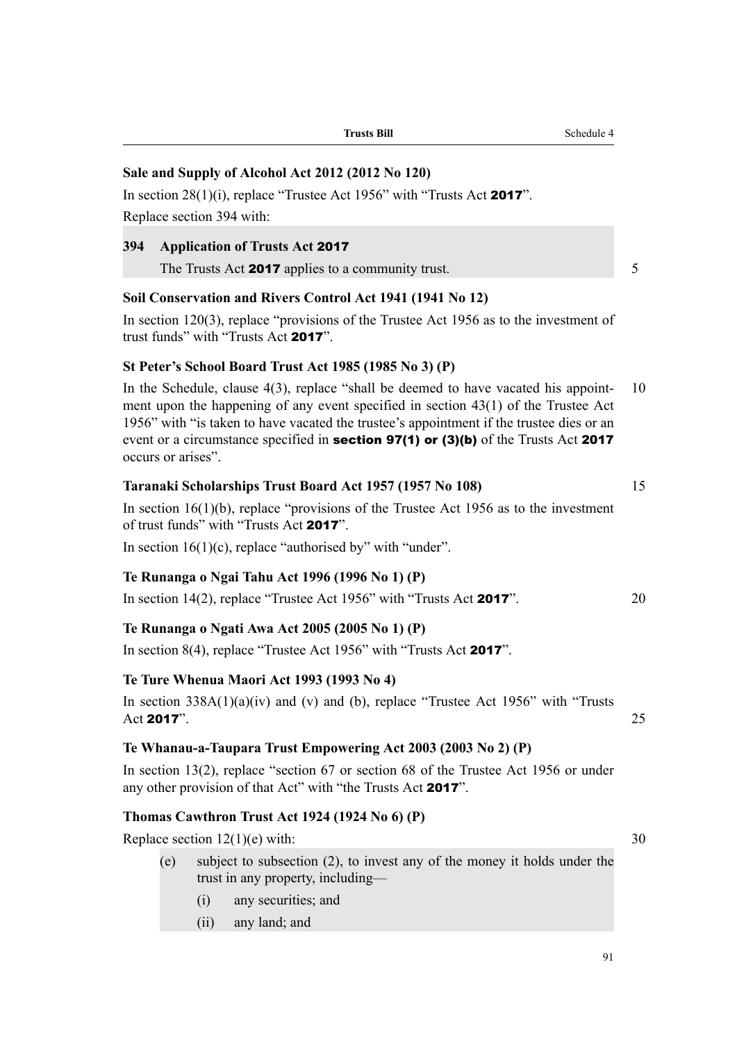**Sale and Supply of Alcohol Act 2012 (2012 No 120)**

In section 28(1)(i), replace "Trustee Act 1956" with "Trusts Act **2017**".

Replace section 394 with:

> **394 Application of Trusts Act 2017**
>
> The Trusts Act **2017** applies to a community trust.

**Soil Conservation and Rivers Control Act 1941 (1941 No 12)**

In section 120(3), replace "provisions of the Trustee Act 1956 as to the investment of trust funds" with "Trusts Act **2017**".

**St Peter's School Board Trust Act 1985 (1985 No 3) (P)**

In the Schedule, clause 4(3), replace "shall be deemed to have vacated his appointment upon the happening of any event specified in section 43(1) of the Trustee Act 1956" with "is taken to have vacated the trustee's appointment if the trustee dies or an event or a circumstance specified in **section 97(1) or (3)(b)** of the Trusts Act **2017** occurs or arises".

**Taranaki Scholarships Trust Board Act 1957 (1957 No 108)**

In section 16(1)(b), replace "provisions of the Trustee Act 1956 as to the investment of trust funds" with "Trusts Act **2017**".

In section 16(1)(c), replace "authorised by" with "under".

**Te Runanga o Ngai Tahu Act 1996 (1996 No 1) (P)**

In section 14(2), replace "Trustee Act 1956" with "Trusts Act **2017**".

**Te Runanga o Ngati Awa Act 2005 (2005 No 1) (P)**

In section 8(4), replace "Trustee Act 1956" with "Trusts Act **2017**".

**Te Ture Whenua Maori Act 1993 (1993 No 4)**

In section 338A(1)(a)(iv) and (v) and (b), replace "Trustee Act 1956" with "Trusts Act **2017**".

**Te Whanau-a-Taupara Trust Empowering Act 2003 (2003 No 2) (P)**

In section 13(2), replace "section 67 or section 68 of the Trustee Act 1956 or under any other provision of that Act" with "the Trusts Act **2017**".

**Thomas Cawthron Trust Act 1924 (1924 No 6) (P)**

Replace section 12(1)(e) with:

> (e) subject to subsection (2), to invest any of the money it holds under the trust in any property, including—
>
> (i) any securities; and
>
> (ii) any land; and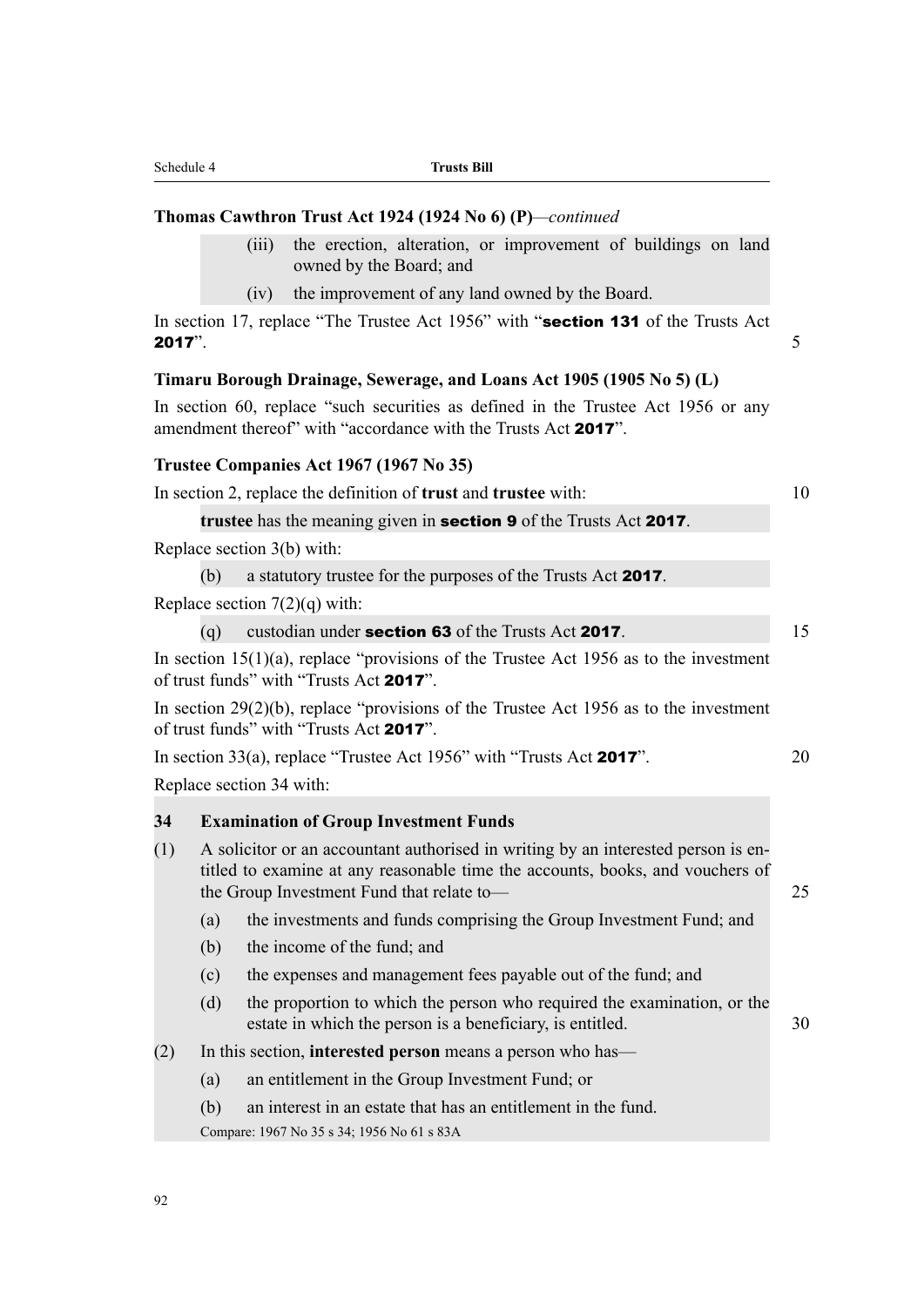**Thomas Cawthron Trust Act 1924 (1924 No 6) (P)**—*continued*

(iii) the erection, alteration, or improvement of buildings on land owned by the Board; and

(iv) the improvement of any land owned by the Board.

In section 17, replace "The Trustee Act 1956" with "**section 131** of the Trusts Act **2017**".

**Timaru Borough Drainage, Sewerage, and Loans Act 1905 (1905 No 5) (L)**

In section 60, replace "such securities as defined in the Trustee Act 1956 or any amendment thereof" with "accordance with the Trusts Act **2017**".

**Trustee Companies Act 1967 (1967 No 35)**

In section 2, replace the definition of **trust** and **trustee** with:

**trustee** has the meaning given in **section 9** of the Trusts Act **2017**.

Replace section 3(b) with:

(b) a statutory trustee for the purposes of the Trusts Act **2017**.

Replace section 7(2)(q) with:

(q) custodian under **section 63** of the Trusts Act **2017**.

In section 15(1)(a), replace "provisions of the Trustee Act 1956 as to the investment of trust funds" with "Trusts Act **2017**".

In section 29(2)(b), replace "provisions of the Trustee Act 1956 as to the investment of trust funds" with "Trusts Act **2017**".

In section 33(a), replace "Trustee Act 1956" with "Trusts Act **2017**".

Replace section 34 with:

**34 Examination of Group Investment Funds**

(1) A solicitor or an accountant authorised in writing by an interested person is entitled to examine at any reasonable time the accounts, books, and vouchers of the Group Investment Fund that relate to—

(a) the investments and funds comprising the Group Investment Fund; and

(b) the income of the fund; and

(c) the expenses and management fees payable out of the fund; and

(d) the proportion to which the person who required the examination, or the estate in which the person is a beneficiary, is entitled.

(2) In this section, **interested person** means a person who has—

(a) an entitlement in the Group Investment Fund; or

(b) an interest in an estate that has an entitlement in the fund.

Compare: 1967 No 35 s 34; 1956 No 61 s 83A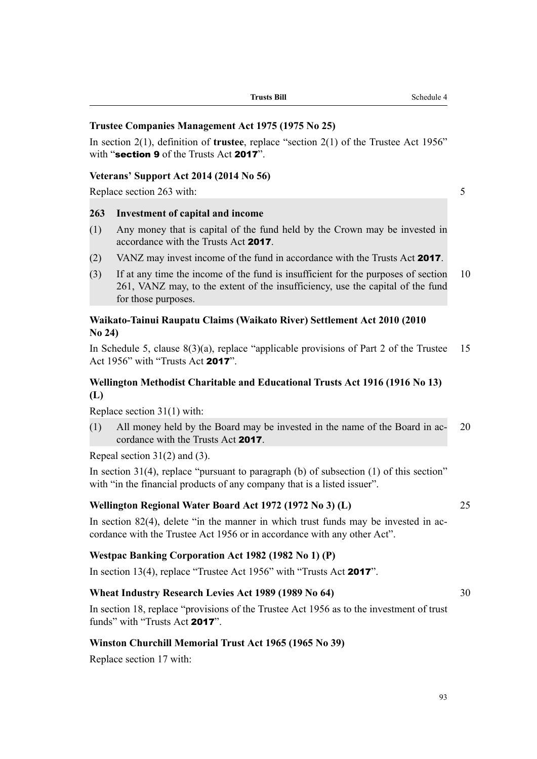### Trustee Companies Management Act 1975 (1975 No 25)

In section 2(1), definition of **trustee**, replace "section 2(1) of the Trustee Act 1956" with "**section 9** of the Trusts Act **2017**".

### Veterans' Support Act 2014 (2014 No 56)

Replace section 263 with:

> **263 Investment of capital and income**
>
> (1) Any money that is capital of the fund held by the Crown may be invested in accordance with the Trusts Act **2017**.
>
> (2) VANZ may invest income of the fund in accordance with the Trusts Act **2017**.
>
> (3) If at any time the income of the fund is insufficient for the purposes of section 261, VANZ may, to the extent of the insufficiency, use the capital of the fund for those purposes.

### Waikato-Tainui Raupatu Claims (Waikato River) Settlement Act 2010 (2010 No 24)

In Schedule 5, clause 8(3)(a), replace "applicable provisions of Part 2 of the Trustee Act 1956" with "Trusts Act **2017**".

### Wellington Methodist Charitable and Educational Trusts Act 1916 (1916 No 13) (L)

Replace section 31(1) with:

> (1) All money held by the Board may be invested in the name of the Board in accordance with the Trusts Act **2017**.

Repeal section 31(2) and (3).

In section 31(4), replace "pursuant to paragraph (b) of subsection (1) of this section" with "in the financial products of any company that is a listed issuer".

### Wellington Regional Water Board Act 1972 (1972 No 3) (L)

In section 82(4), delete "in the manner in which trust funds may be invested in accordance with the Trustee Act 1956 or in accordance with any other Act".

### Westpac Banking Corporation Act 1982 (1982 No 1) (P)

In section 13(4), replace "Trustee Act 1956" with "Trusts Act **2017**".

### Wheat Industry Research Levies Act 1989 (1989 No 64)

In section 18, replace "provisions of the Trustee Act 1956 as to the investment of trust funds" with "Trusts Act **2017**".

### Winston Churchill Memorial Trust Act 1965 (1965 No 39)

Replace section 17 with: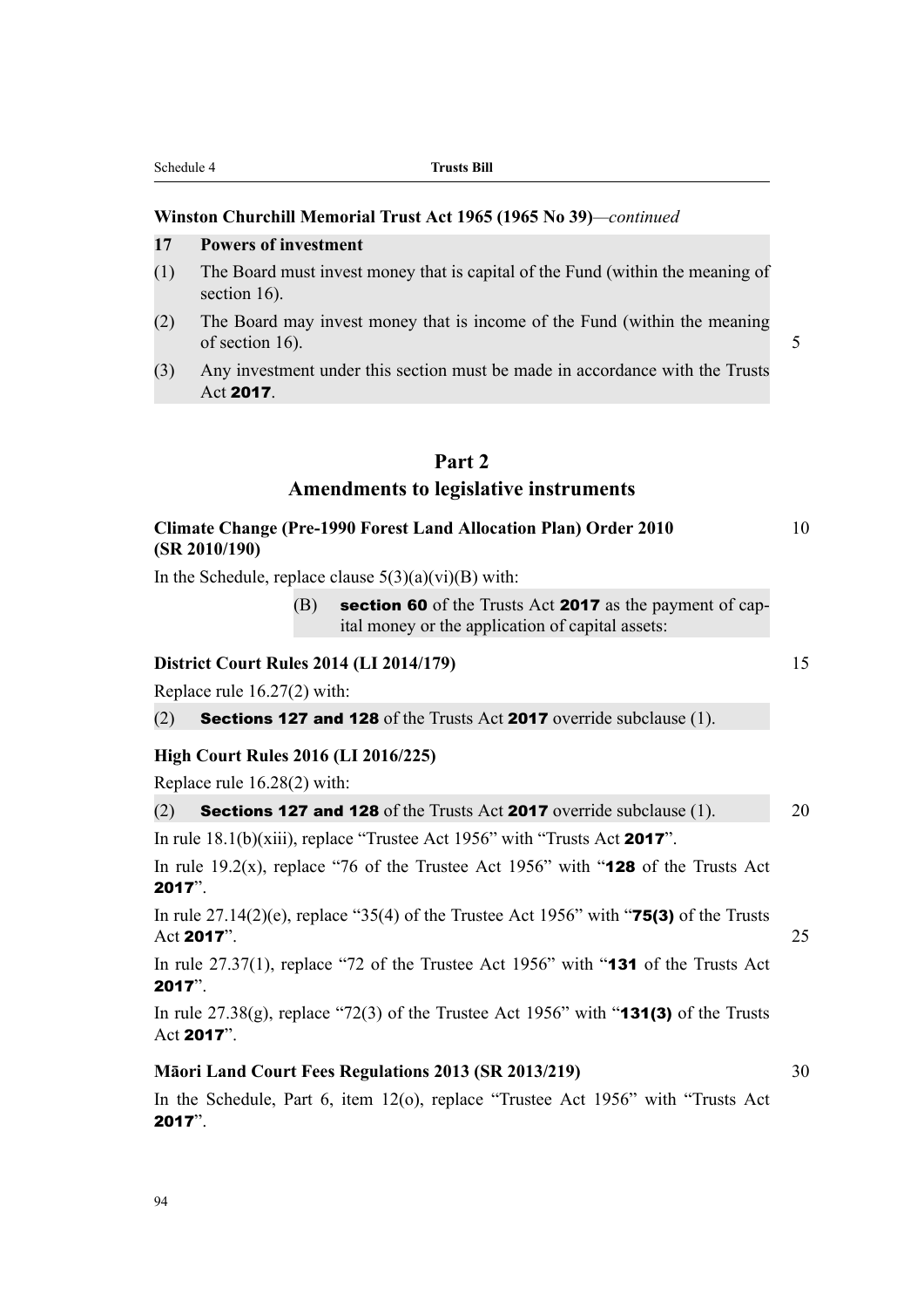**Winston Churchill Memorial Trust Act 1965 (1965 No 39)**—*continued*

**17 Powers of investment**

(1) The Board must invest money that is capital of the Fund (within the meaning of section 16).

(2) The Board may invest money that is income of the Fund (within the meaning of section 16).

(3) Any investment under this section must be made in accordance with the Trusts Act **2017**.

## Part 2
## Amendments to legislative instruments

**Climate Change (Pre-1990 Forest Land Allocation Plan) Order 2010 (SR 2010/190)**

In the Schedule, replace clause 5(3)(a)(vi)(B) with:

(B) **section 60** of the Trusts Act **2017** as the payment of capital money or the application of capital assets:

**District Court Rules 2014 (LI 2014/179)**

Replace rule 16.27(2) with:

(2) **Sections 127 and 128** of the Trusts Act **2017** override subclause (1).

**High Court Rules 2016 (LI 2016/225)**

Replace rule 16.28(2) with:

(2) **Sections 127 and 128** of the Trusts Act **2017** override subclause (1).

In rule 18.1(b)(xiii), replace "Trustee Act 1956" with "Trusts Act **2017**".

In rule 19.2(x), replace "76 of the Trustee Act 1956" with "**128** of the Trusts Act **2017**".

In rule 27.14(2)(e), replace "35(4) of the Trustee Act 1956" with "**75(3)** of the Trusts Act **2017**".

In rule 27.37(1), replace "72 of the Trustee Act 1956" with "**131** of the Trusts Act **2017**".

In rule 27.38(g), replace "72(3) of the Trustee Act 1956" with "**131(3)** of the Trusts Act **2017**".

**Māori Land Court Fees Regulations 2013 (SR 2013/219)**

In the Schedule, Part 6, item 12(o), replace "Trustee Act 1956" with "Trusts Act **2017**".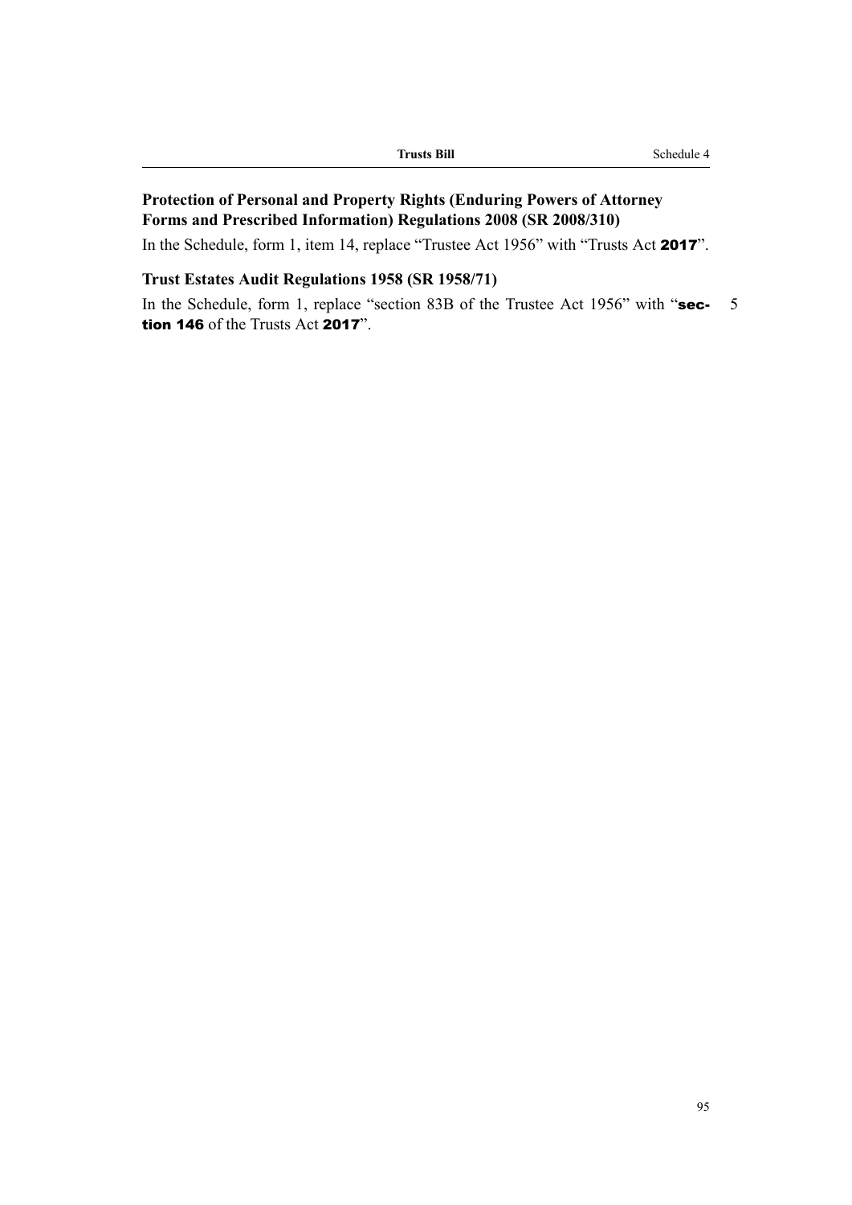### Protection of Personal and Property Rights (Enduring Powers of Attorney Forms and Prescribed Information) Regulations 2008 (SR 2008/310)

In the Schedule, form 1, item 14, replace "Trustee Act 1956" with "Trusts Act **2017**".

### Trust Estates Audit Regulations 1958 (SR 1958/71)

In the Schedule, form 1, replace "section 83B of the Trustee Act 1956" with "**section 146** of the Trusts Act **2017**".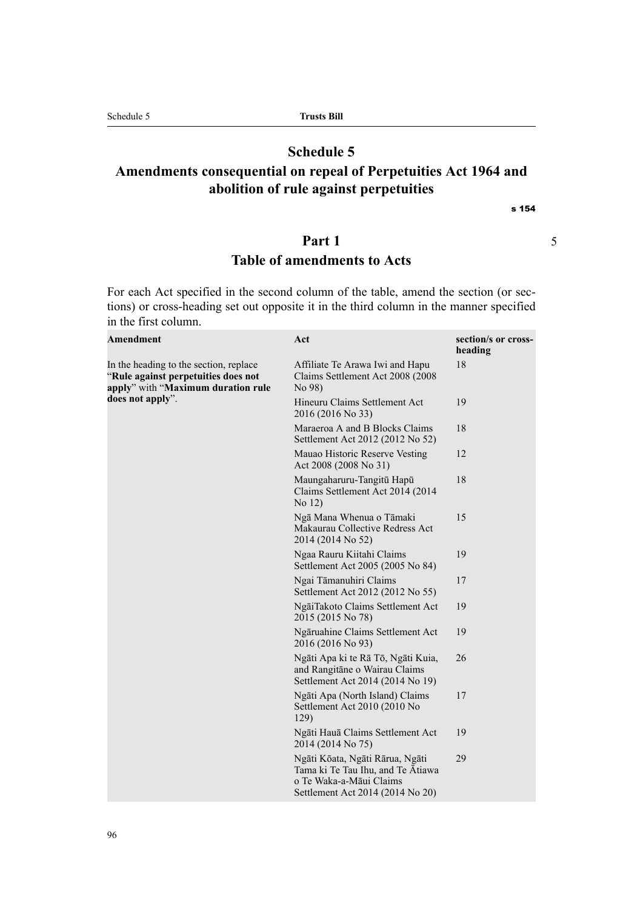# Schedule 5
# Amendments consequential on repeal of Perpetuities Act 1964 and abolition of rule against perpetuities

s 154

## Part 1
## Table of amendments to Acts

For each Act specified in the second column of the table, amend the section (or sections) or cross-heading set out opposite it in the third column in the manner specified in the first column.

| Amendment | Act | section/s or cross-heading |
|---|---|---|
| In the heading to the section, replace "**Rule against perpetuities does not apply**" with "**Maximum duration rule does not apply**". | Affiliate Te Arawa Iwi and Hapu Claims Settlement Act 2008 (2008 No 98) | 18 |
| | Hineuru Claims Settlement Act 2016 (2016 No 33) | 19 |
| | Maraeroa A and B Blocks Claims Settlement Act 2012 (2012 No 52) | 18 |
| | Mauao Historic Reserve Vesting Act 2008 (2008 No 31) | 12 |
| | Maungaharuru-Tangitū Hapū Claims Settlement Act 2014 (2014 No 12) | 18 |
| | Ngā Mana Whenua o Tāmaki Makaurau Collective Redress Act 2014 (2014 No 52) | 15 |
| | Ngaa Rauru Kiitahi Claims Settlement Act 2005 (2005 No 84) | 19 |
| | Ngai Tāmanuhiri Claims Settlement Act 2012 (2012 No 55) | 17 |
| | NgāiTakoto Claims Settlement Act 2015 (2015 No 78) | 19 |
| | Ngāruahine Claims Settlement Act 2016 (2016 No 93) | 19 |
| | Ngāti Apa ki te Rā Tō, Ngāti Kuia, and Rangitāne o Wairau Claims Settlement Act 2014 (2014 No 19) | 26 |
| | Ngāti Apa (North Island) Claims Settlement Act 2010 (2010 No 129) | 17 |
| | Ngāti Hauā Claims Settlement Act 2014 (2014 No 75) | 19 |
| | Ngāti Kōata, Ngāti Rārua, Ngāti Tama ki Te Tau Ihu, and Te Ātiawa o Te Waka-a-Māui Claims Settlement Act 2014 (2014 No 20) | 29 |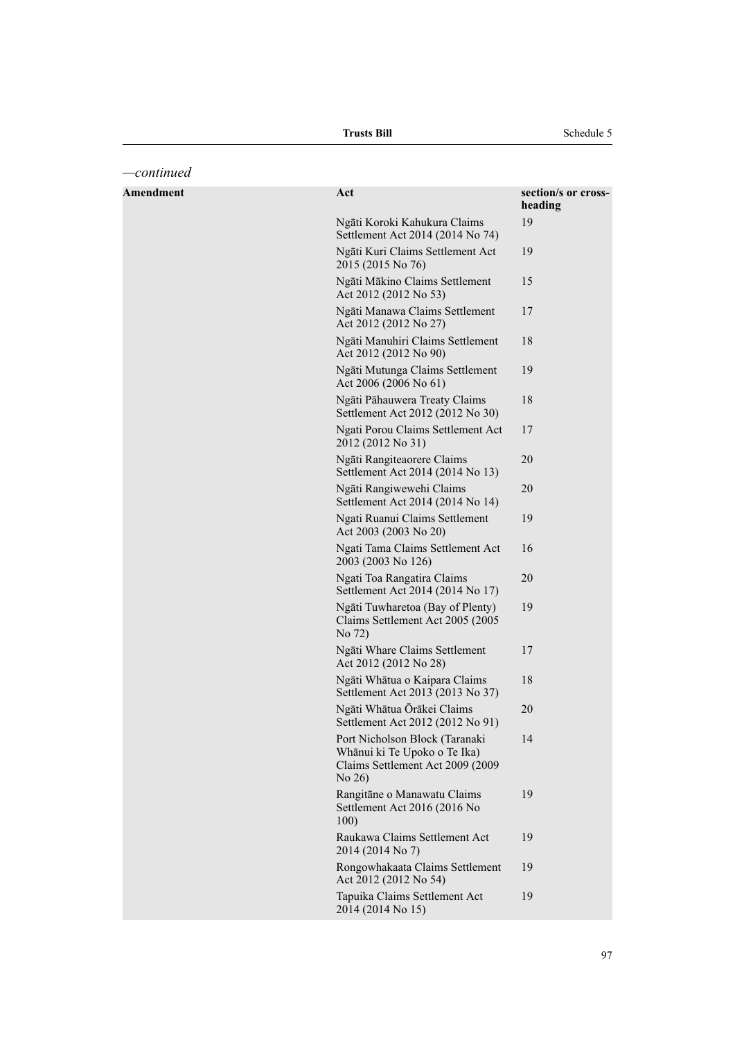*—continued*

| Amendment | Act | section/s or cross-heading |
|---|---|---|
| | Ngāti Koroki Kahukura Claims Settlement Act 2014 (2014 No 74) | 19 |
| | Ngāti Kuri Claims Settlement Act 2015 (2015 No 76) | 19 |
| | Ngāti Mākino Claims Settlement Act 2012 (2012 No 53) | 15 |
| | Ngāti Manawa Claims Settlement Act 2012 (2012 No 27) | 17 |
| | Ngāti Manuhiri Claims Settlement Act 2012 (2012 No 90) | 18 |
| | Ngāti Mutunga Claims Settlement Act 2006 (2006 No 61) | 19 |
| | Ngāti Pāhauwera Treaty Claims Settlement Act 2012 (2012 No 30) | 18 |
| | Ngati Porou Claims Settlement Act 2012 (2012 No 31) | 17 |
| | Ngāti Rangiteaorere Claims Settlement Act 2014 (2014 No 13) | 20 |
| | Ngāti Rangiwewehi Claims Settlement Act 2014 (2014 No 14) | 20 |
| | Ngati Ruanui Claims Settlement Act 2003 (2003 No 20) | 19 |
| | Ngati Tama Claims Settlement Act 2003 (2003 No 126) | 16 |
| | Ngati Toa Rangatira Claims Settlement Act 2014 (2014 No 17) | 20 |
| | Ngāti Tuwharetoa (Bay of Plenty) Claims Settlement Act 2005 (2005 No 72) | 19 |
| | Ngāti Whare Claims Settlement Act 2012 (2012 No 28) | 17 |
| | Ngāti Whātua o Kaipara Claims Settlement Act 2013 (2013 No 37) | 18 |
| | Ngāti Whātua Ōrākei Claims Settlement Act 2012 (2012 No 91) | 20 |
| | Port Nicholson Block (Taranaki Whānui ki Te Upoko o Te Ika) Claims Settlement Act 2009 (2009 No 26) | 14 |
| | Rangitāne o Manawatu Claims Settlement Act 2016 (2016 No 100) | 19 |
| | Raukawa Claims Settlement Act 2014 (2014 No 7) | 19 |
| | Rongowhakaata Claims Settlement Act 2012 (2012 No 54) | 19 |
| | Tapuika Claims Settlement Act 2014 (2014 No 15) | 19 |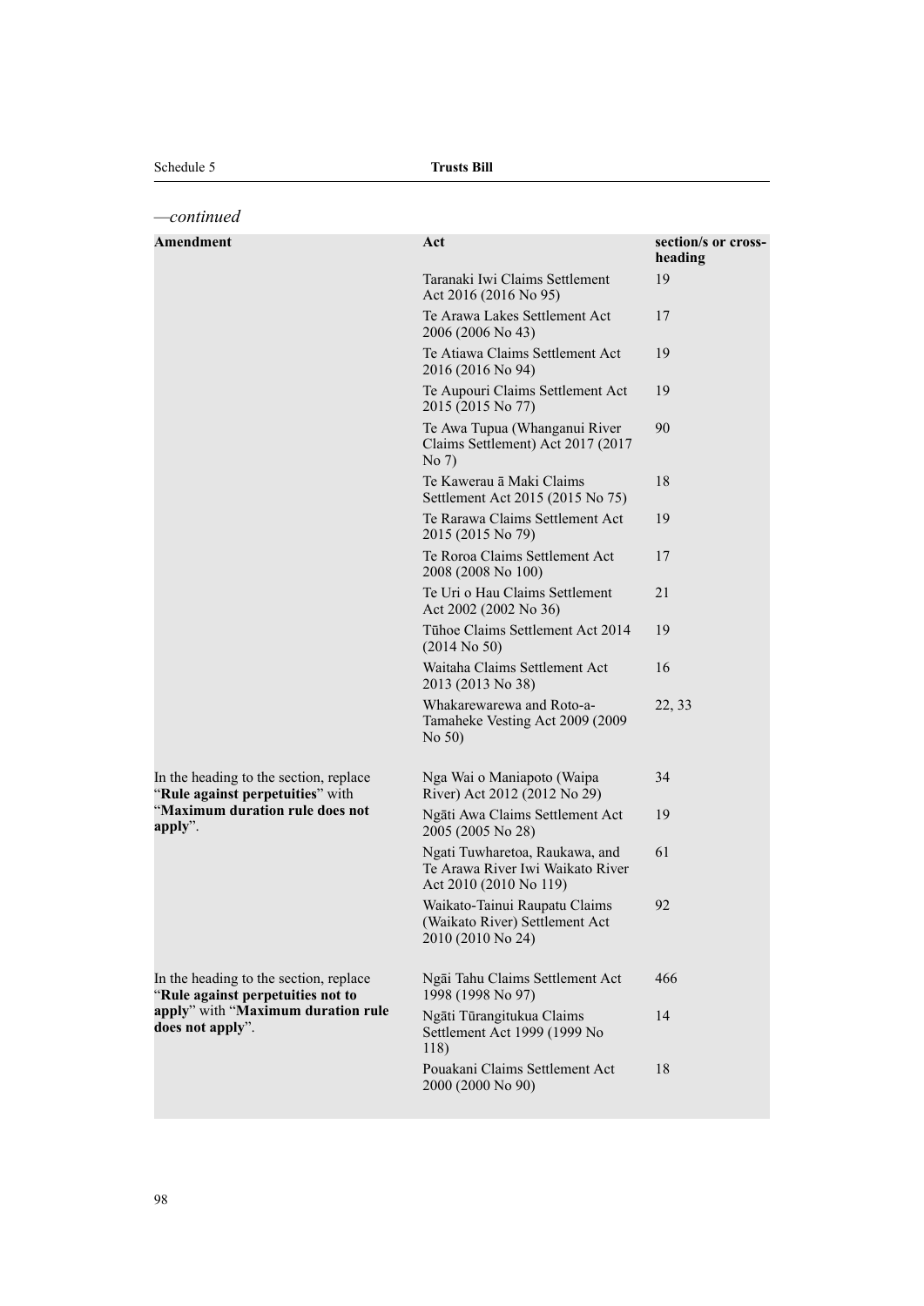*—continued*

| Amendment | Act | section/s or cross-heading |
|---|---|---|
| | Taranaki Iwi Claims Settlement Act 2016 (2016 No 95) | 19 |
| | Te Arawa Lakes Settlement Act 2006 (2006 No 43) | 17 |
| | Te Atiawa Claims Settlement Act 2016 (2016 No 94) | 19 |
| | Te Aupouri Claims Settlement Act 2015 (2015 No 77) | 19 |
| | Te Awa Tupua (Whanganui River Claims Settlement) Act 2017 (2017 No 7) | 90 |
| | Te Kawerau ā Maki Claims Settlement Act 2015 (2015 No 75) | 18 |
| | Te Rarawa Claims Settlement Act 2015 (2015 No 79) | 19 |
| | Te Roroa Claims Settlement Act 2008 (2008 No 100) | 17 |
| | Te Uri o Hau Claims Settlement Act 2002 (2002 No 36) | 21 |
| | Tūhoe Claims Settlement Act 2014 (2014 No 50) | 19 |
| | Waitaha Claims Settlement Act 2013 (2013 No 38) | 16 |
| | Whakarewarewa and Roto-a-Tamaheke Vesting Act 2009 (2009 No 50) | 22, 33 |
| In the heading to the section, replace "**Rule against perpetuities**" with "**Maximum duration rule does not apply**". | Nga Wai o Maniapoto (Waipa River) Act 2012 (2012 No 29) | 34 |
| | Ngāti Awa Claims Settlement Act 2005 (2005 No 28) | 19 |
| | Ngati Tuwharetoa, Raukawa, and Te Arawa River Iwi Waikato River Act 2010 (2010 No 119) | 61 |
| | Waikato-Tainui Raupatu Claims (Waikato River) Settlement Act 2010 (2010 No 24) | 92 |
| In the heading to the section, replace "**Rule against perpetuities not to apply**" with "**Maximum duration rule does not apply**". | Ngāi Tahu Claims Settlement Act 1998 (1998 No 97) | 466 |
| | Ngāti Tūrangitukua Claims Settlement Act 1999 (1999 No 118) | 14 |
| | Pouakani Claims Settlement Act 2000 (2000 No 90) | 18 |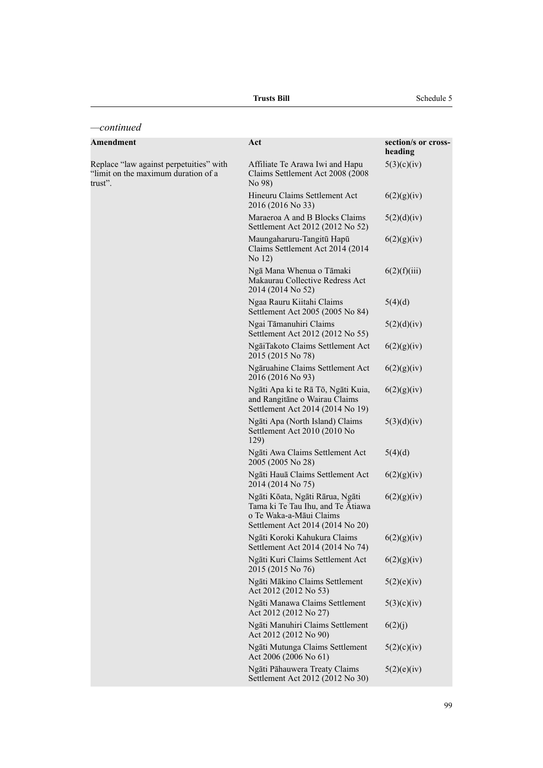*—continued*

| Amendment | Act | section/s or cross-heading |
|---|---|---|
| Replace "law against perpetuities" with "limit on the maximum duration of a trust". | Affiliate Te Arawa Iwi and Hapu Claims Settlement Act 2008 (2008 No 98) | 5(3)(c)(iv) |
| | Hineuru Claims Settlement Act 2016 (2016 No 33) | 6(2)(g)(iv) |
| | Maraeroa A and B Blocks Claims Settlement Act 2012 (2012 No 52) | 5(2)(d)(iv) |
| | Maungaharuru-Tangitū Hapū Claims Settlement Act 2014 (2014 No 12) | 6(2)(g)(iv) |
| | Ngā Mana Whenua o Tāmaki Makaurau Collective Redress Act 2014 (2014 No 52) | 6(2)(f)(iii) |
| | Ngaa Rauru Kiitahi Claims Settlement Act 2005 (2005 No 84) | 5(4)(d) |
| | Ngai Tāmanuhiri Claims Settlement Act 2012 (2012 No 55) | 5(2)(d)(iv) |
| | NgāiTakoto Claims Settlement Act 2015 (2015 No 78) | 6(2)(g)(iv) |
| | Ngāruahine Claims Settlement Act 2016 (2016 No 93) | 6(2)(g)(iv) |
| | Ngāti Apa ki te Rā Tō, Ngāti Kuia, and Rangitāne o Wairau Claims Settlement Act 2014 (2014 No 19) | 6(2)(g)(iv) |
| | Ngāti Apa (North Island) Claims Settlement Act 2010 (2010 No 129) | 5(3)(d)(iv) |
| | Ngāti Awa Claims Settlement Act 2005 (2005 No 28) | 5(4)(d) |
| | Ngāti Hauā Claims Settlement Act 2014 (2014 No 75) | 6(2)(g)(iv) |
| | Ngāti Kōata, Ngāti Rārua, Ngāti Tama ki Te Tau Ihu, and Te Ātiawa o Te Waka-a-Māui Claims Settlement Act 2014 (2014 No 20) | 6(2)(g)(iv) |
| | Ngāti Koroki Kahukura Claims Settlement Act 2014 (2014 No 74) | 6(2)(g)(iv) |
| | Ngāti Kuri Claims Settlement Act 2015 (2015 No 76) | 6(2)(g)(iv) |
| | Ngāti Mākino Claims Settlement Act 2012 (2012 No 53) | 5(2)(e)(iv) |
| | Ngāti Manawa Claims Settlement Act 2012 (2012 No 27) | 5(3)(c)(iv) |
| | Ngāti Manuhiri Claims Settlement Act 2012 (2012 No 90) | 6(2)(j) |
| | Ngāti Mutunga Claims Settlement Act 2006 (2006 No 61) | 5(2)(c)(iv) |
| | Ngāti Pāhauwera Treaty Claims Settlement Act 2012 (2012 No 30) | 5(2)(e)(iv) |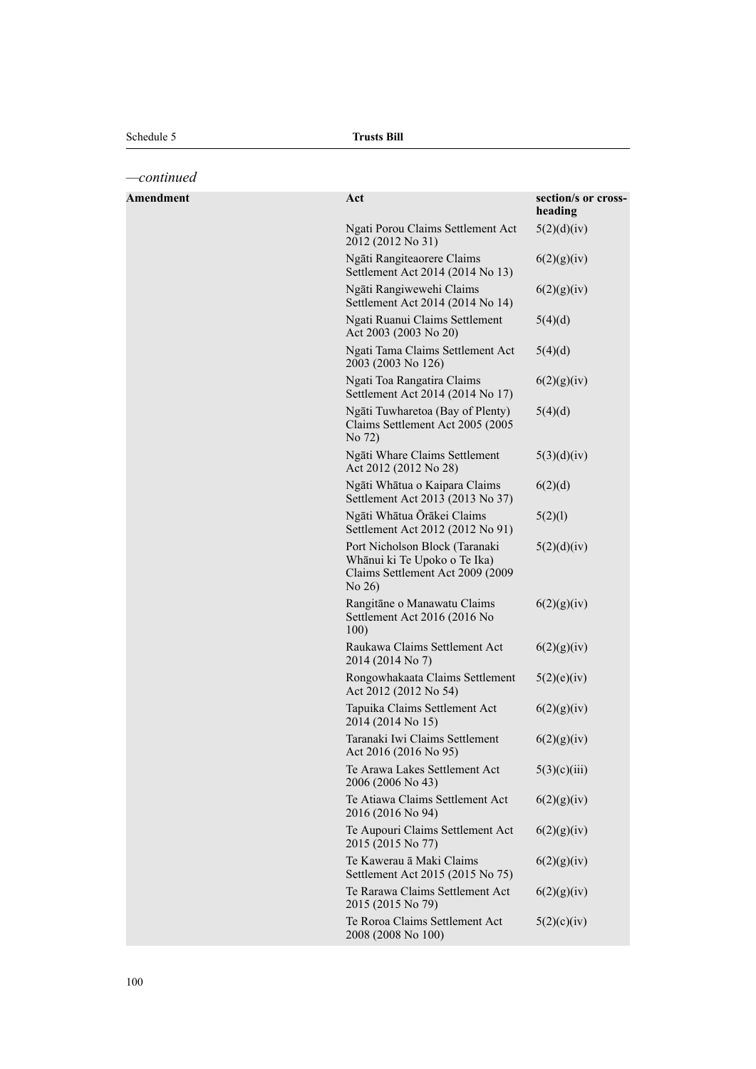*—continued*

| Amendment | Act | section/s or cross-heading |
|---|---|---|
| | Ngati Porou Claims Settlement Act 2012 (2012 No 31) | 5(2)(d)(iv) |
| | Ngāti Rangiteaorere Claims Settlement Act 2014 (2014 No 13) | 6(2)(g)(iv) |
| | Ngāti Rangiwewehi Claims Settlement Act 2014 (2014 No 14) | 6(2)(g)(iv) |
| | Ngati Ruanui Claims Settlement Act 2003 (2003 No 20) | 5(4)(d) |
| | Ngati Tama Claims Settlement Act 2003 (2003 No 126) | 5(4)(d) |
| | Ngati Toa Rangatira Claims Settlement Act 2014 (2014 No 17) | 6(2)(g)(iv) |
| | Ngāti Tuwharetoa (Bay of Plenty) Claims Settlement Act 2005 (2005 No 72) | 5(4)(d) |
| | Ngāti Whare Claims Settlement Act 2012 (2012 No 28) | 5(3)(d)(iv) |
| | Ngāti Whātua o Kaipara Claims Settlement Act 2013 (2013 No 37) | 6(2)(d) |
| | Ngāti Whātua Ōrākei Claims Settlement Act 2012 (2012 No 91) | 5(2)(l) |
| | Port Nicholson Block (Taranaki Whānui ki Te Upoko o Te Ika) Claims Settlement Act 2009 (2009 No 26) | 5(2)(d)(iv) |
| | Rangitāne o Manawatu Claims Settlement Act 2016 (2016 No 100) | 6(2)(g)(iv) |
| | Raukawa Claims Settlement Act 2014 (2014 No 7) | 6(2)(g)(iv) |
| | Rongowhakaata Claims Settlement Act 2012 (2012 No 54) | 5(2)(e)(iv) |
| | Tapuika Claims Settlement Act 2014 (2014 No 15) | 6(2)(g)(iv) |
| | Taranaki Iwi Claims Settlement Act 2016 (2016 No 95) | 6(2)(g)(iv) |
| | Te Arawa Lakes Settlement Act 2006 (2006 No 43) | 5(3)(c)(iii) |
| | Te Atiawa Claims Settlement Act 2016 (2016 No 94) | 6(2)(g)(iv) |
| | Te Aupouri Claims Settlement Act 2015 (2015 No 77) | 6(2)(g)(iv) |
| | Te Kawerau ā Maki Claims Settlement Act 2015 (2015 No 75) | 6(2)(g)(iv) |
| | Te Rarawa Claims Settlement Act 2015 (2015 No 79) | 6(2)(g)(iv) |
| | Te Roroa Claims Settlement Act 2008 (2008 No 100) | 5(2)(c)(iv) |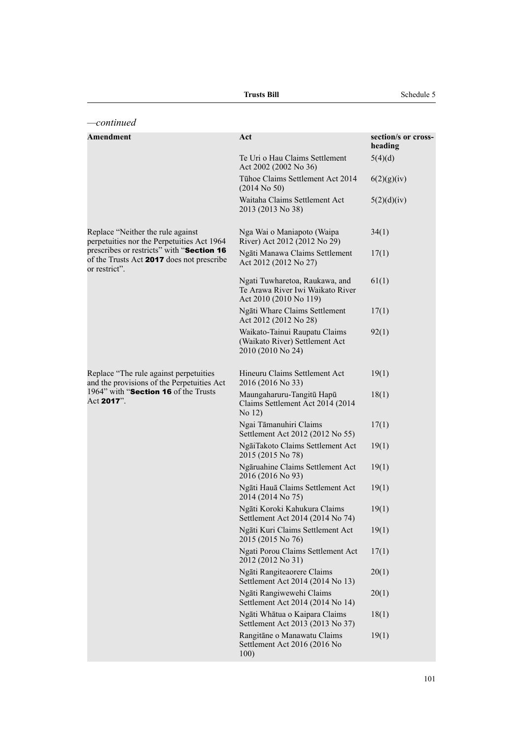*—continued*

| Amendment | Act | section/s or cross-heading |
|---|---|---|
| | Te Uri o Hau Claims Settlement Act 2002 (2002 No 36) | 5(4)(d) |
| | Tūhoe Claims Settlement Act 2014 (2014 No 50) | 6(2)(g)(iv) |
| | Waitaha Claims Settlement Act 2013 (2013 No 38) | 5(2)(d)(iv) |
| Replace "Neither the rule against perpetuities nor the Perpetuities Act 1964 prescribes or restricts" with "**Section 16** of the Trusts Act **2017** does not prescribe or restrict". | Nga Wai o Maniapoto (Waipa River) Act 2012 (2012 No 29) | 34(1) |
| | Ngāti Manawa Claims Settlement Act 2012 (2012 No 27) | 17(1) |
| | Ngati Tuwharetoa, Raukawa, and Te Arawa River Iwi Waikato River Act 2010 (2010 No 119) | 61(1) |
| | Ngāti Whare Claims Settlement Act 2012 (2012 No 28) | 17(1) |
| | Waikato-Tainui Raupatu Claims (Waikato River) Settlement Act 2010 (2010 No 24) | 92(1) |
| Replace "The rule against perpetuities and the provisions of the Perpetuities Act 1964" with "**Section 16** of the Trusts Act **2017**". | Hineuru Claims Settlement Act 2016 (2016 No 33) | 19(1) |
| | Maungaharuru-Tangitū Hapū Claims Settlement Act 2014 (2014 No 12) | 18(1) |
| | Ngai Tāmanuhiri Claims Settlement Act 2012 (2012 No 55) | 17(1) |
| | NgāiTakoto Claims Settlement Act 2015 (2015 No 78) | 19(1) |
| | Ngāruahine Claims Settlement Act 2016 (2016 No 93) | 19(1) |
| | Ngāti Hauā Claims Settlement Act 2014 (2014 No 75) | 19(1) |
| | Ngāti Koroki Kahukura Claims Settlement Act 2014 (2014 No 74) | 19(1) |
| | Ngāti Kuri Claims Settlement Act 2015 (2015 No 76) | 19(1) |
| | Ngati Porou Claims Settlement Act 2012 (2012 No 31) | 17(1) |
| | Ngāti Rangiteaorere Claims Settlement Act 2014 (2014 No 13) | 20(1) |
| | Ngāti Rangiwewehi Claims Settlement Act 2014 (2014 No 14) | 20(1) |
| | Ngāti Whātua o Kaipara Claims Settlement Act 2013 (2013 No 37) | 18(1) |
| | Rangitāne o Manawatu Claims Settlement Act 2016 (2016 No 100) | 19(1) |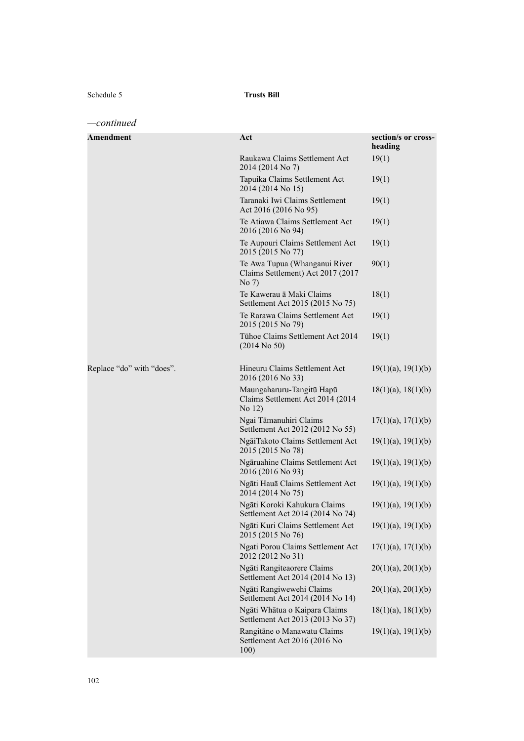*—continued*

| Amendment | Act | section/s or cross-heading |
|---|---|---|
| | Raukawa Claims Settlement Act 2014 (2014 No 7) | 19(1) |
| | Tapuika Claims Settlement Act 2014 (2014 No 15) | 19(1) |
| | Taranaki Iwi Claims Settlement Act 2016 (2016 No 95) | 19(1) |
| | Te Atiawa Claims Settlement Act 2016 (2016 No 94) | 19(1) |
| | Te Aupouri Claims Settlement Act 2015 (2015 No 77) | 19(1) |
| | Te Awa Tupua (Whanganui River Claims Settlement) Act 2017 (2017 No 7) | 90(1) |
| | Te Kawerau ā Maki Claims Settlement Act 2015 (2015 No 75) | 18(1) |
| | Te Rarawa Claims Settlement Act 2015 (2015 No 79) | 19(1) |
| | Tūhoe Claims Settlement Act 2014 (2014 No 50) | 19(1) |
| Replace "do" with "does". | Hineuru Claims Settlement Act 2016 (2016 No 33) | 19(1)(a), 19(1)(b) |
| | Maungaharuru-Tangitū Hapū Claims Settlement Act 2014 (2014 No 12) | 18(1)(a), 18(1)(b) |
| | Ngai Tāmanuhiri Claims Settlement Act 2012 (2012 No 55) | 17(1)(a), 17(1)(b) |
| | NgāiTakoto Claims Settlement Act 2015 (2015 No 78) | 19(1)(a), 19(1)(b) |
| | Ngāruahine Claims Settlement Act 2016 (2016 No 93) | 19(1)(a), 19(1)(b) |
| | Ngāti Hauā Claims Settlement Act 2014 (2014 No 75) | 19(1)(a), 19(1)(b) |
| | Ngāti Koroki Kahukura Claims Settlement Act 2014 (2014 No 74) | 19(1)(a), 19(1)(b) |
| | Ngāti Kuri Claims Settlement Act 2015 (2015 No 76) | 19(1)(a), 19(1)(b) |
| | Ngati Porou Claims Settlement Act 2012 (2012 No 31) | 17(1)(a), 17(1)(b) |
| | Ngāti Rangiteaorere Claims Settlement Act 2014 (2014 No 13) | 20(1)(a), 20(1)(b) |
| | Ngāti Rangiwewehi Claims Settlement Act 2014 (2014 No 14) | 20(1)(a), 20(1)(b) |
| | Ngāti Whātua o Kaipara Claims Settlement Act 2013 (2013 No 37) | 18(1)(a), 18(1)(b) |
| | Rangitāne o Manawatu Claims Settlement Act 2016 (2016 No 100) | 19(1)(a), 19(1)(b) |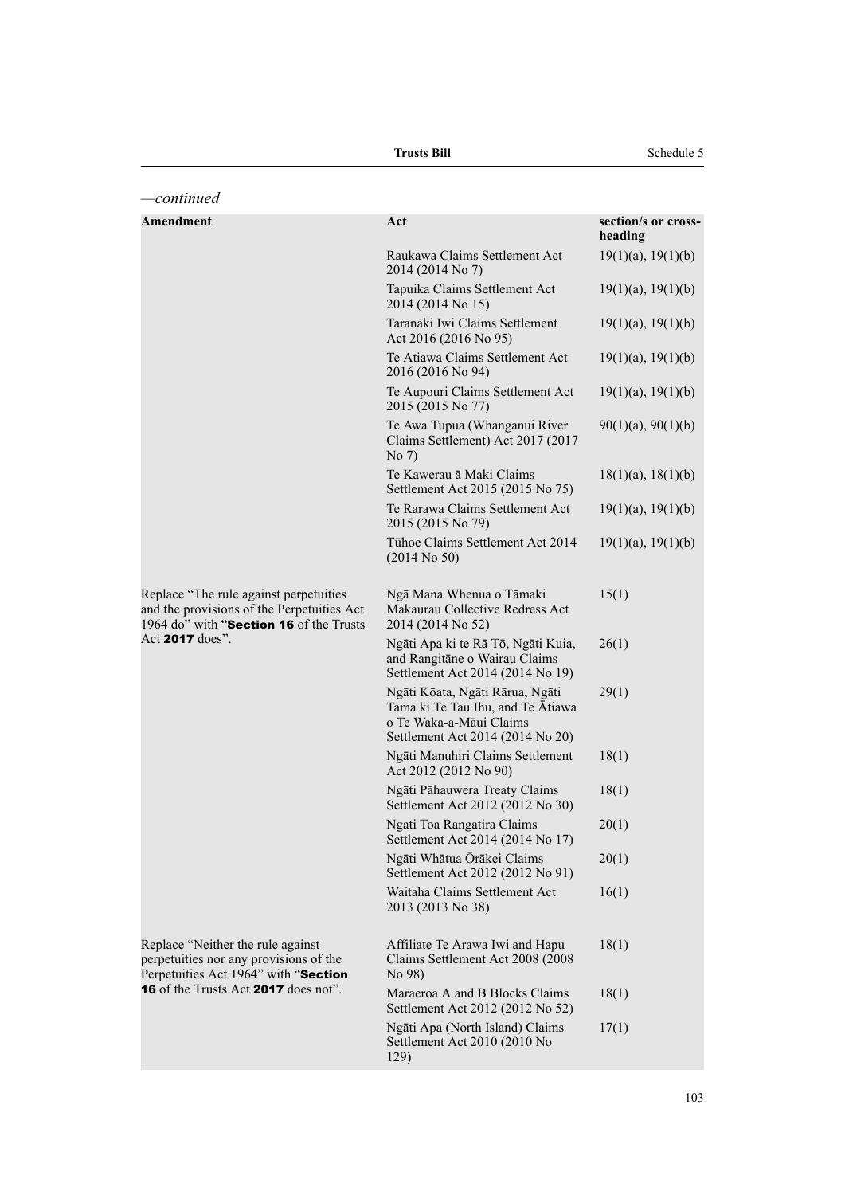*—continued*

| Amendment | Act | section/s or cross-heading |
|---|---|---|
| | Raukawa Claims Settlement Act 2014 (2014 No 7) | 19(1)(a), 19(1)(b) |
| | Tapuika Claims Settlement Act 2014 (2014 No 15) | 19(1)(a), 19(1)(b) |
| | Taranaki Iwi Claims Settlement Act 2016 (2016 No 95) | 19(1)(a), 19(1)(b) |
| | Te Atiawa Claims Settlement Act 2016 (2016 No 94) | 19(1)(a), 19(1)(b) |
| | Te Aupouri Claims Settlement Act 2015 (2015 No 77) | 19(1)(a), 19(1)(b) |
| | Te Awa Tupua (Whanganui River Claims Settlement) Act 2017 (2017 No 7) | 90(1)(a), 90(1)(b) |
| | Te Kawerau ā Maki Claims Settlement Act 2015 (2015 No 75) | 18(1)(a), 18(1)(b) |
| | Te Rarawa Claims Settlement Act 2015 (2015 No 79) | 19(1)(a), 19(1)(b) |
| | Tūhoe Claims Settlement Act 2014 (2014 No 50) | 19(1)(a), 19(1)(b) |
| Replace "The rule against perpetuities and the provisions of the Perpetuities Act 1964 do" with "**Section 16** of the Trusts Act **2017** does". | Ngā Mana Whenua o Tāmaki Makaurau Collective Redress Act 2014 (2014 No 52) | 15(1) |
| | Ngāti Apa ki te Rā Tō, Ngāti Kuia, and Rangitāne o Wairau Claims Settlement Act 2014 (2014 No 19) | 26(1) |
| | Ngāti Kōata, Ngāti Rārua, Ngāti Tama ki Te Tau Ihu, and Te Ātiawa o Te Waka-a-Māui Claims Settlement Act 2014 (2014 No 20) | 29(1) |
| | Ngāti Manuhiri Claims Settlement Act 2012 (2012 No 90) | 18(1) |
| | Ngāti Pāhauwera Treaty Claims Settlement Act 2012 (2012 No 30) | 18(1) |
| | Ngati Toa Rangatira Claims Settlement Act 2014 (2014 No 17) | 20(1) |
| | Ngāti Whātua Ōrākei Claims Settlement Act 2012 (2012 No 91) | 20(1) |
| | Waitaha Claims Settlement Act 2013 (2013 No 38) | 16(1) |
| Replace "Neither the rule against perpetuities nor any provisions of the Perpetuities Act 1964" with "**Section 16** of the Trusts Act **2017** does not". | Affiliate Te Arawa Iwi and Hapu Claims Settlement Act 2008 (2008 No 98) | 18(1) |
| | Maraeroa A and B Blocks Claims Settlement Act 2012 (2012 No 52) | 18(1) |
| | Ngāti Apa (North Island) Claims Settlement Act 2010 (2010 No 129) | 17(1) |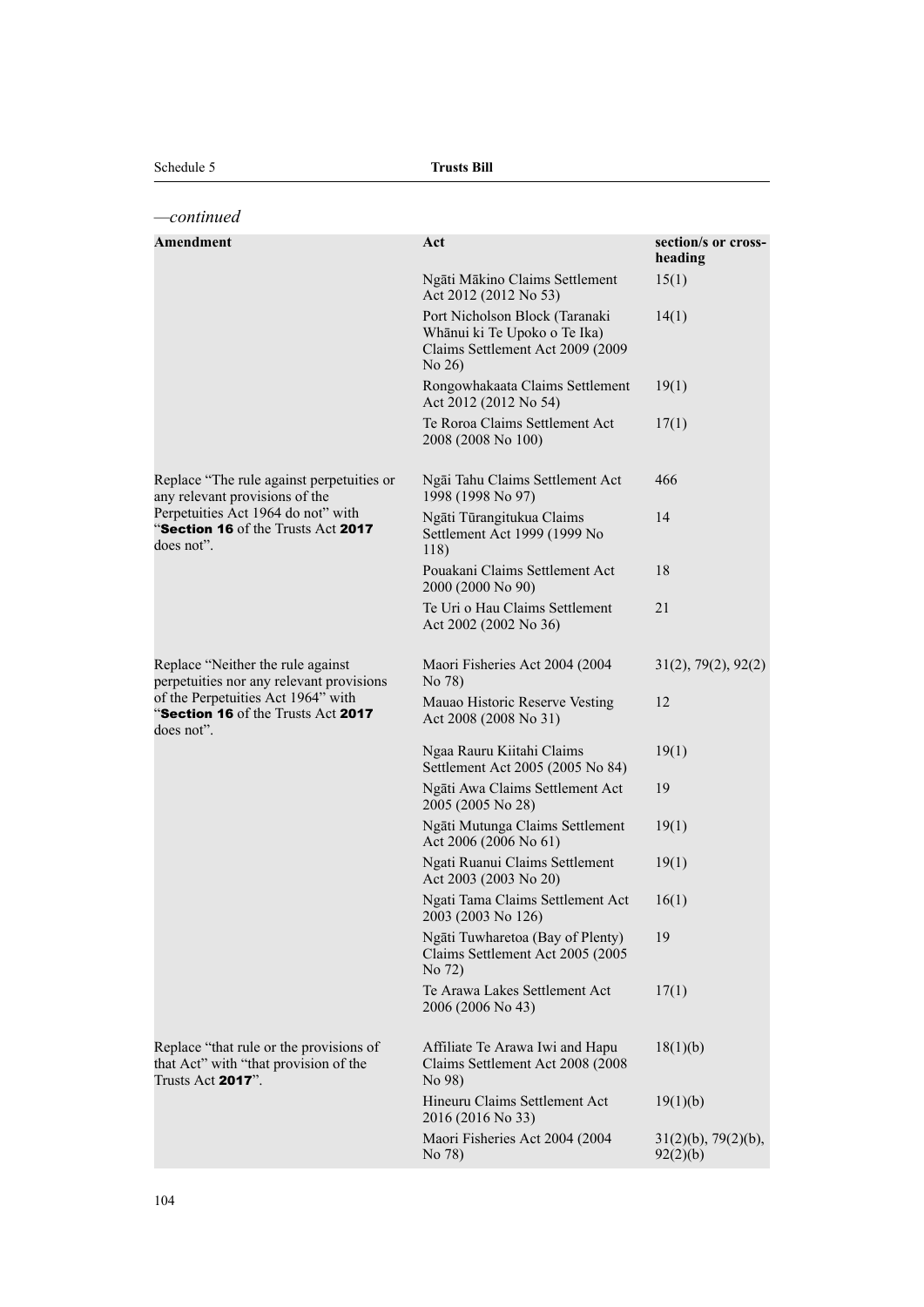*—continued*

| Amendment | Act | section/s or cross-heading |
|---|---|---|
| | Ngāti Mākino Claims Settlement Act 2012 (2012 No 53) | 15(1) |
| | Port Nicholson Block (Taranaki Whānui ki Te Upoko o Te Ika) Claims Settlement Act 2009 (2009 No 26) | 14(1) |
| | Rongowhakaata Claims Settlement Act 2012 (2012 No 54) | 19(1) |
| | Te Roroa Claims Settlement Act 2008 (2008 No 100) | 17(1) |
| Replace "The rule against perpetuities or any relevant provisions of the Perpetuities Act 1964 do not" with "**Section 16** of the Trusts Act **2017** does not". | Ngāi Tahu Claims Settlement Act 1998 (1998 No 97) | 466 |
| | Ngāti Tūrangitukua Claims Settlement Act 1999 (1999 No 118) | 14 |
| | Pouakani Claims Settlement Act 2000 (2000 No 90) | 18 |
| | Te Uri o Hau Claims Settlement Act 2002 (2002 No 36) | 21 |
| Replace "Neither the rule against perpetuities nor any relevant provisions of the Perpetuities Act 1964" with "**Section 16** of the Trusts Act **2017** does not". | Maori Fisheries Act 2004 (2004 No 78) | 31(2), 79(2), 92(2) |
| | Mauao Historic Reserve Vesting Act 2008 (2008 No 31) | 12 |
| | Ngaa Rauru Kiitahi Claims Settlement Act 2005 (2005 No 84) | 19(1) |
| | Ngāti Awa Claims Settlement Act 2005 (2005 No 28) | 19 |
| | Ngāti Mutunga Claims Settlement Act 2006 (2006 No 61) | 19(1) |
| | Ngati Ruanui Claims Settlement Act 2003 (2003 No 20) | 19(1) |
| | Ngati Tama Claims Settlement Act 2003 (2003 No 126) | 16(1) |
| | Ngāti Tuwharetoa (Bay of Plenty) Claims Settlement Act 2005 (2005 No 72) | 19 |
| | Te Arawa Lakes Settlement Act 2006 (2006 No 43) | 17(1) |
| Replace "that rule or the provisions of that Act" with "that provision of the Trusts Act **2017**". | Affiliate Te Arawa Iwi and Hapu Claims Settlement Act 2008 (2008 No 98) | 18(1)(b) |
| | Hineuru Claims Settlement Act 2016 (2016 No 33) | 19(1)(b) |
| | Maori Fisheries Act 2004 (2004 No 78) | 31(2)(b), 79(2)(b), 92(2)(b) |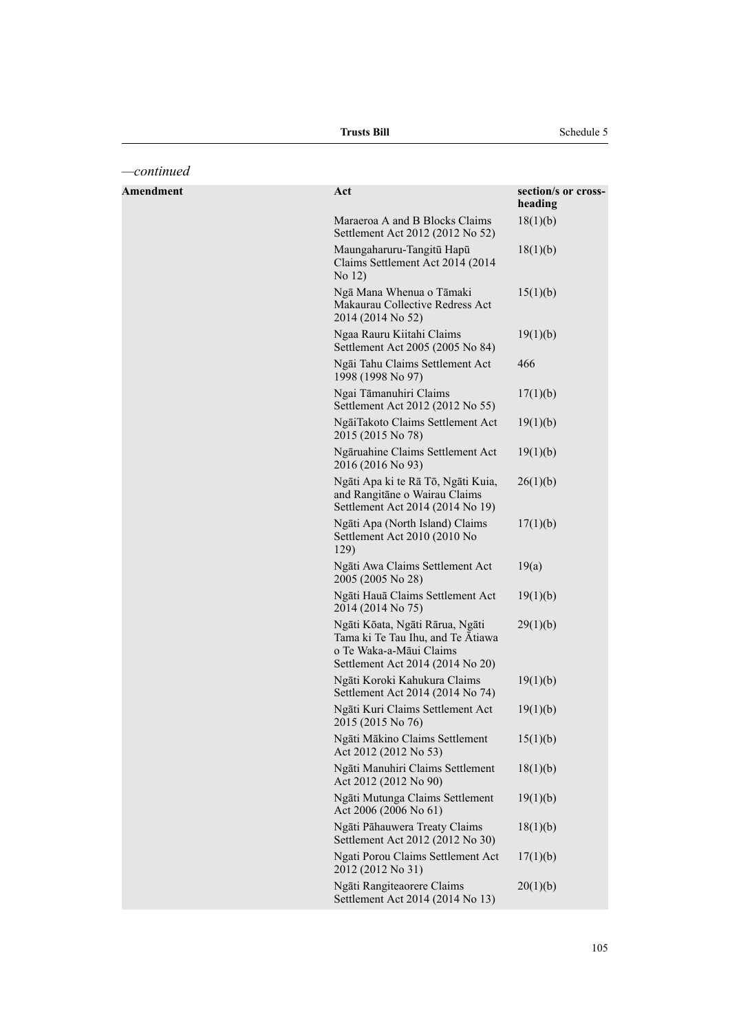*—continued*

| Amendment | Act | section/s or cross-heading |
|---|---|---|
| | Maraeroa A and B Blocks Claims Settlement Act 2012 (2012 No 52) | 18(1)(b) |
| | Maungaharuru-Tangitū Hapū Claims Settlement Act 2014 (2014 No 12) | 18(1)(b) |
| | Ngā Mana Whenua o Tāmaki Makaurau Collective Redress Act 2014 (2014 No 52) | 15(1)(b) |
| | Ngaa Rauru Kiitahi Claims Settlement Act 2005 (2005 No 84) | 19(1)(b) |
| | Ngāi Tahu Claims Settlement Act 1998 (1998 No 97) | 466 |
| | Ngai Tāmanuhiri Claims Settlement Act 2012 (2012 No 55) | 17(1)(b) |
| | NgāiTakoto Claims Settlement Act 2015 (2015 No 78) | 19(1)(b) |
| | Ngāruahine Claims Settlement Act 2016 (2016 No 93) | 19(1)(b) |
| | Ngāti Apa ki te Rā Tō, Ngāti Kuia, and Rangitāne o Wairau Claims Settlement Act 2014 (2014 No 19) | 26(1)(b) |
| | Ngāti Apa (North Island) Claims Settlement Act 2010 (2010 No 129) | 17(1)(b) |
| | Ngāti Awa Claims Settlement Act 2005 (2005 No 28) | 19(a) |
| | Ngāti Hauā Claims Settlement Act 2014 (2014 No 75) | 19(1)(b) |
| | Ngāti Kōata, Ngāti Rārua, Ngāti Tama ki Te Tau Ihu, and Te Ātiawa o Te Waka-a-Māui Claims Settlement Act 2014 (2014 No 20) | 29(1)(b) |
| | Ngāti Koroki Kahukura Claims Settlement Act 2014 (2014 No 74) | 19(1)(b) |
| | Ngāti Kuri Claims Settlement Act 2015 (2015 No 76) | 19(1)(b) |
| | Ngāti Mākino Claims Settlement Act 2012 (2012 No 53) | 15(1)(b) |
| | Ngāti Manuhiri Claims Settlement Act 2012 (2012 No 90) | 18(1)(b) |
| | Ngāti Mutunga Claims Settlement Act 2006 (2006 No 61) | 19(1)(b) |
| | Ngāti Pāhauwera Treaty Claims Settlement Act 2012 (2012 No 30) | 18(1)(b) |
| | Ngati Porou Claims Settlement Act 2012 (2012 No 31) | 17(1)(b) |
| | Ngāti Rangiteaorere Claims Settlement Act 2014 (2014 No 13) | 20(1)(b) |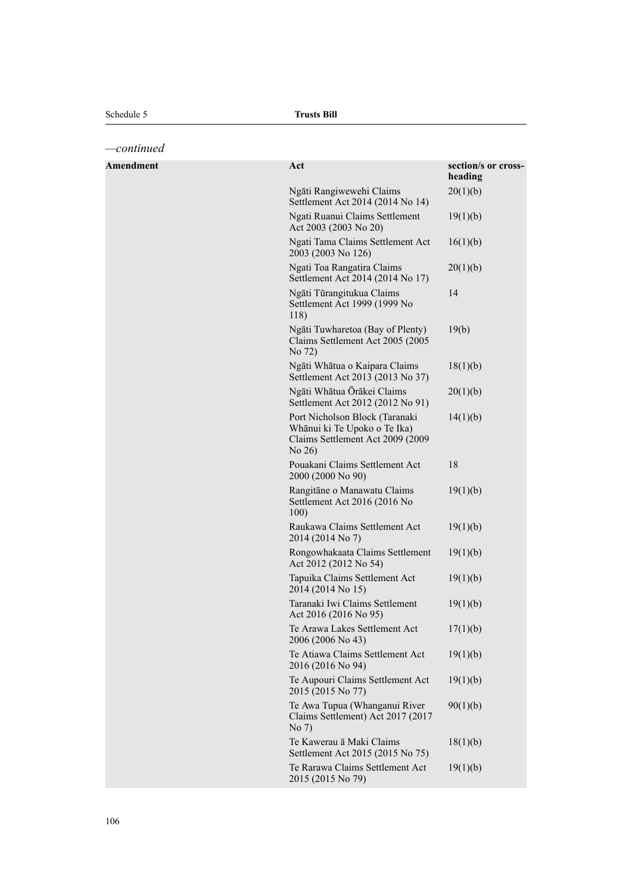*—continued*

| Amendment | Act | section/s or cross-heading |
|---|---|---|
| | Ngāti Rangiwewehi Claims Settlement Act 2014 (2014 No 14) | 20(1)(b) |
| | Ngati Ruanui Claims Settlement Act 2003 (2003 No 20) | 19(1)(b) |
| | Ngati Tama Claims Settlement Act 2003 (2003 No 126) | 16(1)(b) |
| | Ngati Toa Rangatira Claims Settlement Act 2014 (2014 No 17) | 20(1)(b) |
| | Ngāti Tūrangitukua Claims Settlement Act 1999 (1999 No 118) | 14 |
| | Ngāti Tuwharetoa (Bay of Plenty) Claims Settlement Act 2005 (2005 No 72) | 19(b) |
| | Ngāti Whātua o Kaipara Claims Settlement Act 2013 (2013 No 37) | 18(1)(b) |
| | Ngāti Whātua Ōrākei Claims Settlement Act 2012 (2012 No 91) | 20(1)(b) |
| | Port Nicholson Block (Taranaki Whānui ki Te Upoko o Te Ika) Claims Settlement Act 2009 (2009 No 26) | 14(1)(b) |
| | Pouakani Claims Settlement Act 2000 (2000 No 90) | 18 |
| | Rangitāne o Manawatu Claims Settlement Act 2016 (2016 No 100) | 19(1)(b) |
| | Raukawa Claims Settlement Act 2014 (2014 No 7) | 19(1)(b) |
| | Rongowhakaata Claims Settlement Act 2012 (2012 No 54) | 19(1)(b) |
| | Tapuika Claims Settlement Act 2014 (2014 No 15) | 19(1)(b) |
| | Taranaki Iwi Claims Settlement Act 2016 (2016 No 95) | 19(1)(b) |
| | Te Arawa Lakes Settlement Act 2006 (2006 No 43) | 17(1)(b) |
| | Te Atiawa Claims Settlement Act 2016 (2016 No 94) | 19(1)(b) |
| | Te Aupouri Claims Settlement Act 2015 (2015 No 77) | 19(1)(b) |
| | Te Awa Tupua (Whanganui River Claims Settlement) Act 2017 (2017 No 7) | 90(1)(b) |
| | Te Kawerau ā Maki Claims Settlement Act 2015 (2015 No 75) | 18(1)(b) |
| | Te Rarawa Claims Settlement Act 2015 (2015 No 79) | 19(1)(b) |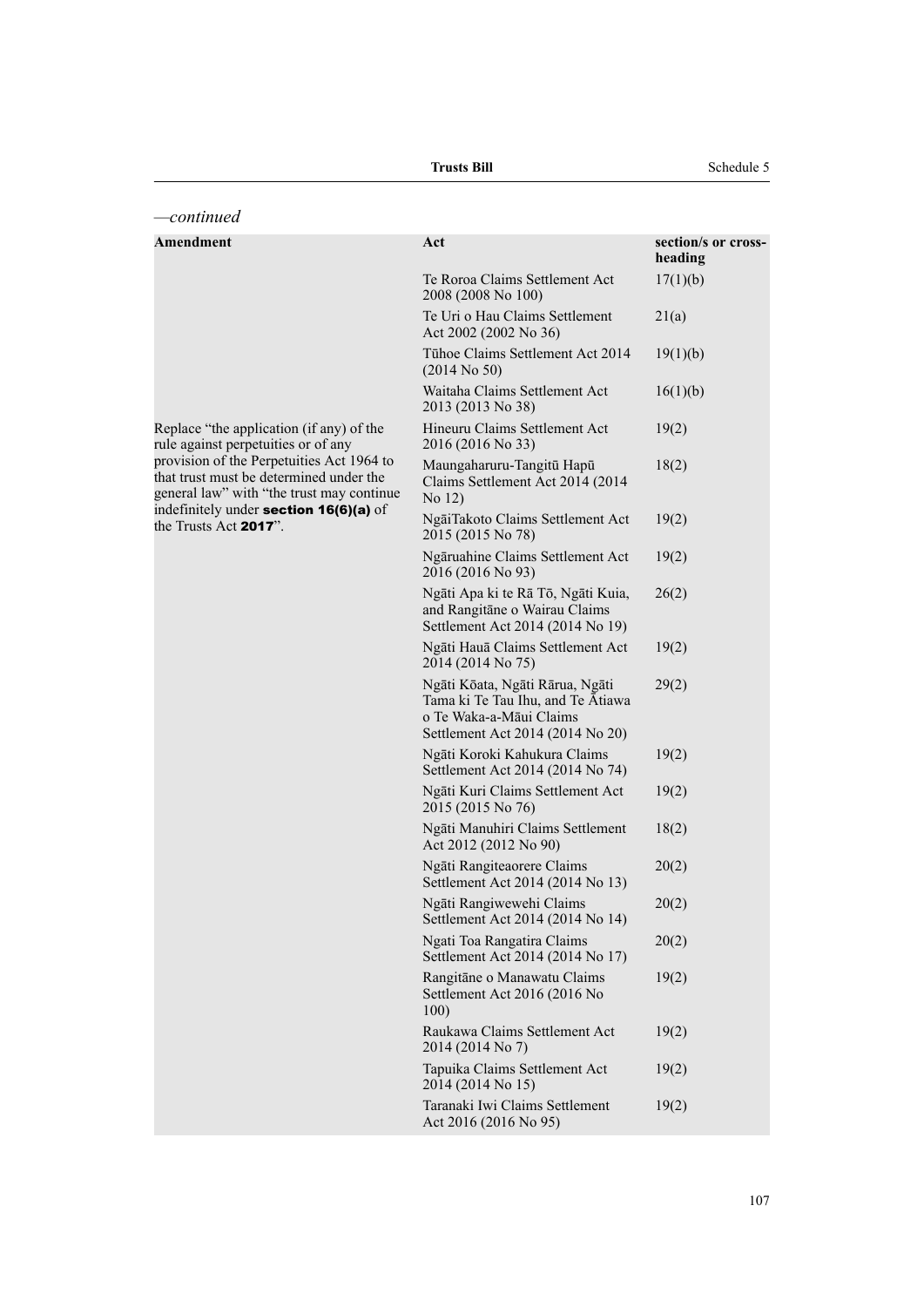*—continued*

| Amendment | Act | section/s or cross-heading |
|---|---|---|
| | Te Roroa Claims Settlement Act 2008 (2008 No 100) | 17(1)(b) |
| | Te Uri o Hau Claims Settlement Act 2002 (2002 No 36) | 21(a) |
| | Tūhoe Claims Settlement Act 2014 (2014 No 50) | 19(1)(b) |
| | Waitaha Claims Settlement Act 2013 (2013 No 38) | 16(1)(b) |
| Replace "the application (if any) of the rule against perpetuities or of any provision of the Perpetuities Act 1964 to that trust must be determined under the general law" with "the trust may continue indefinitely under **section 16(6)(a)** of the Trusts Act **2017**". | Hineuru Claims Settlement Act 2016 (2016 No 33) | 19(2) |
| | Maungaharuru-Tangitū Hapū Claims Settlement Act 2014 (2014 No 12) | 18(2) |
| | NgāiTakoto Claims Settlement Act 2015 (2015 No 78) | 19(2) |
| | Ngāruahine Claims Settlement Act 2016 (2016 No 93) | 19(2) |
| | Ngāti Apa ki te Rā Tō, Ngāti Kuia, and Rangitāne o Wairau Claims Settlement Act 2014 (2014 No 19) | 26(2) |
| | Ngāti Hauā Claims Settlement Act 2014 (2014 No 75) | 19(2) |
| | Ngāti Kōata, Ngāti Rārua, Ngāti Tama ki Te Tau Ihu, and Te Ātiawa o Te Waka-a-Māui Claims Settlement Act 2014 (2014 No 20) | 29(2) |
| | Ngāti Koroki Kahukura Claims Settlement Act 2014 (2014 No 74) | 19(2) |
| | Ngāti Kuri Claims Settlement Act 2015 (2015 No 76) | 19(2) |
| | Ngāti Manuhiri Claims Settlement Act 2012 (2012 No 90) | 18(2) |
| | Ngāti Rangiteaorere Claims Settlement Act 2014 (2014 No 13) | 20(2) |
| | Ngāti Rangiwewehi Claims Settlement Act 2014 (2014 No 14) | 20(2) |
| | Ngati Toa Rangatira Claims Settlement Act 2014 (2014 No 17) | 20(2) |
| | Rangitāne o Manawatu Claims Settlement Act 2016 (2016 No 100) | 19(2) |
| | Raukawa Claims Settlement Act 2014 (2014 No 7) | 19(2) |
| | Tapuika Claims Settlement Act 2014 (2014 No 15) | 19(2) |
| | Taranaki Iwi Claims Settlement Act 2016 (2016 No 95) | 19(2) |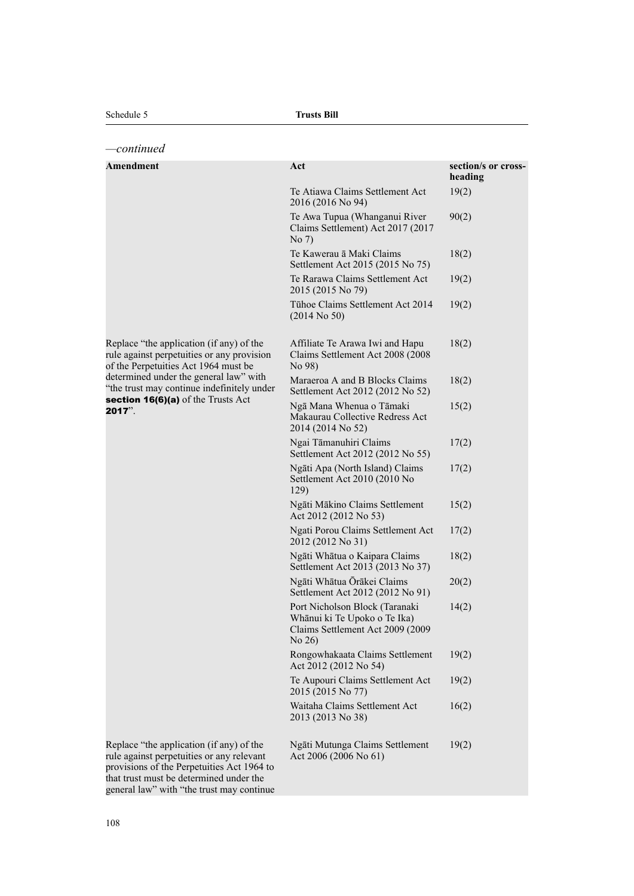*—continued*

| Amendment | Act | section/s or cross-heading |
|---|---|---|
| | Te Atiawa Claims Settlement Act 2016 (2016 No 94) | 19(2) |
| | Te Awa Tupua (Whanganui River Claims Settlement) Act 2017 (2017 No 7) | 90(2) |
| | Te Kawerau ā Maki Claims Settlement Act 2015 (2015 No 75) | 18(2) |
| | Te Rarawa Claims Settlement Act 2015 (2015 No 79) | 19(2) |
| | Tūhoe Claims Settlement Act 2014 (2014 No 50) | 19(2) |
| Replace "the application (if any) of the rule against perpetuities or any provision of the Perpetuities Act 1964 must be determined under the general law" with "the trust may continue indefinitely under **section 16(6)(a)** of the Trusts Act **2017**". | Affiliate Te Arawa Iwi and Hapu Claims Settlement Act 2008 (2008 No 98) | 18(2) |
| | Maraeroa A and B Blocks Claims Settlement Act 2012 (2012 No 52) | 18(2) |
| | Ngā Mana Whenua o Tāmaki Makaurau Collective Redress Act 2014 (2014 No 52) | 15(2) |
| | Ngai Tāmanuhiri Claims Settlement Act 2012 (2012 No 55) | 17(2) |
| | Ngāti Apa (North Island) Claims Settlement Act 2010 (2010 No 129) | 17(2) |
| | Ngāti Mākino Claims Settlement Act 2012 (2012 No 53) | 15(2) |
| | Ngati Porou Claims Settlement Act 2012 (2012 No 31) | 17(2) |
| | Ngāti Whātua o Kaipara Claims Settlement Act 2013 (2013 No 37) | 18(2) |
| | Ngāti Whātua Ōrākei Claims Settlement Act 2012 (2012 No 91) | 20(2) |
| | Port Nicholson Block (Taranaki Whānui ki Te Upoko o Te Ika) Claims Settlement Act 2009 (2009 No 26) | 14(2) |
| | Rongowhakaata Claims Settlement Act 2012 (2012 No 54) | 19(2) |
| | Te Aupouri Claims Settlement Act 2015 (2015 No 77) | 19(2) |
| | Waitaha Claims Settlement Act 2013 (2013 No 38) | 16(2) |
| Replace "the application (if any) of the rule against perpetuities or any relevant provisions of the Perpetuities Act 1964 to that trust must be determined under the general law" with "the trust may continue | Ngāti Mutunga Claims Settlement Act 2006 (2006 No 61) | 19(2) |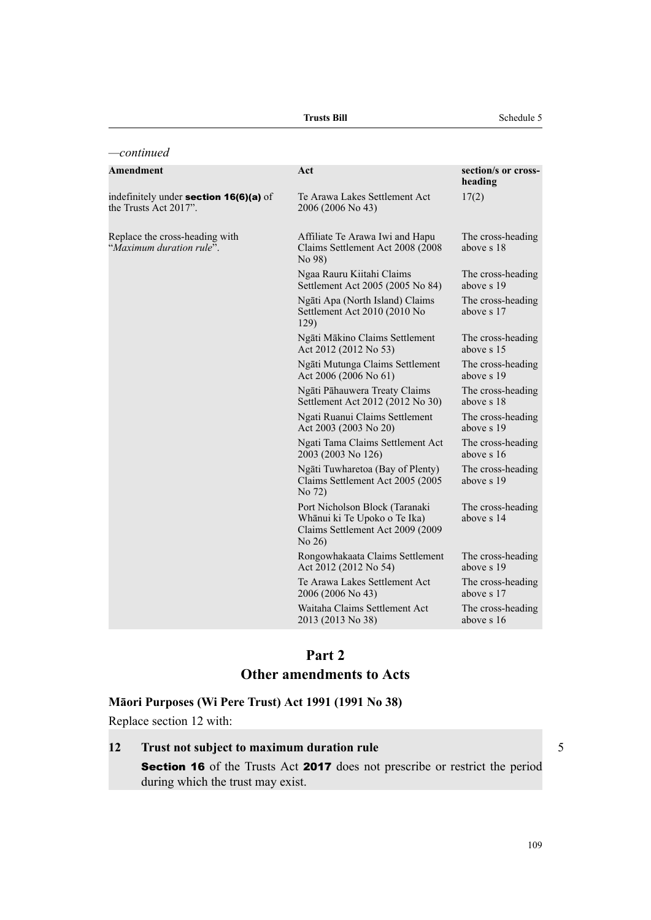*—continued*

| Amendment | Act | section/s or cross-heading |
|---|---|---|
| indefinitely under **section 16(6)(a)** of the Trusts Act 2017". | Te Arawa Lakes Settlement Act 2006 (2006 No 43) | 17(2) |
| Replace the cross-heading with "*Maximum duration rule*". | Affiliate Te Arawa Iwi and Hapu Claims Settlement Act 2008 (2008 No 98) | The cross-heading above s 18 |
| | Ngaa Rauru Kiitahi Claims Settlement Act 2005 (2005 No 84) | The cross-heading above s 19 |
| | Ngāti Apa (North Island) Claims Settlement Act 2010 (2010 No 129) | The cross-heading above s 17 |
| | Ngāti Mākino Claims Settlement Act 2012 (2012 No 53) | The cross-heading above s 15 |
| | Ngāti Mutunga Claims Settlement Act 2006 (2006 No 61) | The cross-heading above s 19 |
| | Ngāti Pāhauwera Treaty Claims Settlement Act 2012 (2012 No 30) | The cross-heading above s 18 |
| | Ngati Ruanui Claims Settlement Act 2003 (2003 No 20) | The cross-heading above s 19 |
| | Ngati Tama Claims Settlement Act 2003 (2003 No 126) | The cross-heading above s 16 |
| | Ngāti Tuwharetoa (Bay of Plenty) Claims Settlement Act 2005 (2005 No 72) | The cross-heading above s 19 |
| | Port Nicholson Block (Taranaki Whānui ki Te Upoko o Te Ika) Claims Settlement Act 2009 (2009 No 26) | The cross-heading above s 14 |
| | Rongowhakaata Claims Settlement Act 2012 (2012 No 54) | The cross-heading above s 19 |
| | Te Arawa Lakes Settlement Act 2006 (2006 No 43) | The cross-heading above s 17 |
| | Waitaha Claims Settlement Act 2013 (2013 No 38) | The cross-heading above s 16 |

## Part 2
## Other amendments to Acts

### Māori Purposes (Wi Pere Trust) Act 1991 (1991 No 38)

Replace section 12 with:

**12 Trust not subject to maximum duration rule**

**Section 16** of the Trusts Act **2017** does not prescribe or restrict the period during which the trust may exist.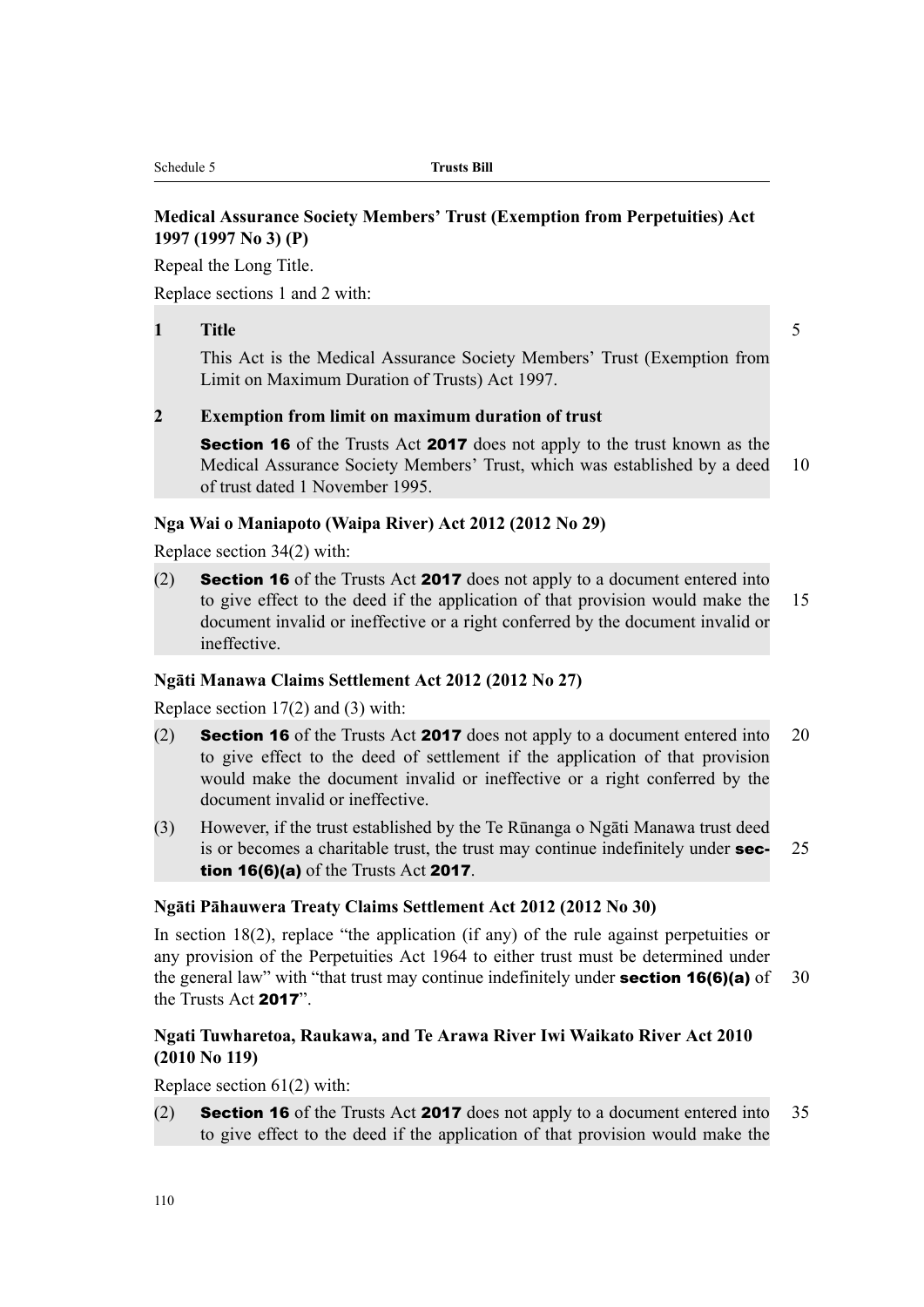**Medical Assurance Society Members' Trust (Exemption from Perpetuities) Act 1997 (1997 No 3) (P)**

Repeal the Long Title.

Replace sections 1 and 2 with:

**1 Title**

This Act is the Medical Assurance Society Members' Trust (Exemption from Limit on Maximum Duration of Trusts) Act 1997.

**2 Exemption from limit on maximum duration of trust**

**Section 16** of the Trusts Act **2017** does not apply to the trust known as the Medical Assurance Society Members' Trust, which was established by a deed of trust dated 1 November 1995.

**Nga Wai o Maniapoto (Waipa River) Act 2012 (2012 No 29)**

Replace section 34(2) with:

(2) **Section 16** of the Trusts Act **2017** does not apply to a document entered into to give effect to the deed if the application of that provision would make the document invalid or ineffective or a right conferred by the document invalid or ineffective.

**Ngāti Manawa Claims Settlement Act 2012 (2012 No 27)**

Replace section 17(2) and (3) with:

(2) **Section 16** of the Trusts Act **2017** does not apply to a document entered into to give effect to the deed of settlement if the application of that provision would make the document invalid or ineffective or a right conferred by the document invalid or ineffective.

(3) However, if the trust established by the Te Rūnanga o Ngāti Manawa trust deed is or becomes a charitable trust, the trust may continue indefinitely under **section 16(6)(a)** of the Trusts Act **2017**.

**Ngāti Pāhauwera Treaty Claims Settlement Act 2012 (2012 No 30)**

In section 18(2), replace "the application (if any) of the rule against perpetuities or any provision of the Perpetuities Act 1964 to either trust must be determined under the general law" with "that trust may continue indefinitely under **section 16(6)(a)** of the Trusts Act **2017**".

**Ngati Tuwharetoa, Raukawa, and Te Arawa River Iwi Waikato River Act 2010 (2010 No 119)**

Replace section 61(2) with:

(2) **Section 16** of the Trusts Act **2017** does not apply to a document entered into to give effect to the deed if the application of that provision would make the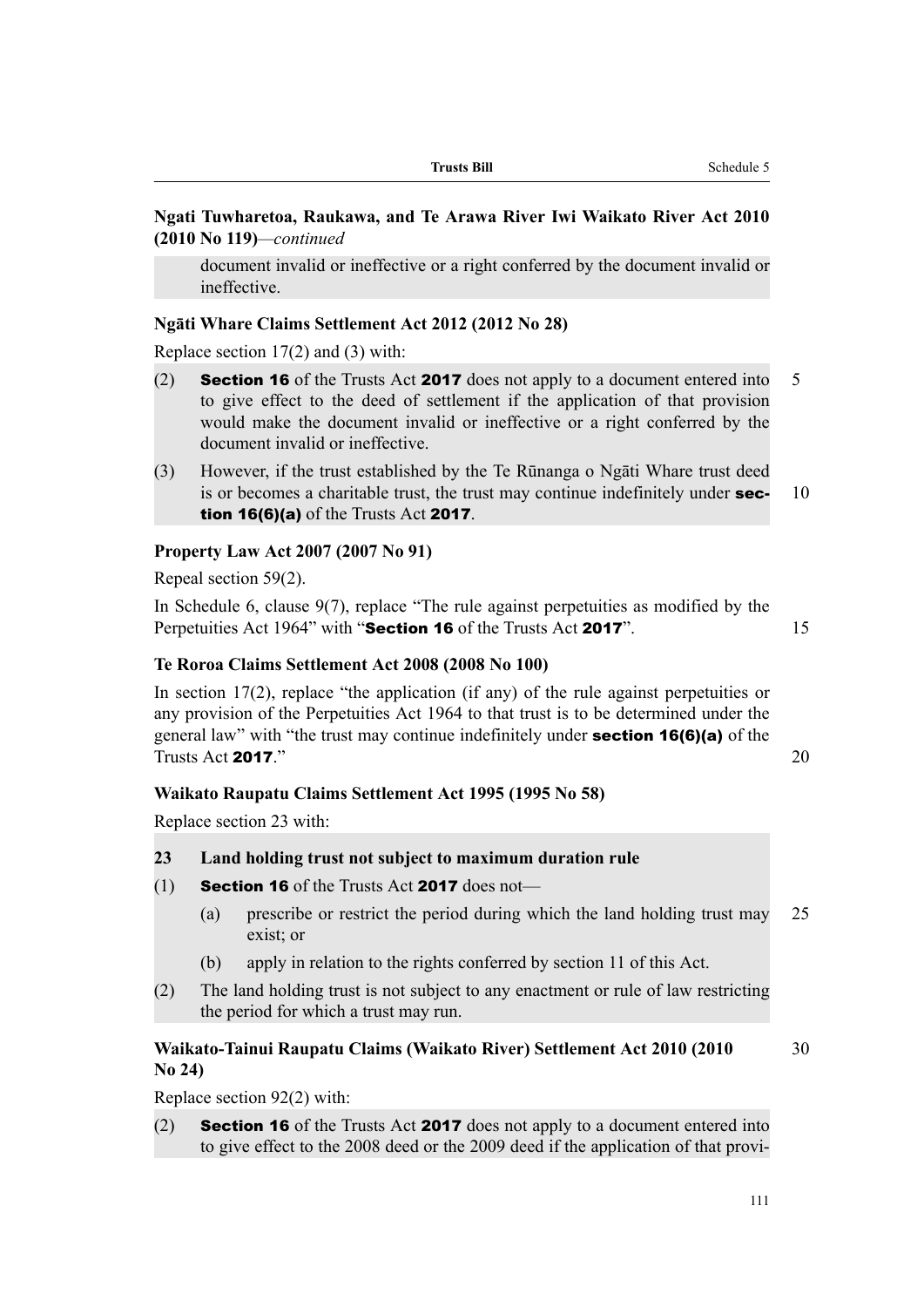**Ngati Tuwharetoa, Raukawa, and Te Arawa River Iwi Waikato River Act 2010 (2010 No 119)**—*continued*

document invalid or ineffective or a right conferred by the document invalid or ineffective.

**Ngāti Whare Claims Settlement Act 2012 (2012 No 28)**

Replace section 17(2) and (3) with:

(2) **Section 16** of the Trusts Act **2017** does not apply to a document entered into to give effect to the deed of settlement if the application of that provision would make the document invalid or ineffective or a right conferred by the document invalid or ineffective.

(3) However, if the trust established by the Te Rūnanga o Ngāti Whare trust deed is or becomes a charitable trust, the trust may continue indefinitely under **section 16(6)(a)** of the Trusts Act **2017**.

**Property Law Act 2007 (2007 No 91)**

Repeal section 59(2).

In Schedule 6, clause 9(7), replace "The rule against perpetuities as modified by the Perpetuities Act 1964" with "**Section 16** of the Trusts Act **2017**".

**Te Roroa Claims Settlement Act 2008 (2008 No 100)**

In section 17(2), replace "the application (if any) of the rule against perpetuities or any provision of the Perpetuities Act 1964 to that trust is to be determined under the general law" with "the trust may continue indefinitely under **section 16(6)(a)** of the Trusts Act **2017**."

**Waikato Raupatu Claims Settlement Act 1995 (1995 No 58)**

Replace section 23 with:

**23 Land holding trust not subject to maximum duration rule**

(1) **Section 16** of the Trusts Act **2017** does not—

(a) prescribe or restrict the period during which the land holding trust may exist; or

(b) apply in relation to the rights conferred by section 11 of this Act.

(2) The land holding trust is not subject to any enactment or rule of law restricting the period for which a trust may run.

**Waikato-Tainui Raupatu Claims (Waikato River) Settlement Act 2010 (2010 No 24)**

Replace section 92(2) with:

(2) **Section 16** of the Trusts Act **2017** does not apply to a document entered into to give effect to the 2008 deed or the 2009 deed if the application of that provi-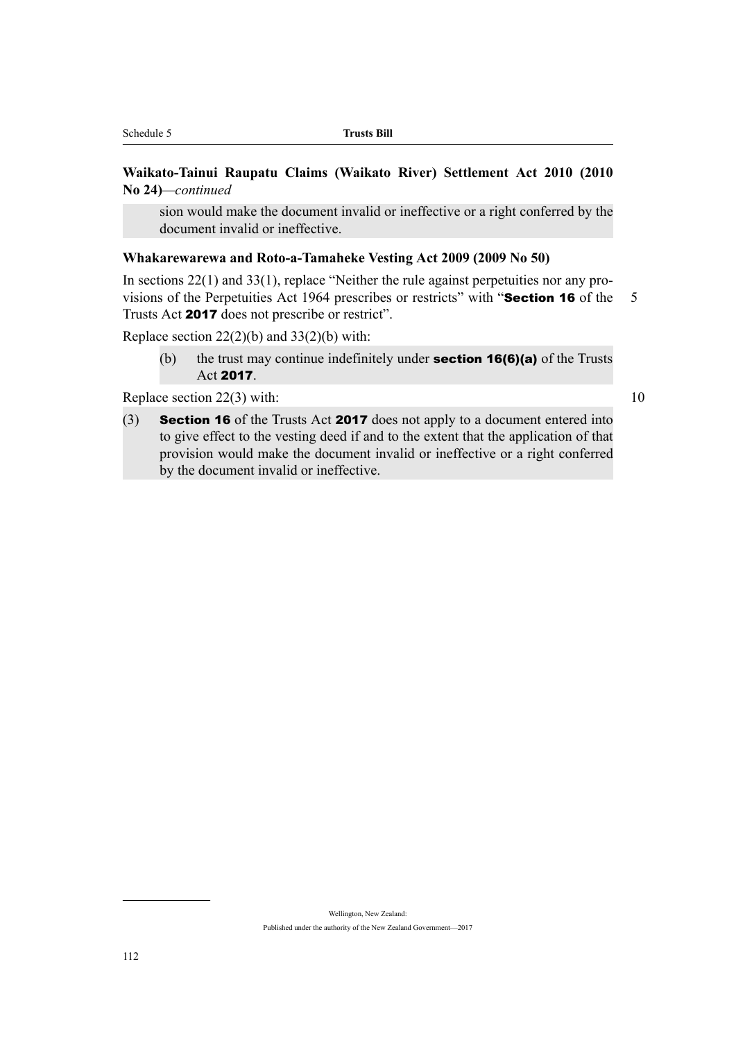**Waikato-Tainui Raupatu Claims (Waikato River) Settlement Act 2010 (2010 No 24)***—continued*

> sion would make the document invalid or ineffective or a right conferred by the document invalid or ineffective.

**Whakarewarewa and Roto-a-Tamaheke Vesting Act 2009 (2009 No 50)**

In sections 22(1) and 33(1), replace "Neither the rule against perpetuities nor any provisions of the Perpetuities Act 1964 prescribes or restricts" with "**Section 16** of the Trusts Act **2017** does not prescribe or restrict".

Replace section 22(2)(b) and 33(2)(b) with:

> (b) the trust may continue indefinitely under **section 16(6)(a)** of the Trusts Act **2017**.

Replace section 22(3) with:

> (3) **Section 16** of the Trusts Act **2017** does not apply to a document entered into to give effect to the vesting deed if and to the extent that the application of that provision would make the document invalid or ineffective or a right conferred by the document invalid or ineffective.

Wellington, New Zealand:

Published under the authority of the New Zealand Government—2017